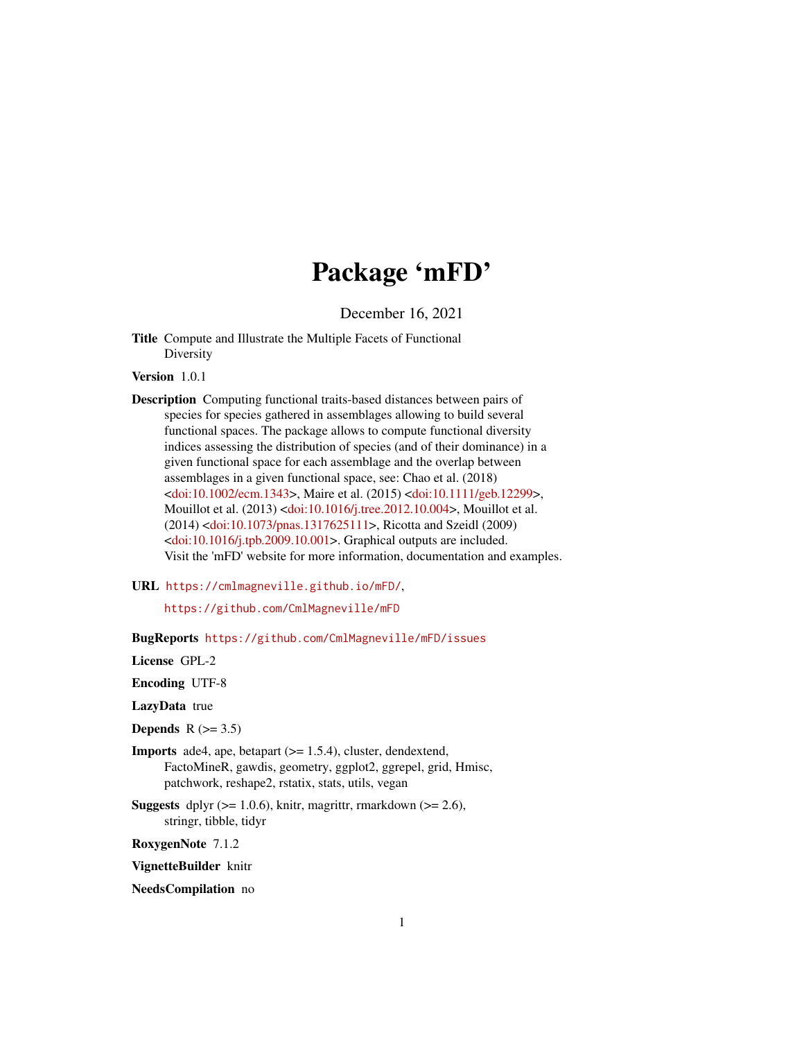# Package 'mFD'

December 16, 2021

**Title** Compute and Illustrate the Multiple Facets of Functional Diversity

**Version** 1.0.1

**Description** Computing functional traits-based distances between pairs of species for species gathered in assemblages allowing to build several functional spaces. The package allows to compute functional diversity indices assessing the distribution of species (and of their dominance) in a given functional space for each assemblage and the overlap between assemblages in a given functional space, see: Chao et al. (2018) <doi:10.1002/ecm.1343>, Maire et al. (2015) <doi:10.1111/geb.12299>, Mouillot et al. (2013) <doi:10.1016/j.tree.2012.10.004>, Mouillot et al. (2014) <doi:10.1073/pnas.1317625111>, Ricotta and Szeidl (2009) <doi:10.1016/j.tpb.2009.10.001>. Graphical outputs are included. Visit the 'mFD' website for more information, documentation and examples.

**URL** https://cmlmagneville.github.io/mFD/,

https://github.com/CmlMagneville/mFD

**BugReports** https://github.com/CmlMagneville/mFD/issues

**License** GPL-2

**Encoding** UTF-8

**LazyData** true

**Depends** R (>= 3.5)

**Imports** ade4, ape, betapart (>= 1.5.4), cluster, dendextend, FactoMineR, gawdis, geometry, ggplot2, ggrepel, grid, Hmisc, patchwork, reshape2, rstatix, stats, utils, vegan

**Suggests** dplyr (>= 1.0.6), knitr, magrittr, rmarkdown (>= 2.6), stringr, tibble, tidyr

**RoxygenNote** 7.1.2

**VignetteBuilder** knitr

**NeedsCompilation** no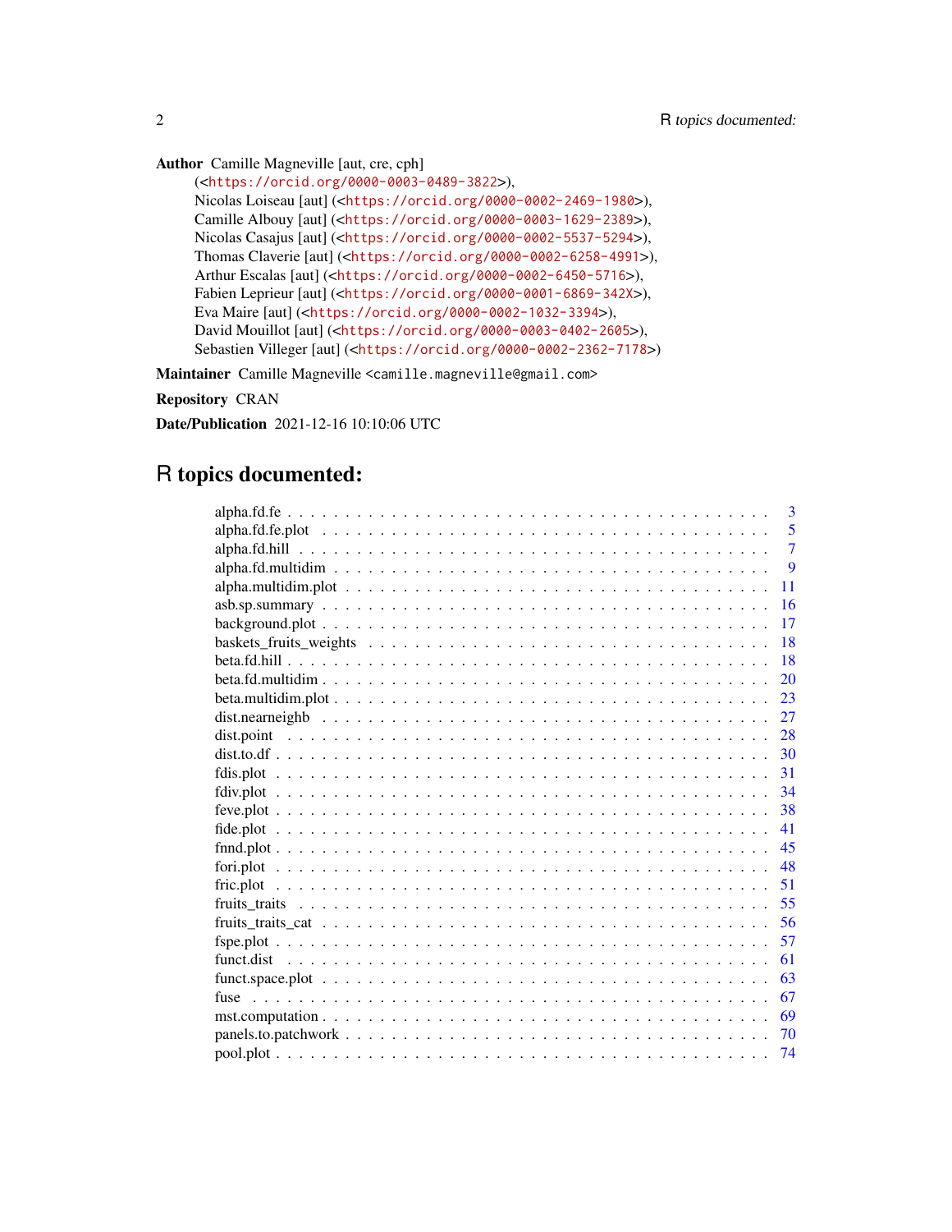**Author** Camille Magneville [aut, cre, cph] (<https://orcid.org/0000-0003-0489-3822>), Nicolas Loiseau [aut] (<https://orcid.org/0000-0002-2469-1980>), Camille Albouy [aut] (<https://orcid.org/0000-0003-1629-2389>), Nicolas Casajus [aut] (<https://orcid.org/0000-0002-5537-5294>), Thomas Claverie [aut] (<https://orcid.org/0000-0002-6258-4991>), Arthur Escalas [aut] (<https://orcid.org/0000-0002-6450-5716>), Fabien Leprieur [aut] (<https://orcid.org/0000-0001-6869-342X>), Eva Maire [aut] (<https://orcid.org/0000-0002-1032-3394>), David Mouillot [aut] (<https://orcid.org/0000-0003-0402-2605>), Sebastien Villeger [aut] (<https://orcid.org/0000-0002-2362-7178>)

**Maintainer** Camille Magneville <camille.magneville@gmail.com>

**Repository** CRAN

**Date/Publication** 2021-12-16 10:10:06 UTC

# R topics documented:

| | |
|---|---|
| alpha.fd.fe | 3 |
| alpha.fd.fe.plot | 5 |
| alpha.fd.hill | 7 |
| alpha.fd.multidim | 9 |
| alpha.multidim.plot | 11 |
| asb.sp.summary | 16 |
| background.plot | 17 |
| baskets_fruits_weights | 18 |
| beta.fd.hill | 18 |
| beta.fd.multidim | 20 |
| beta.multidim.plot | 23 |
| dist.nearneighb | 27 |
| dist.point | 28 |
| dist.to.df | 30 |
| fdis.plot | 31 |
| fdiv.plot | 34 |
| feve.plot | 38 |
| fide.plot | 41 |
| fnnd.plot | 45 |
| fori.plot | 48 |
| fric.plot | 51 |
| fruits_traits | 55 |
| fruits_traits_cat | 56 |
| fspe.plot | 57 |
| funct.dist | 61 |
| funct.space.plot | 63 |
| fuse | 67 |
| mst.computation | 69 |
| panels.to.patchwork | 70 |
| pool.plot | 74 |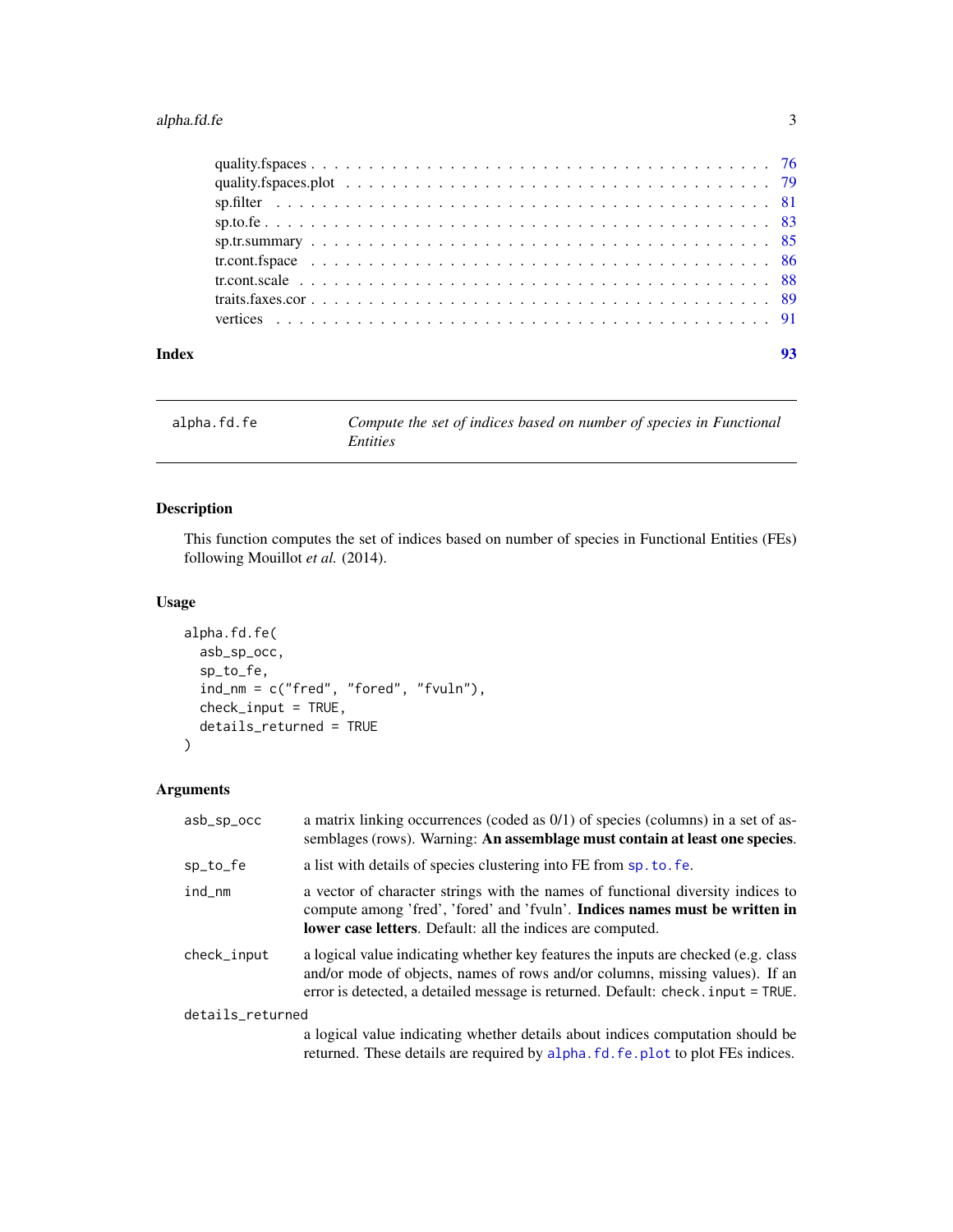| | |
|---|---|
| quality.fspaces | 76 |
| quality.fspaces.plot | 79 |
| sp.filter | 81 |
| sp.to.fe | 83 |
| sp.tr.summary | 85 |
| tr.cont.fspace | 86 |
| tr.cont.scale | 88 |
| traits.faxes.cor | 89 |
| vertices | 91 |

**Index** **93**

---

alpha.fd.fe — *Compute the set of indices based on number of species in Functional Entities*

---

## Description

This function computes the set of indices based on number of species in Functional Entities (FEs) following Mouillot *et al.* (2014).

## Usage

```
alpha.fd.fe(
  asb_sp_occ,
  sp_to_fe,
  ind_nm = c("fred", "fored", "fvuln"),
  check_input = TRUE,
  details_returned = TRUE
)
```

## Arguments

| | |
|---|---|
| asb_sp_occ | a matrix linking occurrences (coded as 0/1) of species (columns) in a set of assemblages (rows). Warning: **An assemblage must contain at least one species**. |
| sp_to_fe | a list with details of species clustering into FE from sp.to.fe. |
| ind_nm | a vector of character strings with the names of functional diversity indices to compute among 'fred', 'fored' and 'fvuln'. **Indices names must be written in lower case letters**. Default: all the indices are computed. |
| check_input | a logical value indicating whether key features the inputs are checked (e.g. class and/or mode of objects, names of rows and/or columns, missing values). If an error is detected, a detailed message is returned. Default: check.input = TRUE. |
| details_returned | a logical value indicating whether details about indices computation should be returned. These details are required by alpha.fd.fe.plot to plot FEs indices. |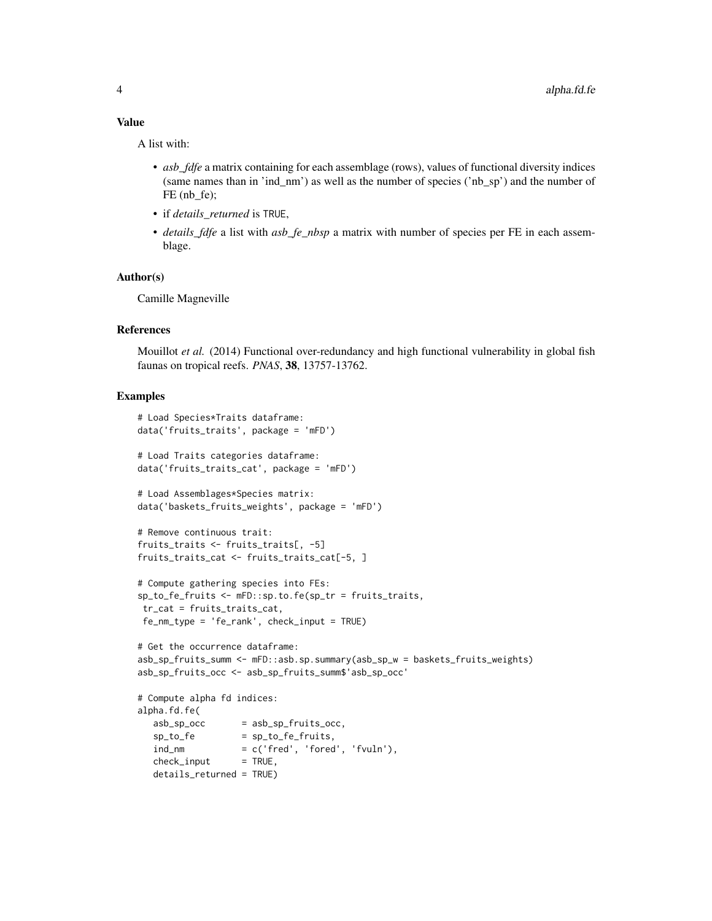## Value

A list with:

- *asb_fdfe* a matrix containing for each assemblage (rows), values of functional diversity indices (same names than in 'ind_nm') as well as the number of species ('nb_sp') and the number of FE (nb_fe);
- if *details_returned* is TRUE,
- *details_fdfe* a list with *asb_fe_nbsp* a matrix with number of species per FE in each assemblage.

## Author(s)

Camille Magneville

## References

Mouillot *et al.* (2014) Functional over-redundancy and high functional vulnerability in global fish faunas on tropical reefs. *PNAS*, **38**, 13757-13762.

## Examples

```
# Load Species*Traits dataframe:
data('fruits_traits', package = 'mFD')

# Load Traits categories dataframe:
data('fruits_traits_cat', package = 'mFD')

# Load Assemblages*Species matrix:
data('baskets_fruits_weights', package = 'mFD')

# Remove continuous trait:
fruits_traits <- fruits_traits[, -5]
fruits_traits_cat <- fruits_traits_cat[-5, ]

# Compute gathering species into FEs:
sp_to_fe_fruits <- mFD::sp.to.fe(sp_tr = fruits_traits,
 tr_cat = fruits_traits_cat,
 fe_nm_type = 'fe_rank', check_input = TRUE)

# Get the occurrence dataframe:
asb_sp_fruits_summ <- mFD::asb.sp.summary(asb_sp_w = baskets_fruits_weights)
asb_sp_fruits_occ <- asb_sp_fruits_summ$'asb_sp_occ'

# Compute alpha fd indices:
alpha.fd.fe(
   asb_sp_occ       = asb_sp_fruits_occ,
   sp_to_fe         = sp_to_fe_fruits,
   ind_nm           = c('fred', 'fored', 'fvuln'),
   check_input      = TRUE,
   details_returned = TRUE)
```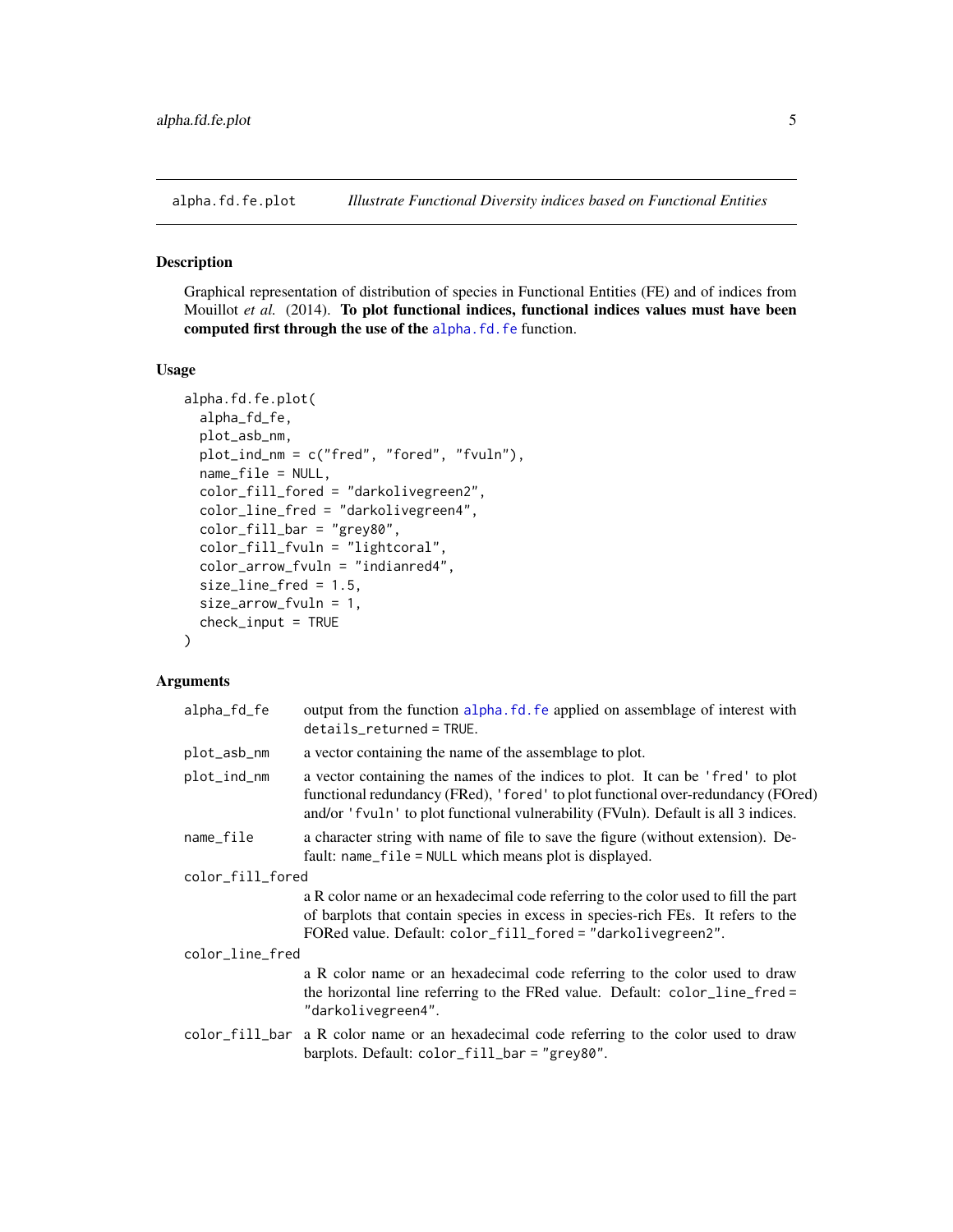alpha.fd.fe.plot *Illustrate Functional Diversity indices based on Functional Entities*

## Description

Graphical representation of distribution of species in Functional Entities (FE) and of indices from Mouillot *et al.* (2014). **To plot functional indices, functional indices values must have been computed first through the use of the alpha.fd.fe function.**

## Usage

```
alpha.fd.fe.plot(
  alpha_fd_fe,
  plot_asb_nm,
  plot_ind_nm = c("fred", "fored", "fvuln"),
  name_file = NULL,
  color_fill_fored = "darkolivegreen2",
  color_line_fred = "darkolivegreen4",
  color_fill_bar = "grey80",
  color_fill_fvuln = "lightcoral",
  color_arrow_fvuln = "indianred4",
  size_line_fred = 1.5,
  size_arrow_fvuln = 1,
  check_input = TRUE
)
```

## Arguments

| | |
|---|---|
| alpha_fd_fe | output from the function alpha.fd.fe applied on assemblage of interest with details_returned = TRUE. |
| plot_asb_nm | a vector containing the name of the assemblage to plot. |
| plot_ind_nm | a vector containing the names of the indices to plot. It can be 'fred' to plot functional redundancy (FRed), 'fored' to plot functional over-redundancy (FOred) and/or 'fvuln' to plot functional vulnerability (FVuln). Default is all 3 indices. |
| name_file | a character string with name of file to save the figure (without extension). Default: name_file = NULL which means plot is displayed. |
| color_fill_fored | a R color name or an hexadecimal code referring to the color used to fill the part of barplots that contain species in excess in species-rich FEs. It refers to the FORed value. Default: color_fill_fored = "darkolivegreen2". |
| color_line_fred | a R color name or an hexadecimal code referring to the color used to draw the horizontal line referring to the FRed value. Default: color_line_fred = "darkolivegreen4". |
| color_fill_bar | a R color name or an hexadecimal code referring to the color used to draw barplots. Default: color_fill_bar = "grey80". |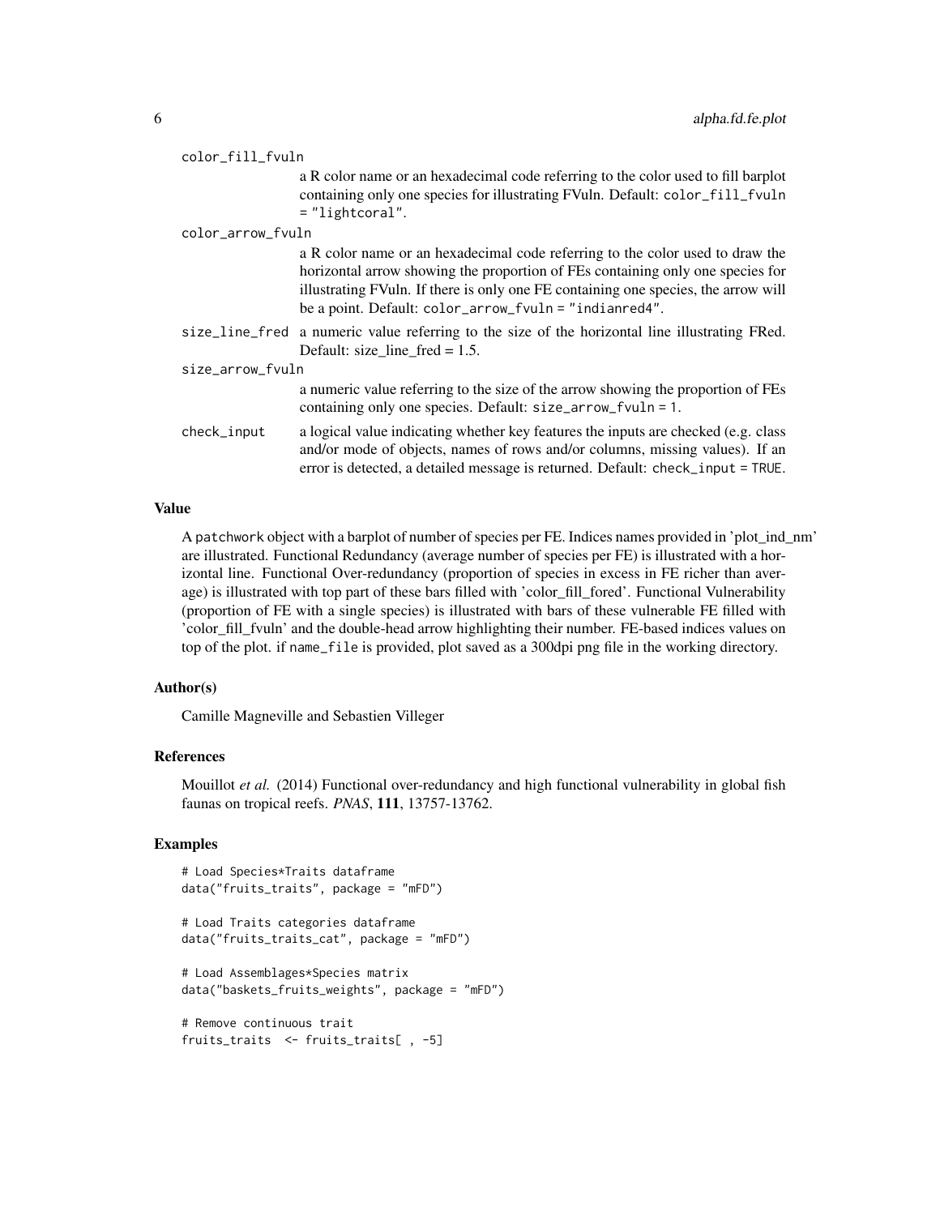color_fill_fvuln
: a R color name or an hexadecimal code referring to the color used to fill barplot containing only one species for illustrating FVuln. Default: `color_fill_fvuln = "lightcoral"`.

color_arrow_fvuln
: a R color name or an hexadecimal code referring to the color used to draw the horizontal arrow showing the proportion of FEs containing only one species for illustrating FVuln. If there is only one FE containing one species, the arrow will be a point. Default: `color_arrow_fvuln = "indianred4"`.

size_line_fred
: a numeric value referring to the size of the horizontal line illustrating FRed. Default: size_line_fred = 1.5.

size_arrow_fvuln
: a numeric value referring to the size of the arrow showing the proportion of FEs containing only one species. Default: `size_arrow_fvuln = 1`.

check_input
: a logical value indicating whether key features the inputs are checked (e.g. class and/or mode of objects, names of rows and/or columns, missing values). If an error is detected, a detailed message is returned. Default: `check_input = TRUE`.

## Value

A `patchwork` object with a barplot of number of species per FE. Indices names provided in 'plot_ind_nm' are illustrated. Functional Redundancy (average number of species per FE) is illustrated with a horizontal line. Functional Over-redundancy (proportion of species in excess in FE richer than average) is illustrated with top part of these bars filled with 'color_fill_fored'. Functional Vulnerability (proportion of FE with a single species) is illustrated with bars of these vulnerable FE filled with 'color_fill_fvuln' and the double-head arrow highlighting their number. FE-based indices values on top of the plot. if `name_file` is provided, plot saved as a 300dpi png file in the working directory.

## Author(s)

Camille Magneville and Sebastien Villeger

## References

Mouillot *et al.* (2014) Functional over-redundancy and high functional vulnerability in global fish faunas on tropical reefs. *PNAS*, **111**, 13757-13762.

## Examples

```
# Load Species*Traits dataframe
data("fruits_traits", package = "mFD")

# Load Traits categories dataframe
data("fruits_traits_cat", package = "mFD")

# Load Assemblages*Species matrix
data("baskets_fruits_weights", package = "mFD")

# Remove continuous trait
fruits_traits  <- fruits_traits[ , -5]
```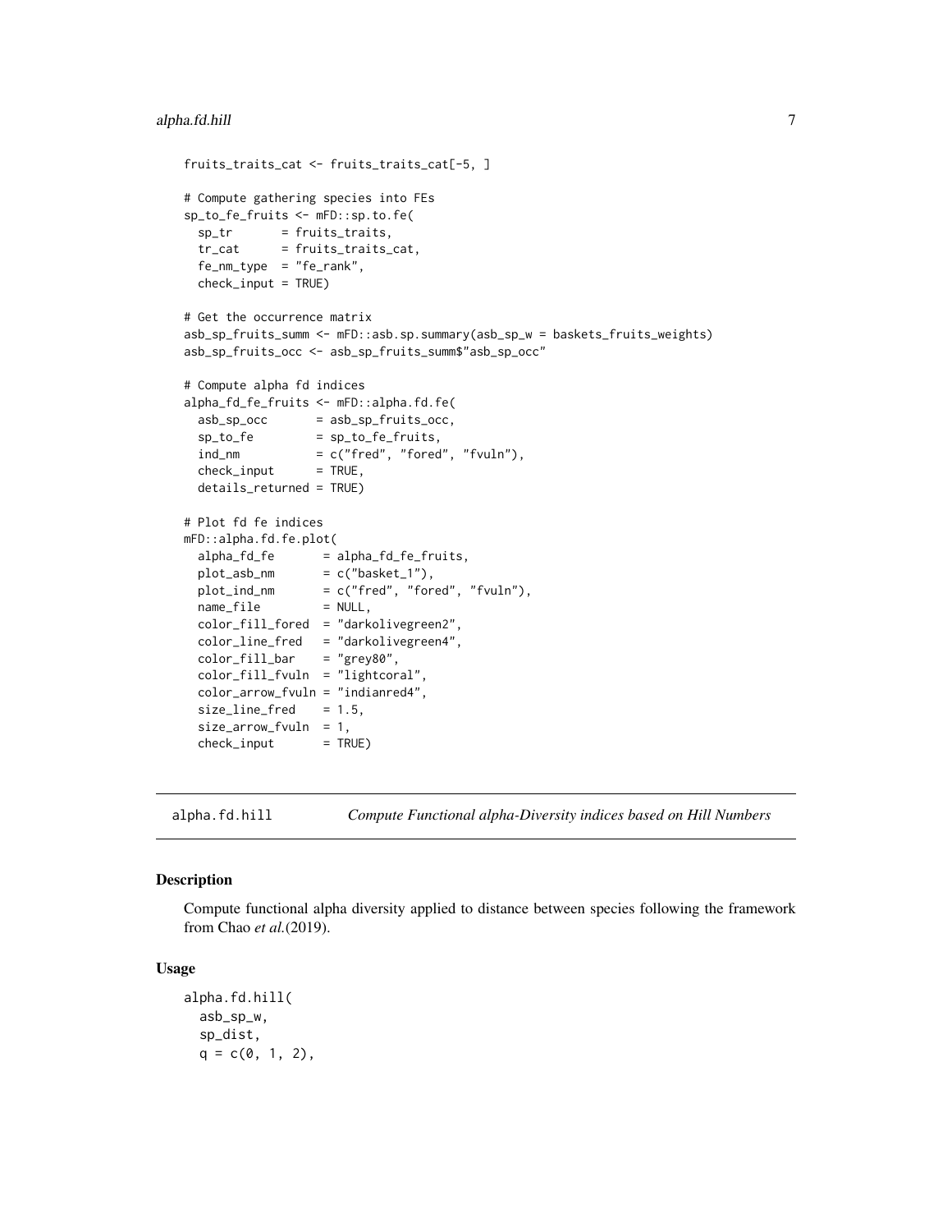```
fruits_traits_cat <- fruits_traits_cat[-5, ]

# Compute gathering species into FEs
sp_to_fe_fruits <- mFD::sp.to.fe(
  sp_tr       = fruits_traits,
  tr_cat      = fruits_traits_cat,
  fe_nm_type  = "fe_rank",
  check_input = TRUE)

# Get the occurrence matrix
asb_sp_fruits_summ <- mFD::asb.sp.summary(asb_sp_w = baskets_fruits_weights)
asb_sp_fruits_occ <- asb_sp_fruits_summ$"asb_sp_occ"

# Compute alpha fd indices
alpha_fd_fe_fruits <- mFD::alpha.fd.fe(
  asb_sp_occ       = asb_sp_fruits_occ,
  sp_to_fe         = sp_to_fe_fruits,
  ind_nm           = c("fred", "fored", "fvuln"),
  check_input      = TRUE,
  details_returned = TRUE)

# Plot fd fe indices
mFD::alpha.fd.fe.plot(
  alpha_fd_fe       = alpha_fd_fe_fruits,
  plot_asb_nm       = c("basket_1"),
  plot_ind_nm       = c("fred", "fored", "fvuln"),
  name_file         = NULL,
  color_fill_fored  = "darkolivegreen2",
  color_line_fred   = "darkolivegreen4",
  color_fill_bar    = "grey80",
  color_fill_fvuln  = "lightcoral",
  color_arrow_fvuln = "indianred4",
  size_line_fred    = 1.5,
  size_arrow_fvuln  = 1,
  check_input       = TRUE)
```

---

## alpha.fd.hill — *Compute Functional alpha-Diversity indices based on Hill Numbers*

---

### Description

Compute functional alpha diversity applied to distance between species following the framework from Chao *et al.*(2019).

### Usage

```
alpha.fd.hill(
  asb_sp_w,
  sp_dist,
  q = c(0, 1, 2),
```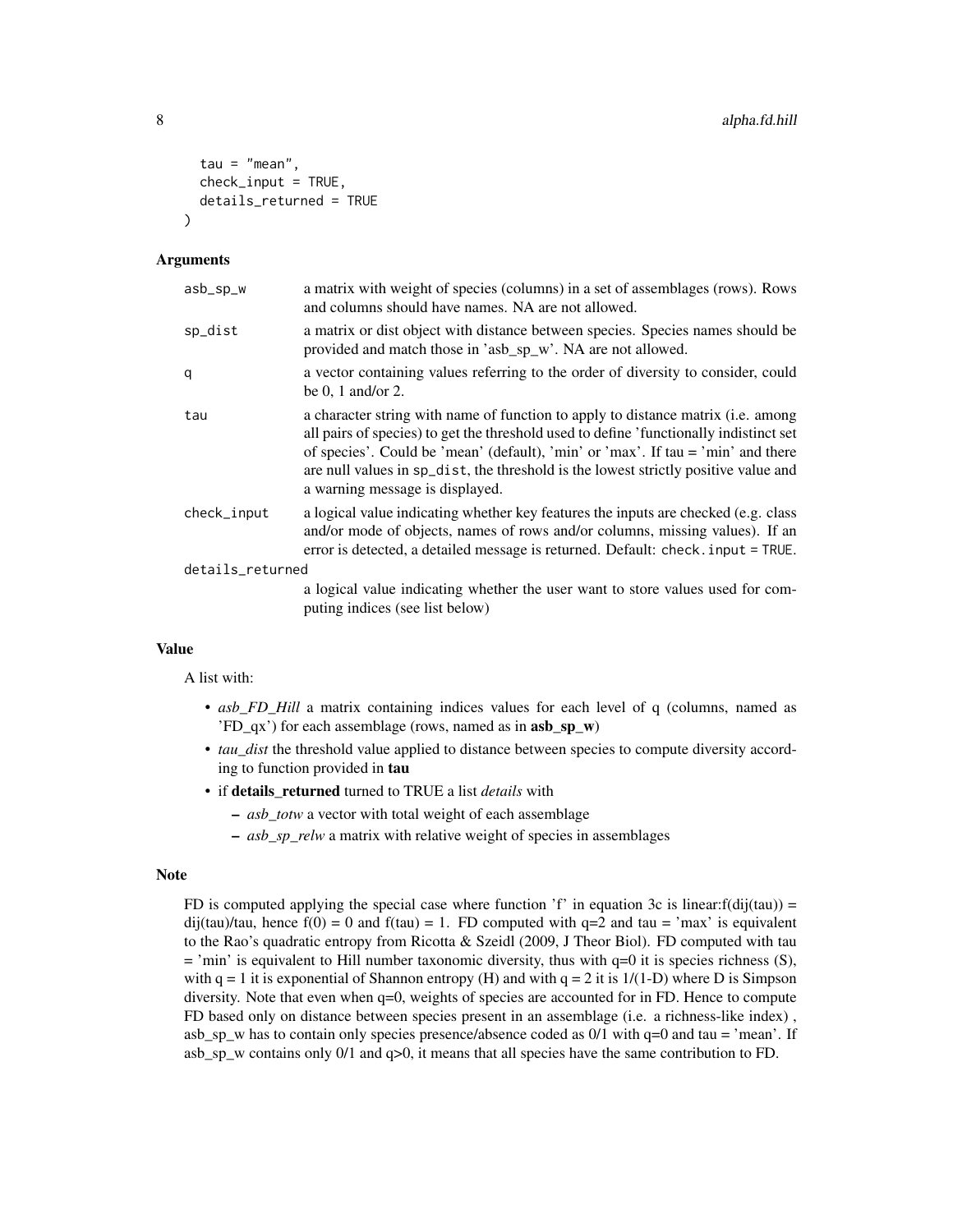```
  tau = "mean",
  check_input = TRUE,
  details_returned = TRUE
)
```

### Arguments

| | |
|---|---|
| asb_sp_w | a matrix with weight of species (columns) in a set of assemblages (rows). Rows and columns should have names. NA are not allowed. |
| sp_dist | a matrix or dist object with distance between species. Species names should be provided and match those in 'asb_sp_w'. NA are not allowed. |
| q | a vector containing values referring to the order of diversity to consider, could be 0, 1 and/or 2. |
| tau | a character string with name of function to apply to distance matrix (i.e. among all pairs of species) to get the threshold used to define 'functionally indistinct set of species'. Could be 'mean' (default), 'min' or 'max'. If tau = 'min' and there are null values in `sp_dist`, the threshold is the lowest strictly positive value and a warning message is displayed. |
| check_input | a logical value indicating whether key features the inputs are checked (e.g. class and/or mode of objects, names of rows and/or columns, missing values). If an error is detected, a detailed message is returned. Default: `check.input = TRUE`. |
| details_returned | a logical value indicating whether the user want to store values used for computing indices (see list below) |

### Value

A list with:

- *asb_FD_Hill* a matrix containing indices values for each level of q (columns, named as 'FD_qx') for each assemblage (rows, named as in **asb_sp_w**)
- *tau_dist* the threshold value applied to distance between species to compute diversity according to function provided in **tau**
- if **details_returned** turned to TRUE a list *details* with
  - *asb_totw* a vector with total weight of each assemblage
  - *asb_sp_relw* a matrix with relative weight of species in assemblages

### Note

FD is computed applying the special case where function 'f' in equation 3c is linear:f(dij(tau)) = dij(tau)/tau, hence f(0) = 0 and f(tau) = 1. FD computed with q=2 and tau = 'max' is equivalent to the Rao's quadratic entropy from Ricotta & Szeidl (2009, J Theor Biol). FD computed with tau = 'min' is equivalent to Hill number taxonomic diversity, thus with q=0 it is species richness (S), with q = 1 it is exponential of Shannon entropy (H) and with q = 2 it is 1/(1-D) where D is Simpson diversity. Note that even when q=0, weights of species are accounted for in FD. Hence to compute FD based only on distance between species present in an assemblage (i.e. a richness-like index) , asb_sp_w has to contain only species presence/absence coded as 0/1 with q=0 and tau = 'mean'. If asb_sp_w contains only 0/1 and q>0, it means that all species have the same contribution to FD.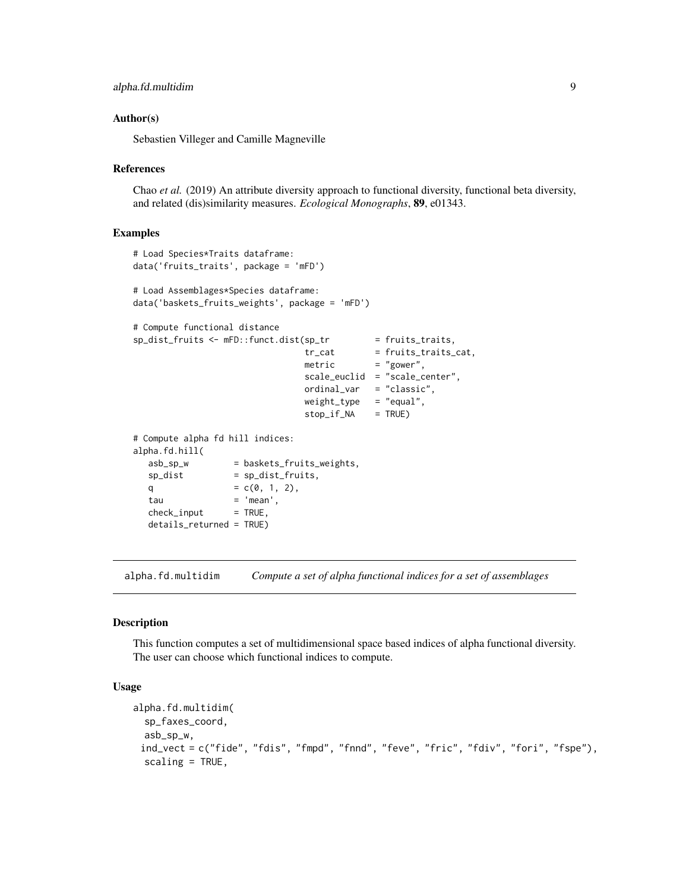### Author(s)

Sebastien Villeger and Camille Magneville

### References

Chao *et al.* (2019) An attribute diversity approach to functional diversity, functional beta diversity, and related (dis)similarity measures. *Ecological Monographs*, **89**, e01343.

### Examples

```
# Load Species*Traits dataframe:
data('fruits_traits', package = 'mFD')

# Load Assemblages*Species dataframe:
data('baskets_fruits_weights', package = 'mFD')

# Compute functional distance
sp_dist_fruits <- mFD::funct.dist(sp_tr         = fruits_traits,
                                   tr_cat        = fruits_traits_cat,
                                   metric        = "gower",
                                   scale_euclid  = "scale_center",
                                   ordinal_var   = "classic",
                                   weight_type   = "equal",
                                   stop_if_NA    = TRUE)

# Compute alpha fd hill indices:
alpha.fd.hill(
   asb_sp_w         = baskets_fruits_weights,
   sp_dist          = sp_dist_fruits,
   q                = c(0, 1, 2),
   tau              = 'mean',
   check_input      = TRUE,
   details_returned = TRUE)
```

## alpha.fd.multidim *Compute a set of alpha functional indices for a set of assemblages*

### Description

This function computes a set of multidimensional space based indices of alpha functional diversity. The user can choose which functional indices to compute.

### Usage

```
alpha.fd.multidim(
  sp_faxes_coord,
  asb_sp_w,
  ind_vect = c("fide", "fdis", "fmpd", "fnnd", "feve", "fric", "fdiv", "fori", "fspe"),
  scaling = TRUE,
```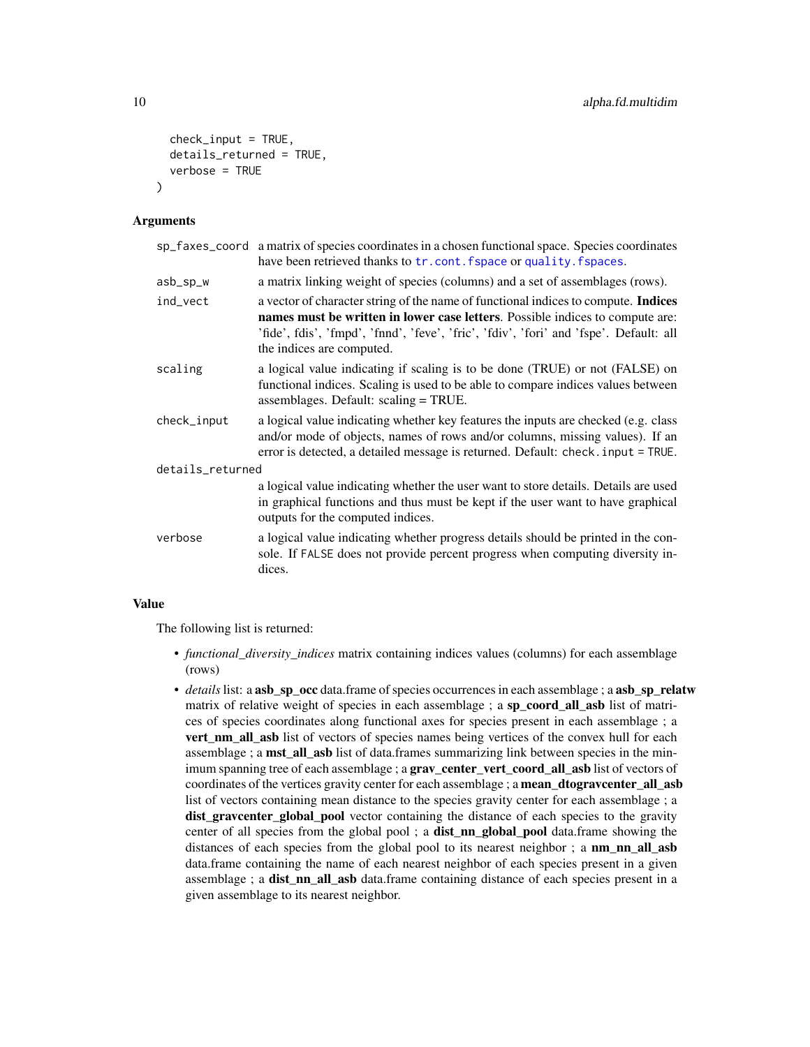```
  check_input = TRUE,
  details_returned = TRUE,
  verbose = TRUE
)
```

## Arguments

| | |
|---|---|
| `sp_faxes_coord` | a matrix of species coordinates in a chosen functional space. Species coordinates have been retrieved thanks to `tr.cont.fspace` or `quality.fspaces`. |
| `asb_sp_w` | a matrix linking weight of species (columns) and a set of assemblages (rows). |
| `ind_vect` | a vector of character string of the name of functional indices to compute. **Indices names must be written in lower case letters**. Possible indices to compute are: 'fide', fdis', 'fmpd', 'fnnd', 'feve', 'fric', 'fdiv', 'fori' and 'fspe'. Default: all the indices are computed. |
| `scaling` | a logical value indicating if scaling is to be done (TRUE) or not (FALSE) on functional indices. Scaling is used to be able to compare indices values between assemblages. Default: scaling = TRUE. |
| `check_input` | a logical value indicating whether key features the inputs are checked (e.g. class and/or mode of objects, names of rows and/or columns, missing values). If an error is detected, a detailed message is returned. Default: `check.input = TRUE`. |
| `details_returned` | a logical value indicating whether the user want to store details. Details are used in graphical functions and thus must be kept if the user want to have graphical outputs for the computed indices. |
| `verbose` | a logical value indicating whether progress details should be printed in the console. If `FALSE` does not provide percent progress when computing diversity indices. |

## Value

The following list is returned:

- *functional_diversity_indices* matrix containing indices values (columns) for each assemblage (rows)
- *details* list: a **asb_sp_occ** data.frame of species occurrences in each assemblage ; a **asb_sp_relatw** matrix of relative weight of species in each assemblage ; a **sp_coord_all_asb** list of matrices of species coordinates along functional axes for species present in each assemblage ; a **vert_nm_all_asb** list of vectors of species names being vertices of the convex hull for each assemblage ; a **mst_all_asb** list of data.frames summarizing link between species in the minimum spanning tree of each assemblage ; a **grav_center_vert_coord_all_asb** list of vectors of coordinates of the vertices gravity center for each assemblage ; a **mean_dtogravcenter_all_asb** list of vectors containing mean distance to the species gravity center for each assemblage ; a **dist_gravcenter_global_pool** vector containing the distance of each species to the gravity center of all species from the global pool ; a **dist_nn_global_pool** data.frame showing the distances of each species from the global pool to its nearest neighbor ; a **nm_nn_all_asb** data.frame containing the name of each nearest neighbor of each species present in a given assemblage ; a **dist_nn_all_asb** data.frame containing distance of each species present in a given assemblage to its nearest neighbor.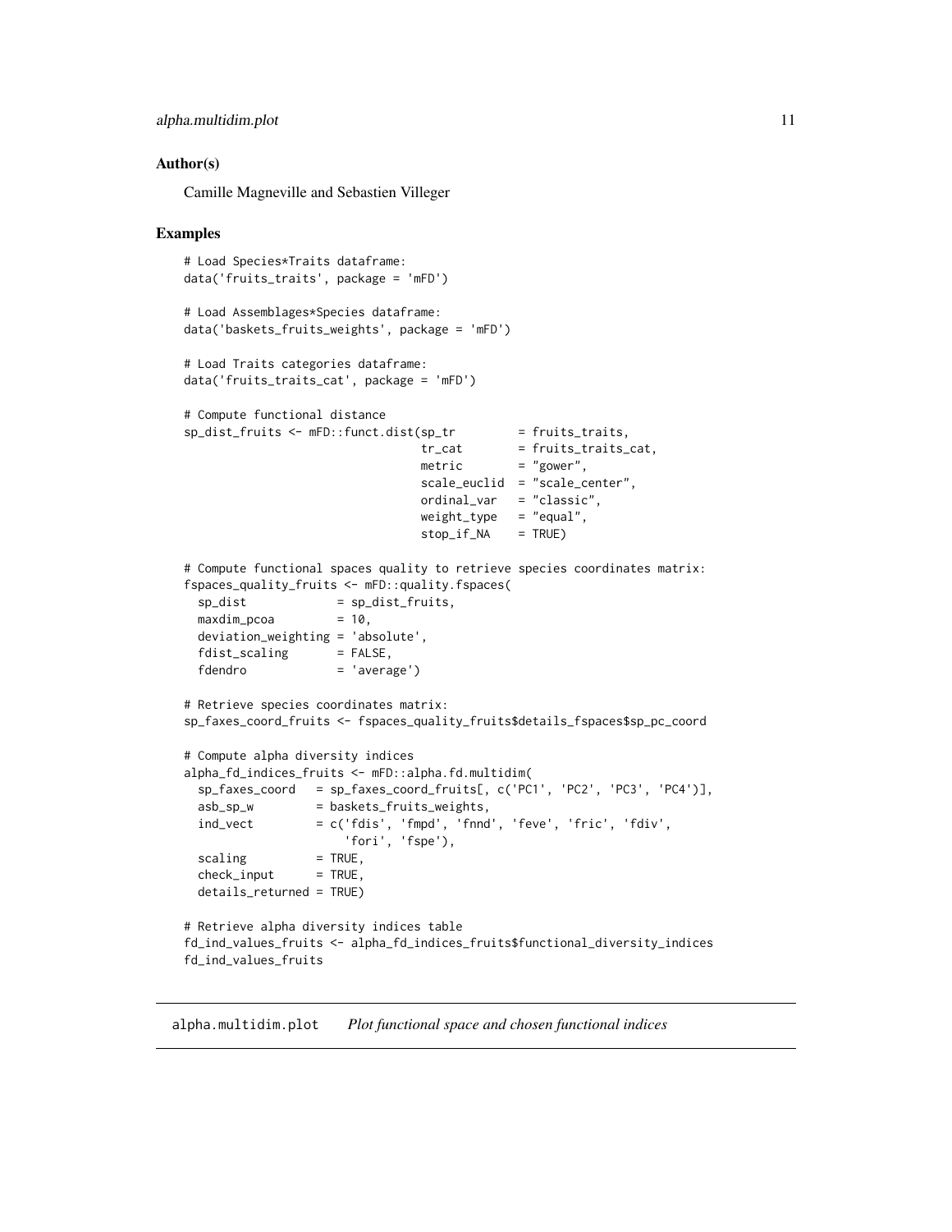### Author(s)

Camille Magneville and Sebastien Villeger

### Examples

```
# Load Species*Traits dataframe:
data('fruits_traits', package = 'mFD')

# Load Assemblages*Species dataframe:
data('baskets_fruits_weights', package = 'mFD')

# Load Traits categories dataframe:
data('fruits_traits_cat', package = 'mFD')

# Compute functional distance
sp_dist_fruits <- mFD::funct.dist(sp_tr         = fruits_traits,
                                  tr_cat        = fruits_traits_cat,
                                  metric        = "gower",
                                  scale_euclid  = "scale_center",
                                  ordinal_var   = "classic",
                                  weight_type   = "equal",
                                  stop_if_NA    = TRUE)

# Compute functional spaces quality to retrieve species coordinates matrix:
fspaces_quality_fruits <- mFD::quality.fspaces(
  sp_dist             = sp_dist_fruits,
  maxdim_pcoa         = 10,
  deviation_weighting = 'absolute',
  fdist_scaling       = FALSE,
  fdendro             = 'average')

# Retrieve species coordinates matrix:
sp_faxes_coord_fruits <- fspaces_quality_fruits$details_fspaces$sp_pc_coord

# Compute alpha diversity indices
alpha_fd_indices_fruits <- mFD::alpha.fd.multidim(
  sp_faxes_coord   = sp_faxes_coord_fruits[, c('PC1', 'PC2', 'PC3', 'PC4')],
  asb_sp_w         = baskets_fruits_weights,
  ind_vect         = c('fdis', 'fmpd', 'fnnd', 'feve', 'fric', 'fdiv',
                       'fori', 'fspe'),
  scaling          = TRUE,
  check_input      = TRUE,
  details_returned = TRUE)

# Retrieve alpha diversity indices table
fd_ind_values_fruits <- alpha_fd_indices_fruits$functional_diversity_indices
fd_ind_values_fruits
```

---

## alpha.multidim.plot *Plot functional space and chosen functional indices*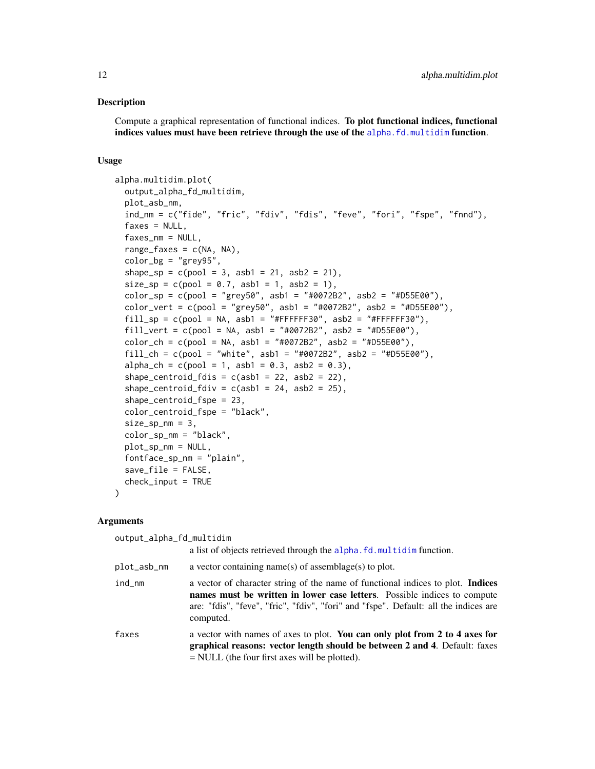## Description

Compute a graphical representation of functional indices. **To plot functional indices, functional indices values must have been retrieve through the use of the** `alpha.fd.multidim` **function**.

## Usage

```
alpha.multidim.plot(
  output_alpha_fd_multidim,
  plot_asb_nm,
  ind_nm = c("fide", "fric", "fdiv", "fdis", "feve", "fori", "fspe", "fnnd"),
  faxes = NULL,
  faxes_nm = NULL,
  range_faxes = c(NA, NA),
  color_bg = "grey95",
  shape_sp = c(pool = 3, asb1 = 21, asb2 = 21),
  size_sp = c(pool = 0.7, asb1 = 1, asb2 = 1),
  color_sp = c(pool = "grey50", asb1 = "#0072B2", asb2 = "#D55E00"),
  color_vert = c(pool = "grey50", asb1 = "#0072B2", asb2 = "#D55E00"),
  fill_sp = c(pool = NA, asb1 = "#FFFFFF30", asb2 = "#FFFFFF30"),
  fill_vert = c(pool = NA, asb1 = "#0072B2", asb2 = "#D55E00"),
  color_ch = c(pool = NA, asb1 = "#0072B2", asb2 = "#D55E00"),
  fill_ch = c(pool = "white", asb1 = "#0072B2", asb2 = "#D55E00"),
  alpha_ch = c(pool = 1, asb1 = 0.3, asb2 = 0.3),
  shape_centroid_fdis = c(asb1 = 22, asb2 = 22),
  shape_centroid_fdiv = c(asb1 = 24, asb2 = 25),
  shape_centroid_fspe = 23,
  color_centroid_fspe = "black",
  size_sp_nm = 3,
  color_sp_nm = "black",
  plot_sp_nm = NULL,
  fontface_sp_nm = "plain",
  save_file = FALSE,
  check_input = TRUE
)
```

## Arguments

`output_alpha_fd_multidim`
: a list of objects retrieved through the `alpha.fd.multidim` function.

`plot_asb_nm`
: a vector containing name(s) of assemblage(s) to plot.

`ind_nm`
: a vector of character string of the name of functional indices to plot. **Indices names must be written in lower case letters**. Possible indices to compute are: "fdis", "feve", "fric", "fdiv", "fori" and "fspe". Default: all the indices are computed.

`faxes`
: a vector with names of axes to plot. **You can only plot from 2 to 4 axes for graphical reasons: vector length should be between 2 and 4**. Default: faxes = NULL (the four first axes will be plotted).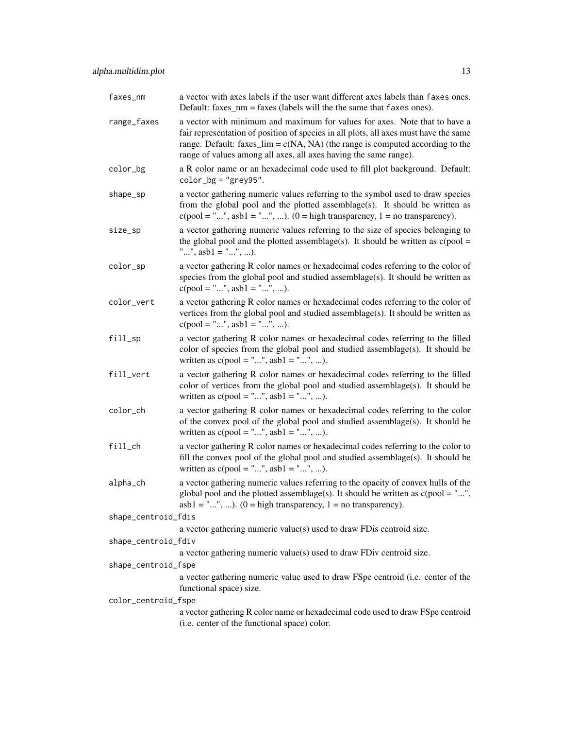| | |
|---|---|
| `faxes_nm` | a vector with axes labels if the user want different axes labels than `faxes` ones. Default: faxes_nm = faxes (labels will the the same that `faxes` ones). |
| `range_faxes` | a vector with minimum and maximum for values for axes. Note that to have a fair representation of position of species in all plots, all axes must have the same range. Default: faxes_lim = c(NA, NA) (the range is computed according to the range of values among all axes, all axes having the same range). |
| `color_bg` | a R color name or an hexadecimal code used to fill plot background. Default: `color_bg = "grey95"`. |
| `shape_sp` | a vector gathering numeric values referring to the symbol used to draw species from the global pool and the plotted assemblage(s). It should be written as c(pool = "...", asb1 = "...", ...). (0 = high transparency, 1 = no transparency). |
| `size_sp` | a vector gathering numeric values referring to the size of species belonging to the global pool and the plotted assemblage(s). It should be written as c(pool = "...", asb1 = "...", ...). |
| `color_sp` | a vector gathering R color names or hexadecimal codes referring to the color of species from the global pool and studied assemblage(s). It should be written as c(pool = "...", asb1 = "...", ...). |
| `color_vert` | a vector gathering R color names or hexadecimal codes referring to the color of vertices from the global pool and studied assemblage(s). It should be written as c(pool = "...", asb1 = "...", ...). |
| `fill_sp` | a vector gathering R color names or hexadecimal codes referring to the filled color of species from the global pool and studied assemblage(s). It should be written as c(pool = "...", asb1 = "...", ...). |
| `fill_vert` | a vector gathering R color names or hexadecimal codes referring to the filled color of vertices from the global pool and studied assemblage(s). It should be written as c(pool = "...", asb1 = "...", ...). |
| `color_ch` | a vector gathering R color names or hexadecimal codes referring to the color of the convex pool of the global pool and studied assemblage(s). It should be written as c(pool = "...", asb1 = "...", ...). |
| `fill_ch` | a vector gathering R color names or hexadecimal codes referring to the color to fill the convex pool of the global pool and studied assemblage(s). It should be written as c(pool = "...", asb1 = "...", ...). |
| `alpha_ch` | a vector gathering numeric values referring to the opacity of convex hulls of the global pool and the plotted assemblage(s). It should be written as c(pool = "...", asb1 = "...", ...). (0 = high transparency, 1 = no transparency). |
| `shape_centroid_fdis` | a vector gathering numeric value(s) used to draw FDis centroid size. |
| `shape_centroid_fdiv` | a vector gathering numeric value(s) used to draw FDiv centroid size. |
| `shape_centroid_fspe` | a vector gathering numeric value used to draw FSpe centroid (i.e. center of the functional space) size. |
| `color_centroid_fspe` | a vector gathering R color name or hexadecimal code used to draw FSpe centroid (i.e. center of the functional space) color. |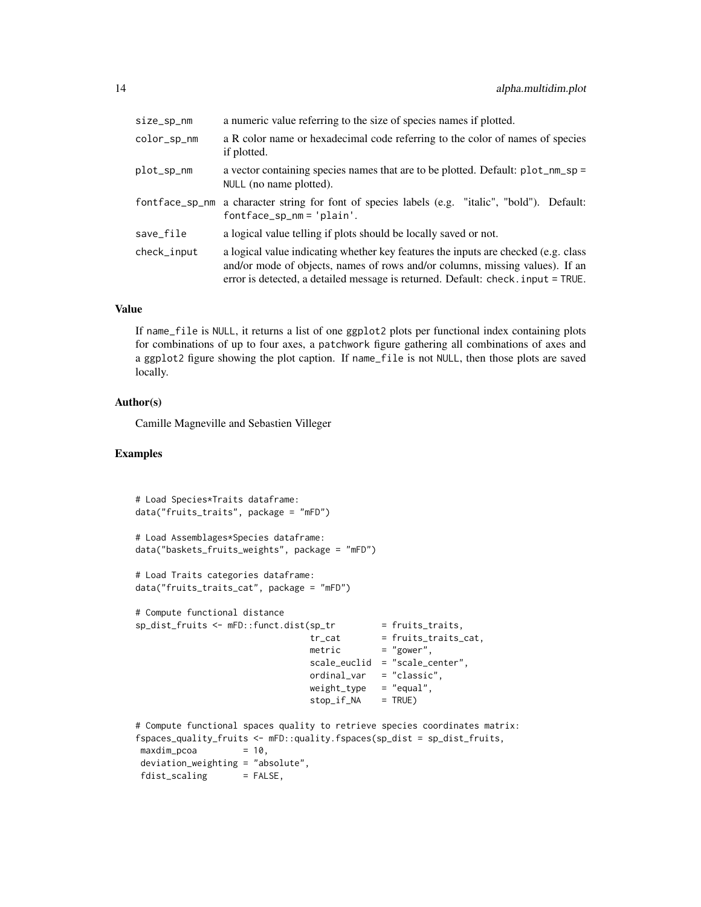| | |
|---|---|
| size_sp_nm | a numeric value referring to the size of species names if plotted. |
| color_sp_nm | a R color name or hexadecimal code referring to the color of names of species if plotted. |
| plot_sp_nm | a vector containing species names that are to be plotted. Default: `plot_nm_sp = NULL` (no name plotted). |
| fontface_sp_nm | a character string for font of species labels (e.g. "italic", "bold"). Default: `fontface_sp_nm = 'plain'`. |
| save_file | a logical value telling if plots should be locally saved or not. |
| check_input | a logical value indicating whether key features the inputs are checked (e.g. class and/or mode of objects, names of rows and/or columns, missing values). If an error is detected, a detailed message is returned. Default: `check.input = TRUE`. |

### Value

If `name_file` is `NULL`, it returns a list of one `ggplot2` plots per functional index containing plots for combinations of up to four axes, a `patchwork` figure gathering all combinations of axes and a `ggplot2` figure showing the plot caption. If `name_file` is not `NULL`, then those plots are saved locally.

### Author(s)

Camille Magneville and Sebastien Villeger

### Examples

```
# Load Species*Traits dataframe:
data("fruits_traits", package = "mFD")

# Load Assemblages*Species dataframe:
data("baskets_fruits_weights", package = "mFD")

# Load Traits categories dataframe:
data("fruits_traits_cat", package = "mFD")

# Compute functional distance
sp_dist_fruits <- mFD::funct.dist(sp_tr         = fruits_traits,
                                  tr_cat        = fruits_traits_cat,
                                  metric        = "gower",
                                  scale_euclid  = "scale_center",
                                  ordinal_var   = "classic",
                                  weight_type   = "equal",
                                  stop_if_NA    = TRUE)

# Compute functional spaces quality to retrieve species coordinates matrix:
fspaces_quality_fruits <- mFD::quality.fspaces(sp_dist = sp_dist_fruits,
 maxdim_pcoa         = 10,
 deviation_weighting = "absolute",
 fdist_scaling       = FALSE,
```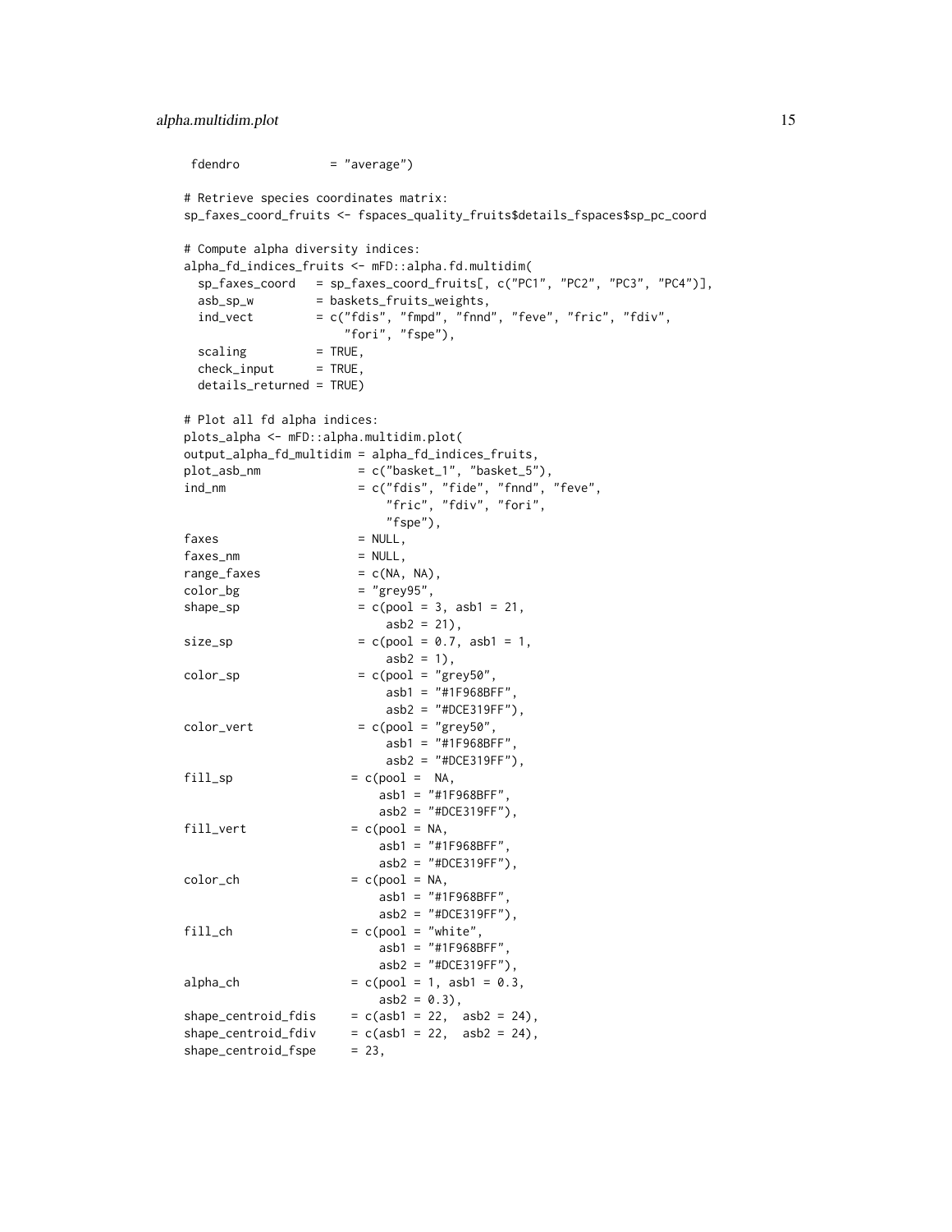```
fdendro             = "average")

# Retrieve species coordinates matrix:
sp_faxes_coord_fruits <- fspaces_quality_fruits$details_fspaces$sp_pc_coord

# Compute alpha diversity indices:
alpha_fd_indices_fruits <- mFD::alpha.fd.multidim(
  sp_faxes_coord   = sp_faxes_coord_fruits[, c("PC1", "PC2", "PC3", "PC4")],
  asb_sp_w         = baskets_fruits_weights,
  ind_vect         = c("fdis", "fmpd", "fnnd", "feve", "fric", "fdiv",
                       "fori", "fspe"),
  scaling          = TRUE,
  check_input      = TRUE,
  details_returned = TRUE)

# Plot all fd alpha indices:
plots_alpha <- mFD::alpha.multidim.plot(
output_alpha_fd_multidim = alpha_fd_indices_fruits,
plot_asb_nm              = c("basket_1", "basket_5"),
ind_nm                   = c("fdis", "fide", "fnnd", "feve",
                             "fric", "fdiv", "fori",
                             "fspe"),
faxes                    = NULL,
faxes_nm                 = NULL,
range_faxes              = c(NA, NA),
color_bg                 = "grey95",
shape_sp                 = c(pool = 3, asb1 = 21,
                              asb2 = 21),
size_sp                  = c(pool = 0.7, asb1 = 1,
                              asb2 = 1),
color_sp                 = c(pool = "grey50",
                              asb1 = "#1F968BFF",
                              asb2 = "#DCE319FF"),
color_vert               = c(pool = "grey50",
                              asb1 = "#1F968BFF",
                              asb2 = "#DCE319FF"),
fill_sp                 = c(pool =  NA,
                             asb1 = "#1F968BFF",
                             asb2 = "#DCE319FF"),
fill_vert               = c(pool = NA,
                             asb1 = "#1F968BFF",
                             asb2 = "#DCE319FF"),
color_ch                = c(pool = NA,
                             asb1 = "#1F968BFF",
                             asb2 = "#DCE319FF"),
fill_ch                 = c(pool = "white",
                             asb1 = "#1F968BFF",
                             asb2 = "#DCE319FF"),
alpha_ch                = c(pool = 1, asb1 = 0.3,
                             asb2 = 0.3),
shape_centroid_fdis     = c(asb1 = 22,  asb2 = 24),
shape_centroid_fdiv     = c(asb1 = 22,  asb2 = 24),
shape_centroid_fspe     = 23,
```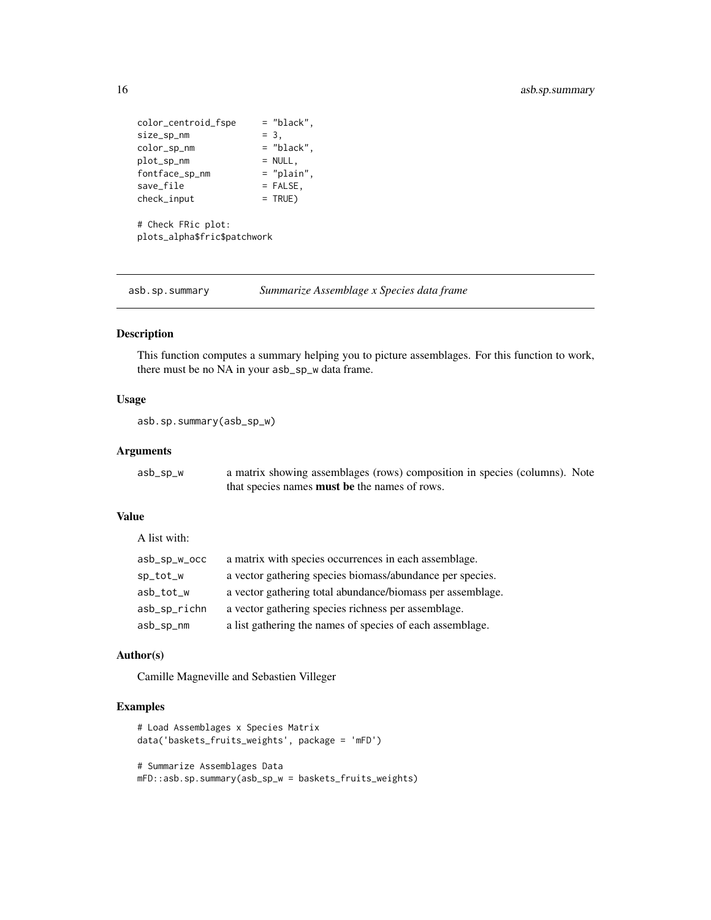```
color_centroid_fspe     = "black",
size_sp_nm              = 3,
color_sp_nm             = "black",
plot_sp_nm              = NULL,
fontface_sp_nm          = "plain",
save_file               = FALSE,
check_input             = TRUE)

# Check FRic plot:
plots_alpha$fric$patchwork
```

---

## asb.sp.summary — *Summarize Assemblage x Species data frame*

### Description

This function computes a summary helping you to picture assemblages. For this function to work, there must be no NA in your `asb_sp_w` data frame.

### Usage

```
asb.sp.summary(asb_sp_w)
```

### Arguments

| | |
|---|---|
| `asb_sp_w` | a matrix showing assemblages (rows) composition in species (columns). Note that species names **must be** the names of rows. |

### Value

A list with:

| | |
|---|---|
| `asb_sp_w_occ` | a matrix with species occurrences in each assemblage. |
| `sp_tot_w` | a vector gathering species biomass/abundance per species. |
| `asb_tot_w` | a vector gathering total abundance/biomass per assemblage. |
| `asb_sp_richn` | a vector gathering species richness per assemblage. |
| `asb_sp_nm` | a list gathering the names of species of each assemblage. |

### Author(s)

Camille Magneville and Sebastien Villeger

### Examples

```
# Load Assemblages x Species Matrix
data('baskets_fruits_weights', package = 'mFD')

# Summarize Assemblages Data
mFD::asb.sp.summary(asb_sp_w = baskets_fruits_weights)
```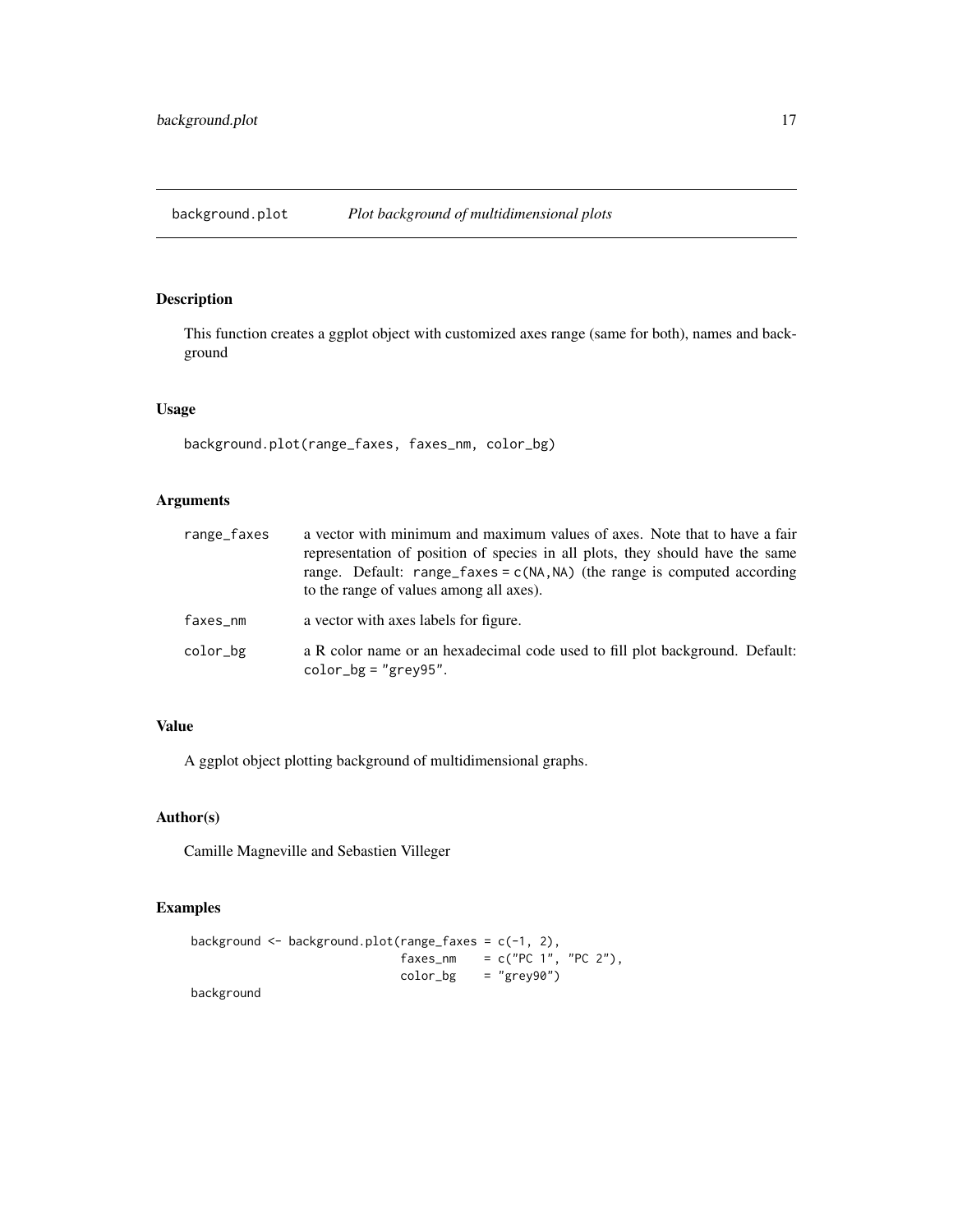# background.plot — *Plot background of multidimensional plots*

## Description

This function creates a ggplot object with customized axes range (same for both), names and background

## Usage

```
background.plot(range_faxes, faxes_nm, color_bg)
```

## Arguments

| | |
|---|---|
| range_faxes | a vector with minimum and maximum values of axes. Note that to have a fair representation of position of species in all plots, they should have the same range. Default: `range_faxes = c(NA,NA)` (the range is computed according to the range of values among all axes). |
| faxes_nm | a vector with axes labels for figure. |
| color_bg | a R color name or an hexadecimal code used to fill plot background. Default: `color_bg = "grey95"`. |

## Value

A ggplot object plotting background of multidimensional graphs.

## Author(s)

Camille Magneville and Sebastien Villeger

## Examples

```
background <- background.plot(range_faxes = c(-1, 2),
                              faxes_nm    = c("PC 1", "PC 2"),
                              color_bg    = "grey90")
background
```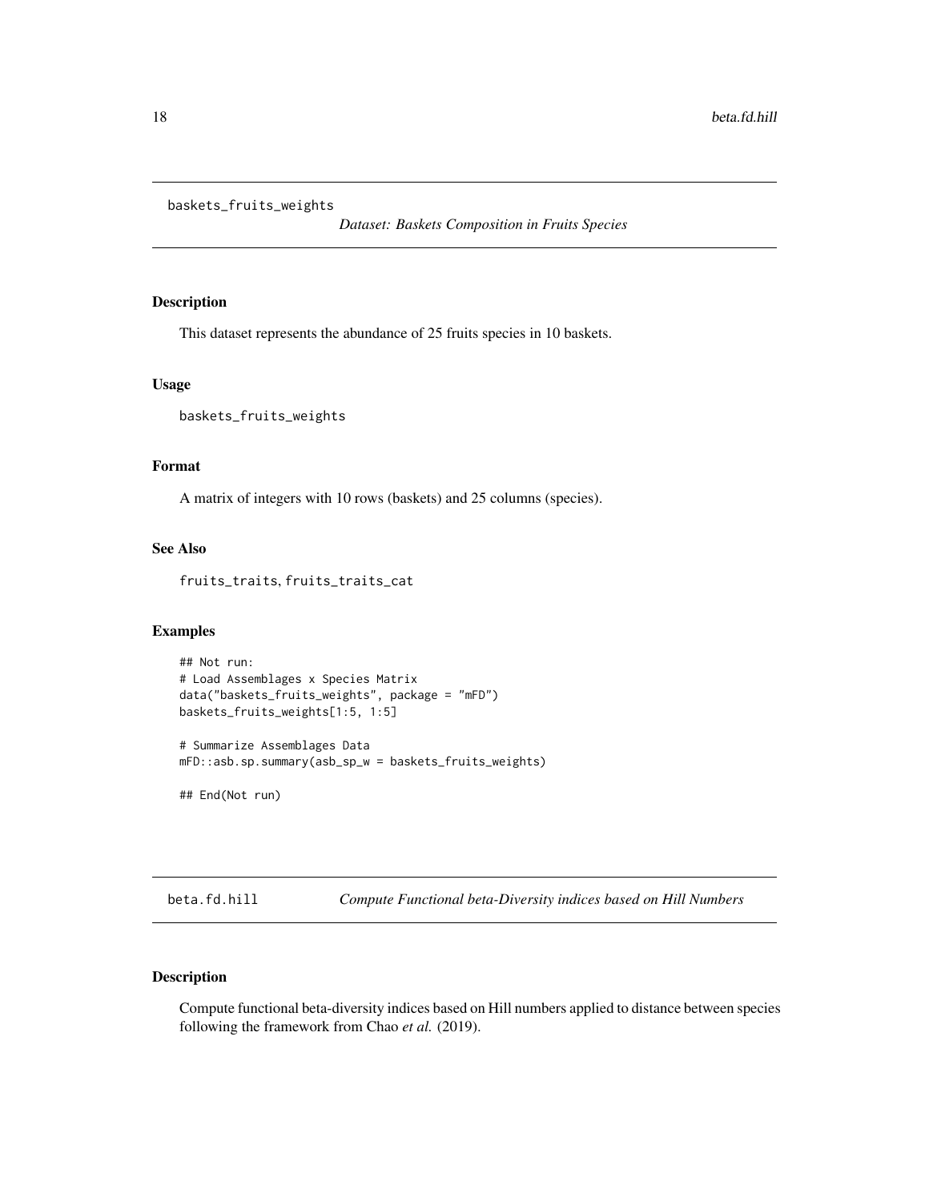## baskets_fruits_weights

*Dataset: Baskets Composition in Fruits Species*

### Description

This dataset represents the abundance of 25 fruits species in 10 baskets.

### Usage

```
baskets_fruits_weights
```

### Format

A matrix of integers with 10 rows (baskets) and 25 columns (species).

### See Also

fruits_traits, fruits_traits_cat

### Examples

```
## Not run:
# Load Assemblages x Species Matrix
data("baskets_fruits_weights", package = "mFD")
baskets_fruits_weights[1:5, 1:5]

# Summarize Assemblages Data
mFD::asb.sp.summary(asb_sp_w = baskets_fruits_weights)

## End(Not run)
```

## beta.fd.hill

*Compute Functional beta-Diversity indices based on Hill Numbers*

### Description

Compute functional beta-diversity indices based on Hill numbers applied to distance between species following the framework from Chao *et al.* (2019).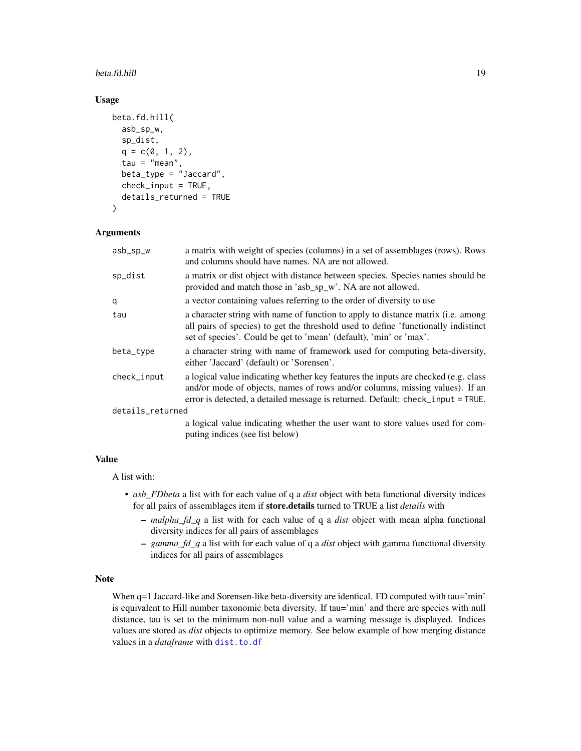## Usage

```
beta.fd.hill(
  asb_sp_w,
  sp_dist,
  q = c(0, 1, 2),
  tau = "mean",
  beta_type = "Jaccard",
  check_input = TRUE,
  details_returned = TRUE
)
```

## Arguments

| | |
|---|---|
| asb_sp_w | a matrix with weight of species (columns) in a set of assemblages (rows). Rows and columns should have names. NA are not allowed. |
| sp_dist | a matrix or dist object with distance between species. Species names should be provided and match those in 'asb_sp_w'. NA are not allowed. |
| q | a vector containing values referring to the order of diversity to use |
| tau | a character string with name of function to apply to distance matrix (i.e. among all pairs of species) to get the threshold used to define 'functionally indistinct set of species'. Could be qet to 'mean' (default), 'min' or 'max'. |
| beta_type | a character string with name of framework used for computing beta-diversity, either 'Jaccard' (default) or 'Sorensen'. |
| check_input | a logical value indicating whether key features the inputs are checked (e.g. class and/or mode of objects, names of rows and/or columns, missing values). If an error is detected, a detailed message is returned. Default: `check_input = TRUE`. |
| details_returned | a logical value indicating whether the user want to store values used for computing indices (see list below) |

## Value

A list with:

- *asb_FDbeta* a list with for each value of q a *dist* object with beta functional diversity indices for all pairs of assemblages item if **store.details** turned to TRUE a list *details* with
  - *malpha_fd_q* a list with for each value of q a *dist* object with mean alpha functional diversity indices for all pairs of assemblages
  - *gamma_fd_q* a list with for each value of q a *dist* object with gamma functional diversity indices for all pairs of assemblages

## Note

When q=1 Jaccard-like and Sorensen-like beta-diversity are identical. FD computed with tau='min' is equivalent to Hill number taxonomic beta diversity. If tau='min' and there are species with null distance, tau is set to the minimum non-null value and a warning message is displayed. Indices values are stored as *dist* objects to optimize memory. See below example of how merging distance values in a *dataframe* with `dist.to.df`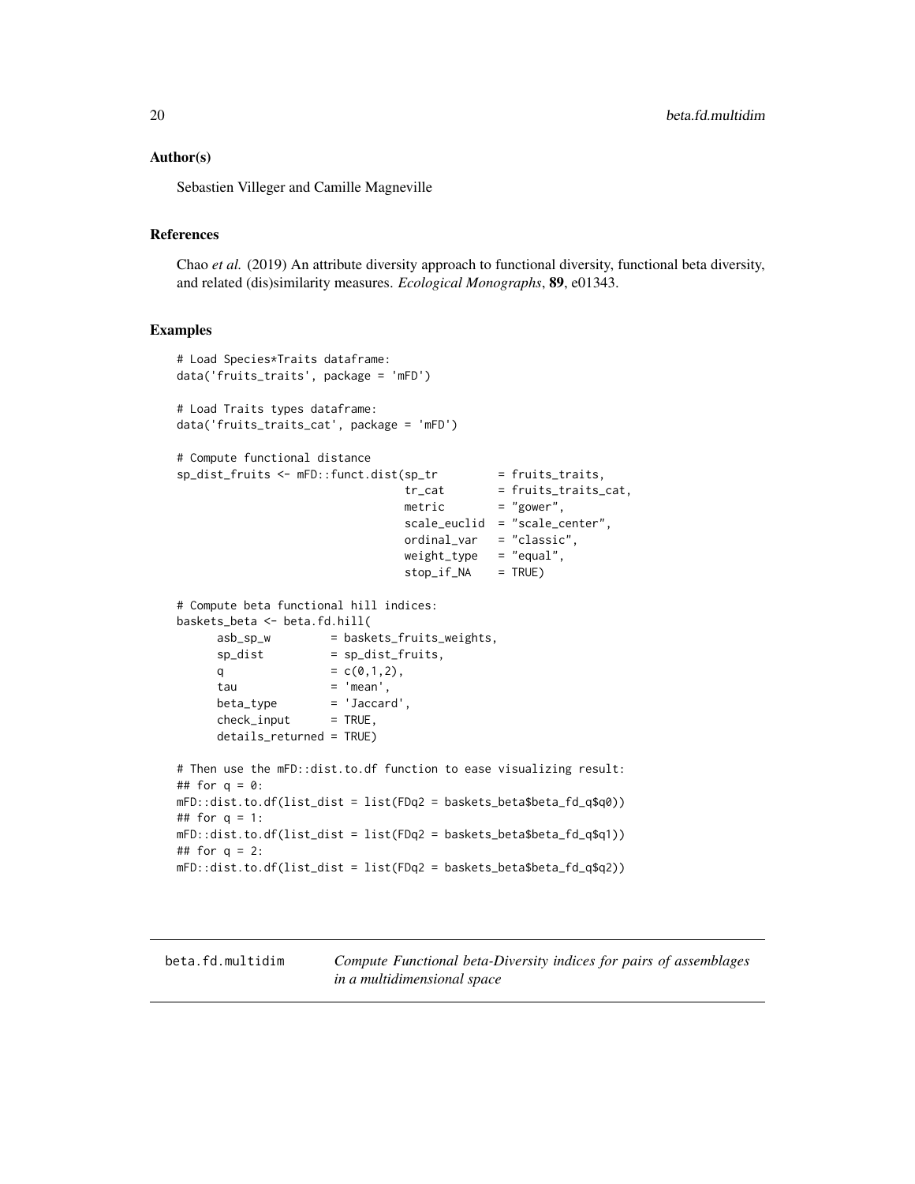### Author(s)

Sebastien Villeger and Camille Magneville

### References

Chao *et al.* (2019) An attribute diversity approach to functional diversity, functional beta diversity, and related (dis)similarity measures. *Ecological Monographs*, **89**, e01343.

### Examples

```
# Load Species*Traits dataframe:
data('fruits_traits', package = 'mFD')

# Load Traits types dataframe:
data('fruits_traits_cat', package = 'mFD')

# Compute functional distance
sp_dist_fruits <- mFD::funct.dist(sp_tr         = fruits_traits,
                                  tr_cat        = fruits_traits_cat,
                                  metric        = "gower",
                                  scale_euclid  = "scale_center",
                                  ordinal_var   = "classic",
                                  weight_type   = "equal",
                                  stop_if_NA    = TRUE)

# Compute beta functional hill indices:
baskets_beta <- beta.fd.hill(
      asb_sp_w         = baskets_fruits_weights,
      sp_dist          = sp_dist_fruits,
      q                = c(0,1,2),
      tau              = 'mean',
      beta_type        = 'Jaccard',
      check_input      = TRUE,
      details_returned = TRUE)

# Then use the mFD::dist.to.df function to ease visualizing result:
## for q = 0:
mFD::dist.to.df(list_dist = list(FDq2 = baskets_beta$beta_fd_q$q0))
## for q = 1:
mFD::dist.to.df(list_dist = list(FDq2 = baskets_beta$beta_fd_q$q1))
## for q = 2:
mFD::dist.to.df(list_dist = list(FDq2 = baskets_beta$beta_fd_q$q2))
```

---

## beta.fd.multidim *Compute Functional beta-Diversity indices for pairs of assemblages in a multidimensional space*

---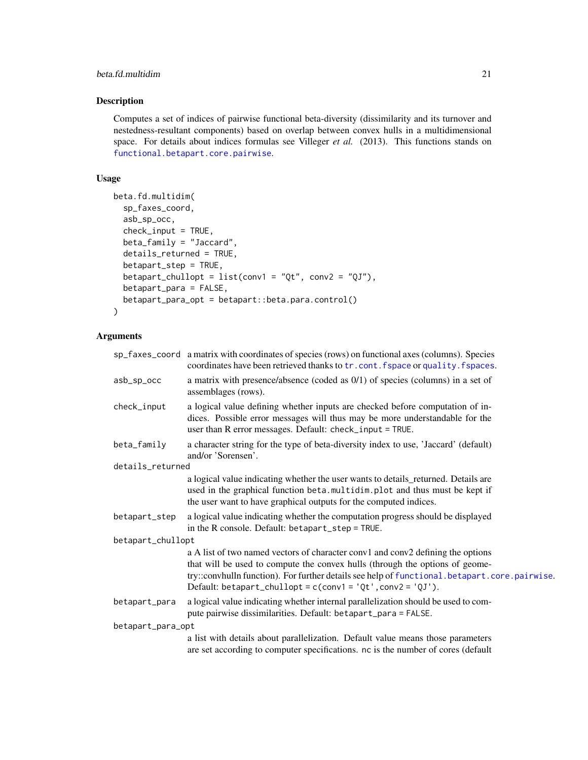## Description

Computes a set of indices of pairwise functional beta-diversity (dissimilarity and its turnover and nestedness-resultant components) based on overlap between convex hulls in a multidimensional space. For details about indices formulas see Villeger *et al.* (2013). This functions stands on functional.betapart.core.pairwise.

## Usage

```
beta.fd.multidim(
  sp_faxes_coord,
  asb_sp_occ,
  check_input = TRUE,
  beta_family = "Jaccard",
  details_returned = TRUE,
  betapart_step = TRUE,
  betapart_chullopt = list(conv1 = "Qt", conv2 = "QJ"),
  betapart_para = FALSE,
  betapart_para_opt = betapart::beta.para.control()
)
```

## Arguments

| Argument | Description |
|---|---|
| `sp_faxes_coord` | a matrix with coordinates of species (rows) on functional axes (columns). Species coordinates have been retrieved thanks to `tr.cont.fspace` or `quality.fspaces`. |
| `asb_sp_occ` | a matrix with presence/absence (coded as 0/1) of species (columns) in a set of assemblages (rows). |
| `check_input` | a logical value defining whether inputs are checked before computation of indices. Possible error messages will thus may be more understandable for the user than R error messages. Default: `check_input = TRUE`. |
| `beta_family` | a character string for the type of beta-diversity index to use, 'Jaccard' (default) and/or 'Sorensen'. |
| `details_returned` | a logical value indicating whether the user wants to details_returned. Details are used in the graphical function `beta.multidim.plot` and thus must be kept if the user want to have graphical outputs for the computed indices. |
| `betapart_step` | a logical value indicating whether the computation progress should be displayed in the R console. Default: `betapart_step = TRUE`. |
| `betapart_chullopt` | a A list of two named vectors of character conv1 and conv2 defining the options that will be used to compute the convex hulls (through the options of geometry::convhulln function). For further details see help of `functional.betapart.core.pairwise`. Default: `betapart_chullopt = c(conv1 = 'Qt', conv2 = 'QJ')`. |
| `betapart_para` | a logical value indicating whether internal parallelization should be used to compute pairwise dissimilarities. Default: `betapart_para = FALSE`. |
| `betapart_para_opt` | a list with details about parallelization. Default value means those parameters are set according to computer specifications. `nc` is the number of cores (default |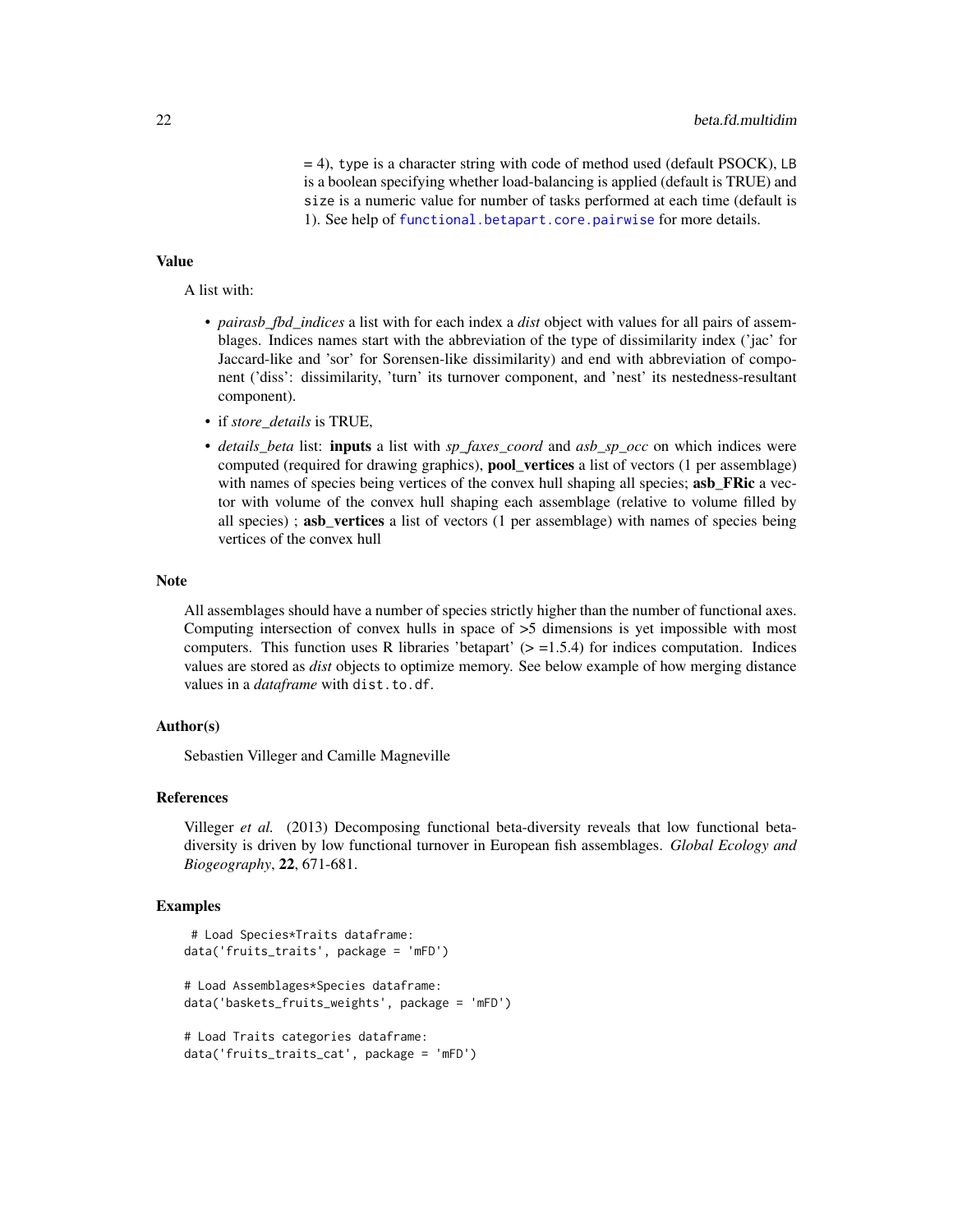= 4), `type` is a character string with code of method used (default PSOCK), `LB` is a boolean specifying whether load-balancing is applied (default is TRUE) and `size` is a numeric value for number of tasks performed at each time (default is 1). See help of `functional.betapart.core.pairwise` for more details.

## Value

A list with:

- *pairasb_fbd_indices* a list with for each index a *dist* object with values for all pairs of assemblages. Indices names start with the abbreviation of the type of dissimilarity index ('jac' for Jaccard-like and 'sor' for Sorensen-like dissimilarity) and end with abbreviation of component ('diss': dissimilarity, 'turn' its turnover component, and 'nest' its nestedness-resultant component).
- if *store_details* is TRUE,
- *details_beta* list: **inputs** a list with *sp_faxes_coord* and *asb_sp_occ* on which indices were computed (required for drawing graphics), **pool_vertices** a list of vectors (1 per assemblage) with names of species being vertices of the convex hull shaping all species; **asb_FRic** a vector with volume of the convex hull shaping each assemblage (relative to volume filled by all species) ; **asb_vertices** a list of vectors (1 per assemblage) with names of species being vertices of the convex hull

## Note

All assemblages should have a number of species strictly higher than the number of functional axes. Computing intersection of convex hulls in space of >5 dimensions is yet impossible with most computers. This function uses R libraries 'betapart' (> =1.5.4) for indices computation. Indices values are stored as *dist* objects to optimize memory. See below example of how merging distance values in a *dataframe* with `dist.to.df`.

## Author(s)

Sebastien Villeger and Camille Magneville

## References

Villeger *et al.* (2013) Decomposing functional beta-diversity reveals that low functional beta-diversity is driven by low functional turnover in European fish assemblages. *Global Ecology and Biogeography*, **22**, 671-681.

## Examples

```
 # Load Species*Traits dataframe:
data('fruits_traits', package = 'mFD')

# Load Assemblages*Species dataframe:
data('baskets_fruits_weights', package = 'mFD')

# Load Traits categories dataframe:
data('fruits_traits_cat', package = 'mFD')
```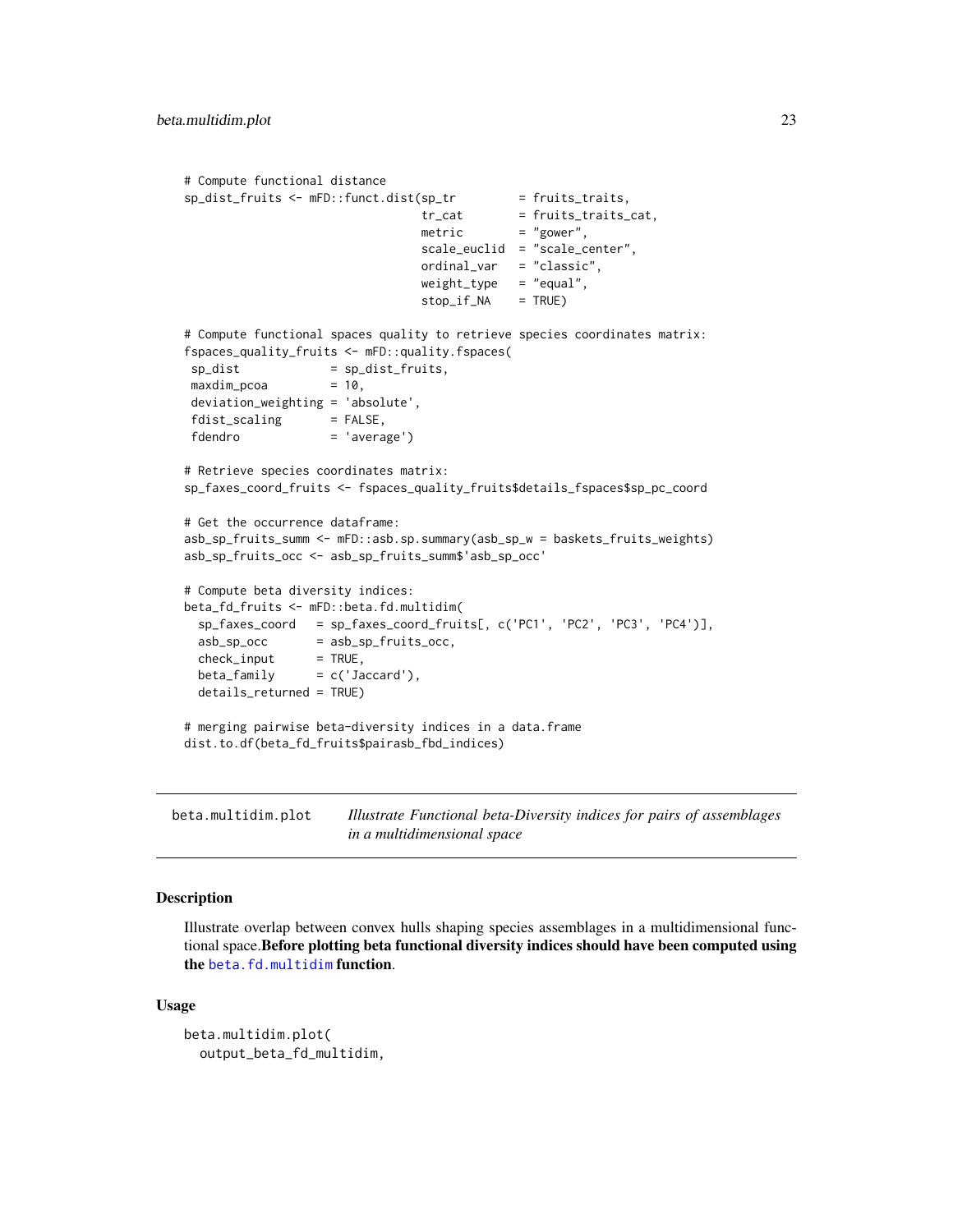```
# Compute functional distance
sp_dist_fruits <- mFD::funct.dist(sp_tr         = fruits_traits,
                                  tr_cat        = fruits_traits_cat,
                                  metric        = "gower",
                                  scale_euclid  = "scale_center",
                                  ordinal_var   = "classic",
                                  weight_type   = "equal",
                                  stop_if_NA    = TRUE)

# Compute functional spaces quality to retrieve species coordinates matrix:
fspaces_quality_fruits <- mFD::quality.fspaces(
 sp_dist             = sp_dist_fruits,
 maxdim_pcoa         = 10,
 deviation_weighting = 'absolute',
 fdist_scaling       = FALSE,
 fdendro             = 'average')

# Retrieve species coordinates matrix:
sp_faxes_coord_fruits <- fspaces_quality_fruits$details_fspaces$sp_pc_coord

# Get the occurrence dataframe:
asb_sp_fruits_summ <- mFD::asb.sp.summary(asb_sp_w = baskets_fruits_weights)
asb_sp_fruits_occ <- asb_sp_fruits_summ$'asb_sp_occ'

# Compute beta diversity indices:
beta_fd_fruits <- mFD::beta.fd.multidim(
  sp_faxes_coord   = sp_faxes_coord_fruits[, c('PC1', 'PC2', 'PC3', 'PC4')],
  asb_sp_occ       = asb_sp_fruits_occ,
  check_input      = TRUE,
  beta_family      = c('Jaccard'),
  details_returned = TRUE)

# merging pairwise beta-diversity indices in a data.frame
dist.to.df(beta_fd_fruits$pairasb_fbd_indices)
```

## beta.multidim.plot — *Illustrate Functional beta-Diversity indices for pairs of assemblages in a multidimensional space*

### Description

Illustrate overlap between convex hulls shaping species assemblages in a multidimensional functional space.**Before plotting beta functional diversity indices should have been computed using the `beta.fd.multidim` function**.

### Usage

```
beta.multidim.plot(
  output_beta_fd_multidim,
```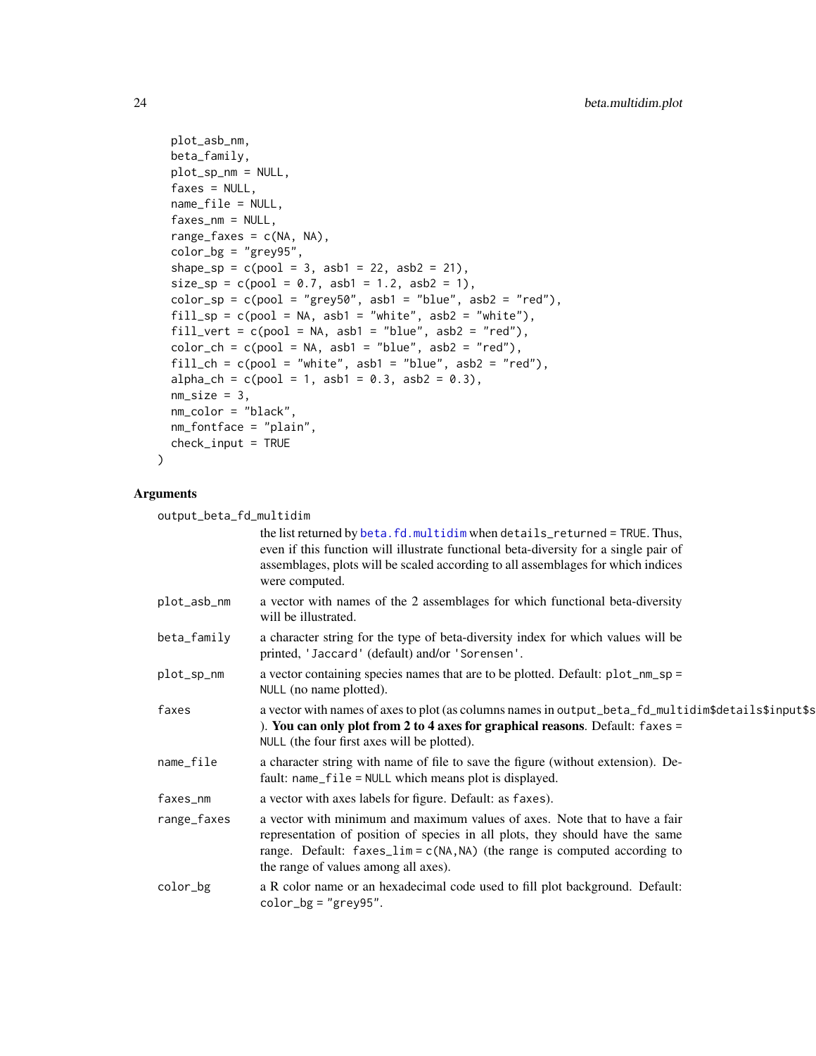```
  plot_asb_nm,
  beta_family,
  plot_sp_nm = NULL,
  faxes = NULL,
  name_file = NULL,
  faxes_nm = NULL,
  range_faxes = c(NA, NA),
  color_bg = "grey95",
  shape_sp = c(pool = 3, asb1 = 22, asb2 = 21),
  size_sp = c(pool = 0.7, asb1 = 1.2, asb2 = 1),
  color_sp = c(pool = "grey50", asb1 = "blue", asb2 = "red"),
  fill_sp = c(pool = NA, asb1 = "white", asb2 = "white"),
  fill_vert = c(pool = NA, asb1 = "blue", asb2 = "red"),
  color_ch = c(pool = NA, asb1 = "blue", asb2 = "red"),
  fill_ch = c(pool = "white", asb1 = "blue", asb2 = "red"),
  alpha_ch = c(pool = 1, asb1 = 0.3, asb2 = 0.3),
  nm_size = 3,
  nm_color = "black",
  nm_fontface = "plain",
  check_input = TRUE
)
```

## Arguments

**output_beta_fd_multidim**
the list returned by `beta.fd.multidim` when `details_returned = TRUE`. Thus, even if this function will illustrate functional beta-diversity for a single pair of assemblages, plots will be scaled according to all assemblages for which indices were computed.

**plot_asb_nm**
a vector with names of the 2 assemblages for which functional beta-diversity will be illustrated.

**beta_family**
a character string for the type of beta-diversity index for which values will be printed, `'Jaccard'` (default) and/or `'Sorensen'`.

**plot_sp_nm**
a vector containing species names that are to be plotted. Default: `plot_nm_sp = NULL` (no name plotted).

**faxes**
a vector with names of axes to plot (as columns names in `output_beta_fd_multidim$details$input$s` ). **You can only plot from 2 to 4 axes for graphical reasons**. Default: `faxes = NULL` (the four first axes will be plotted).

**name_file**
a character string with name of file to save the figure (without extension). Default: `name_file = NULL` which means plot is displayed.

**faxes_nm**
a vector with axes labels for figure. Default: as `faxes`).

**range_faxes**
a vector with minimum and maximum values of axes. Note that to have a fair representation of position of species in all plots, they should have the same range. Default: `faxes_lim = c(NA,NA)` (the range is computed according to the range of values among all axes).

**color_bg**
a R color name or an hexadecimal code used to fill plot background. Default: `color_bg = "grey95"`.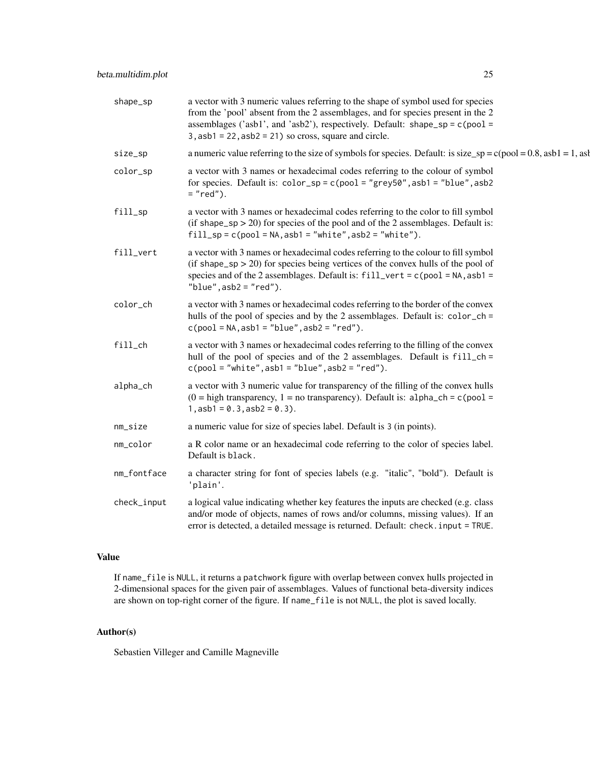| | |
|---|---|
| shape_sp | a vector with 3 numeric values referring to the shape of symbol used for species from the 'pool' absent from the 2 assemblages, and for species present in the 2 assemblages ('asb1', and 'asb2'), respectively. Default: `shape_sp = c(pool = 3, asb1 = 22, asb2 = 21)` so cross, square and circle. |
| size_sp | a numeric value referring to the size of symbols for species. Default: is size_sp = c(pool = 0.8, asb1 = 1, asb |
| color_sp | a vector with 3 names or hexadecimal codes referring to the colour of symbol for species. Default is: `color_sp = c(pool = "grey50", asb1 = "blue", asb2 = "red")`. |
| fill_sp | a vector with 3 names or hexadecimal codes referring to the color to fill symbol (if `shape_sp` > 20) for species of the pool and of the 2 assemblages. Default is: `fill_sp = c(pool = NA, asb1 = "white", asb2 = "white")`. |
| fill_vert | a vector with 3 names or hexadecimal codes referring to the colour to fill symbol (if `shape_sp` > 20) for species being vertices of the convex hulls of the pool of species and of the 2 assemblages. Default is: `fill_vert = c(pool = NA, asb1 = "blue", asb2 = "red")`. |
| color_ch | a vector with 3 names or hexadecimal codes referring to the border of the convex hulls of the pool of species and by the 2 assemblages. Default is: `color_ch = c(pool = NA, asb1 = "blue", asb2 = "red")`. |
| fill_ch | a vector with 3 names or hexadecimal codes referring to the filling of the convex hull of the pool of species and of the 2 assemblages. Default is `fill_ch = c(pool = "white", asb1 = "blue", asb2 = "red")`. |
| alpha_ch | a vector with 3 numeric value for transparency of the filling of the convex hulls (0 = high transparency, 1 = no transparency). Default is: `alpha_ch = c(pool = 1, asb1 = 0.3, asb2 = 0.3)`. |
| nm_size | a numeric value for size of species label. Default is `3` (in points). |
| nm_color | a R color name or an hexadecimal code referring to the color of species label. Default is `black`. |
| nm_fontface | a character string for font of species labels (e.g. "italic", "bold"). Default is `'plain'`. |
| check_input | a logical value indicating whether key features the inputs are checked (e.g. class and/or mode of objects, names of rows and/or columns, missing values). If an error is detected, a detailed message is returned. Default: `check.input = TRUE`. |

## Value

If `name_file` is `NULL`, it returns a `patchwork` figure with overlap between convex hulls projected in 2-dimensional spaces for the given pair of assemblages. Values of functional beta-diversity indices are shown on top-right corner of the figure. If `name_file` is not `NULL`, the plot is saved locally.

## Author(s)

Sebastien Villeger and Camille Magneville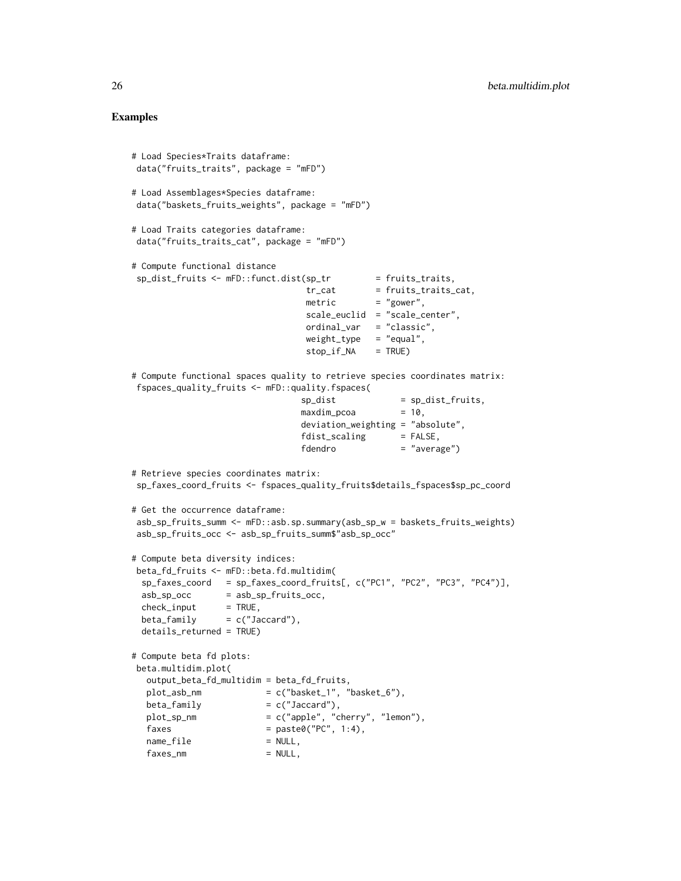## Examples

```
# Load Species*Traits dataframe:
 data("fruits_traits", package = "mFD")

# Load Assemblages*Species dataframe:
 data("baskets_fruits_weights", package = "mFD")

# Load Traits categories dataframe:
 data("fruits_traits_cat", package = "mFD")

# Compute functional distance
 sp_dist_fruits <- mFD::funct.dist(sp_tr         = fruits_traits,
                                  tr_cat        = fruits_traits_cat,
                                  metric        = "gower",
                                  scale_euclid  = "scale_center",
                                  ordinal_var   = "classic",
                                  weight_type   = "equal",
                                  stop_if_NA    = TRUE)

# Compute functional spaces quality to retrieve species coordinates matrix:
 fspaces_quality_fruits <- mFD::quality.fspaces(
                                 sp_dist             = sp_dist_fruits,
                                 maxdim_pcoa         = 10,
                                 deviation_weighting = "absolute",
                                 fdist_scaling       = FALSE,
                                 fdendro             = "average")

# Retrieve species coordinates matrix:
 sp_faxes_coord_fruits <- fspaces_quality_fruits$details_fspaces$sp_pc_coord

# Get the occurrence dataframe:
 asb_sp_fruits_summ <- mFD::asb.sp.summary(asb_sp_w = baskets_fruits_weights)
 asb_sp_fruits_occ <- asb_sp_fruits_summ$"asb_sp_occ"

# Compute beta diversity indices:
 beta_fd_fruits <- mFD::beta.fd.multidim(
  sp_faxes_coord   = sp_faxes_coord_fruits[, c("PC1", "PC2", "PC3", "PC4")],
  asb_sp_occ       = asb_sp_fruits_occ,
  check_input      = TRUE,
  beta_family      = c("Jaccard"),
  details_returned = TRUE)

# Compute beta fd plots:
 beta.multidim.plot(
   output_beta_fd_multidim = beta_fd_fruits,
   plot_asb_nm             = c("basket_1", "basket_6"),
   beta_family             = c("Jaccard"),
   plot_sp_nm              = c("apple", "cherry", "lemon"),
   faxes                   = paste0("PC", 1:4),
   name_file               = NULL,
   faxes_nm                = NULL,
```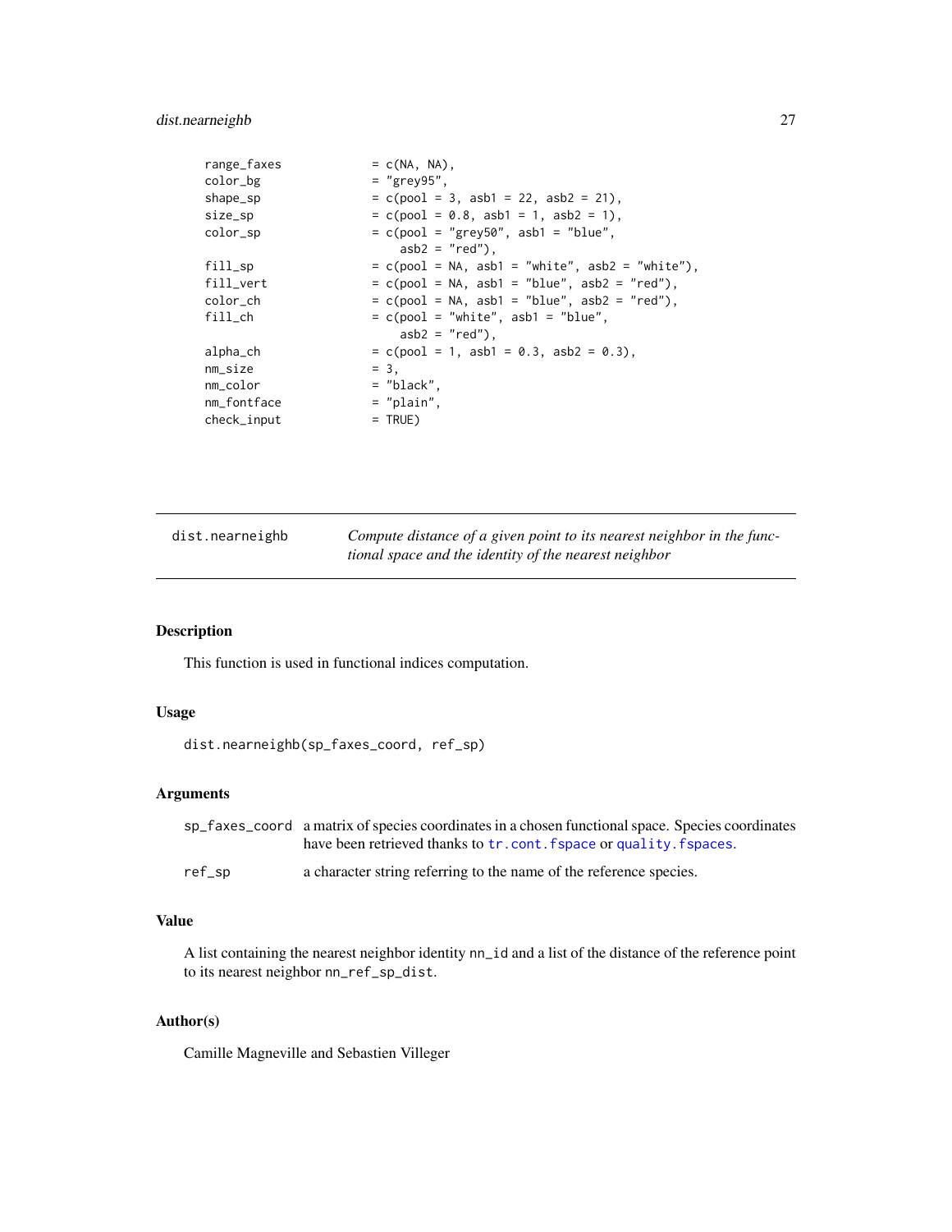```
range_faxes              = c(NA, NA),
color_bg                 = "grey95",
shape_sp                 = c(pool = 3, asb1 = 22, asb2 = 21),
size_sp                  = c(pool = 0.8, asb1 = 1, asb2 = 1),
color_sp                 = c(pool = "grey50", asb1 = "blue",
                             asb2 = "red"),
fill_sp                  = c(pool = NA, asb1 = "white", asb2 = "white"),
fill_vert                = c(pool = NA, asb1 = "blue", asb2 = "red"),
color_ch                 = c(pool = NA, asb1 = "blue", asb2 = "red"),
fill_ch                  = c(pool = "white", asb1 = "blue",
                             asb2 = "red"),
alpha_ch                 = c(pool = 1, asb1 = 0.3, asb2 = 0.3),
nm_size                  = 3,
nm_color                 = "black",
nm_fontface              = "plain",
check_input              = TRUE)
```

---

## dist.nearneighb

*Compute distance of a given point to its nearest neighbor in the functional space and the identity of the nearest neighbor*

---

### Description

This function is used in functional indices computation.

### Usage

```
dist.nearneighb(sp_faxes_coord, ref_sp)
```

### Arguments

| | |
|---|---|
| `sp_faxes_coord` | a matrix of species coordinates in a chosen functional space. Species coordinates have been retrieved thanks to `tr.cont.fspace` or `quality.fspaces`. |
| `ref_sp` | a character string referring to the name of the reference species. |

### Value

A list containing the nearest neighbor identity `nn_id` and a list of the distance of the reference point to its nearest neighbor `nn_ref_sp_dist`.

### Author(s)

Camille Magneville and Sebastien Villeger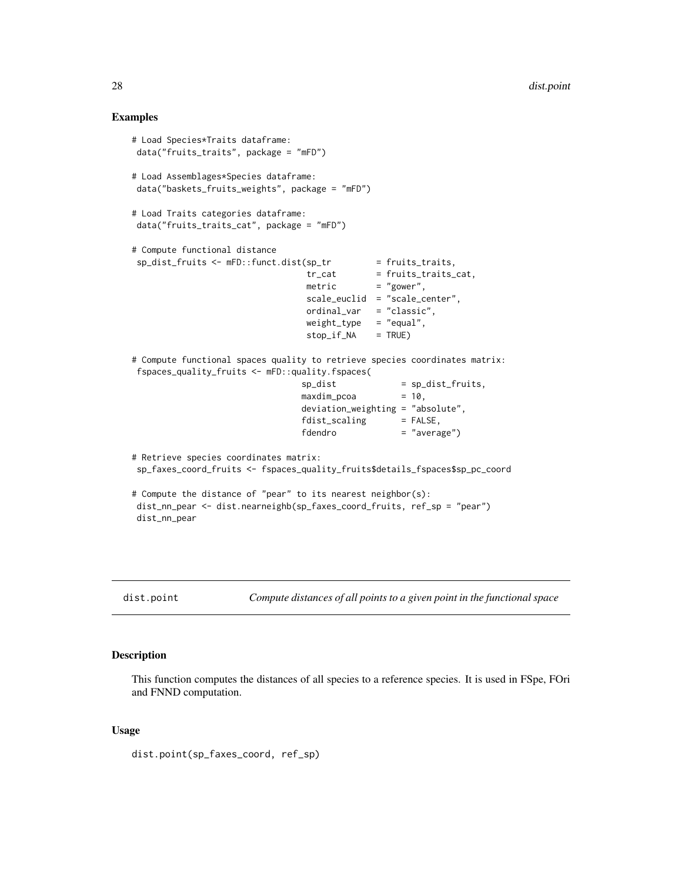## Examples

```
# Load Species*Traits dataframe:
 data("fruits_traits", package = "mFD")

# Load Assemblages*Species dataframe:
 data("baskets_fruits_weights", package = "mFD")

# Load Traits categories dataframe:
 data("fruits_traits_cat", package = "mFD")

# Compute functional distance
 sp_dist_fruits <- mFD::funct.dist(sp_tr         = fruits_traits,
                                  tr_cat        = fruits_traits_cat,
                                  metric        = "gower",
                                  scale_euclid  = "scale_center",
                                  ordinal_var   = "classic",
                                  weight_type   = "equal",
                                  stop_if_NA    = TRUE)

# Compute functional spaces quality to retrieve species coordinates matrix:
 fspaces_quality_fruits <- mFD::quality.fspaces(
                                 sp_dist             = sp_dist_fruits,
                                 maxdim_pcoa         = 10,
                                 deviation_weighting = "absolute",
                                 fdist_scaling       = FALSE,
                                 fdendro             = "average")

# Retrieve species coordinates matrix:
 sp_faxes_coord_fruits <- fspaces_quality_fruits$details_fspaces$sp_pc_coord

# Compute the distance of "pear" to its nearest neighbor(s):
 dist_nn_pear <- dist.nearneighb(sp_faxes_coord_fruits, ref_sp = "pear")
 dist_nn_pear
```

---

# dist.point — *Compute distances of all points to a given point in the functional space*

---

## Description

This function computes the distances of all species to a reference species. It is used in FSpe, FOri and FNND computation.

## Usage

```
dist.point(sp_faxes_coord, ref_sp)
```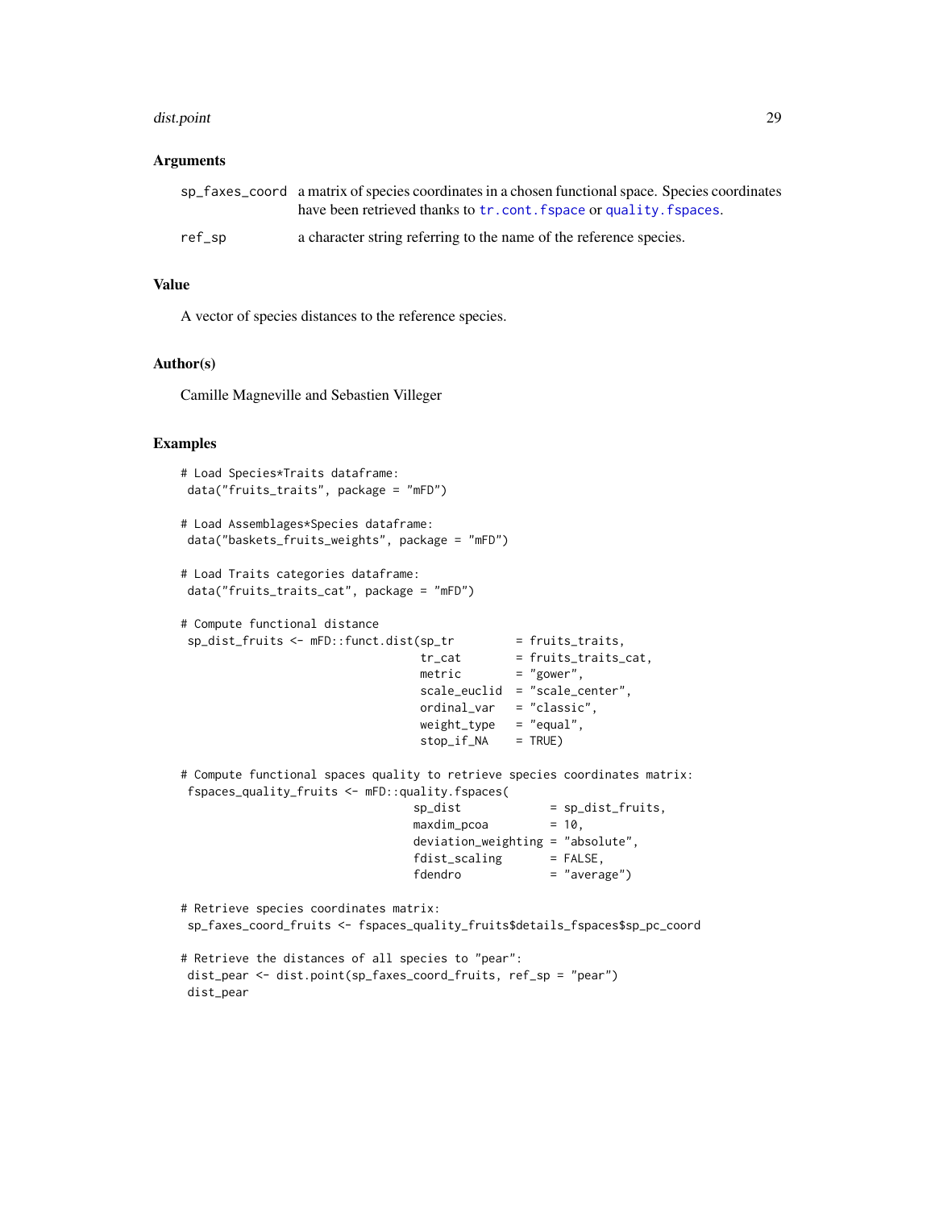## Arguments

| | |
|---|---|
| `sp_faxes_coord` | a matrix of species coordinates in a chosen functional space. Species coordinates have been retrieved thanks to `tr.cont.fspace` or `quality.fspaces`. |
| `ref_sp` | a character string referring to the name of the reference species. |

## Value

A vector of species distances to the reference species.

## Author(s)

Camille Magneville and Sebastien Villeger

## Examples

```
# Load Species*Traits dataframe:
 data("fruits_traits", package = "mFD")

# Load Assemblages*Species dataframe:
 data("baskets_fruits_weights", package = "mFD")

# Load Traits categories dataframe:
 data("fruits_traits_cat", package = "mFD")

# Compute functional distance
 sp_dist_fruits <- mFD::funct.dist(sp_tr         = fruits_traits,
                                   tr_cat        = fruits_traits_cat,
                                   metric        = "gower",
                                   scale_euclid  = "scale_center",
                                   ordinal_var   = "classic",
                                   weight_type   = "equal",
                                   stop_if_NA    = TRUE)

# Compute functional spaces quality to retrieve species coordinates matrix:
 fspaces_quality_fruits <- mFD::quality.fspaces(
                                  sp_dist             = sp_dist_fruits,
                                  maxdim_pcoa         = 10,
                                  deviation_weighting = "absolute",
                                  fdist_scaling       = FALSE,
                                  fdendro             = "average")

# Retrieve species coordinates matrix:
 sp_faxes_coord_fruits <- fspaces_quality_fruits$details_fspaces$sp_pc_coord

# Retrieve the distances of all species to "pear":
 dist_pear <- dist.point(sp_faxes_coord_fruits, ref_sp = "pear")
 dist_pear
```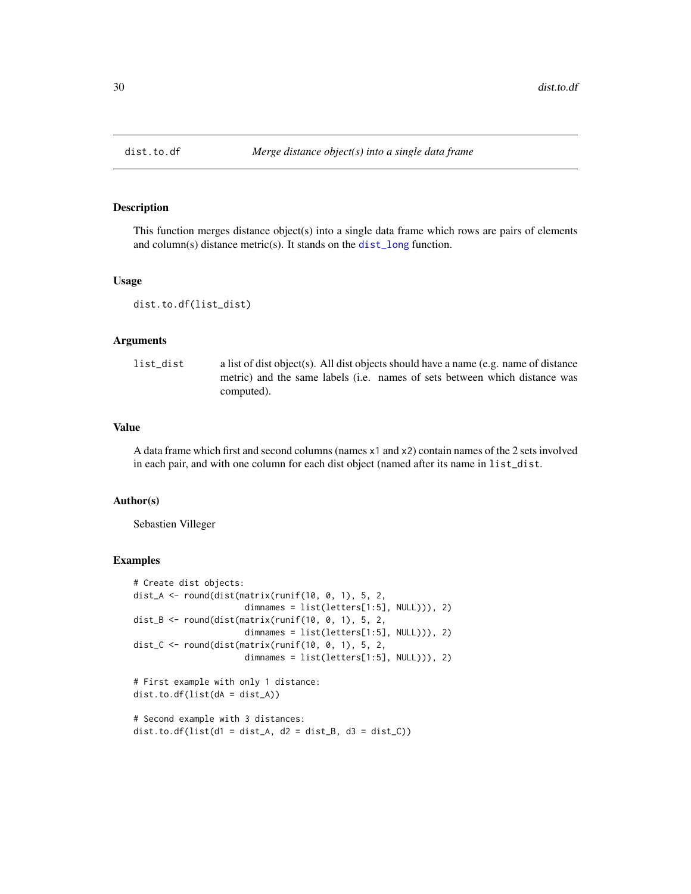# dist.to.df — *Merge distance object(s) into a single data frame*

## Description

This function merges distance object(s) into a single data frame which rows are pairs of elements and column(s) distance metric(s). It stands on the dist_long function.

## Usage

```
dist.to.df(list_dist)
```

## Arguments

| | |
|---|---|
| list_dist | a list of dist object(s). All dist objects should have a name (e.g. name of distance metric) and the same labels (i.e. names of sets between which distance was computed). |

## Value

A data frame which first and second columns (names x1 and x2) contain names of the 2 sets involved in each pair, and with one column for each dist object (named after its name in list_dist.

## Author(s)

Sebastien Villeger

## Examples

```
# Create dist objects:
dist_A <- round(dist(matrix(runif(10, 0, 1), 5, 2,
                    dimnames = list(letters[1:5], NULL))), 2)
dist_B <- round(dist(matrix(runif(10, 0, 1), 5, 2,
                    dimnames = list(letters[1:5], NULL))), 2)
dist_C <- round(dist(matrix(runif(10, 0, 1), 5, 2,
                    dimnames = list(letters[1:5], NULL))), 2)

# First example with only 1 distance:
dist.to.df(list(dA = dist_A))

# Second example with 3 distances:
dist.to.df(list(d1 = dist_A, d2 = dist_B, d3 = dist_C))
```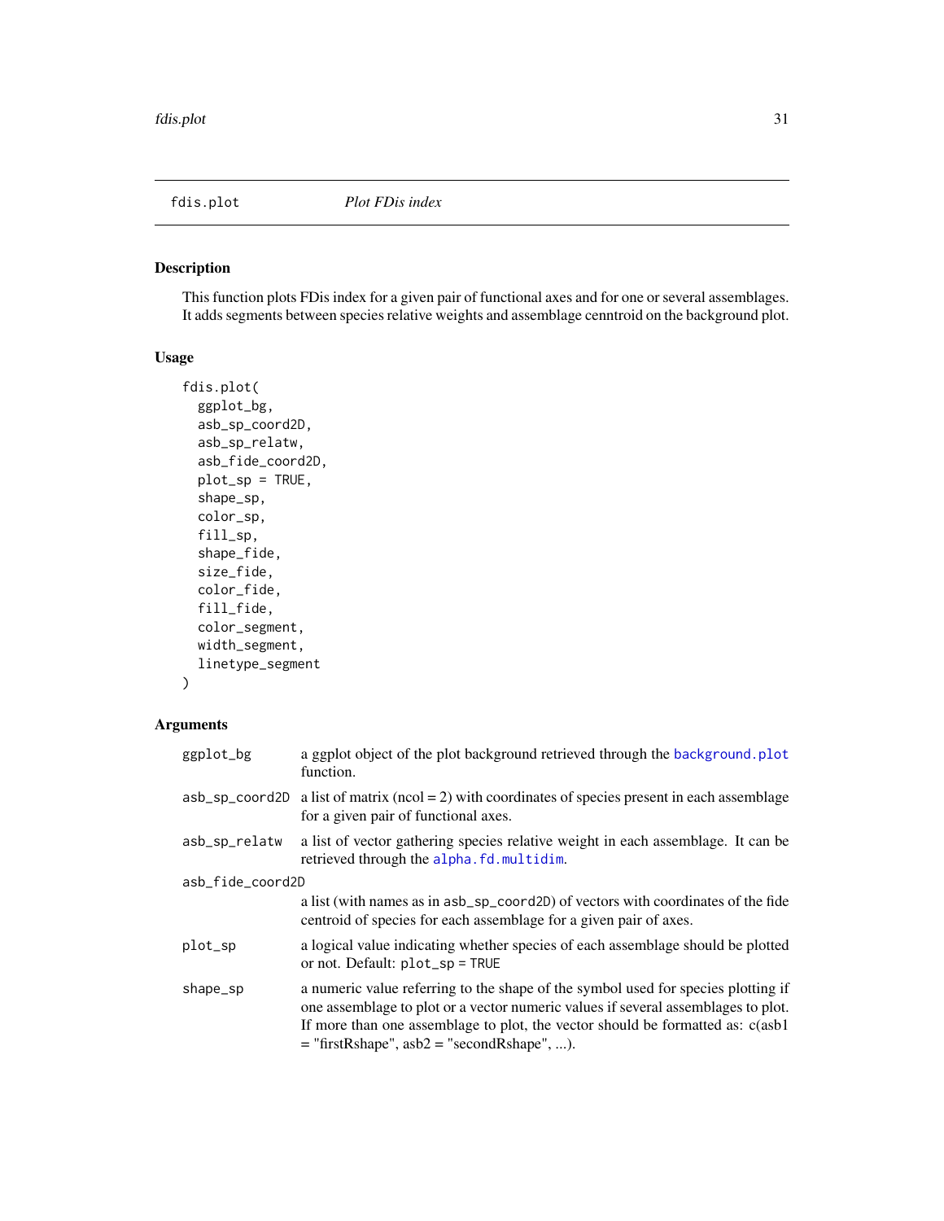fdis.plot *Plot FDis index*

## Description

This function plots FDis index for a given pair of functional axes and for one or several assemblages. It adds segments between species relative weights and assemblage cenntroid on the background plot.

## Usage

```
fdis.plot(
  ggplot_bg,
  asb_sp_coord2D,
  asb_sp_relatw,
  asb_fide_coord2D,
  plot_sp = TRUE,
  shape_sp,
  color_sp,
  fill_sp,
  shape_fide,
  size_fide,
  color_fide,
  fill_fide,
  color_segment,
  width_segment,
  linetype_segment
)
```

## Arguments

| | |
|---|---|
| ggplot_bg | a ggplot object of the plot background retrieved through the background.plot function. |
| asb_sp_coord2D | a list of matrix (ncol = 2) with coordinates of species present in each assemblage for a given pair of functional axes. |
| asb_sp_relatw | a list of vector gathering species relative weight in each assemblage. It can be retrieved through the alpha.fd.multidim. |
| asb_fide_coord2D | a list (with names as in asb_sp_coord2D) of vectors with coordinates of the fide centroid of species for each assemblage for a given pair of axes. |
| plot_sp | a logical value indicating whether species of each assemblage should be plotted or not. Default: plot_sp = TRUE |
| shape_sp | a numeric value referring to the shape of the symbol used for species plotting if one assemblage to plot or a vector numeric values if several assemblages to plot. If more than one assemblage to plot, the vector should be formatted as: c(asb1 = "firstRshape", asb2 = "secondRshape", ...). |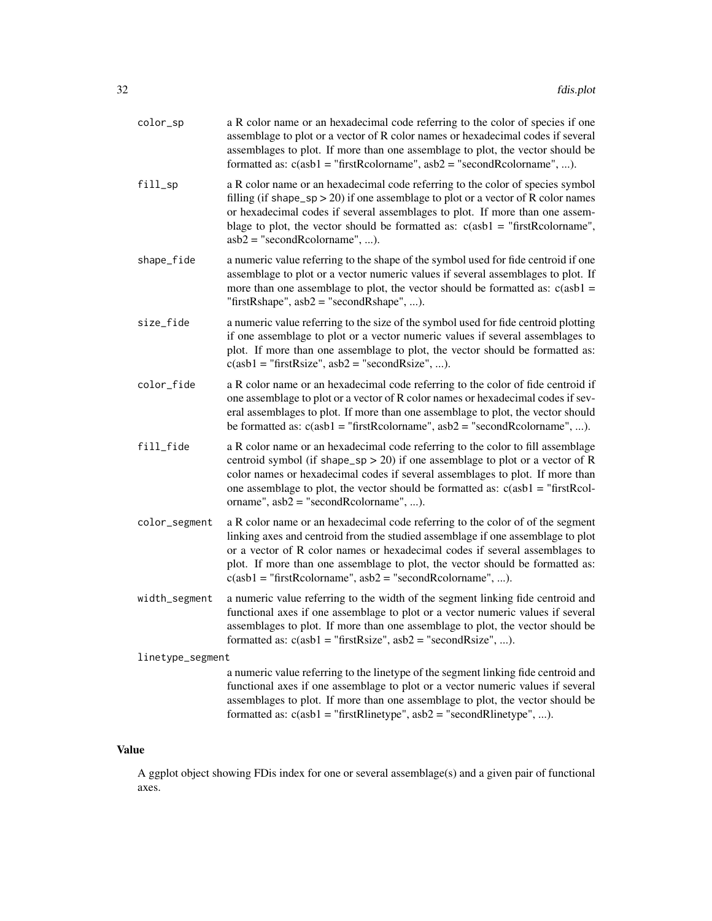color_sp
: a R color name or an hexadecimal code referring to the color of species if one assemblage to plot or a vector of R color names or hexadecimal codes if several assemblages to plot. If more than one assemblage to plot, the vector should be formatted as: c(asb1 = "firstRcolorname", asb2 = "secondRcolorname", ...).

fill_sp
: a R color name or an hexadecimal code referring to the color of species symbol filling (if shape_sp > 20) if one assemblage to plot or a vector of R color names or hexadecimal codes if several assemblages to plot. If more than one assemblage to plot, the vector should be formatted as: c(asb1 = "firstRcolorname", asb2 = "secondRcolorname", ...).

shape_fide
: a numeric value referring to the shape of the symbol used for fide centroid if one assemblage to plot or a vector numeric values if several assemblages to plot. If more than one assemblage to plot, the vector should be formatted as: c(asb1 = "firstRshape", asb2 = "secondRshape", ...).

size_fide
: a numeric value referring to the size of the symbol used for fide centroid plotting if one assemblage to plot or a vector numeric values if several assemblages to plot. If more than one assemblage to plot, the vector should be formatted as: c(asb1 = "firstRsize", asb2 = "secondRsize", ...).

color_fide
: a R color name or an hexadecimal code referring to the color of fide centroid if one assemblage to plot or a vector of R color names or hexadecimal codes if several assemblages to plot. If more than one assemblage to plot, the vector should be formatted as: c(asb1 = "firstRcolorname", asb2 = "secondRcolorname", ...).

fill_fide
: a R color name or an hexadecimal code referring to the color to fill assemblage centroid symbol (if shape_sp > 20) if one assemblage to plot or a vector of R color names or hexadecimal codes if several assemblages to plot. If more than one assemblage to plot, the vector should be formatted as: c(asb1 = "firstRcolorname", asb2 = "secondRcolorname", ...).

color_segment
: a R color name or an hexadecimal code referring to the color of of the segment linking axes and centroid from the studied assemblage if one assemblage to plot or a vector of R color names or hexadecimal codes if several assemblages to plot. If more than one assemblage to plot, the vector should be formatted as: c(asb1 = "firstRcolorname", asb2 = "secondRcolorname", ...).

width_segment
: a numeric value referring to the width of the segment linking fide centroid and functional axes if one assemblage to plot or a vector numeric values if several assemblages to plot. If more than one assemblage to plot, the vector should be formatted as: c(asb1 = "firstRsize", asb2 = "secondRsize", ...).

linetype_segment
: a numeric value referring to the linetype of the segment linking fide centroid and functional axes if one assemblage to plot or a vector numeric values if several assemblages to plot. If more than one assemblage to plot, the vector should be formatted as: c(asb1 = "firstRlinetype", asb2 = "secondRlinetype", ...).

## Value

A ggplot object showing FDis index for one or several assemblage(s) and a given pair of functional axes.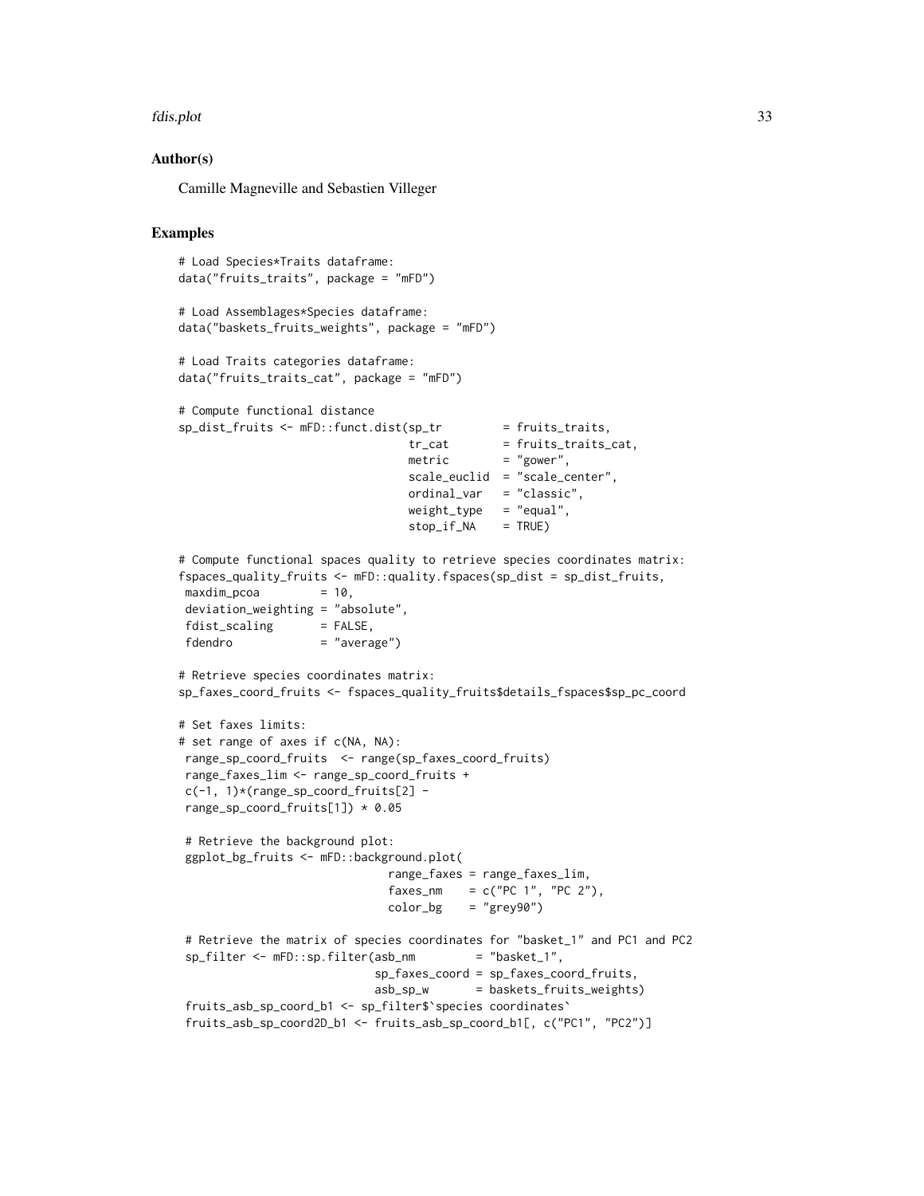## Author(s)

Camille Magneville and Sebastien Villeger

## Examples

```
# Load Species*Traits dataframe:
data("fruits_traits", package = "mFD")

# Load Assemblages*Species dataframe:
data("baskets_fruits_weights", package = "mFD")

# Load Traits categories dataframe:
data("fruits_traits_cat", package = "mFD")

# Compute functional distance
sp_dist_fruits <- mFD::funct.dist(sp_tr         = fruits_traits,
                                  tr_cat        = fruits_traits_cat,
                                  metric        = "gower",
                                  scale_euclid  = "scale_center",
                                  ordinal_var   = "classic",
                                  weight_type   = "equal",
                                  stop_if_NA    = TRUE)

# Compute functional spaces quality to retrieve species coordinates matrix:
fspaces_quality_fruits <- mFD::quality.fspaces(sp_dist = sp_dist_fruits,
 maxdim_pcoa         = 10,
 deviation_weighting = "absolute",
 fdist_scaling       = FALSE,
 fdendro             = "average")

# Retrieve species coordinates matrix:
sp_faxes_coord_fruits <- fspaces_quality_fruits$details_fspaces$sp_pc_coord

# Set faxes limits:
# set range of axes if c(NA, NA):
 range_sp_coord_fruits  <- range(sp_faxes_coord_fruits)
 range_faxes_lim <- range_sp_coord_fruits +
 c(-1, 1)*(range_sp_coord_fruits[2] -
 range_sp_coord_fruits[1]) * 0.05

 # Retrieve the background plot:
 ggplot_bg_fruits <- mFD::background.plot(
                               range_faxes = range_faxes_lim,
                               faxes_nm    = c("PC 1", "PC 2"),
                               color_bg    = "grey90")

 # Retrieve the matrix of species coordinates for "basket_1" and PC1 and PC2
 sp_filter <- mFD::sp.filter(asb_nm         = "basket_1",
                             sp_faxes_coord = sp_faxes_coord_fruits,
                             asb_sp_w       = baskets_fruits_weights)
 fruits_asb_sp_coord_b1 <- sp_filter$`species coordinates`
 fruits_asb_sp_coord2D_b1 <- fruits_asb_sp_coord_b1[, c("PC1", "PC2")]
```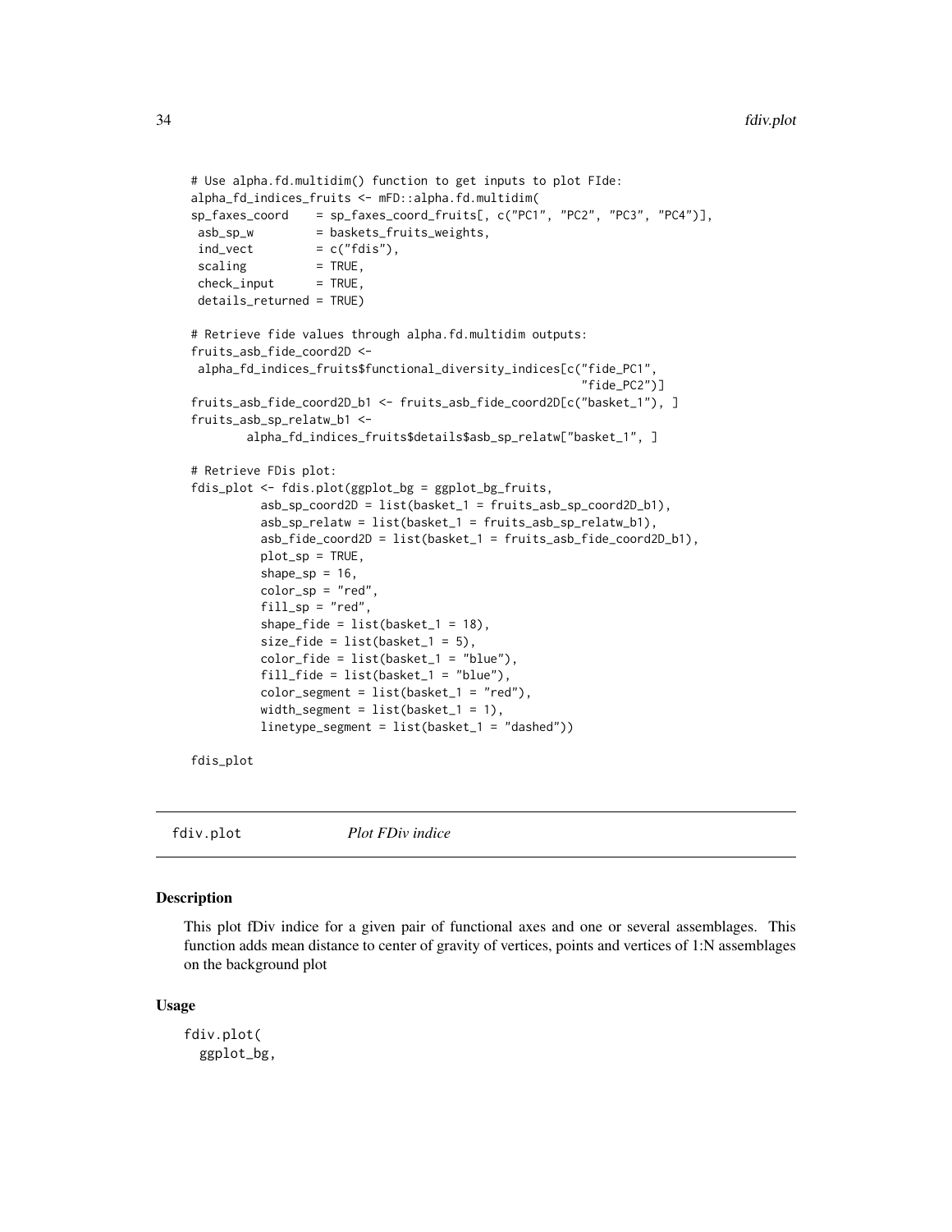```
# Use alpha.fd.multidim() function to get inputs to plot FIde:
alpha_fd_indices_fruits <- mFD::alpha.fd.multidim(
sp_faxes_coord    = sp_faxes_coord_fruits[, c("PC1", "PC2", "PC3", "PC4")],
 asb_sp_w         = baskets_fruits_weights,
 ind_vect         = c("fdis"),
 scaling          = TRUE,
 check_input      = TRUE,
 details_returned = TRUE)

# Retrieve fide values through alpha.fd.multidim outputs:
fruits_asb_fide_coord2D <-
 alpha_fd_indices_fruits$functional_diversity_indices[c("fide_PC1",
                                                         "fide_PC2")]
fruits_asb_fide_coord2D_b1 <- fruits_asb_fide_coord2D[c("basket_1"), ]
fruits_asb_sp_relatw_b1 <-
        alpha_fd_indices_fruits$details$asb_sp_relatw["basket_1", ]

# Retrieve FDis plot:
fdis_plot <- fdis.plot(ggplot_bg = ggplot_bg_fruits,
          asb_sp_coord2D = list(basket_1 = fruits_asb_sp_coord2D_b1),
          asb_sp_relatw = list(basket_1 = fruits_asb_sp_relatw_b1),
          asb_fide_coord2D = list(basket_1 = fruits_asb_fide_coord2D_b1),
          plot_sp = TRUE,
          shape_sp = 16,
          color_sp = "red",
          fill_sp = "red",
          shape_fide = list(basket_1 = 18),
          size_fide = list(basket_1 = 5),
          color_fide = list(basket_1 = "blue"),
          fill_fide = list(basket_1 = "blue"),
          color_segment = list(basket_1 = "red"),
          width_segment = list(basket_1 = 1),
          linetype_segment = list(basket_1 = "dashed"))

fdis_plot
```

---

fdiv.plot *Plot FDiv indice*

---

## Description

This plot fDiv indice for a given pair of functional axes and one or several assemblages. This function adds mean distance to center of gravity of vertices, points and vertices of 1:N assemblages on the background plot

## Usage

```
fdiv.plot(
  ggplot_bg,
```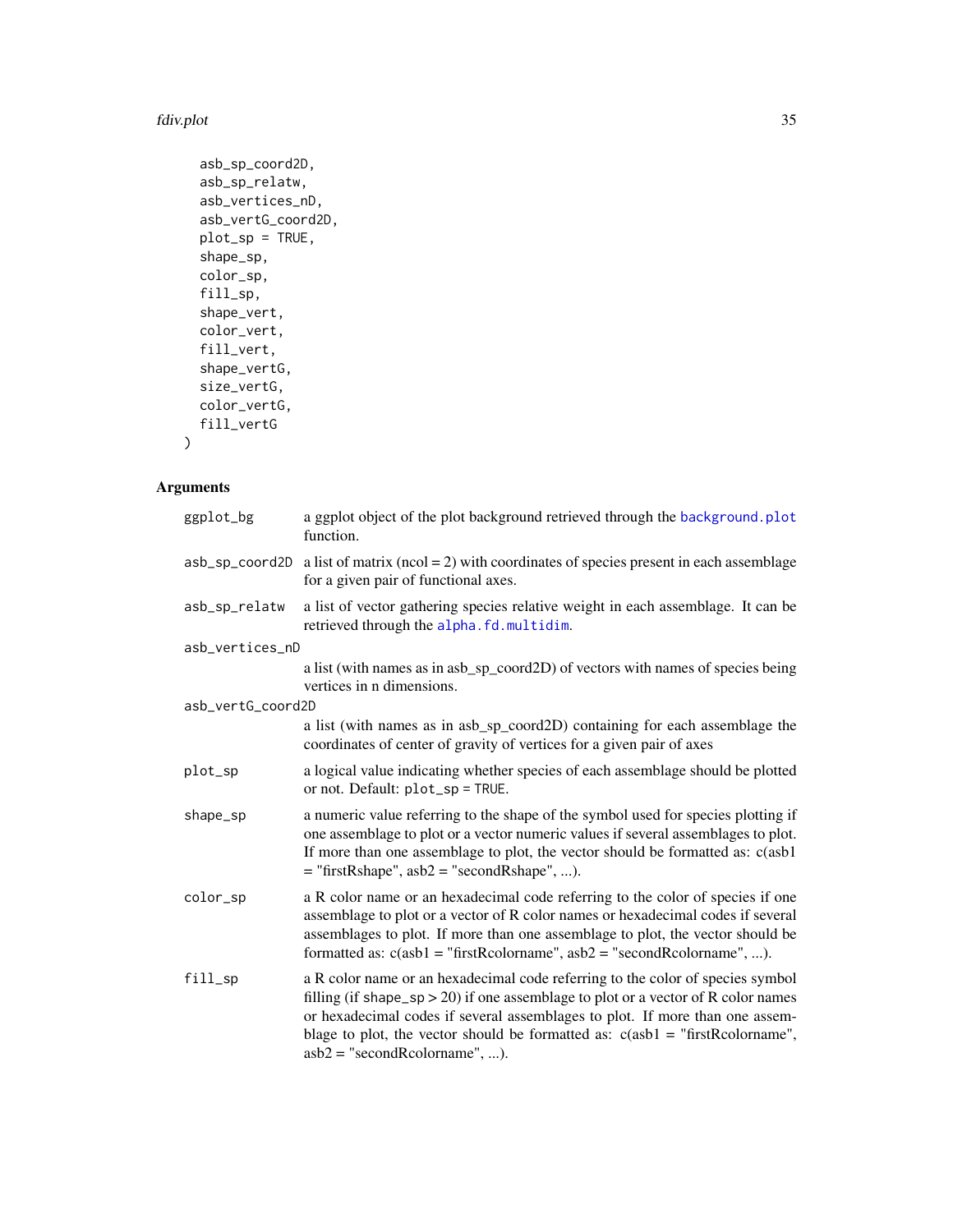```
  asb_sp_coord2D,
  asb_sp_relatw,
  asb_vertices_nD,
  asb_vertG_coord2D,
  plot_sp = TRUE,
  shape_sp,
  color_sp,
  fill_sp,
  shape_vert,
  color_vert,
  fill_vert,
  shape_vertG,
  size_vertG,
  color_vertG,
  fill_vertG
)
```

## Arguments

| | |
|---|---|
| `ggplot_bg` | a ggplot object of the plot background retrieved through the `background.plot` function. |
| `asb_sp_coord2D` | a list of matrix (ncol = 2) with coordinates of species present in each assemblage for a given pair of functional axes. |
| `asb_sp_relatw` | a list of vector gathering species relative weight in each assemblage. It can be retrieved through the `alpha.fd.multidim`. |
| `asb_vertices_nD` | a list (with names as in asb_sp_coord2D) of vectors with names of species being vertices in n dimensions. |
| `asb_vertG_coord2D` | a list (with names as in asb_sp_coord2D) containing for each assemblage the coordinates of center of gravity of vertices for a given pair of axes |
| `plot_sp` | a logical value indicating whether species of each assemblage should be plotted or not. Default: `plot_sp = TRUE`. |
| `shape_sp` | a numeric value referring to the shape of the symbol used for species plotting if one assemblage to plot or a vector numeric values if several assemblages to plot. If more than one assemblage to plot, the vector should be formatted as: c(asb1 = "firstRshape", asb2 = "secondRshape", ...). |
| `color_sp` | a R color name or an hexadecimal code referring to the color of species if one assemblage to plot or a vector of R color names or hexadecimal codes if several assemblages to plot. If more than one assemblage to plot, the vector should be formatted as: c(asb1 = "firstRcolorname", asb2 = "secondRcolorname", ...). |
| `fill_sp` | a R color name or an hexadecimal code referring to the color of species symbol filling (if `shape_sp` > 20) if one assemblage to plot or a vector of R color names or hexadecimal codes if several assemblages to plot. If more than one assemblage to plot, the vector should be formatted as: c(asb1 = "firstRcolorname", asb2 = "secondRcolorname", ...). |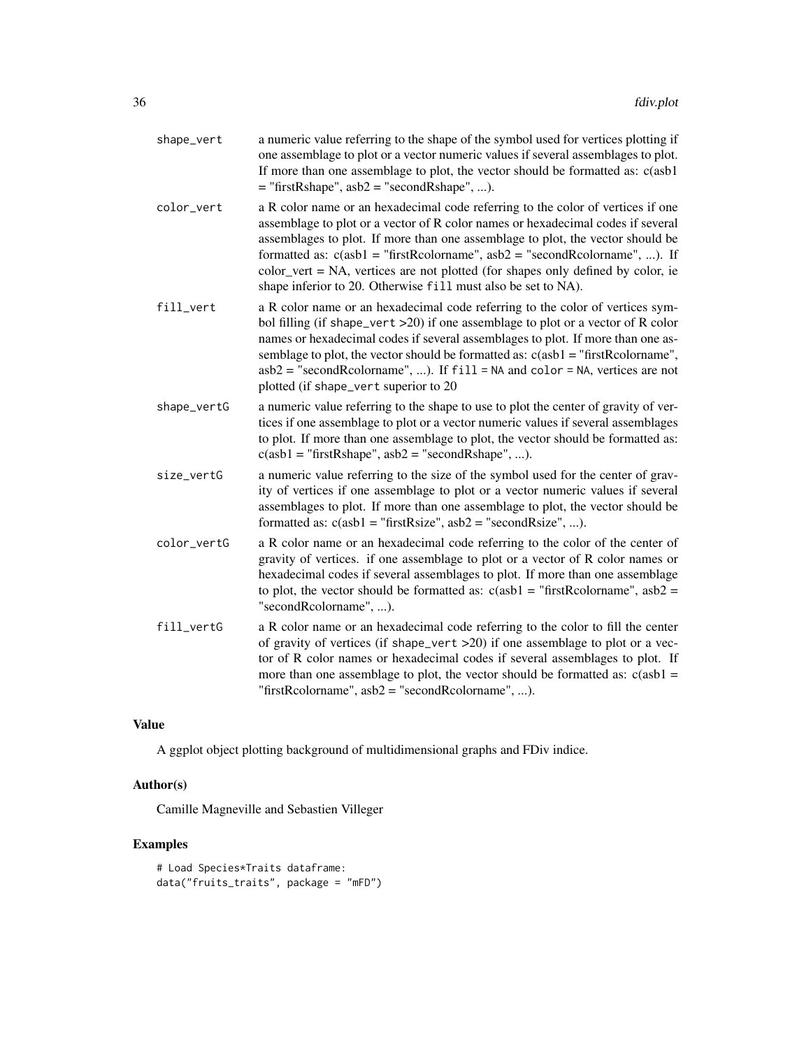shape_vert
: a numeric value referring to the shape of the symbol used for vertices plotting if one assemblage to plot or a vector numeric values if several assemblages to plot. If more than one assemblage to plot, the vector should be formatted as: c(asb1 = "firstRshape", asb2 = "secondRshape", ...).

color_vert
: a R color name or an hexadecimal code referring to the color of vertices if one assemblage to plot or a vector of R color names or hexadecimal codes if several assemblages to plot. If more than one assemblage to plot, the vector should be formatted as: c(asb1 = "firstRcolorname", asb2 = "secondRcolorname", ...). If color_vert = NA, vertices are not plotted (for shapes only defined by color, ie shape inferior to 20. Otherwise `fill` must also be set to NA).

fill_vert
: a R color name or an hexadecimal code referring to the color of vertices symbol filling (if `shape_vert` >20) if one assemblage to plot or a vector of R color names or hexadecimal codes if several assemblages to plot. If more than one assemblage to plot, the vector should be formatted as: c(asb1 = "firstRcolorname", asb2 = "secondRcolorname", ...). If `fill = NA` and `color = NA`, vertices are not plotted (if `shape_vert` superior to 20

shape_vertG
: a numeric value referring to the shape to use to plot the center of gravity of vertices if one assemblage to plot or a vector numeric values if several assemblages to plot. If more than one assemblage to plot, the vector should be formatted as: c(asb1 = "firstRshape", asb2 = "secondRshape", ...).

size_vertG
: a numeric value referring to the size of the symbol used for the center of gravity of vertices if one assemblage to plot or a vector numeric values if several assemblages to plot. If more than one assemblage to plot, the vector should be formatted as: c(asb1 = "firstRsize", asb2 = "secondRsize", ...).

color_vertG
: a R color name or an hexadecimal code referring to the color of the center of gravity of vertices. if one assemblage to plot or a vector of R color names or hexadecimal codes if several assemblages to plot. If more than one assemblage to plot, the vector should be formatted as: c(asb1 = "firstRcolorname", asb2 = "secondRcolorname", ...).

fill_vertG
: a R color name or an hexadecimal code referring to the color to fill the center of gravity of vertices (if `shape_vert` >20) if one assemblage to plot or a vector of R color names or hexadecimal codes if several assemblages to plot. If more than one assemblage to plot, the vector should be formatted as: c(asb1 = "firstRcolorname", asb2 = "secondRcolorname", ...).

## Value

A ggplot object plotting background of multidimensional graphs and FDiv indice.

## Author(s)

Camille Magneville and Sebastien Villeger

## Examples

```
# Load Species*Traits dataframe:
data("fruits_traits", package = "mFD")
```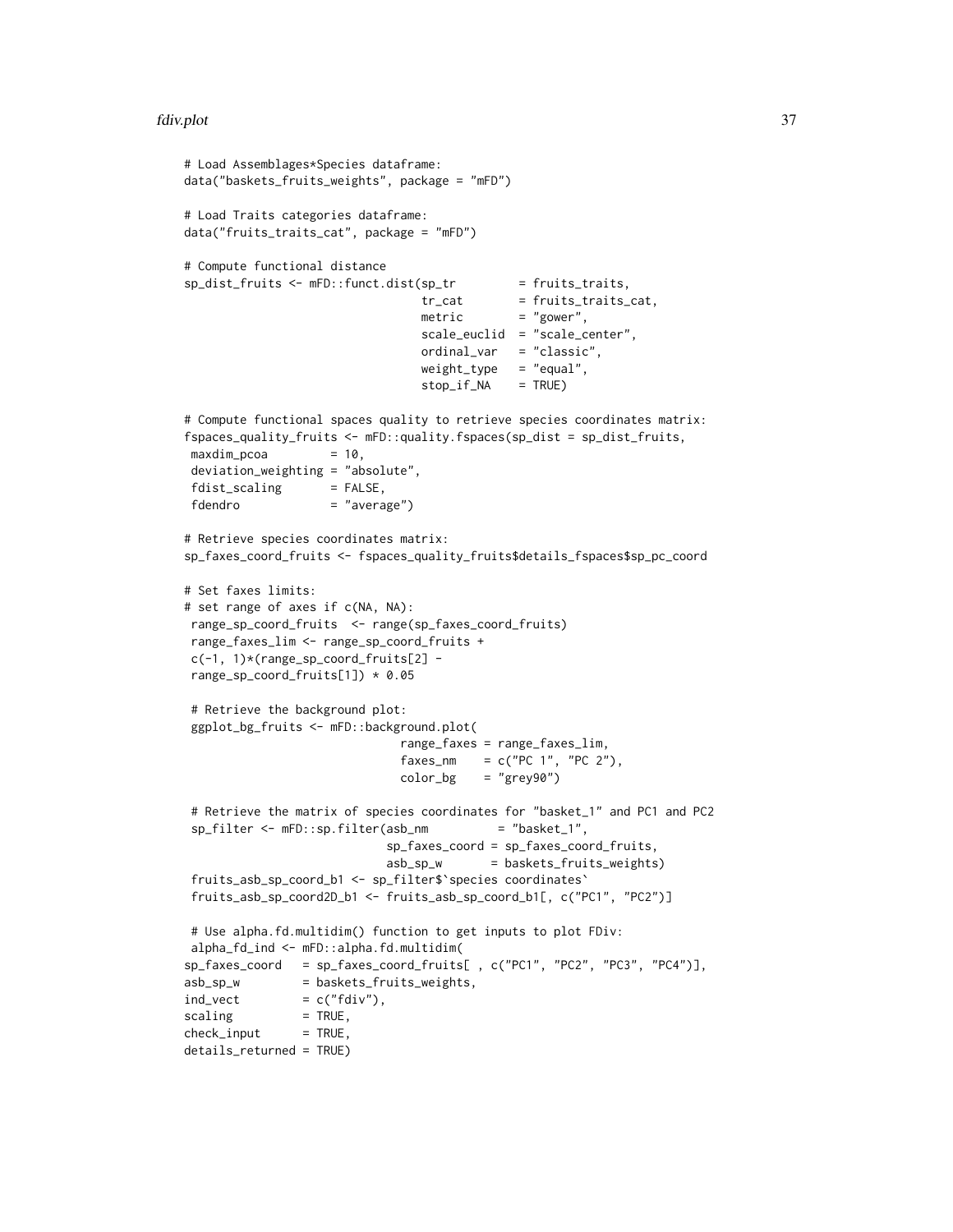```
# Load Assemblages*Species dataframe:
data("baskets_fruits_weights", package = "mFD")

# Load Traits categories dataframe:
data("fruits_traits_cat", package = "mFD")

# Compute functional distance
sp_dist_fruits <- mFD::funct.dist(sp_tr         = fruits_traits,
                                  tr_cat        = fruits_traits_cat,
                                  metric        = "gower",
                                  scale_euclid  = "scale_center",
                                  ordinal_var   = "classic",
                                  weight_type   = "equal",
                                  stop_if_NA    = TRUE)

# Compute functional spaces quality to retrieve species coordinates matrix:
fspaces_quality_fruits <- mFD::quality.fspaces(sp_dist = sp_dist_fruits,
 maxdim_pcoa         = 10,
 deviation_weighting = "absolute",
 fdist_scaling       = FALSE,
 fdendro             = "average")

# Retrieve species coordinates matrix:
sp_faxes_coord_fruits <- fspaces_quality_fruits$details_fspaces$sp_pc_coord

# Set faxes limits:
# set range of axes if c(NA, NA):
 range_sp_coord_fruits  <- range(sp_faxes_coord_fruits)
 range_faxes_lim <- range_sp_coord_fruits +
 c(-1, 1)*(range_sp_coord_fruits[2] -
 range_sp_coord_fruits[1]) * 0.05

 # Retrieve the background plot:
 ggplot_bg_fruits <- mFD::background.plot(
                               range_faxes = range_faxes_lim,
                               faxes_nm    = c("PC 1", "PC 2"),
                               color_bg    = "grey90")

 # Retrieve the matrix of species coordinates for "basket_1" and PC1 and PC2
 sp_filter <- mFD::sp.filter(asb_nm          = "basket_1",
                             sp_faxes_coord = sp_faxes_coord_fruits,
                             asb_sp_w       = baskets_fruits_weights)
 fruits_asb_sp_coord_b1 <- sp_filter$`species coordinates`
 fruits_asb_sp_coord2D_b1 <- fruits_asb_sp_coord_b1[, c("PC1", "PC2")]

 # Use alpha.fd.multidim() function to get inputs to plot FDiv:
 alpha_fd_ind <- mFD::alpha.fd.multidim(
sp_faxes_coord   = sp_faxes_coord_fruits[ , c("PC1", "PC2", "PC3", "PC4")],
asb_sp_w         = baskets_fruits_weights,
ind_vect         = c("fdiv"),
scaling          = TRUE,
check_input      = TRUE,
details_returned = TRUE)
```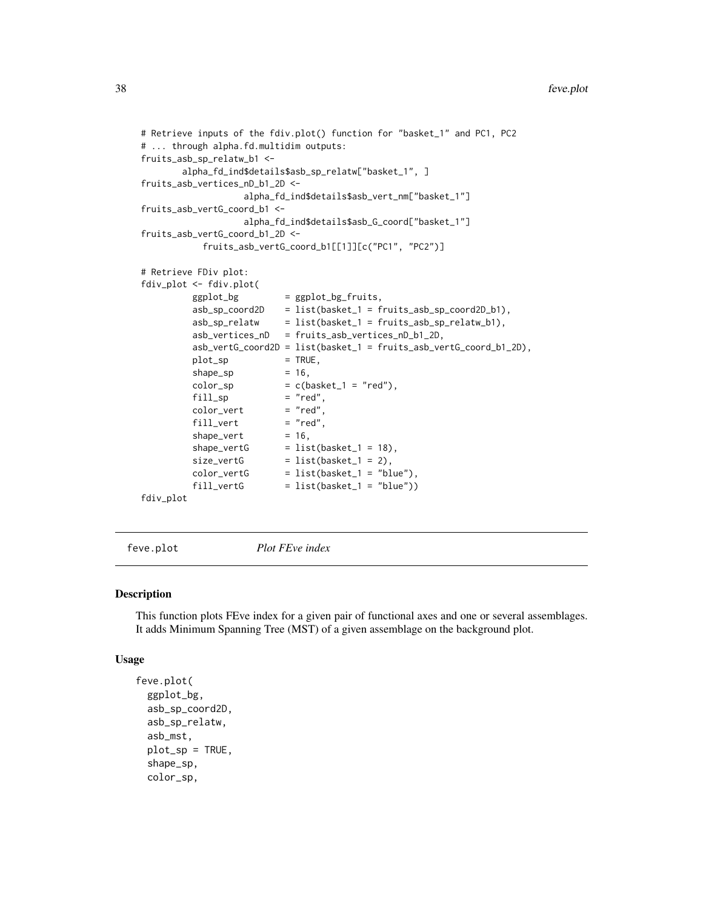```
# Retrieve inputs of the fdiv.plot() function for "basket_1" and PC1, PC2
# ... through alpha.fd.multidim outputs:
fruits_asb_sp_relatw_b1 <-
        alpha_fd_ind$details$asb_sp_relatw["basket_1", ]
fruits_asb_vertices_nD_b1_2D <-
                    alpha_fd_ind$details$asb_vert_nm["basket_1"]
fruits_asb_vertG_coord_b1 <-
                    alpha_fd_ind$details$asb_G_coord["basket_1"]
fruits_asb_vertG_coord_b1_2D <-
            fruits_asb_vertG_coord_b1[[1]][c("PC1", "PC2")]

# Retrieve FDiv plot:
fdiv_plot <- fdiv.plot(
          ggplot_bg         = ggplot_bg_fruits,
          asb_sp_coord2D    = list(basket_1 = fruits_asb_sp_coord2D_b1),
          asb_sp_relatw     = list(basket_1 = fruits_asb_sp_relatw_b1),
          asb_vertices_nD   = fruits_asb_vertices_nD_b1_2D,
          asb_vertG_coord2D = list(basket_1 = fruits_asb_vertG_coord_b1_2D),
          plot_sp           = TRUE,
          shape_sp          = 16,
          color_sp          = c(basket_1 = "red"),
          fill_sp           = "red",
          color_vert        = "red",
          fill_vert         = "red",
          shape_vert        = 16,
          shape_vertG       = list(basket_1 = 18),
          size_vertG        = list(basket_1 = 2),
          color_vertG       = list(basket_1 = "blue"),
          fill_vertG        = list(basket_1 = "blue"))
fdiv_plot
```

## feve.plot *Plot FEve index*

### Description

This function plots FEve index for a given pair of functional axes and one or several assemblages. It adds Minimum Spanning Tree (MST) of a given assemblage on the background plot.

### Usage

```
feve.plot(
  ggplot_bg,
  asb_sp_coord2D,
  asb_sp_relatw,
  asb_mst,
  plot_sp = TRUE,
  shape_sp,
  color_sp,
```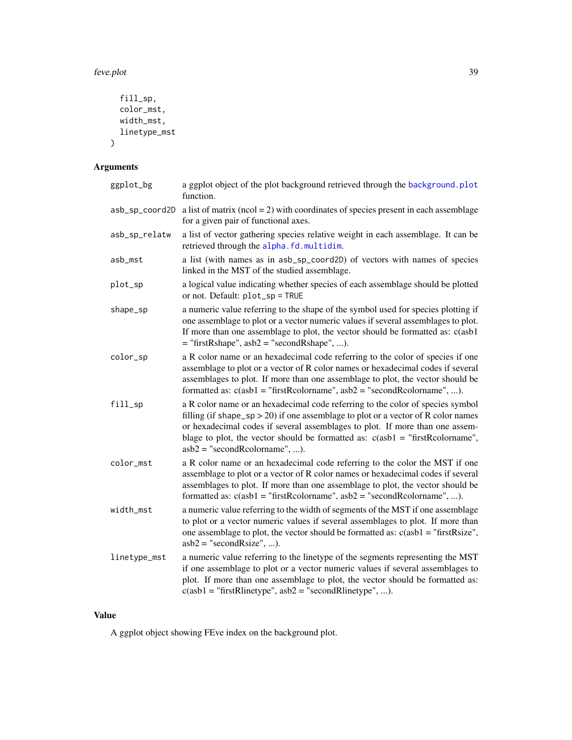```
  fill_sp,
  color_mst,
  width_mst,
  linetype_mst
)
```

## Arguments

| | |
|---|---|
| ggplot_bg | a ggplot object of the plot background retrieved through the background.plot function. |
| asb_sp_coord2D | a list of matrix (ncol = 2) with coordinates of species present in each assemblage for a given pair of functional axes. |
| asb_sp_relatw | a list of vector gathering species relative weight in each assemblage. It can be retrieved through the alpha.fd.multidim. |
| asb_mst | a list (with names as in asb_sp_coord2D) of vectors with names of species linked in the MST of the studied assemblage. |
| plot_sp | a logical value indicating whether species of each assemblage should be plotted or not. Default: plot_sp = TRUE |
| shape_sp | a numeric value referring to the shape of the symbol used for species plotting if one assemblage to plot or a vector numeric values if several assemblages to plot. If more than one assemblage to plot, the vector should be formatted as: c(asb1 = "firstRshape", asb2 = "secondRshape", ...). |
| color_sp | a R color name or an hexadecimal code referring to the color of species if one assemblage to plot or a vector of R color names or hexadecimal codes if several assemblages to plot. If more than one assemblage to plot, the vector should be formatted as: c(asb1 = "firstRcolorname", asb2 = "secondRcolorname", ...). |
| fill_sp | a R color name or an hexadecimal code referring to the color of species symbol filling (if shape_sp > 20) if one assemblage to plot or a vector of R color names or hexadecimal codes if several assemblages to plot. If more than one assemblage to plot, the vector should be formatted as: c(asb1 = "firstRcolorname", asb2 = "secondRcolorname", ...). |
| color_mst | a R color name or an hexadecimal code referring to the color the MST if one assemblage to plot or a vector of R color names or hexadecimal codes if several assemblages to plot. If more than one assemblage to plot, the vector should be formatted as: c(asb1 = "firstRcolorname", asb2 = "secondRcolorname", ...). |
| width_mst | a numeric value referring to the width of segments of the MST if one assemblage to plot or a vector numeric values if several assemblages to plot. If more than one assemblage to plot, the vector should be formatted as: c(asb1 = "firstRsize", asb2 = "secondRsize", ...). |
| linetype_mst | a numeric value referring to the linetype of the segments representing the MST if one assemblage to plot or a vector numeric values if several assemblages to plot. If more than one assemblage to plot, the vector should be formatted as: c(asb1 = "firstRlinetype", asb2 = "secondRlinetype", ...). |

## Value

A ggplot object showing FEve index on the background plot.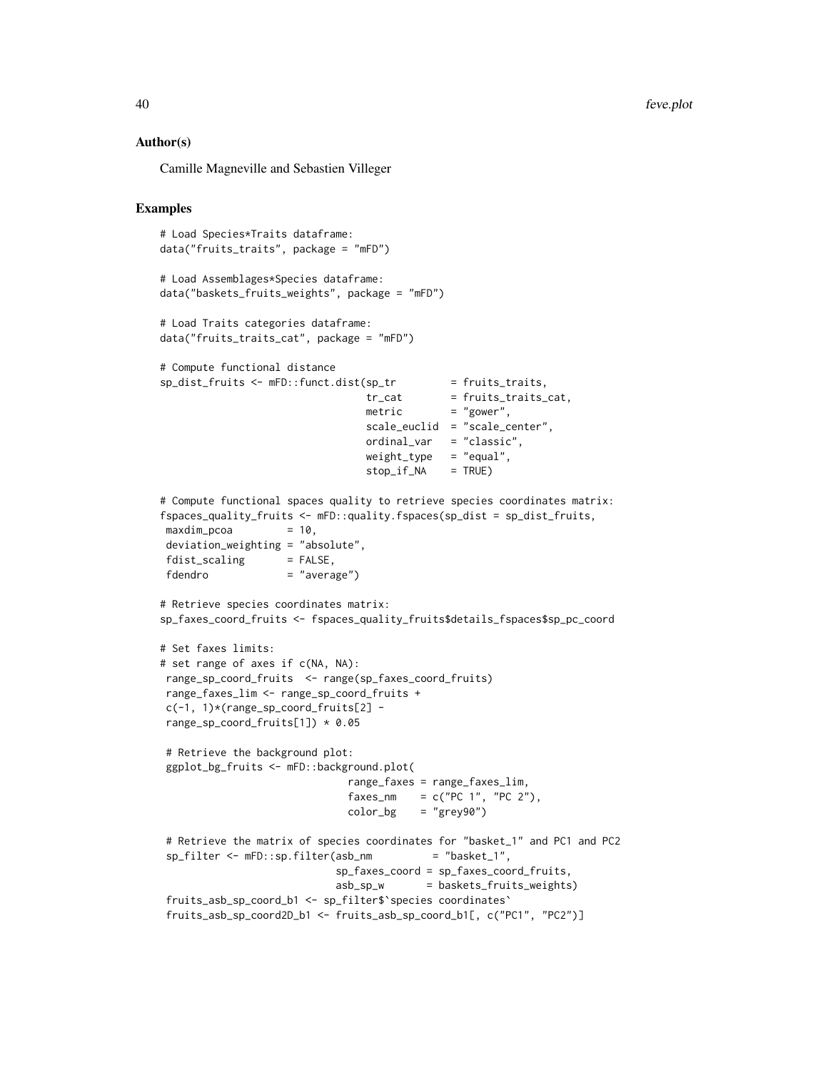## Author(s)

Camille Magneville and Sebastien Villeger

## Examples

```
# Load Species*Traits dataframe:
data("fruits_traits", package = "mFD")

# Load Assemblages*Species dataframe:
data("baskets_fruits_weights", package = "mFD")

# Load Traits categories dataframe:
data("fruits_traits_cat", package = "mFD")

# Compute functional distance
sp_dist_fruits <- mFD::funct.dist(sp_tr         = fruits_traits,
                                  tr_cat        = fruits_traits_cat,
                                  metric        = "gower",
                                  scale_euclid  = "scale_center",
                                  ordinal_var   = "classic",
                                  weight_type   = "equal",
                                  stop_if_NA    = TRUE)

# Compute functional spaces quality to retrieve species coordinates matrix:
fspaces_quality_fruits <- mFD::quality.fspaces(sp_dist = sp_dist_fruits,
 maxdim_pcoa         = 10,
 deviation_weighting = "absolute",
 fdist_scaling       = FALSE,
 fdendro             = "average")

# Retrieve species coordinates matrix:
sp_faxes_coord_fruits <- fspaces_quality_fruits$details_fspaces$sp_pc_coord

# Set faxes limits:
# set range of axes if c(NA, NA):
 range_sp_coord_fruits  <- range(sp_faxes_coord_fruits)
 range_faxes_lim <- range_sp_coord_fruits +
 c(-1, 1)*(range_sp_coord_fruits[2] -
 range_sp_coord_fruits[1]) * 0.05

 # Retrieve the background plot:
 ggplot_bg_fruits <- mFD::background.plot(
                               range_faxes = range_faxes_lim,
                               faxes_nm    = c("PC 1", "PC 2"),
                               color_bg    = "grey90")

 # Retrieve the matrix of species coordinates for "basket_1" and PC1 and PC2
 sp_filter <- mFD::sp.filter(asb_nm          = "basket_1",
                             sp_faxes_coord = sp_faxes_coord_fruits,
                             asb_sp_w       = baskets_fruits_weights)
 fruits_asb_sp_coord_b1 <- sp_filter$`species coordinates`
 fruits_asb_sp_coord2D_b1 <- fruits_asb_sp_coord_b1[, c("PC1", "PC2")]
```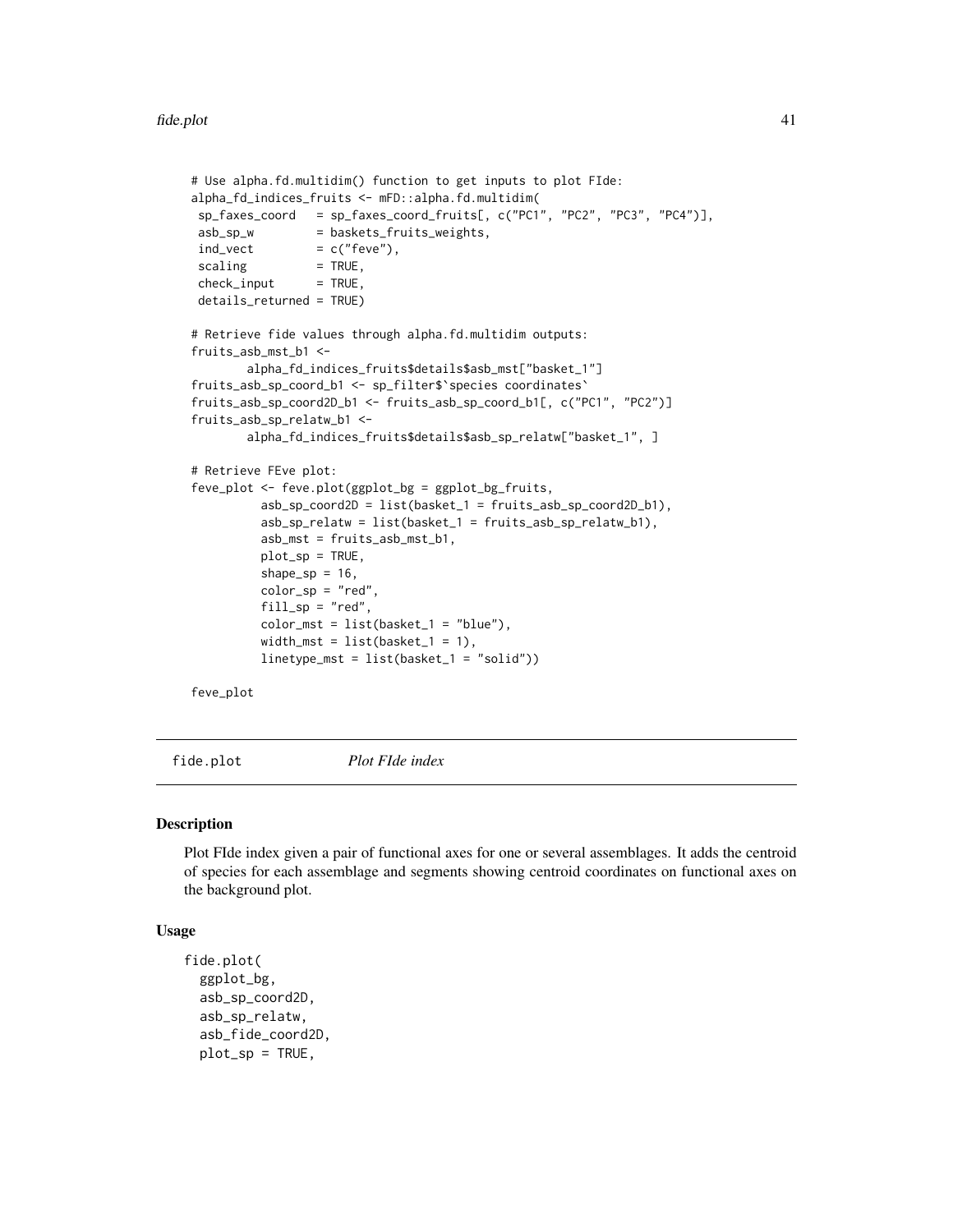```
# Use alpha.fd.multidim() function to get inputs to plot FIde:
alpha_fd_indices_fruits <- mFD::alpha.fd.multidim(
 sp_faxes_coord   = sp_faxes_coord_fruits[, c("PC1", "PC2", "PC3", "PC4")],
 asb_sp_w         = baskets_fruits_weights,
 ind_vect         = c("feve"),
 scaling          = TRUE,
 check_input      = TRUE,
 details_returned = TRUE)

# Retrieve fide values through alpha.fd.multidim outputs:
fruits_asb_mst_b1 <-
        alpha_fd_indices_fruits$details$asb_mst["basket_1"]
fruits_asb_sp_coord_b1 <- sp_filter$`species coordinates`
fruits_asb_sp_coord2D_b1 <- fruits_asb_sp_coord_b1[, c("PC1", "PC2")]
fruits_asb_sp_relatw_b1 <-
        alpha_fd_indices_fruits$details$asb_sp_relatw["basket_1", ]

# Retrieve FEve plot:
feve_plot <- feve.plot(ggplot_bg = ggplot_bg_fruits,
          asb_sp_coord2D = list(basket_1 = fruits_asb_sp_coord2D_b1),
          asb_sp_relatw = list(basket_1 = fruits_asb_sp_relatw_b1),
          asb_mst = fruits_asb_mst_b1,
          plot_sp = TRUE,
          shape_sp = 16,
          color_sp = "red",
          fill_sp = "red",
          color_mst = list(basket_1 = "blue"),
          width_mst = list(basket_1 = 1),
          linetype_mst = list(basket_1 = "solid"))

feve_plot
```

---

## fide.plot — *Plot FIde index*

### Description

Plot FIde index given a pair of functional axes for one or several assemblages. It adds the centroid of species for each assemblage and segments showing centroid coordinates on functional axes on the background plot.

### Usage

```
fide.plot(
  ggplot_bg,
  asb_sp_coord2D,
  asb_sp_relatw,
  asb_fide_coord2D,
  plot_sp = TRUE,
```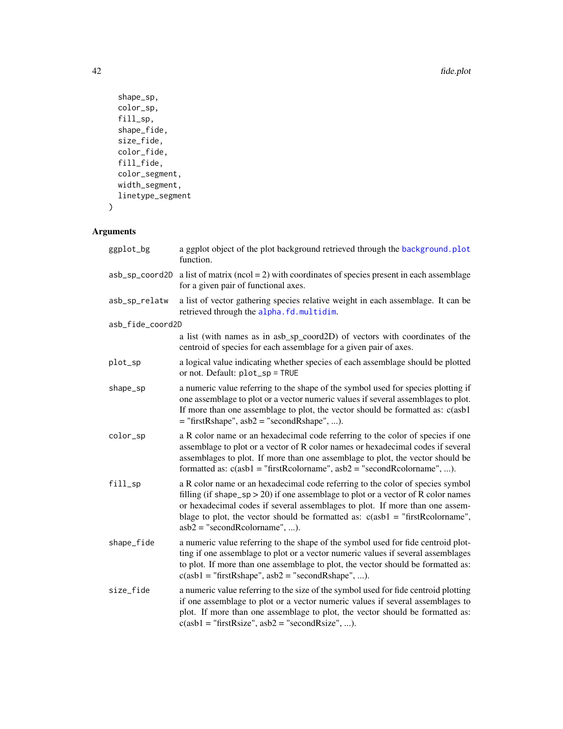```
  shape_sp,
  color_sp,
  fill_sp,
  shape_fide,
  size_fide,
  color_fide,
  fill_fide,
  color_segment,
  width_segment,
  linetype_segment
)
```

## Arguments

**ggplot_bg** a ggplot object of the plot background retrieved through the background.plot function.

**asb_sp_coord2D** a list of matrix (ncol = 2) with coordinates of species present in each assemblage for a given pair of functional axes.

**asb_sp_relatw** a list of vector gathering species relative weight in each assemblage. It can be retrieved through the alpha.fd.multidim.

**asb_fide_coord2D** a list (with names as in asb_sp_coord2D) of vectors with coordinates of the centroid of species for each assemblage for a given pair of axes.

**plot_sp** a logical value indicating whether species of each assemblage should be plotted or not. Default: plot_sp = TRUE

**shape_sp** a numeric value referring to the shape of the symbol used for species plotting if one assemblage to plot or a vector numeric values if several assemblages to plot. If more than one assemblage to plot, the vector should be formatted as: c(asb1 = "firstRshape", asb2 = "secondRshape", ...).

**color_sp** a R color name or an hexadecimal code referring to the color of species if one assemblage to plot or a vector of R color names or hexadecimal codes if several assemblages to plot. If more than one assemblage to plot, the vector should be formatted as: c(asb1 = "firstRcolorname", asb2 = "secondRcolorname", ...).

**fill_sp** a R color name or an hexadecimal code referring to the color of species symbol filling (if shape_sp > 20) if one assemblage to plot or a vector of R color names or hexadecimal codes if several assemblages to plot. If more than one assemblage to plot, the vector should be formatted as: c(asb1 = "firstRcolorname", asb2 = "secondRcolorname", ...).

**shape_fide** a numeric value referring to the shape of the symbol used for fide centroid plotting if one assemblage to plot or a vector numeric values if several assemblages to plot. If more than one assemblage to plot, the vector should be formatted as: c(asb1 = "firstRshape", asb2 = "secondRshape", ...).

**size_fide** a numeric value referring to the size of the symbol used for fide centroid plotting if one assemblage to plot or a vector numeric values if several assemblages to plot. If more than one assemblage to plot, the vector should be formatted as: c(asb1 = "firstRsize", asb2 = "secondRsize", ...).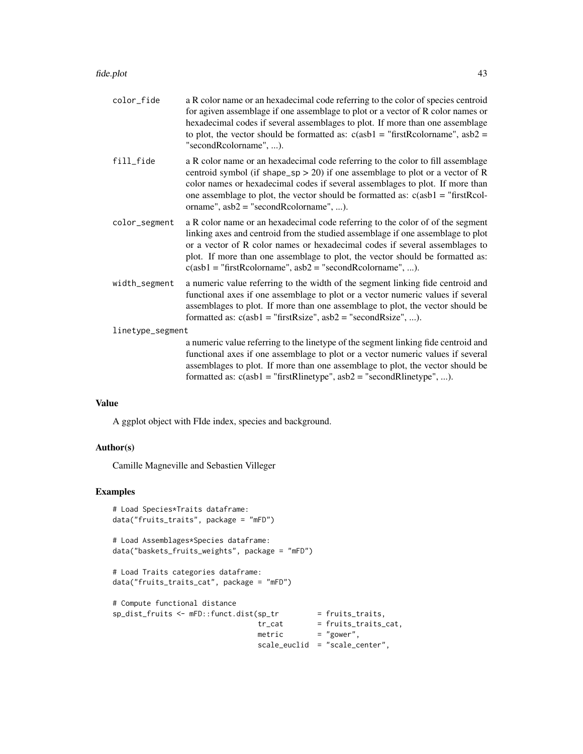color_fide
: a R color name or an hexadecimal code referring to the color of species centroid for agiven assemblage if one assemblage to plot or a vector of R color names or hexadecimal codes if several assemblages to plot. If more than one assemblage to plot, the vector should be formatted as: c(asb1 = "firstRcolorname", asb2 = "secondRcolorname", ...).

fill_fide
: a R color name or an hexadecimal code referring to the color to fill assemblage centroid symbol (if shape_sp > 20) if one assemblage to plot or a vector of R color names or hexadecimal codes if several assemblages to plot. If more than one assemblage to plot, the vector should be formatted as: c(asb1 = "firstRcolorname", asb2 = "secondRcolorname", ...).

color_segment
: a R color name or an hexadecimal code referring to the color of of the segment linking axes and centroid from the studied assemblage if one assemblage to plot or a vector of R color names or hexadecimal codes if several assemblages to plot. If more than one assemblage to plot, the vector should be formatted as: c(asb1 = "firstRcolorname", asb2 = "secondRcolorname", ...).

width_segment
: a numeric value referring to the width of the segment linking fide centroid and functional axes if one assemblage to plot or a vector numeric values if several assemblages to plot. If more than one assemblage to plot, the vector should be formatted as: c(asb1 = "firstRsize", asb2 = "secondRsize", ...).

linetype_segment
: a numeric value referring to the linetype of the segment linking fide centroid and functional axes if one assemblage to plot or a vector numeric values if several assemblages to plot. If more than one assemblage to plot, the vector should be formatted as: c(asb1 = "firstRlinetype", asb2 = "secondRlinetype", ...).

## Value

A ggplot object with FIde index, species and background.

## Author(s)

Camille Magneville and Sebastien Villeger

## Examples

```
# Load Species*Traits dataframe:
data("fruits_traits", package = "mFD")

# Load Assemblages*Species dataframe:
data("baskets_fruits_weights", package = "mFD")

# Load Traits categories dataframe:
data("fruits_traits_cat", package = "mFD")

# Compute functional distance
sp_dist_fruits <- mFD::funct.dist(sp_tr         = fruits_traits,
                                  tr_cat        = fruits_traits_cat,
                                  metric        = "gower",
                                  scale_euclid  = "scale_center",
```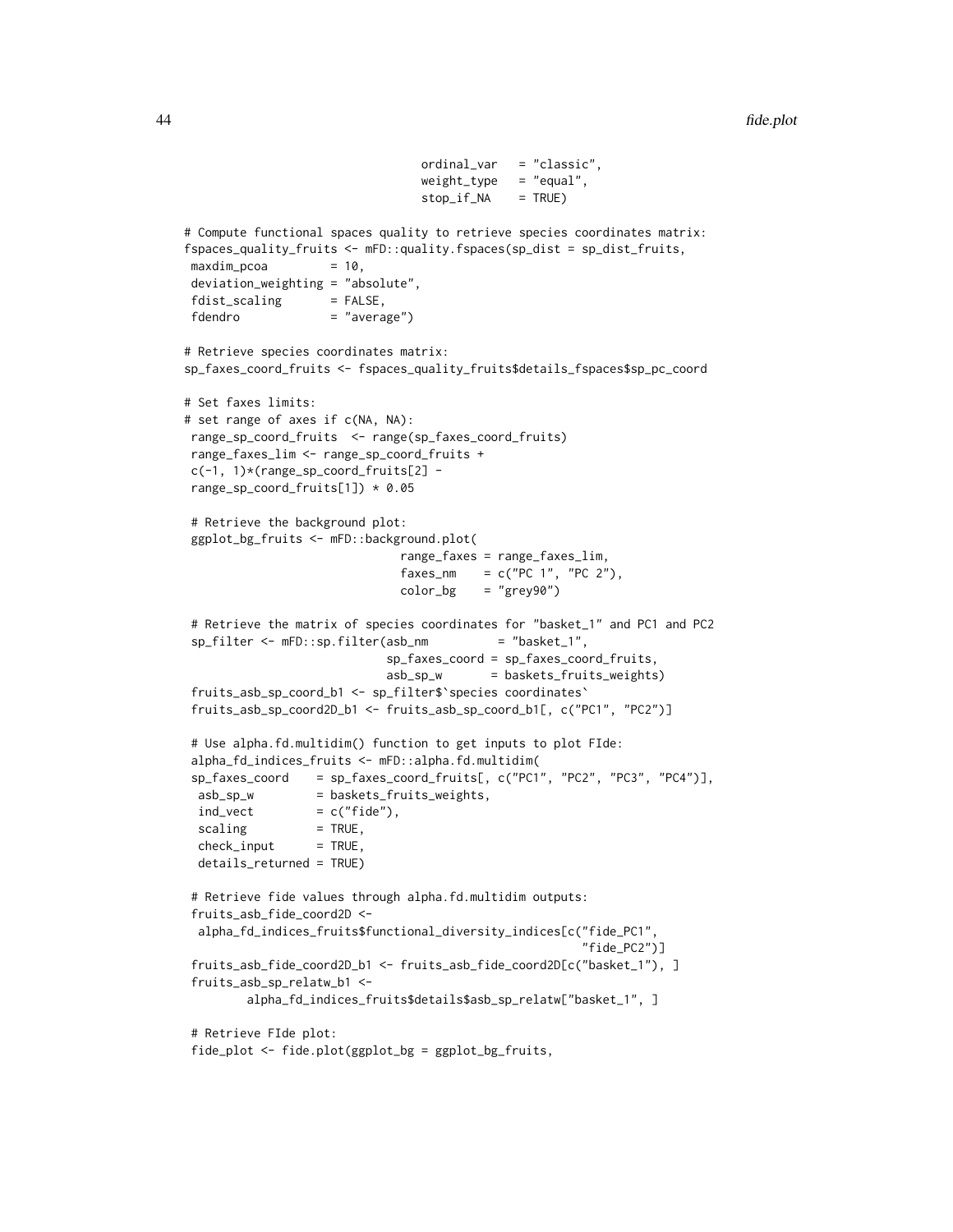```
                                 ordinal_var   = "classic",
                                 weight_type   = "equal",
                                 stop_if_NA    = TRUE)

# Compute functional spaces quality to retrieve species coordinates matrix:
fspaces_quality_fruits <- mFD::quality.fspaces(sp_dist = sp_dist_fruits,
 maxdim_pcoa         = 10,
 deviation_weighting = "absolute",
 fdist_scaling       = FALSE,
 fdendro             = "average")

# Retrieve species coordinates matrix:
sp_faxes_coord_fruits <- fspaces_quality_fruits$details_fspaces$sp_pc_coord

# Set faxes limits:
# set range of axes if c(NA, NA):
 range_sp_coord_fruits  <- range(sp_faxes_coord_fruits)
 range_faxes_lim <- range_sp_coord_fruits +
 c(-1, 1)*(range_sp_coord_fruits[2] -
 range_sp_coord_fruits[1]) * 0.05

 # Retrieve the background plot:
 ggplot_bg_fruits <- mFD::background.plot(
                              range_faxes = range_faxes_lim,
                              faxes_nm    = c("PC 1", "PC 2"),
                              color_bg    = "grey90")

 # Retrieve the matrix of species coordinates for "basket_1" and PC1 and PC2
 sp_filter <- mFD::sp.filter(asb_nm          = "basket_1",
                            sp_faxes_coord = sp_faxes_coord_fruits,
                            asb_sp_w       = baskets_fruits_weights)
 fruits_asb_sp_coord_b1 <- sp_filter$`species coordinates`
 fruits_asb_sp_coord2D_b1 <- fruits_asb_sp_coord_b1[, c("PC1", "PC2")]

 # Use alpha.fd.multidim() function to get inputs to plot FIde:
 alpha_fd_indices_fruits <- mFD::alpha.fd.multidim(
 sp_faxes_coord    = sp_faxes_coord_fruits[, c("PC1", "PC2", "PC3", "PC4")],
  asb_sp_w         = baskets_fruits_weights,
  ind_vect         = c("fide"),
  scaling          = TRUE,
  check_input      = TRUE,
  details_returned = TRUE)

 # Retrieve fide values through alpha.fd.multidim outputs:
 fruits_asb_fide_coord2D <-
  alpha_fd_indices_fruits$functional_diversity_indices[c("fide_PC1",
                                                         "fide_PC2")]
 fruits_asb_fide_coord2D_b1 <- fruits_asb_fide_coord2D[c("basket_1"), ]
 fruits_asb_sp_relatw_b1 <-
        alpha_fd_indices_fruits$details$asb_sp_relatw["basket_1", ]

 # Retrieve FIde plot:
 fide_plot <- fide.plot(ggplot_bg = ggplot_bg_fruits,
```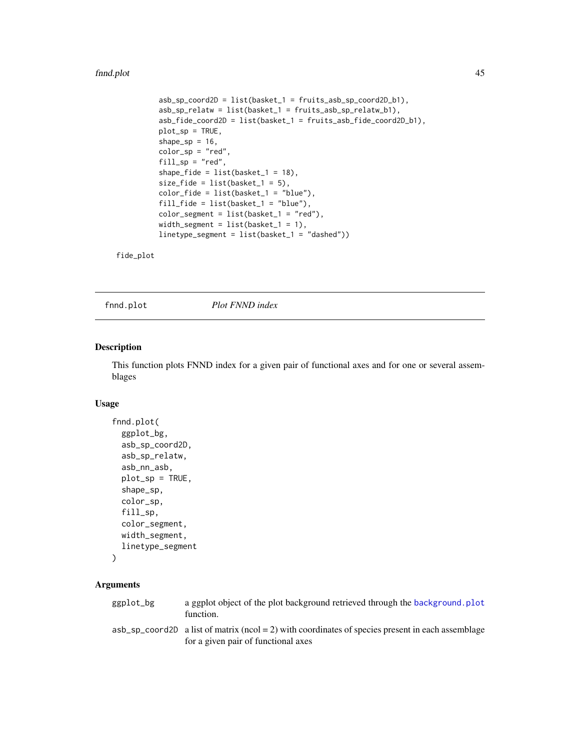```
            asb_sp_coord2D = list(basket_1 = fruits_asb_sp_coord2D_b1),
            asb_sp_relatw = list(basket_1 = fruits_asb_sp_relatw_b1),
            asb_fide_coord2D = list(basket_1 = fruits_asb_fide_coord2D_b1),
            plot_sp = TRUE,
            shape_sp = 16,
            color_sp = "red",
            fill_sp = "red",
            shape_fide = list(basket_1 = 18),
            size_fide = list(basket_1 = 5),
            color_fide = list(basket_1 = "blue"),
            fill_fide = list(basket_1 = "blue"),
            color_segment = list(basket_1 = "red"),
            width_segment = list(basket_1 = 1),
            linetype_segment = list(basket_1 = "dashed"))

 fide_plot
```

## fnnd.plot — *Plot FNND index*

### Description

This function plots FNND index for a given pair of functional axes and for one or several assemblages

### Usage

```
fnnd.plot(
  ggplot_bg,
  asb_sp_coord2D,
  asb_sp_relatw,
  asb_nn_asb,
  plot_sp = TRUE,
  shape_sp,
  color_sp,
  fill_sp,
  color_segment,
  width_segment,
  linetype_segment
)
```

### Arguments

| | |
|---|---|
| ggplot_bg | a ggplot object of the plot background retrieved through the background.plot function. |
| asb_sp_coord2D | a list of matrix (ncol = 2) with coordinates of species present in each assemblage for a given pair of functional axes |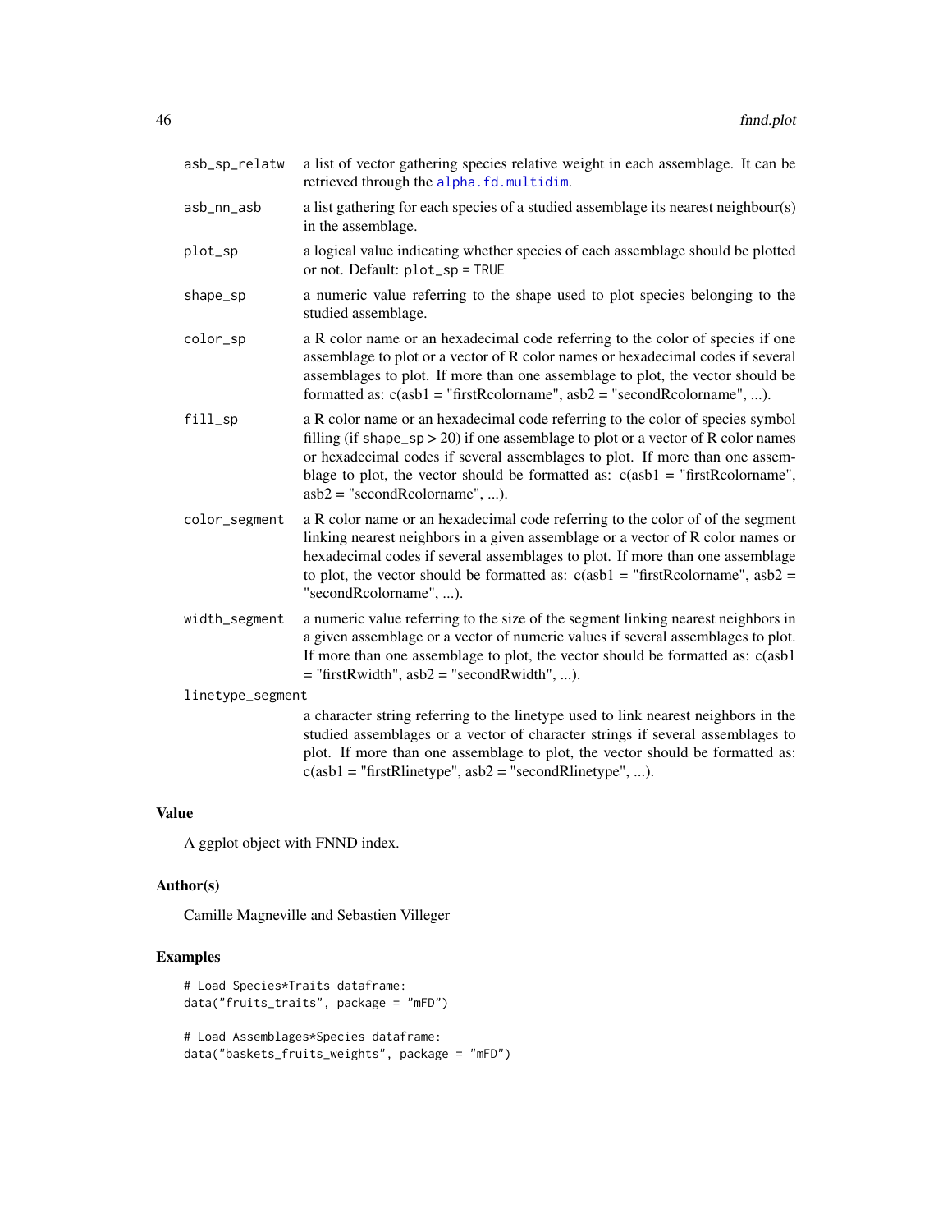| | |
|---|---|
| `asb_sp_relatw` | a list of vector gathering species relative weight in each assemblage. It can be retrieved through the `alpha.fd.multidim`. |
| `asb_nn_asb` | a list gathering for each species of a studied assemblage its nearest neighbour(s) in the assemblage. |
| `plot_sp` | a logical value indicating whether species of each assemblage should be plotted or not. Default: `plot_sp = TRUE` |
| `shape_sp` | a numeric value referring to the shape used to plot species belonging to the studied assemblage. |
| `color_sp` | a R color name or an hexadecimal code referring to the color of species if one assemblage to plot or a vector of R color names or hexadecimal codes if several assemblages to plot. If more than one assemblage to plot, the vector should be formatted as: c(asb1 = "firstRcolorname", asb2 = "secondRcolorname", ...). |
| `fill_sp` | a R color name or an hexadecimal code referring to the color of species symbol filling (if `shape_sp` > 20) if one assemblage to plot or a vector of R color names or hexadecimal codes if several assemblages to plot. If more than one assemblage to plot, the vector should be formatted as: c(asb1 = "firstRcolorname", asb2 = "secondRcolorname", ...). |
| `color_segment` | a R color name or an hexadecimal code referring to the color of of the segment linking nearest neighbors in a given assemblage or a vector of R color names or hexadecimal codes if several assemblages to plot. If more than one assemblage to plot, the vector should be formatted as: c(asb1 = "firstRcolorname", asb2 = "secondRcolorname", ...). |
| `width_segment` | a numeric value referring to the size of the segment linking nearest neighbors in a given assemblage or a vector of numeric values if several assemblages to plot. If more than one assemblage to plot, the vector should be formatted as: c(asb1 = "firstRwidth", asb2 = "secondRwidth", ...). |
| `linetype_segment` | a character string referring to the linetype used to link nearest neighbors in the studied assemblages or a vector of character strings if several assemblages to plot. If more than one assemblage to plot, the vector should be formatted as: c(asb1 = "firstRlinetype", asb2 = "secondRlinetype", ...). |

## Value

A ggplot object with FNND index.

## Author(s)

Camille Magneville and Sebastien Villeger

## Examples

```
# Load Species*Traits dataframe:
data("fruits_traits", package = "mFD")

# Load Assemblages*Species dataframe:
data("baskets_fruits_weights", package = "mFD")
```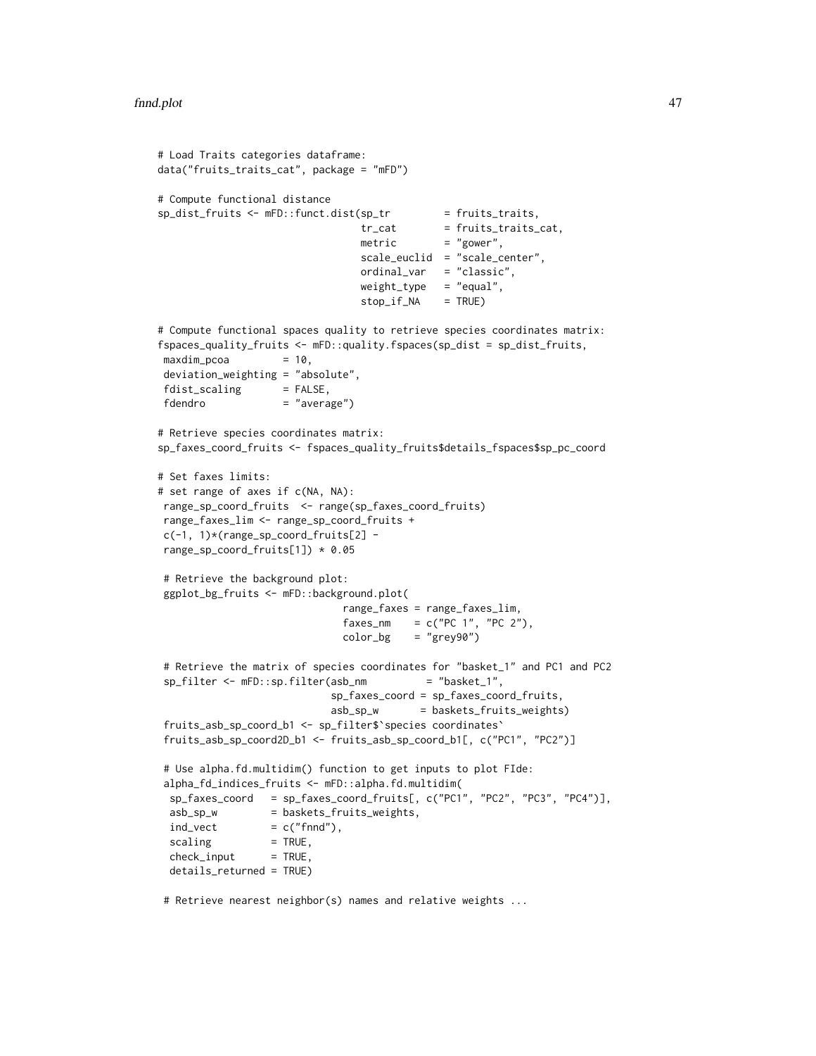```
# Load Traits categories dataframe:
data("fruits_traits_cat", package = "mFD")

# Compute functional distance
sp_dist_fruits <- mFD::funct.dist(sp_tr         = fruits_traits,
                                  tr_cat        = fruits_traits_cat,
                                  metric        = "gower",
                                  scale_euclid  = "scale_center",
                                  ordinal_var   = "classic",
                                  weight_type   = "equal",
                                  stop_if_NA    = TRUE)

# Compute functional spaces quality to retrieve species coordinates matrix:
fspaces_quality_fruits <- mFD::quality.fspaces(sp_dist = sp_dist_fruits,
 maxdim_pcoa         = 10,
 deviation_weighting = "absolute",
 fdist_scaling       = FALSE,
 fdendro             = "average")

# Retrieve species coordinates matrix:
sp_faxes_coord_fruits <- fspaces_quality_fruits$details_fspaces$sp_pc_coord

# Set faxes limits:
# set range of axes if c(NA, NA):
 range_sp_coord_fruits  <- range(sp_faxes_coord_fruits)
 range_faxes_lim <- range_sp_coord_fruits +
 c(-1, 1)*(range_sp_coord_fruits[2] -
 range_sp_coord_fruits[1]) * 0.05

 # Retrieve the background plot:
 ggplot_bg_fruits <- mFD::background.plot(
                               range_faxes = range_faxes_lim,
                               faxes_nm    = c("PC 1", "PC 2"),
                               color_bg    = "grey90")

 # Retrieve the matrix of species coordinates for "basket_1" and PC1 and PC2
 sp_filter <- mFD::sp.filter(asb_nm          = "basket_1",
                             sp_faxes_coord = sp_faxes_coord_fruits,
                             asb_sp_w       = baskets_fruits_weights)
 fruits_asb_sp_coord_b1 <- sp_filter$`species coordinates`
 fruits_asb_sp_coord2D_b1 <- fruits_asb_sp_coord_b1[, c("PC1", "PC2")]

 # Use alpha.fd.multidim() function to get inputs to plot FIde:
 alpha_fd_indices_fruits <- mFD::alpha.fd.multidim(
  sp_faxes_coord   = sp_faxes_coord_fruits[, c("PC1", "PC2", "PC3", "PC4")],
  asb_sp_w         = baskets_fruits_weights,
  ind_vect         = c("fnnd"),
  scaling          = TRUE,
  check_input      = TRUE,
  details_returned = TRUE)

 # Retrieve nearest neighbor(s) names and relative weights ...
```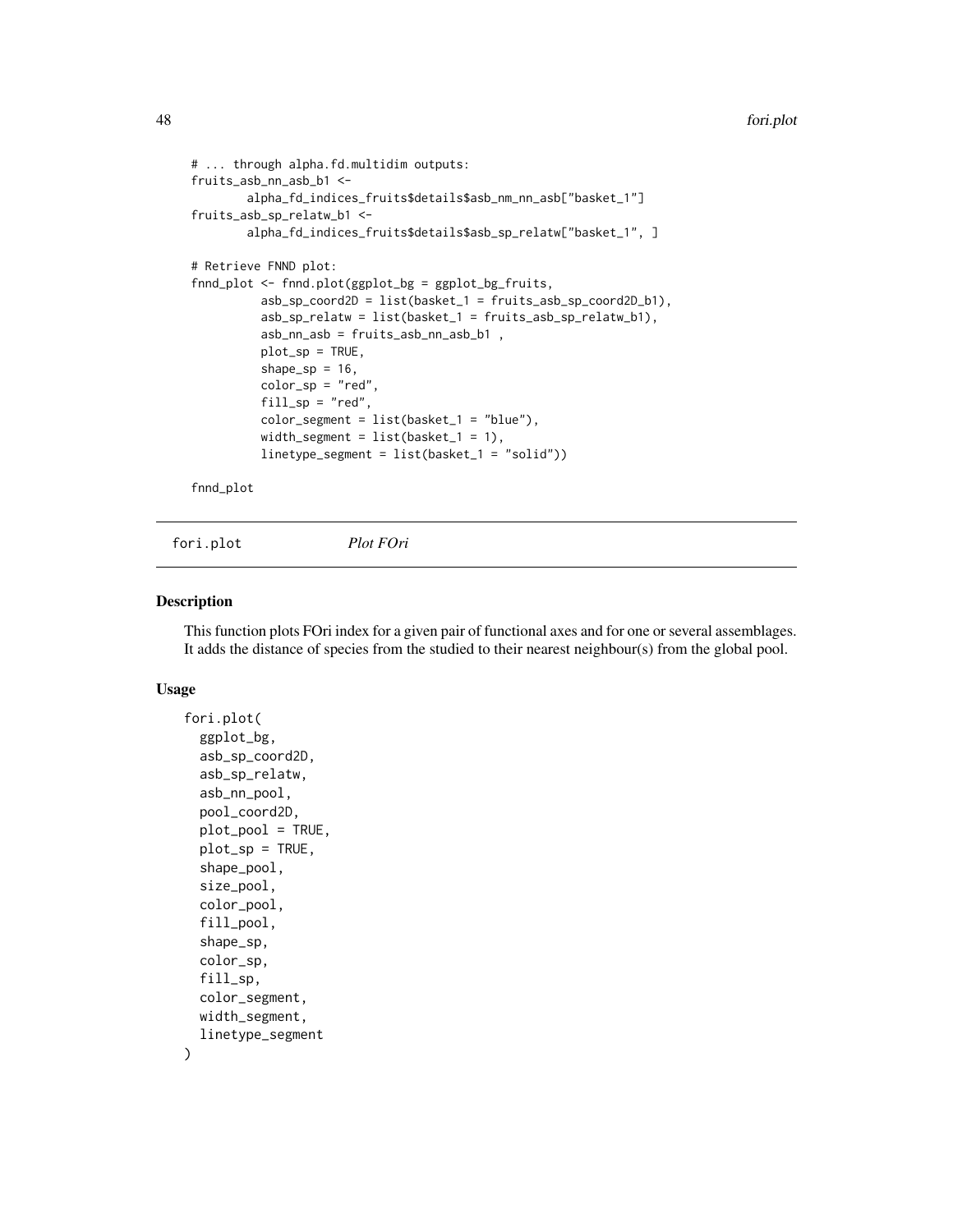```
# ... through alpha.fd.multidim outputs:
fruits_asb_nn_asb_b1 <-
        alpha_fd_indices_fruits$details$asb_nm_nn_asb["basket_1"]
fruits_asb_sp_relatw_b1 <-
        alpha_fd_indices_fruits$details$asb_sp_relatw["basket_1", ]

# Retrieve FNND plot:
fnnd_plot <- fnnd.plot(ggplot_bg = ggplot_bg_fruits,
          asb_sp_coord2D = list(basket_1 = fruits_asb_sp_coord2D_b1),
          asb_sp_relatw = list(basket_1 = fruits_asb_sp_relatw_b1),
          asb_nn_asb = fruits_asb_nn_asb_b1 ,
          plot_sp = TRUE,
          shape_sp = 16,
          color_sp = "red",
          fill_sp = "red",
          color_segment = list(basket_1 = "blue"),
          width_segment = list(basket_1 = 1),
          linetype_segment = list(basket_1 = "solid"))

fnnd_plot
```

## fori.plot — *Plot FOri*

### Description

This function plots FOri index for a given pair of functional axes and for one or several assemblages. It adds the distance of species from the studied to their nearest neighbour(s) from the global pool.

### Usage

```
fori.plot(
  ggplot_bg,
  asb_sp_coord2D,
  asb_sp_relatw,
  asb_nn_pool,
  pool_coord2D,
  plot_pool = TRUE,
  plot_sp = TRUE,
  shape_pool,
  size_pool,
  color_pool,
  fill_pool,
  shape_sp,
  color_sp,
  fill_sp,
  color_segment,
  width_segment,
  linetype_segment
)
```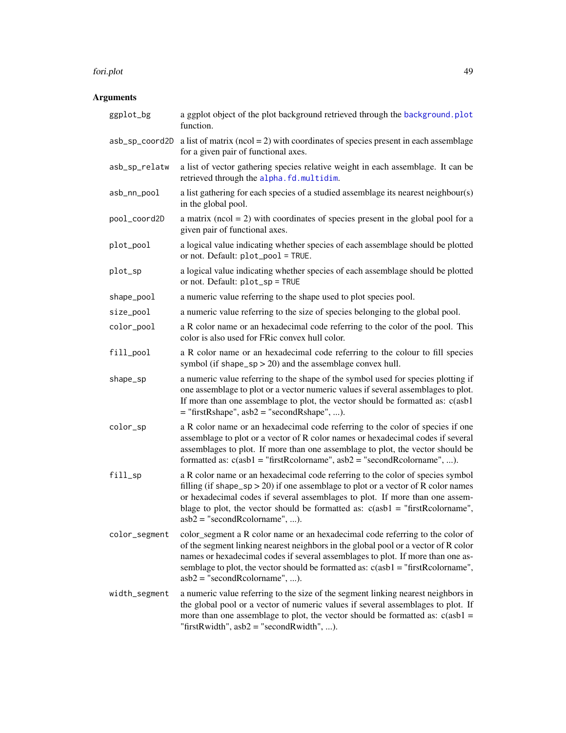## Arguments

| | |
|---|---|
| `ggplot_bg` | a ggplot object of the plot background retrieved through the `background.plot` function. |
| `asb_sp_coord2D` | a list of matrix (ncol = 2) with coordinates of species present in each assemblage for a given pair of functional axes. |
| `asb_sp_relatw` | a list of vector gathering species relative weight in each assemblage. It can be retrieved through the `alpha.fd.multidim`. |
| `asb_nn_pool` | a list gathering for each species of a studied assemblage its nearest neighbour(s) in the global pool. |
| `pool_coord2D` | a matrix (ncol = 2) with coordinates of species present in the global pool for a given pair of functional axes. |
| `plot_pool` | a logical value indicating whether species of each assemblage should be plotted or not. Default: `plot_pool = TRUE`. |
| `plot_sp` | a logical value indicating whether species of each assemblage should be plotted or not. Default: `plot_sp = TRUE` |
| `shape_pool` | a numeric value referring to the shape used to plot species pool. |
| `size_pool` | a numeric value referring to the size of species belonging to the global pool. |
| `color_pool` | a R color name or an hexadecimal code referring to the color of the pool. This color is also used for FRic convex hull color. |
| `fill_pool` | a R color name or an hexadecimal code referring to the colour to fill species symbol (if `shape_sp` > 20) and the assemblage convex hull. |
| `shape_sp` | a numeric value referring to the shape of the symbol used for species plotting if one assemblage to plot or a vector numeric values if several assemblages to plot. If more than one assemblage to plot, the vector should be formatted as: c(asb1 = "firstRshape", asb2 = "secondRshape", ...). |
| `color_sp` | a R color name or an hexadecimal code referring to the color of species if one assemblage to plot or a vector of R color names or hexadecimal codes if several assemblages to plot. If more than one assemblage to plot, the vector should be formatted as: c(asb1 = "firstRcolorname", asb2 = "secondRcolorname", ...). |
| `fill_sp` | a R color name or an hexadecimal code referring to the color of species symbol filling (if `shape_sp` > 20) if one assemblage to plot or a vector of R color names or hexadecimal codes if several assemblages to plot. If more than one assemblage to plot, the vector should be formatted as: c(asb1 = "firstRcolorname", asb2 = "secondRcolorname", ...). |
| `color_segment` | color_segment a R color name or an hexadecimal code referring to the color of of the segment linking nearest neighbors in the global pool or a vector of R color names or hexadecimal codes if several assemblages to plot. If more than one assemblage to plot, the vector should be formatted as: c(asb1 = "firstRcolorname", asb2 = "secondRcolorname", ...). |
| `width_segment` | a numeric value referring to the size of the segment linking nearest neighbors in the global pool or a vector of numeric values if several assemblages to plot. If more than one assemblage to plot, the vector should be formatted as: c(asb1 = "firstRwidth", asb2 = "secondRwidth", ...). |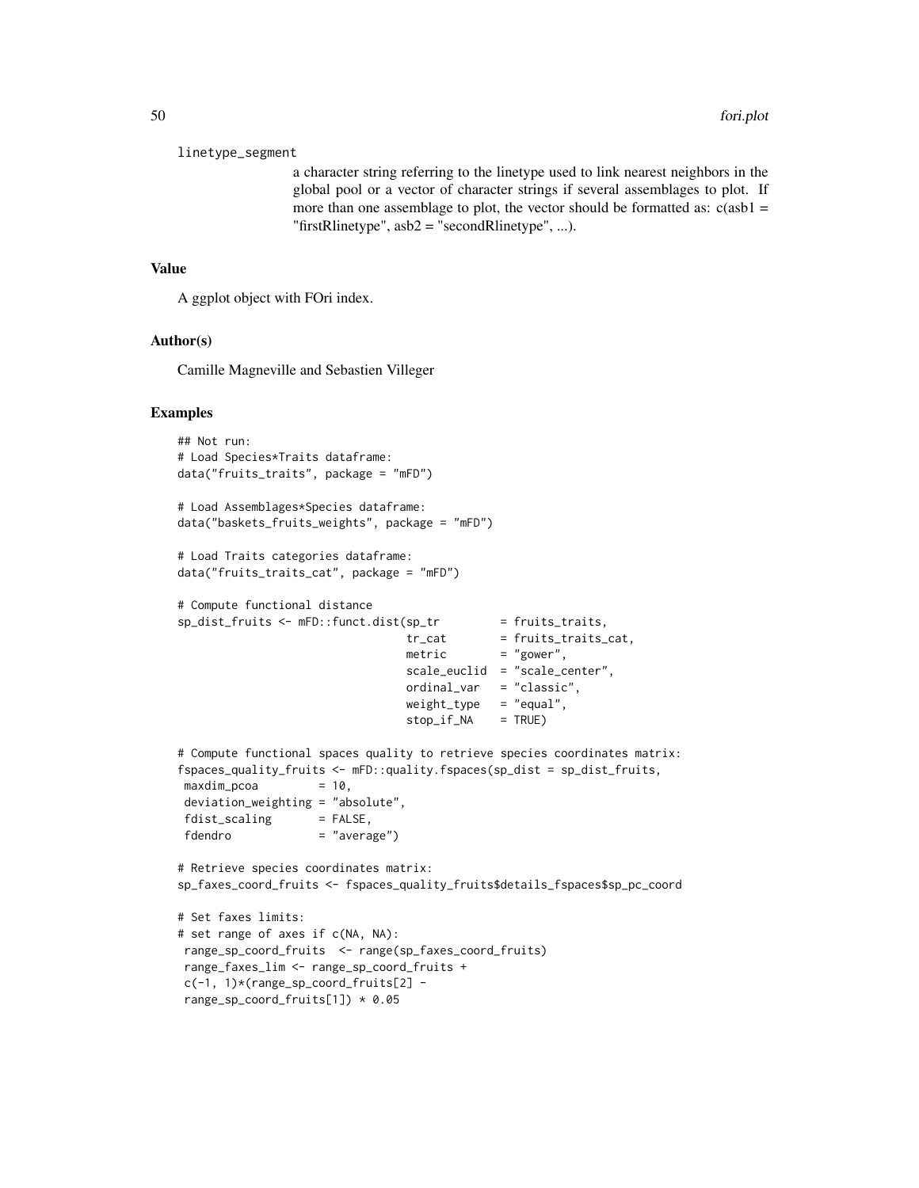linetype_segment

a character string referring to the linetype used to link nearest neighbors in the global pool or a vector of character strings if several assemblages to plot. If more than one assemblage to plot, the vector should be formatted as: c(asb1 = "firstRlinetype", asb2 = "secondRlinetype", ...).

## Value

A ggplot object with FOri index.

## Author(s)

Camille Magneville and Sebastien Villeger

## Examples

```
## Not run:
# Load Species*Traits dataframe:
data("fruits_traits", package = "mFD")

# Load Assemblages*Species dataframe:
data("baskets_fruits_weights", package = "mFD")

# Load Traits categories dataframe:
data("fruits_traits_cat", package = "mFD")

# Compute functional distance
sp_dist_fruits <- mFD::funct.dist(sp_tr         = fruits_traits,
                                  tr_cat        = fruits_traits_cat,
                                  metric        = "gower",
                                  scale_euclid  = "scale_center",
                                  ordinal_var   = "classic",
                                  weight_type   = "equal",
                                  stop_if_NA    = TRUE)

# Compute functional spaces quality to retrieve species coordinates matrix:
fspaces_quality_fruits <- mFD::quality.fspaces(sp_dist = sp_dist_fruits,
 maxdim_pcoa         = 10,
 deviation_weighting = "absolute",
 fdist_scaling       = FALSE,
 fdendro             = "average")

# Retrieve species coordinates matrix:
sp_faxes_coord_fruits <- fspaces_quality_fruits$details_fspaces$sp_pc_coord

# Set faxes limits:
# set range of axes if c(NA, NA):
 range_sp_coord_fruits  <- range(sp_faxes_coord_fruits)
 range_faxes_lim <- range_sp_coord_fruits +
 c(-1, 1)*(range_sp_coord_fruits[2] -
 range_sp_coord_fruits[1]) * 0.05
```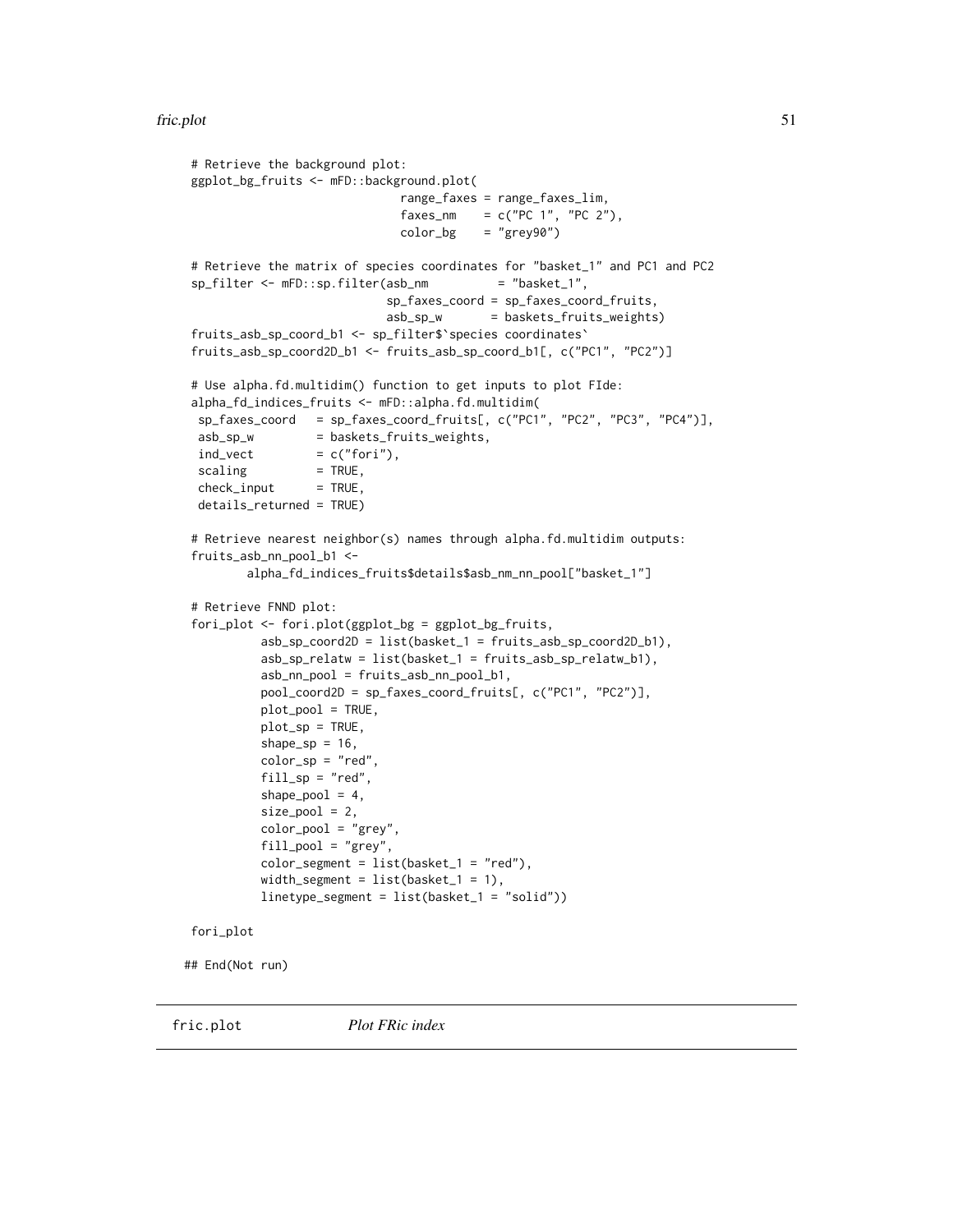```
# Retrieve the background plot:
ggplot_bg_fruits <- mFD::background.plot(
                              range_faxes = range_faxes_lim,
                              faxes_nm    = c("PC 1", "PC 2"),
                              color_bg    = "grey90")

# Retrieve the matrix of species coordinates for "basket_1" and PC1 and PC2
sp_filter <- mFD::sp.filter(asb_nm          = "basket_1",
                            sp_faxes_coord = sp_faxes_coord_fruits,
                            asb_sp_w       = baskets_fruits_weights)
fruits_asb_sp_coord_b1 <- sp_filter$`species coordinates`
fruits_asb_sp_coord2D_b1 <- fruits_asb_sp_coord_b1[, c("PC1", "PC2")]

# Use alpha.fd.multidim() function to get inputs to plot FIde:
alpha_fd_indices_fruits <- mFD::alpha.fd.multidim(
 sp_faxes_coord   = sp_faxes_coord_fruits[, c("PC1", "PC2", "PC3", "PC4")],
 asb_sp_w         = baskets_fruits_weights,
 ind_vect         = c("fori"),
 scaling          = TRUE,
 check_input      = TRUE,
 details_returned = TRUE)

# Retrieve nearest neighbor(s) names through alpha.fd.multidim outputs:
fruits_asb_nn_pool_b1 <-
        alpha_fd_indices_fruits$details$asb_nm_nn_pool["basket_1"]

# Retrieve FNND plot:
fori_plot <- fori.plot(ggplot_bg = ggplot_bg_fruits,
          asb_sp_coord2D = list(basket_1 = fruits_asb_sp_coord2D_b1),
          asb_sp_relatw = list(basket_1 = fruits_asb_sp_relatw_b1),
          asb_nn_pool = fruits_asb_nn_pool_b1,
          pool_coord2D = sp_faxes_coord_fruits[, c("PC1", "PC2")],
          plot_pool = TRUE,
          plot_sp = TRUE,
          shape_sp = 16,
          color_sp = "red",
          fill_sp = "red",
          shape_pool = 4,
          size_pool = 2,
          color_pool = "grey",
          fill_pool = "grey",
          color_segment = list(basket_1 = "red"),
          width_segment = list(basket_1 = 1),
          linetype_segment = list(basket_1 = "solid"))

fori_plot

## End(Not run)
```

## fric.plot *Plot FRic index*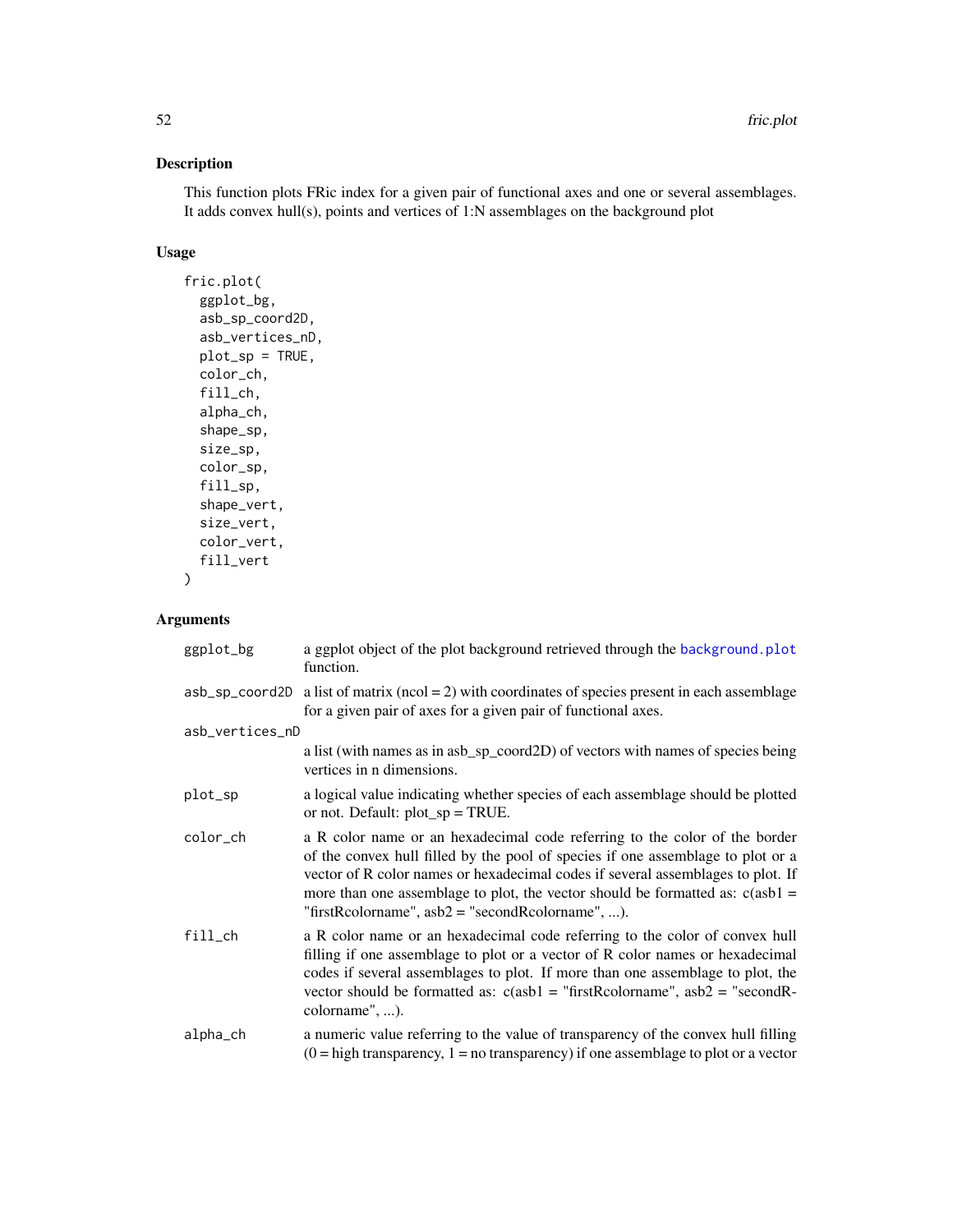## Description

This function plots FRic index for a given pair of functional axes and one or several assemblages. It adds convex hull(s), points and vertices of 1:N assemblages on the background plot

## Usage

```
fric.plot(
  ggplot_bg,
  asb_sp_coord2D,
  asb_vertices_nD,
  plot_sp = TRUE,
  color_ch,
  fill_ch,
  alpha_ch,
  shape_sp,
  size_sp,
  color_sp,
  fill_sp,
  shape_vert,
  size_vert,
  color_vert,
  fill_vert
)
```

## Arguments

| | |
|---|---|
| `ggplot_bg` | a ggplot object of the plot background retrieved through the `background.plot` function. |
| `asb_sp_coord2D` | a list of matrix (ncol = 2) with coordinates of species present in each assemblage for a given pair of axes for a given pair of functional axes. |
| `asb_vertices_nD` | a list (with names as in asb_sp_coord2D) of vectors with names of species being vertices in n dimensions. |
| `plot_sp` | a logical value indicating whether species of each assemblage should be plotted or not. Default: plot_sp = TRUE. |
| `color_ch` | a R color name or an hexadecimal code referring to the color of the border of the convex hull filled by the pool of species if one assemblage to plot or a vector of R color names or hexadecimal codes if several assemblages to plot. If more than one assemblage to plot, the vector should be formatted as: c(asb1 = "firstRcolorname", asb2 = "secondRcolorname", ...). |
| `fill_ch` | a R color name or an hexadecimal code referring to the color of convex hull filling if one assemblage to plot or a vector of R color names or hexadecimal codes if several assemblages to plot. If more than one assemblage to plot, the vector should be formatted as: c(asb1 = "firstRcolorname", asb2 = "secondRcolorname", ...). |
| `alpha_ch` | a numeric value referring to the value of transparency of the convex hull filling (0 = high transparency, 1 = no transparency) if one assemblage to plot or a vector |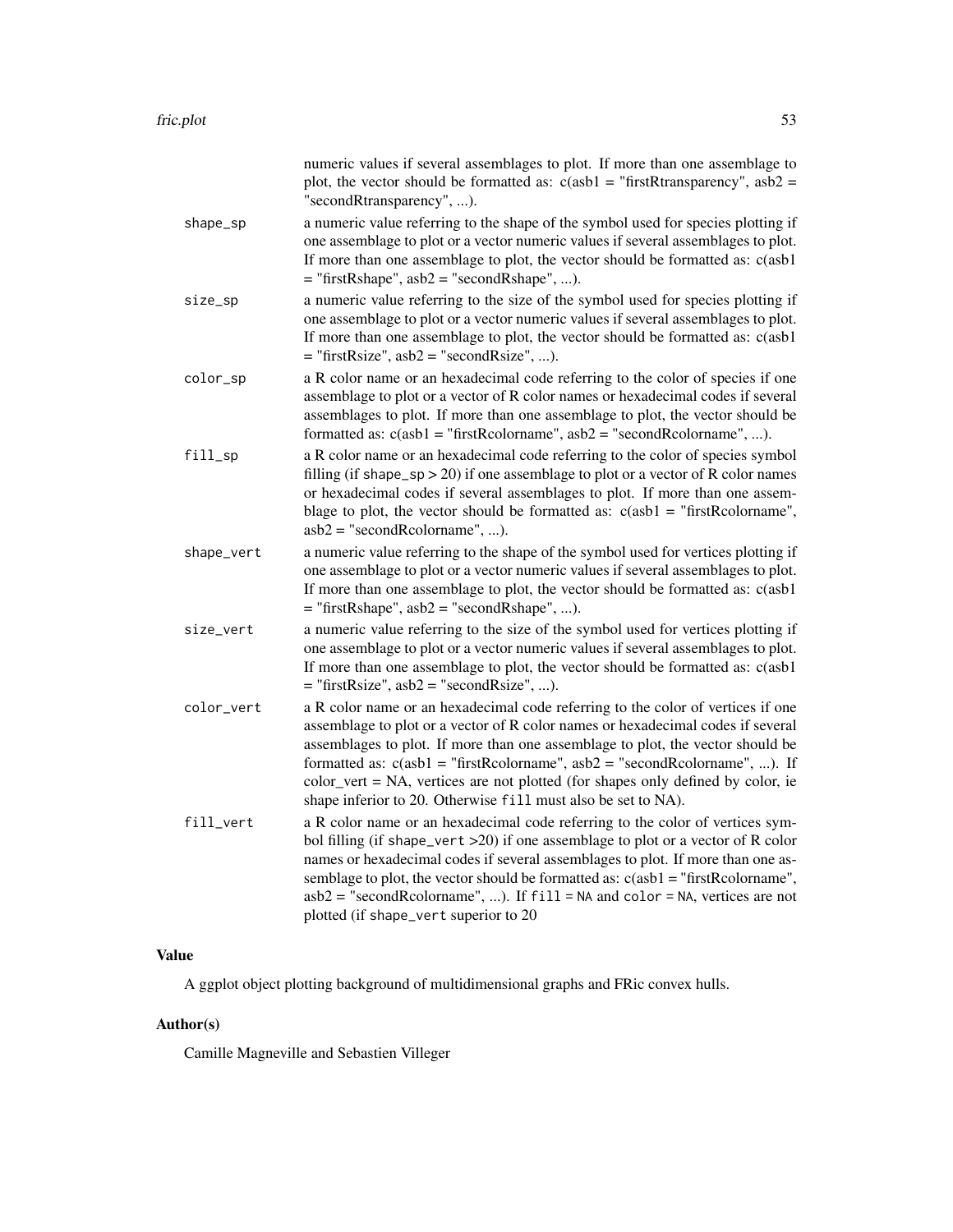numeric values if several assemblages to plot. If more than one assemblage to plot, the vector should be formatted as: c(asb1 = "firstRtransparency", asb2 = "secondRtransparency", ...).

| | |
|---|---|
| `shape_sp` | a numeric value referring to the shape of the symbol used for species plotting if one assemblage to plot or a vector numeric values if several assemblages to plot. If more than one assemblage to plot, the vector should be formatted as: c(asb1 = "firstRshape", asb2 = "secondRshape", ...). |
| `size_sp` | a numeric value referring to the size of the symbol used for species plotting if one assemblage to plot or a vector numeric values if several assemblages to plot. If more than one assemblage to plot, the vector should be formatted as: c(asb1 = "firstRsize", asb2 = "secondRsize", ...). |
| `color_sp` | a R color name or an hexadecimal code referring to the color of species if one assemblage to plot or a vector of R color names or hexadecimal codes if several assemblages to plot. If more than one assemblage to plot, the vector should be formatted as: c(asb1 = "firstRcolorname", asb2 = "secondRcolorname", ...). |
| `fill_sp` | a R color name or an hexadecimal code referring to the color of species symbol filling (if `shape_sp > 20`) if one assemblage to plot or a vector of R color names or hexadecimal codes if several assemblages to plot. If more than one assemblage to plot, the vector should be formatted as: c(asb1 = "firstRcolorname", asb2 = "secondRcolorname", ...). |
| `shape_vert` | a numeric value referring to the shape of the symbol used for vertices plotting if one assemblage to plot or a vector numeric values if several assemblages to plot. If more than one assemblage to plot, the vector should be formatted as: c(asb1 = "firstRshape", asb2 = "secondRshape", ...). |
| `size_vert` | a numeric value referring to the size of the symbol used for vertices plotting if one assemblage to plot or a vector numeric values if several assemblages to plot. If more than one assemblage to plot, the vector should be formatted as: c(asb1 = "firstRsize", asb2 = "secondRsize", ...). |
| `color_vert` | a R color name or an hexadecimal code referring to the color of vertices if one assemblage to plot or a vector of R color names or hexadecimal codes if several assemblages to plot. If more than one assemblage to plot, the vector should be formatted as: c(asb1 = "firstRcolorname", asb2 = "secondRcolorname", ...). If color_vert = NA, vertices are not plotted (for shapes only defined by color, ie shape inferior to 20. Otherwise `fill` must also be set to NA). |
| `fill_vert` | a R color name or an hexadecimal code referring to the color of vertices symbol filling (if `shape_vert >20`) if one assemblage to plot or a vector of R color names or hexadecimal codes if several assemblages to plot. If more than one assemblage to plot, the vector should be formatted as: c(asb1 = "firstRcolorname", asb2 = "secondRcolorname", ...). If `fill = NA` and `color = NA`, vertices are not plotted (if `shape_vert` superior to 20 |

## Value

A ggplot object plotting background of multidimensional graphs and FRic convex hulls.

## Author(s)

Camille Magneville and Sebastien Villeger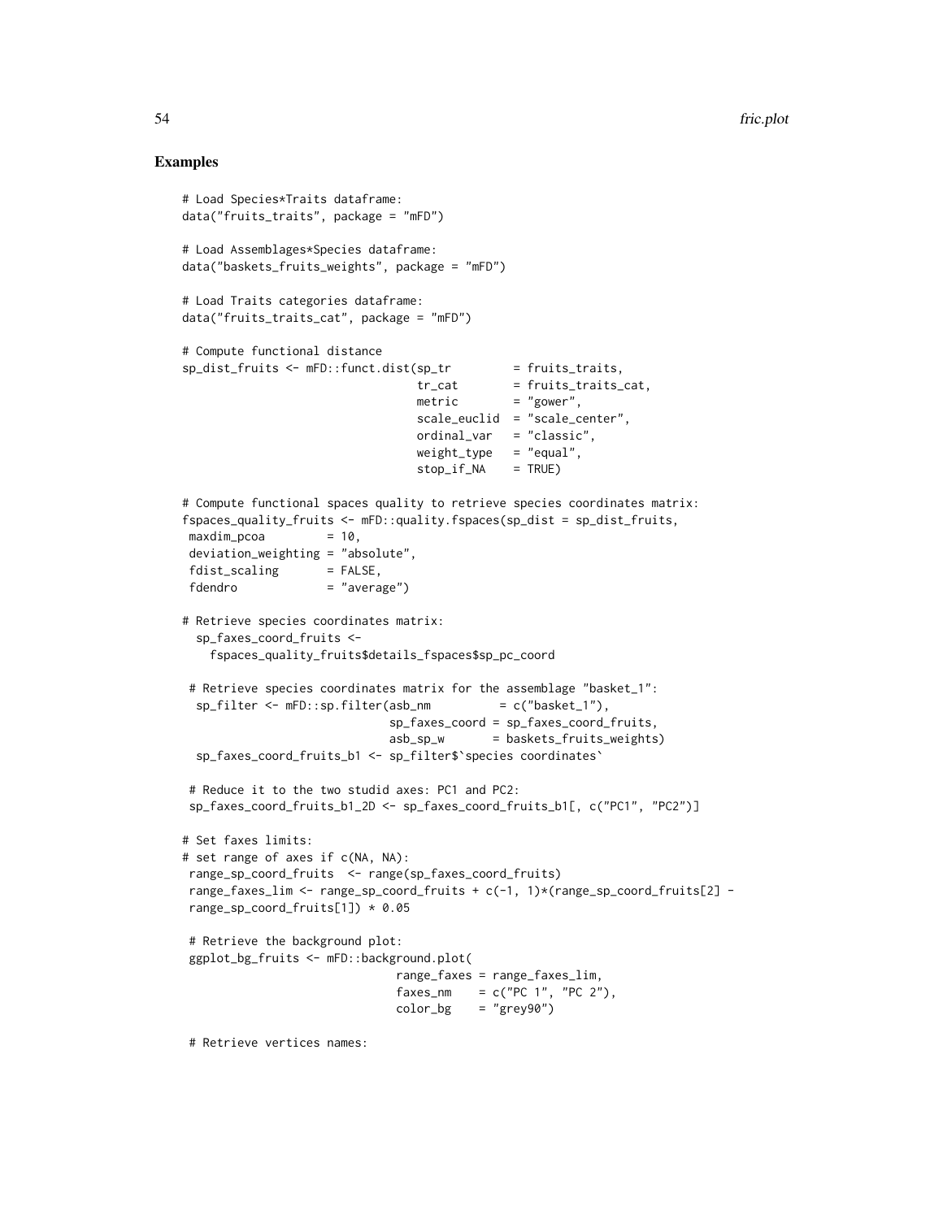## Examples

```
# Load Species*Traits dataframe:
data("fruits_traits", package = "mFD")

# Load Assemblages*Species dataframe:
data("baskets_fruits_weights", package = "mFD")

# Load Traits categories dataframe:
data("fruits_traits_cat", package = "mFD")

# Compute functional distance
sp_dist_fruits <- mFD::funct.dist(sp_tr         = fruits_traits,
                                  tr_cat        = fruits_traits_cat,
                                  metric        = "gower",
                                  scale_euclid  = "scale_center",
                                  ordinal_var   = "classic",
                                  weight_type   = "equal",
                                  stop_if_NA    = TRUE)

# Compute functional spaces quality to retrieve species coordinates matrix:
fspaces_quality_fruits <- mFD::quality.fspaces(sp_dist = sp_dist_fruits,
 maxdim_pcoa         = 10,
 deviation_weighting = "absolute",
 fdist_scaling       = FALSE,
 fdendro             = "average")

# Retrieve species coordinates matrix:
  sp_faxes_coord_fruits <-
    fspaces_quality_fruits$details_fspaces$sp_pc_coord

 # Retrieve species coordinates matrix for the assemblage "basket_1":
  sp_filter <- mFD::sp.filter(asb_nm          = c("basket_1"),
                              sp_faxes_coord = sp_faxes_coord_fruits,
                              asb_sp_w       = baskets_fruits_weights)
  sp_faxes_coord_fruits_b1 <- sp_filter$`species coordinates`

 # Reduce it to the two studid axes: PC1 and PC2:
 sp_faxes_coord_fruits_b1_2D <- sp_faxes_coord_fruits_b1[, c("PC1", "PC2")]

# Set faxes limits:
# set range of axes if c(NA, NA):
 range_sp_coord_fruits  <- range(sp_faxes_coord_fruits)
 range_faxes_lim <- range_sp_coord_fruits + c(-1, 1)*(range_sp_coord_fruits[2] -
 range_sp_coord_fruits[1]) * 0.05

 # Retrieve the background plot:
 ggplot_bg_fruits <- mFD::background.plot(
                               range_faxes = range_faxes_lim,
                               faxes_nm    = c("PC 1", "PC 2"),
                               color_bg    = "grey90")

 # Retrieve vertices names:
```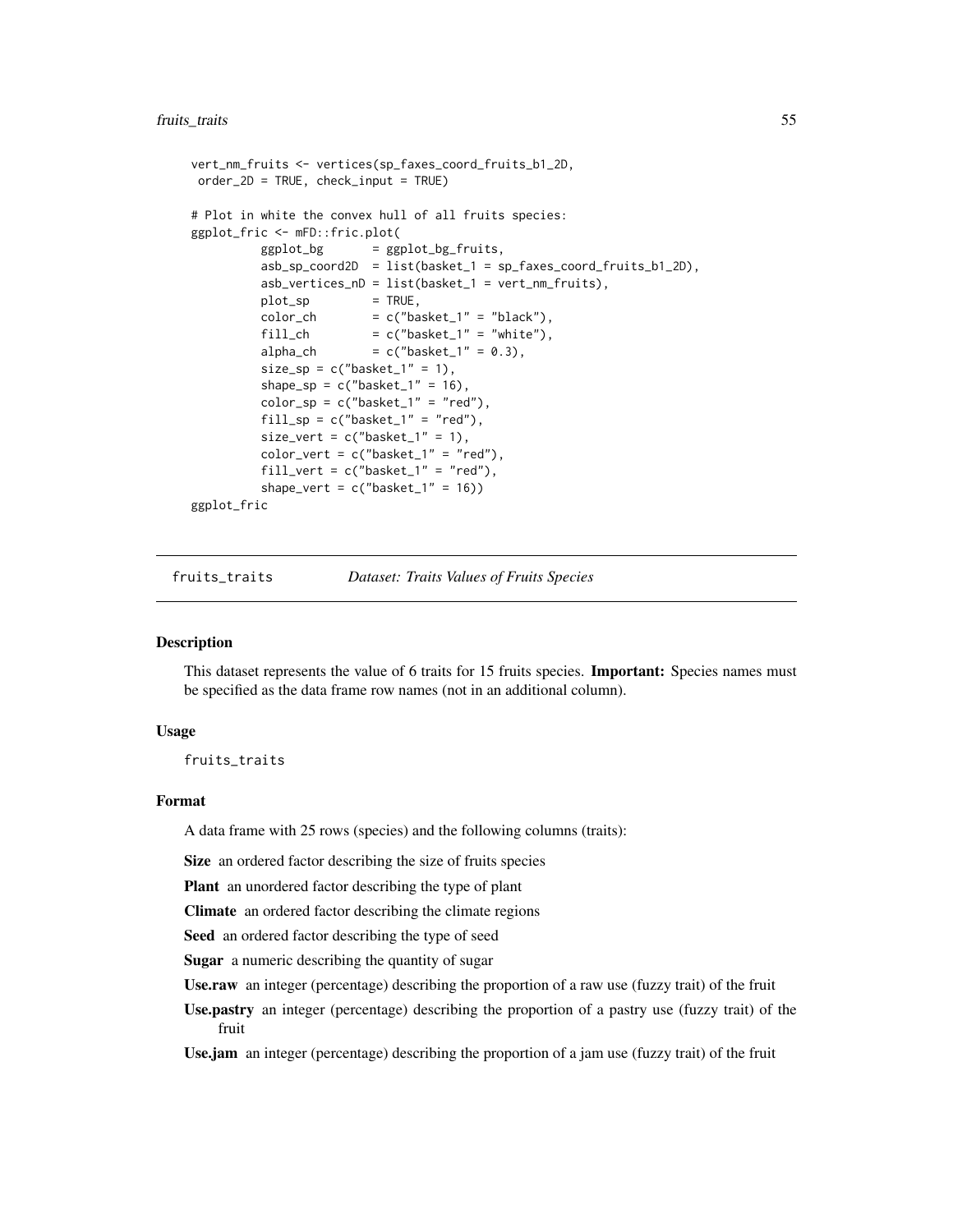```
vert_nm_fruits <- vertices(sp_faxes_coord_fruits_b1_2D,
 order_2D = TRUE, check_input = TRUE)

# Plot in white the convex hull of all fruits species:
ggplot_fric <- mFD::fric.plot(
          ggplot_bg       = ggplot_bg_fruits,
          asb_sp_coord2D  = list(basket_1 = sp_faxes_coord_fruits_b1_2D),
          asb_vertices_nD = list(basket_1 = vert_nm_fruits),
          plot_sp         = TRUE,
          color_ch        = c("basket_1" = "black"),
          fill_ch         = c("basket_1" = "white"),
          alpha_ch        = c("basket_1" = 0.3),
          size_sp = c("basket_1" = 1),
          shape_sp = c("basket_1" = 16),
          color_sp = c("basket_1" = "red"),
          fill_sp = c("basket_1" = "red"),
          size_vert = c("basket_1" = 1),
          color_vert = c("basket_1" = "red"),
          fill_vert = c("basket_1" = "red"),
          shape_vert = c("basket_1" = 16))
ggplot_fric
```

---

## fruits_traits *Dataset: Traits Values of Fruits Species*

### Description

This dataset represents the value of 6 traits for 15 fruits species. **Important:** Species names must be specified as the data frame row names (not in an additional column).

### Usage

```
fruits_traits
```

### Format

A data frame with 25 rows (species) and the following columns (traits):

**Size** an ordered factor describing the size of fruits species

**Plant** an unordered factor describing the type of plant

**Climate** an ordered factor describing the climate regions

**Seed** an ordered factor describing the type of seed

**Sugar** a numeric describing the quantity of sugar

**Use.raw** an integer (percentage) describing the proportion of a raw use (fuzzy trait) of the fruit

**Use.pastry** an integer (percentage) describing the proportion of a pastry use (fuzzy trait) of the fruit

**Use.jam** an integer (percentage) describing the proportion of a jam use (fuzzy trait) of the fruit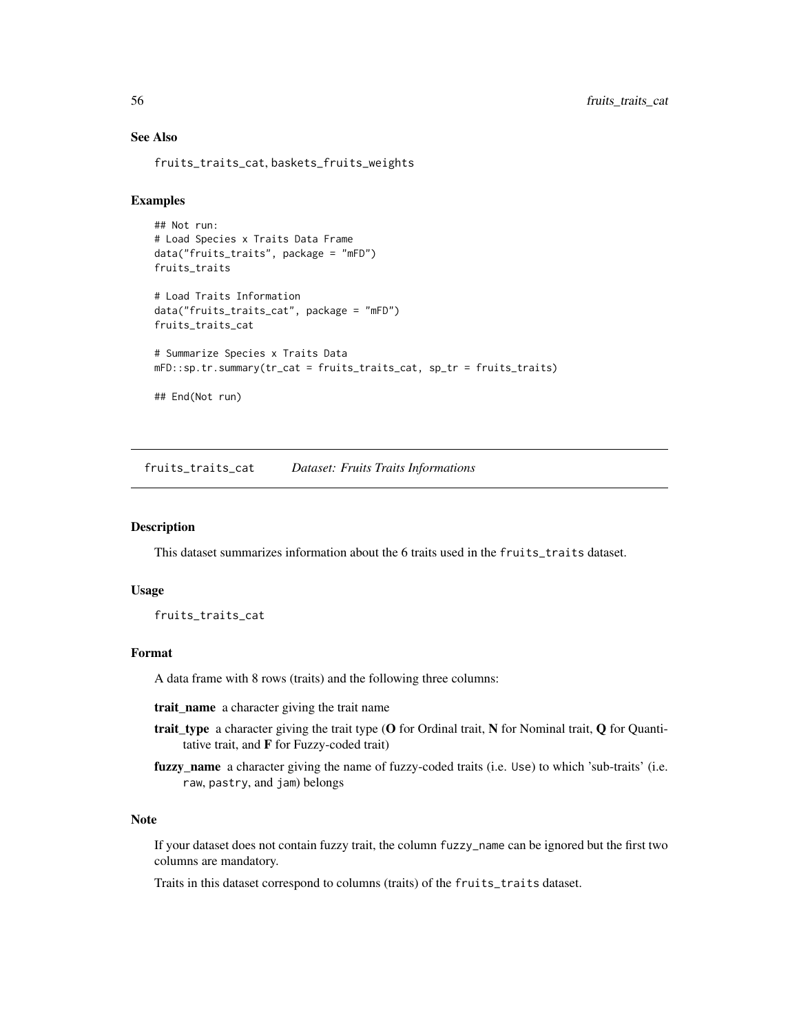### See Also

`fruits_traits_cat`, `baskets_fruits_weights`

### Examples

```
## Not run:
# Load Species x Traits Data Frame
data("fruits_traits", package = "mFD")
fruits_traits

# Load Traits Information
data("fruits_traits_cat", package = "mFD")
fruits_traits_cat

# Summarize Species x Traits Data
mFD::sp.tr.summary(tr_cat = fruits_traits_cat, sp_tr = fruits_traits)

## End(Not run)
```

---

## fruits_traits_cat *Dataset: Fruits Traits Informations*

---

### Description

This dataset summarizes information about the 6 traits used in the `fruits_traits` dataset.

### Usage

```
fruits_traits_cat
```

### Format

A data frame with 8 rows (traits) and the following three columns:

**trait_name** a character giving the trait name

**trait_type** a character giving the trait type (**O** for Ordinal trait, **N** for Nominal trait, **Q** for Quantitative trait, and **F** for Fuzzy-coded trait)

**fuzzy_name** a character giving the name of fuzzy-coded traits (i.e. `Use`) to which 'sub-traits' (i.e. `raw`, `pastry`, and `jam`) belongs

### Note

If your dataset does not contain fuzzy trait, the column `fuzzy_name` can be ignored but the first two columns are mandatory.

Traits in this dataset correspond to columns (traits) of the `fruits_traits` dataset.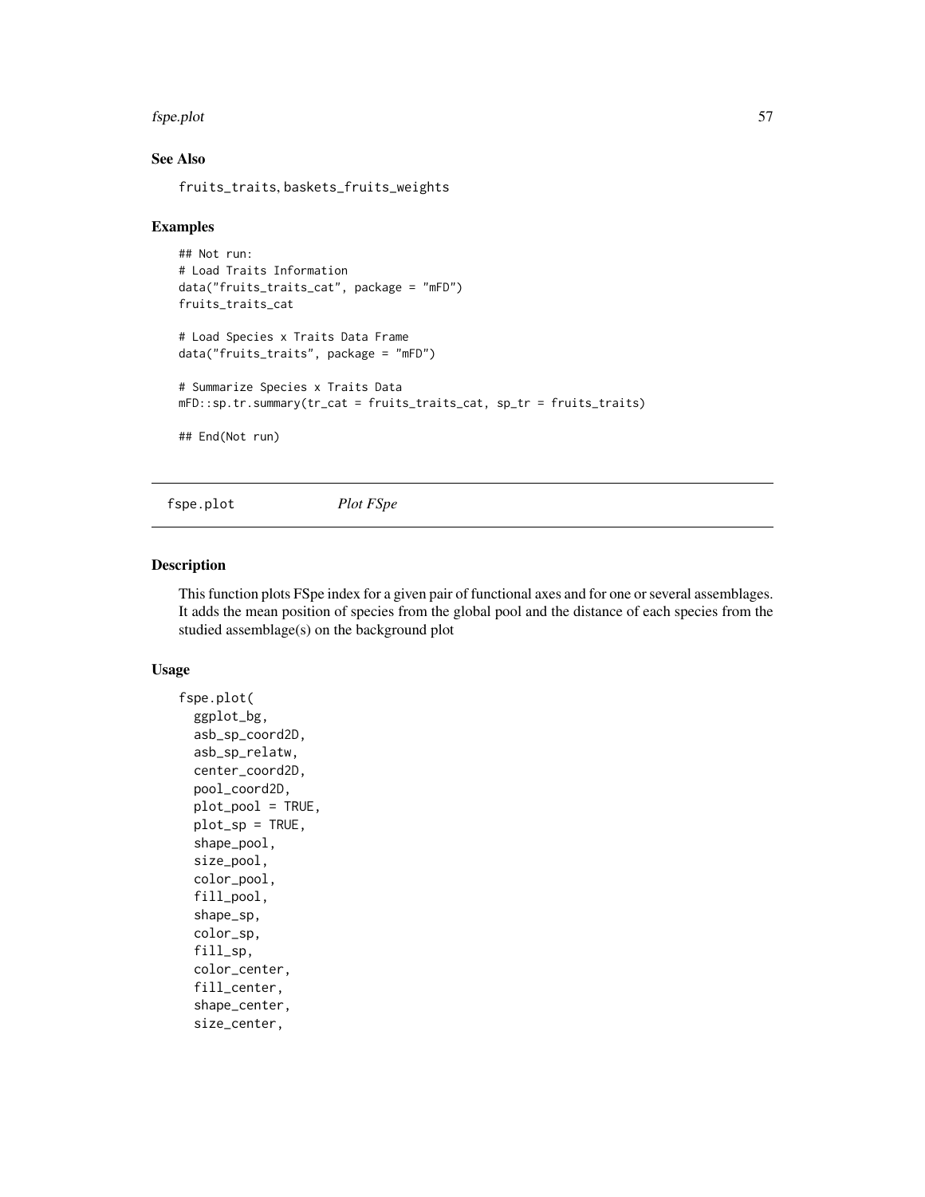## See Also

fruits_traits, baskets_fruits_weights

## Examples

```
## Not run:
# Load Traits Information
data("fruits_traits_cat", package = "mFD")
fruits_traits_cat

# Load Species x Traits Data Frame
data("fruits_traits", package = "mFD")

# Summarize Species x Traits Data
mFD::sp.tr.summary(tr_cat = fruits_traits_cat, sp_tr = fruits_traits)

## End(Not run)
```

---

# fspe.plot *Plot FSpe*

---

## Description

This function plots FSpe index for a given pair of functional axes and for one or several assemblages. It adds the mean position of species from the global pool and the distance of each species from the studied assemblage(s) on the background plot

## Usage

```
fspe.plot(
  ggplot_bg,
  asb_sp_coord2D,
  asb_sp_relatw,
  center_coord2D,
  pool_coord2D,
  plot_pool = TRUE,
  plot_sp = TRUE,
  shape_pool,
  size_pool,
  color_pool,
  fill_pool,
  shape_sp,
  color_sp,
  fill_sp,
  color_center,
  fill_center,
  shape_center,
  size_center,
```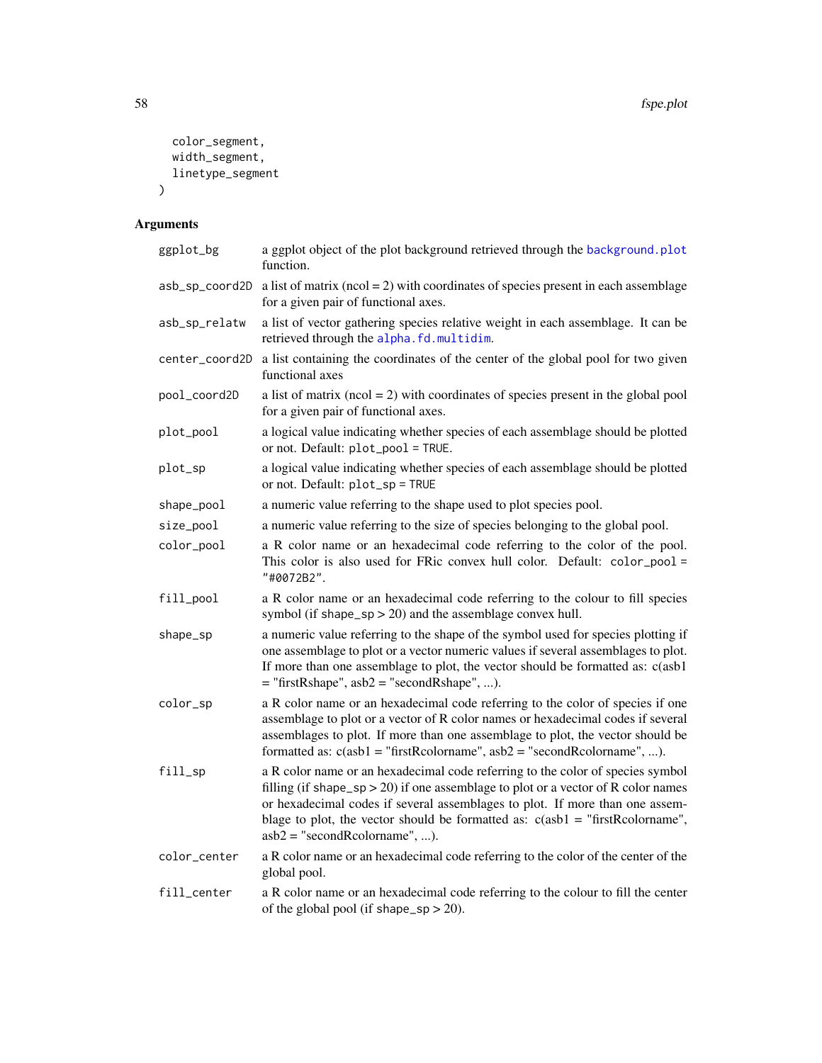```
  color_segment,
  width_segment,
  linetype_segment
)
```

## Arguments

| | |
|---|---|
| ggplot_bg | a ggplot object of the plot background retrieved through the background.plot function. |
| asb_sp_coord2D | a list of matrix (ncol = 2) with coordinates of species present in each assemblage for a given pair of functional axes. |
| asb_sp_relatw | a list of vector gathering species relative weight in each assemblage. It can be retrieved through the alpha.fd.multidim. |
| center_coord2D | a list containing the coordinates of the center of the global pool for two given functional axes |
| pool_coord2D | a list of matrix (ncol = 2) with coordinates of species present in the global pool for a given pair of functional axes. |
| plot_pool | a logical value indicating whether species of each assemblage should be plotted or not. Default: plot_pool = TRUE. |
| plot_sp | a logical value indicating whether species of each assemblage should be plotted or not. Default: plot_sp = TRUE |
| shape_pool | a numeric value referring to the shape used to plot species pool. |
| size_pool | a numeric value referring to the size of species belonging to the global pool. |
| color_pool | a R color name or an hexadecimal code referring to the color of the pool. This color is also used for FRic convex hull color. Default: color_pool = "#0072B2". |
| fill_pool | a R color name or an hexadecimal code referring to the colour to fill species symbol (if shape_sp > 20) and the assemblage convex hull. |
| shape_sp | a numeric value referring to the shape of the symbol used for species plotting if one assemblage to plot or a vector numeric values if several assemblages to plot. If more than one assemblage to plot, the vector should be formatted as: c(asb1 = "firstRshape", asb2 = "secondRshape", ...). |
| color_sp | a R color name or an hexadecimal code referring to the color of species if one assemblage to plot or a vector of R color names or hexadecimal codes if several assemblages to plot. If more than one assemblage to plot, the vector should be formatted as: c(asb1 = "firstRcolorname", asb2 = "secondRcolorname", ...). |
| fill_sp | a R color name or an hexadecimal code referring to the color of species symbol filling (if shape_sp > 20) if one assemblage to plot or a vector of R color names or hexadecimal codes if several assemblages to plot. If more than one assemblage to plot, the vector should be formatted as: c(asb1 = "firstRcolorname", asb2 = "secondRcolorname", ...). |
| color_center | a R color name or an hexadecimal code referring to the color of the center of the global pool. |
| fill_center | a R color name or an hexadecimal code referring to the colour to fill the center of the global pool (if shape_sp > 20). |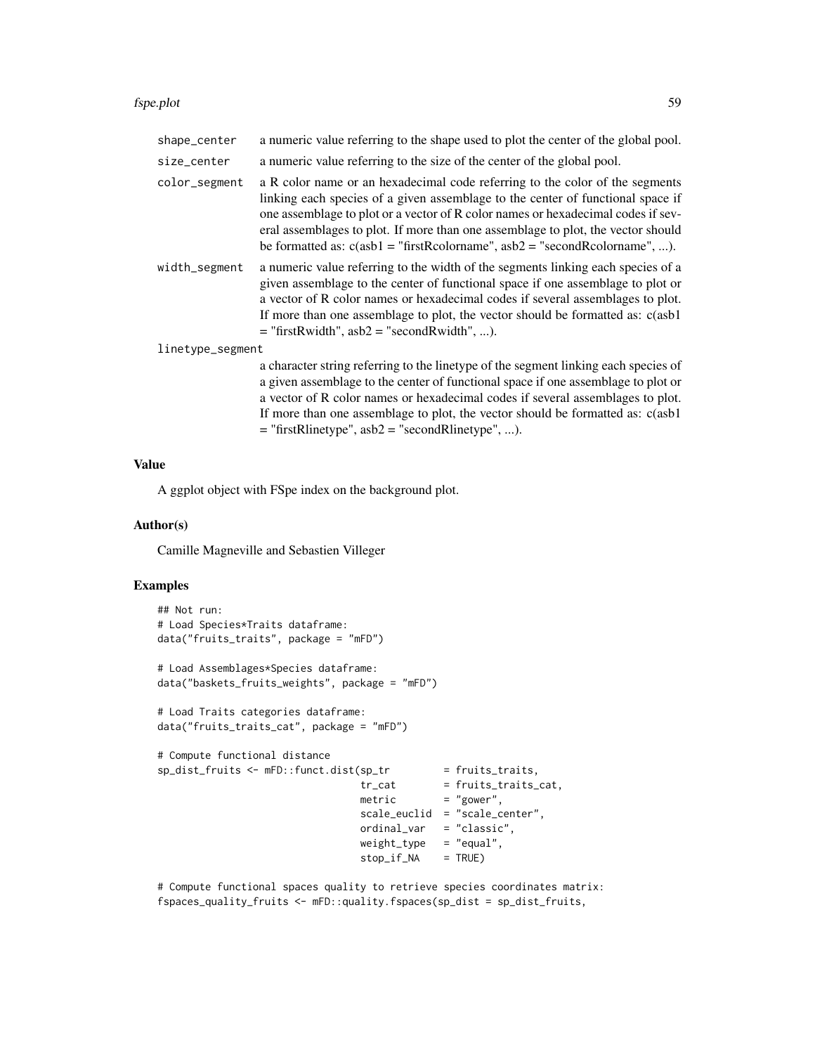shape_center
: a numeric value referring to the shape used to plot the center of the global pool.

size_center
: a numeric value referring to the size of the center of the global pool.

color_segment
: a R color name or an hexadecimal code referring to the color of the segments linking each species of a given assemblage to the center of functional space if one assemblage to plot or a vector of R color names or hexadecimal codes if several assemblages to plot. If more than one assemblage to plot, the vector should be formatted as: c(asb1 = "firstRcolorname", asb2 = "secondRcolorname", ...).

width_segment
: a numeric value referring to the width of the segments linking each species of a given assemblage to the center of functional space if one assemblage to plot or a vector of R color names or hexadecimal codes if several assemblages to plot. If more than one assemblage to plot, the vector should be formatted as: c(asb1 = "firstRwidth", asb2 = "secondRwidth", ...).

linetype_segment
: a character string referring to the linetype of the segment linking each species of a given assemblage to the center of functional space if one assemblage to plot or a vector of R color names or hexadecimal codes if several assemblages to plot. If more than one assemblage to plot, the vector should be formatted as: c(asb1 = "firstRlinetype", asb2 = "secondRlinetype", ...).

## Value

A ggplot object with FSpe index on the background plot.

## Author(s)

Camille Magneville and Sebastien Villeger

## Examples

```
## Not run:
# Load Species*Traits dataframe:
data("fruits_traits", package = "mFD")

# Load Assemblages*Species dataframe:
data("baskets_fruits_weights", package = "mFD")

# Load Traits categories dataframe:
data("fruits_traits_cat", package = "mFD")

# Compute functional distance
sp_dist_fruits <- mFD::funct.dist(sp_tr         = fruits_traits,
                                  tr_cat        = fruits_traits_cat,
                                  metric        = "gower",
                                  scale_euclid  = "scale_center",
                                  ordinal_var   = "classic",
                                  weight_type   = "equal",
                                  stop_if_NA    = TRUE)

# Compute functional spaces quality to retrieve species coordinates matrix:
fspaces_quality_fruits <- mFD::quality.fspaces(sp_dist = sp_dist_fruits,
```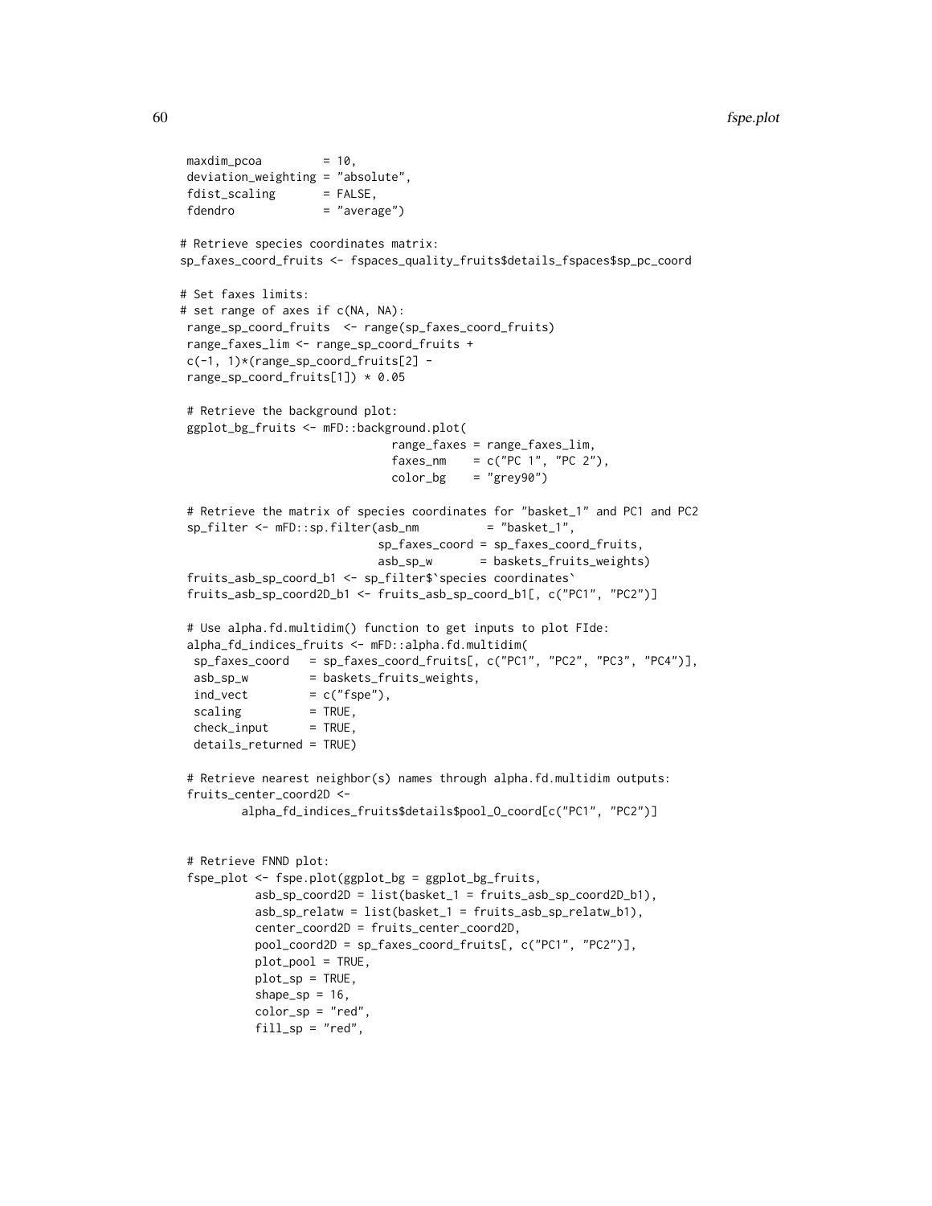```
 maxdim_pcoa         = 10,
 deviation_weighting = "absolute",
 fdist_scaling       = FALSE,
 fdendro             = "average")

# Retrieve species coordinates matrix:
sp_faxes_coord_fruits <- fspaces_quality_fruits$details_fspaces$sp_pc_coord

# Set faxes limits:
# set range of axes if c(NA, NA):
 range_sp_coord_fruits  <- range(sp_faxes_coord_fruits)
 range_faxes_lim <- range_sp_coord_fruits +
 c(-1, 1)*(range_sp_coord_fruits[2] -
 range_sp_coord_fruits[1]) * 0.05

 # Retrieve the background plot:
 ggplot_bg_fruits <- mFD::background.plot(
                              range_faxes = range_faxes_lim,
                              faxes_nm    = c("PC 1", "PC 2"),
                              color_bg    = "grey90")

 # Retrieve the matrix of species coordinates for "basket_1" and PC1 and PC2
 sp_filter <- mFD::sp.filter(asb_nm          = "basket_1",
                            sp_faxes_coord = sp_faxes_coord_fruits,
                            asb_sp_w       = baskets_fruits_weights)
 fruits_asb_sp_coord_b1 <- sp_filter$`species coordinates`
 fruits_asb_sp_coord2D_b1 <- fruits_asb_sp_coord_b1[, c("PC1", "PC2")]

 # Use alpha.fd.multidim() function to get inputs to plot FIde:
 alpha_fd_indices_fruits <- mFD::alpha.fd.multidim(
  sp_faxes_coord   = sp_faxes_coord_fruits[, c("PC1", "PC2", "PC3", "PC4")],
  asb_sp_w         = baskets_fruits_weights,
  ind_vect         = c("fspe"),
  scaling          = TRUE,
  check_input      = TRUE,
  details_returned = TRUE)

 # Retrieve nearest neighbor(s) names through alpha.fd.multidim outputs:
 fruits_center_coord2D <-
        alpha_fd_indices_fruits$details$pool_O_coord[c("PC1", "PC2")]


 # Retrieve FNND plot:
 fspe_plot <- fspe.plot(ggplot_bg = ggplot_bg_fruits,
          asb_sp_coord2D = list(basket_1 = fruits_asb_sp_coord2D_b1),
          asb_sp_relatw = list(basket_1 = fruits_asb_sp_relatw_b1),
          center_coord2D = fruits_center_coord2D,
          pool_coord2D = sp_faxes_coord_fruits[, c("PC1", "PC2")],
          plot_pool = TRUE,
          plot_sp = TRUE,
          shape_sp = 16,
          color_sp = "red",
          fill_sp = "red",
```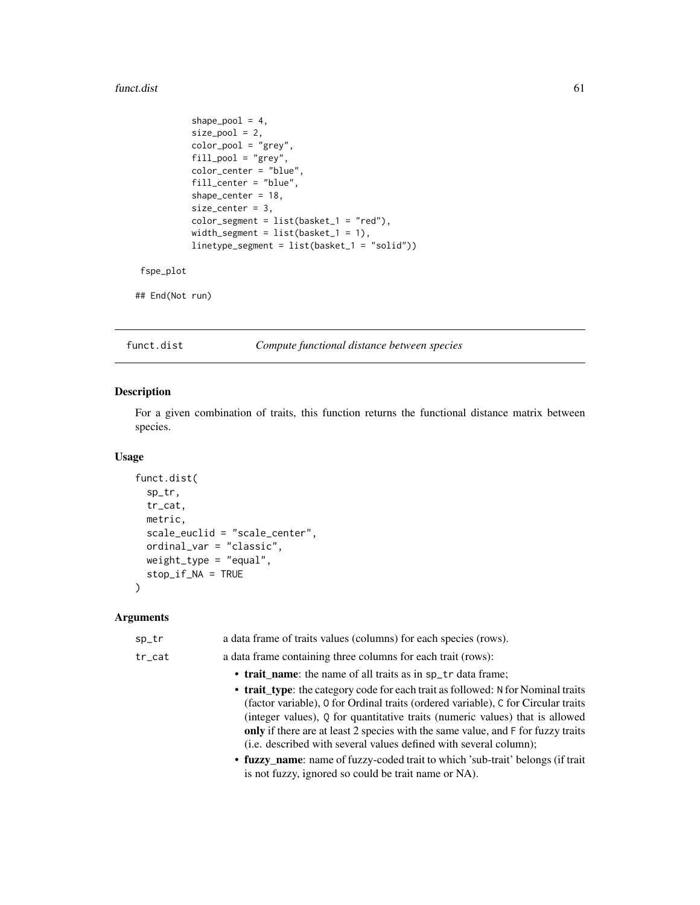```
           shape_pool = 4,
           size_pool = 2,
           color_pool = "grey",
           fill_pool = "grey",
           color_center = "blue",
           fill_center = "blue",
           shape_center = 18,
           size_center = 3,
           color_segment = list(basket_1 = "red"),
           width_segment = list(basket_1 = 1),
           linetype_segment = list(basket_1 = "solid"))

 fspe_plot

## End(Not run)
```

## funct.dist — *Compute functional distance between species*

### Description

For a given combination of traits, this function returns the functional distance matrix between species.

### Usage

```
funct.dist(
  sp_tr,
  tr_cat,
  metric,
  scale_euclid = "scale_center",
  ordinal_var = "classic",
  weight_type = "equal",
  stop_if_NA = TRUE
)
```

### Arguments

`sp_tr` a data frame of traits values (columns) for each species (rows).

`tr_cat` a data frame containing three columns for each trait (rows):

- **trait_name**: the name of all traits as in `sp_tr` data frame;
- **trait_type**: the category code for each trait as followed: `N` for Nominal traits (factor variable), `O` for Ordinal traits (ordered variable), `C` for Circular traits (integer values), `Q` for quantitative traits (numeric values) that is allowed **only** if there are at least 2 species with the same value, and `F` for fuzzy traits (i.e. described with several values defined with several column);
- **fuzzy_name**: name of fuzzy-coded trait to which 'sub-trait' belongs (if trait is not fuzzy, ignored so could be trait name or NA).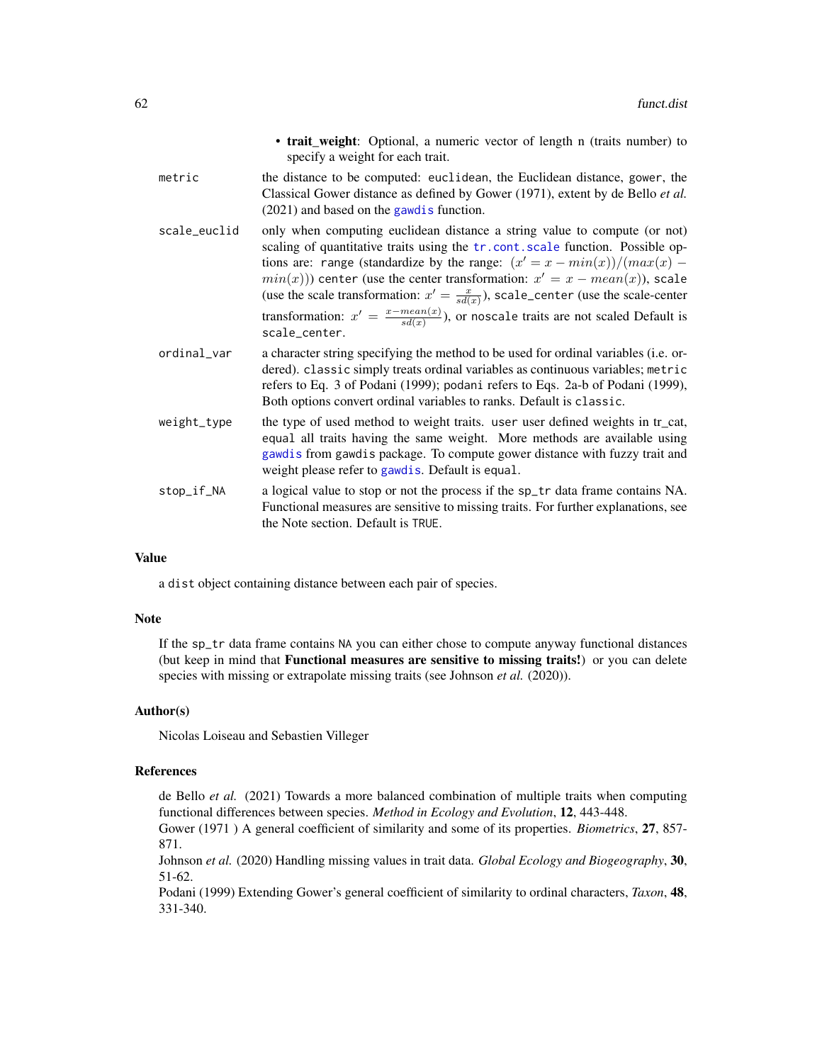- **trait_weight**: Optional, a numeric vector of length n (traits number) to specify a weight for each trait.

`metric` — the distance to be computed: `euclidean`, the Euclidean distance, `gower`, the Classical Gower distance as defined by Gower (1971), extent by de Bello *et al.* (2021) and based on the `gawdis` function.

`scale_euclid` — only when computing euclidean distance a string value to compute (or not) scaling of quantitative traits using the `tr.cont.scale` function. Possible options are: `range` (standardize by the range: $(x' = x - min(x))/(max(x) - min(x))$) `center` (use the center transformation: $x' = x - mean(x)$), `scale` (use the scale transformation: $x' = \frac{x}{sd(x)}$), `scale_center` (use the scale-center transformation: $x' = \frac{x - mean(x)}{sd(x)}$), or `noscale` traits are not scaled Default is `scale_center`.

`ordinal_var` — a character string specifying the method to be used for ordinal variables (i.e. ordered). `classic` simply treats ordinal variables as continuous variables; `metric` refers to Eq. 3 of Podani (1999); `podani` refers to Eqs. 2a-b of Podani (1999), Both options convert ordinal variables to ranks. Default is `classic`.

`weight_type` — the type of used method to weight traits. `user` user defined weights in tr_cat, `equal` all traits having the same weight. More methods are available using `gawdis` from `gawdis` package. To compute gower distance with fuzzy trait and weight please refer to `gawdis`. Default is `equal`.

`stop_if_NA` — a logical value to stop or not the process if the `sp_tr` data frame contains NA. Functional measures are sensitive to missing traits. For further explanations, see the Note section. Default is `TRUE`.

## Value

a `dist` object containing distance between each pair of species.

## Note

If the `sp_tr` data frame contains `NA` you can either chose to compute anyway functional distances (but keep in mind that **Functional measures are sensitive to missing traits!**) or you can delete species with missing or extrapolate missing traits (see Johnson *et al.* (2020)).

## Author(s)

Nicolas Loiseau and Sebastien Villeger

## References

de Bello *et al.* (2021) Towards a more balanced combination of multiple traits when computing functional differences between species. *Method in Ecology and Evolution*, **12**, 443-448.

Gower (1971 ) A general coefficient of similarity and some of its properties. *Biometrics*, **27**, 857-871.

Johnson *et al.* (2020) Handling missing values in trait data. *Global Ecology and Biogeography*, **30**, 51-62.

Podani (1999) Extending Gower's general coefficient of similarity to ordinal characters, *Taxon*, **48**, 331-340.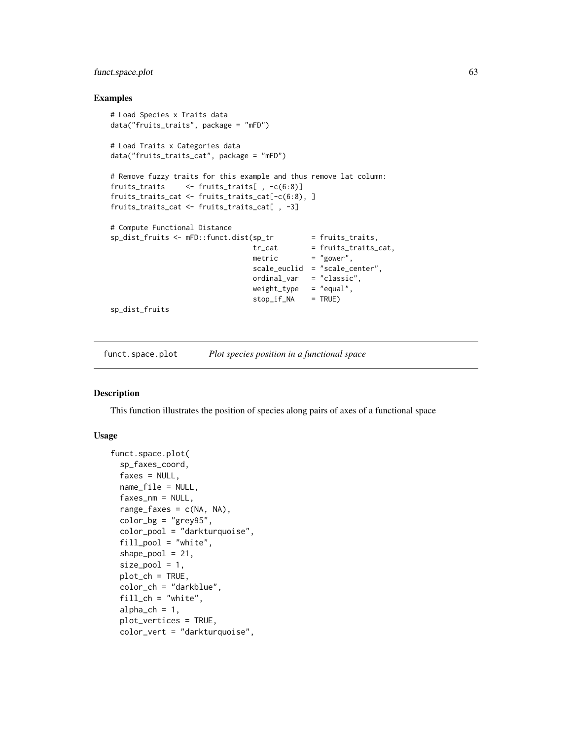## Examples

```
# Load Species x Traits data
data("fruits_traits", package = "mFD")

# Load Traits x Categories data
data("fruits_traits_cat", package = "mFD")

# Remove fuzzy traits for this example and thus remove lat column:
fruits_traits     <- fruits_traits[ , -c(6:8)]
fruits_traits_cat <- fruits_traits_cat[-c(6:8), ]
fruits_traits_cat <- fruits_traits_cat[ , -3]

# Compute Functional Distance
sp_dist_fruits <- mFD::funct.dist(sp_tr         = fruits_traits,
                                  tr_cat        = fruits_traits_cat,
                                  metric        = "gower",
                                  scale_euclid  = "scale_center",
                                  ordinal_var   = "classic",
                                  weight_type   = "equal",
                                  stop_if_NA    = TRUE)
sp_dist_fruits
```

---

`funct.space.plot` *Plot species position in a functional space*

---

## Description

This function illustrates the position of species along pairs of axes of a functional space

## Usage

```
funct.space.plot(
  sp_faxes_coord,
  faxes = NULL,
  name_file = NULL,
  faxes_nm = NULL,
  range_faxes = c(NA, NA),
  color_bg = "grey95",
  color_pool = "darkturquoise",
  fill_pool = "white",
  shape_pool = 21,
  size_pool = 1,
  plot_ch = TRUE,
  color_ch = "darkblue",
  fill_ch = "white",
  alpha_ch = 1,
  plot_vertices = TRUE,
  color_vert = "darkturquoise",
```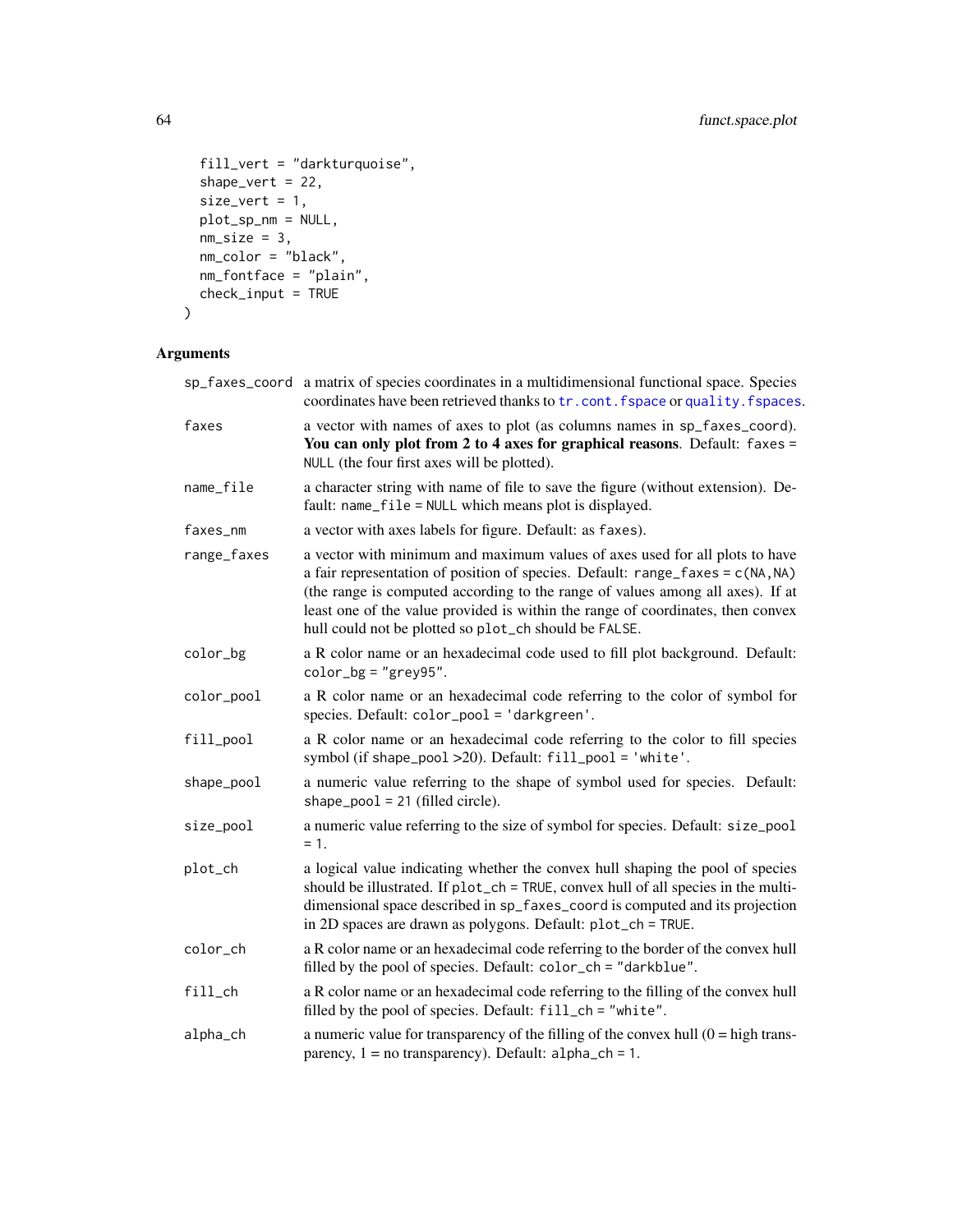```
  fill_vert = "darkturquoise",
  shape_vert = 22,
  size_vert = 1,
  plot_sp_nm = NULL,
  nm_size = 3,
  nm_color = "black",
  nm_fontface = "plain",
  check_input = TRUE
)
```

## Arguments

| Argument | Description |
|---|---|
| `sp_faxes_coord` | a matrix of species coordinates in a multidimensional functional space. Species coordinates have been retrieved thanks to `tr.cont.fspace` or `quality.fspaces`. |
| `faxes` | a vector with names of axes to plot (as columns names in sp_faxes_coord). **You can only plot from 2 to 4 axes for graphical reasons**. Default: `faxes = NULL` (the four first axes will be plotted). |
| `name_file` | a character string with name of file to save the figure (without extension). Default: `name_file = NULL` which means plot is displayed. |
| `faxes_nm` | a vector with axes labels for figure. Default: as `faxes`). |
| `range_faxes` | a vector with minimum and maximum values of axes used for all plots to have a fair representation of position of species. Default: `range_faxes = c(NA,NA)` (the range is computed according to the range of values among all axes). If at least one of the value provided is within the range of coordinates, then convex hull could not be plotted so `plot_ch` should be `FALSE`. |
| `color_bg` | a R color name or an hexadecimal code used to fill plot background. Default: `color_bg = "grey95"`. |
| `color_pool` | a R color name or an hexadecimal code referring to the color of symbol for species. Default: `color_pool = 'darkgreen'`. |
| `fill_pool` | a R color name or an hexadecimal code referring to the color to fill species symbol (if `shape_pool` >20). Default: `fill_pool = 'white'`. |
| `shape_pool` | a numeric value referring to the shape of symbol used for species. Default: `shape_pool = 21` (filled circle). |
| `size_pool` | a numeric value referring to the size of symbol for species. Default: `size_pool = 1`. |
| `plot_ch` | a logical value indicating whether the convex hull shaping the pool of species should be illustrated. If `plot_ch = TRUE`, convex hull of all species in the multidimensional space described in `sp_faxes_coord` is computed and its projection in 2D spaces are drawn as polygons. Default: `plot_ch = TRUE`. |
| `color_ch` | a R color name or an hexadecimal code referring to the border of the convex hull filled by the pool of species. Default: `color_ch = "darkblue"`. |
| `fill_ch` | a R color name or an hexadecimal code referring to the filling of the convex hull filled by the pool of species. Default: `fill_ch = "white"`. |
| `alpha_ch` | a numeric value for transparency of the filling of the convex hull (0 = high transparency, 1 = no transparency). Default: `alpha_ch = 1`. |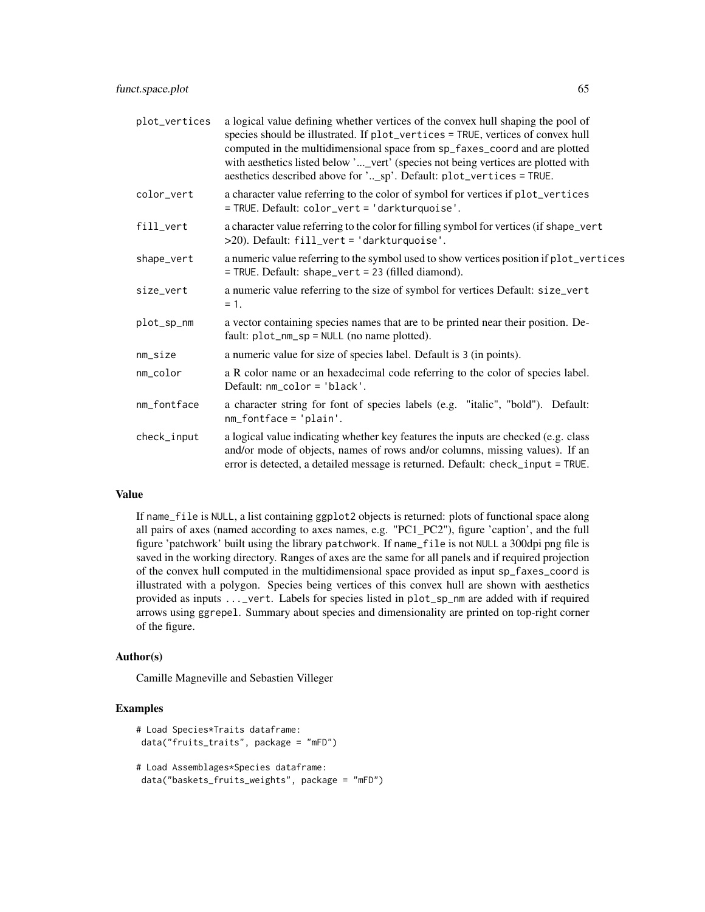| | |
|---|---|
| plot_vertices | a logical value defining whether vertices of the convex hull shaping the pool of species should be illustrated. If plot_vertices = TRUE, vertices of convex hull computed in the multidimensional space from sp_faxes_coord and are plotted with aesthetics listed below '..._vert' (species not being vertices are plotted with aesthetics described above for '.._sp'. Default: plot_vertices = TRUE. |
| color_vert | a character value referring to the color of symbol for vertices if plot_vertices = TRUE. Default: color_vert = 'darkturquoise'. |
| fill_vert | a character value referring to the color for filling symbol for vertices (if shape_vert >20). Default: fill_vert = 'darkturquoise'. |
| shape_vert | a numeric value referring to the symbol used to show vertices position if plot_vertices = TRUE. Default: shape_vert = 23 (filled diamond). |
| size_vert | a numeric value referring to the size of symbol for vertices Default: size_vert = 1. |
| plot_sp_nm | a vector containing species names that are to be printed near their position. Default: plot_nm_sp = NULL (no name plotted). |
| nm_size | a numeric value for size of species label. Default is 3 (in points). |
| nm_color | a R color name or an hexadecimal code referring to the color of species label. Default: nm_color = 'black'. |
| nm_fontface | a character string for font of species labels (e.g. "italic", "bold"). Default: nm_fontface = 'plain'. |
| check_input | a logical value indicating whether key features the inputs are checked (e.g. class and/or mode of objects, names of rows and/or columns, missing values). If an error is detected, a detailed message is returned. Default: check_input = TRUE. |

## Value

If name_file is NULL, a list containing ggplot2 objects is returned: plots of functional space along all pairs of axes (named according to axes names, e.g. "PC1_PC2"), figure 'caption', and the full figure 'patchwork' built using the library patchwork. If name_file is not NULL a 300dpi png file is saved in the working directory. Ranges of axes are the same for all panels and if required projection of the convex hull computed in the multidimensional space provided as input sp_faxes_coord is illustrated with a polygon. Species being vertices of this convex hull are shown with aesthetics provided as inputs ..._vert. Labels for species listed in plot_sp_nm are added with if required arrows using ggrepel. Summary about species and dimensionality are printed on top-right corner of the figure.

## Author(s)

Camille Magneville and Sebastien Villeger

## Examples

```
# Load Species*Traits dataframe:
 data("fruits_traits", package = "mFD")

# Load Assemblages*Species dataframe:
 data("baskets_fruits_weights", package = "mFD")
```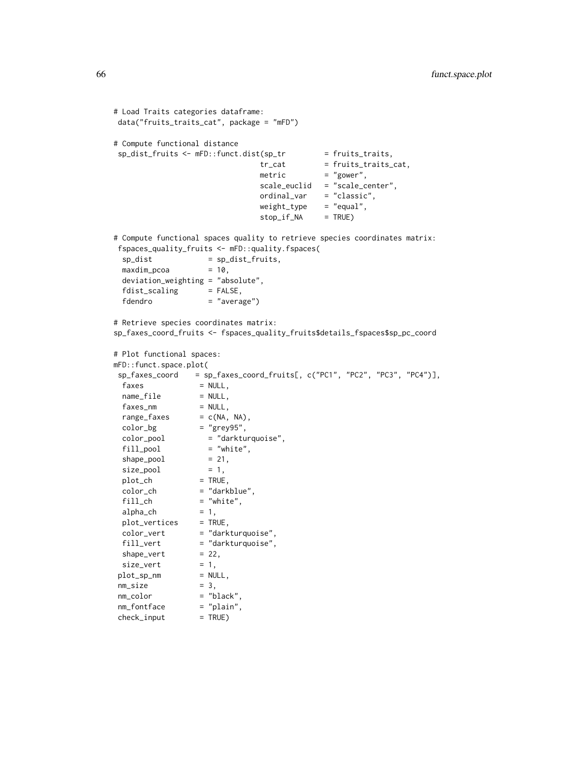```
# Load Traits categories dataframe:
 data("fruits_traits_cat", package = "mFD")

# Compute functional distance
 sp_dist_fruits <- mFD::funct.dist(sp_tr         = fruits_traits,
                                  tr_cat         = fruits_traits_cat,
                                  metric         = "gower",
                                  scale_euclid   = "scale_center",
                                  ordinal_var    = "classic",
                                  weight_type    = "equal",
                                  stop_if_NA     = TRUE)

# Compute functional spaces quality to retrieve species coordinates matrix:
 fspaces_quality_fruits <- mFD::quality.fspaces(
  sp_dist             = sp_dist_fruits,
  maxdim_pcoa         = 10,
  deviation_weighting = "absolute",
  fdist_scaling       = FALSE,
  fdendro             = "average")

# Retrieve species coordinates matrix:
sp_faxes_coord_fruits <- fspaces_quality_fruits$details_fspaces$sp_pc_coord

# Plot functional spaces:
mFD::funct.space.plot(
 sp_faxes_coord    = sp_faxes_coord_fruits[, c("PC1", "PC2", "PC3", "PC4")],
  faxes             = NULL,
  name_file         = NULL,
  faxes_nm          = NULL,
  range_faxes       = c(NA, NA),
  color_bg          = "grey95",
  color_pool          = "darkturquoise",
  fill_pool           = "white",
  shape_pool          = 21,
  size_pool           = 1,
  plot_ch           = TRUE,
  color_ch          = "darkblue",
  fill_ch           = "white",
  alpha_ch          = 1,
  plot_vertices     = TRUE,
  color_vert        = "darkturquoise",
  fill_vert         = "darkturquoise",
  shape_vert        = 22,
  size_vert         = 1,
 plot_sp_nm         = NULL,
 nm_size            = 3,
 nm_color           = "black",
 nm_fontface        = "plain",
 check_input        = TRUE)
```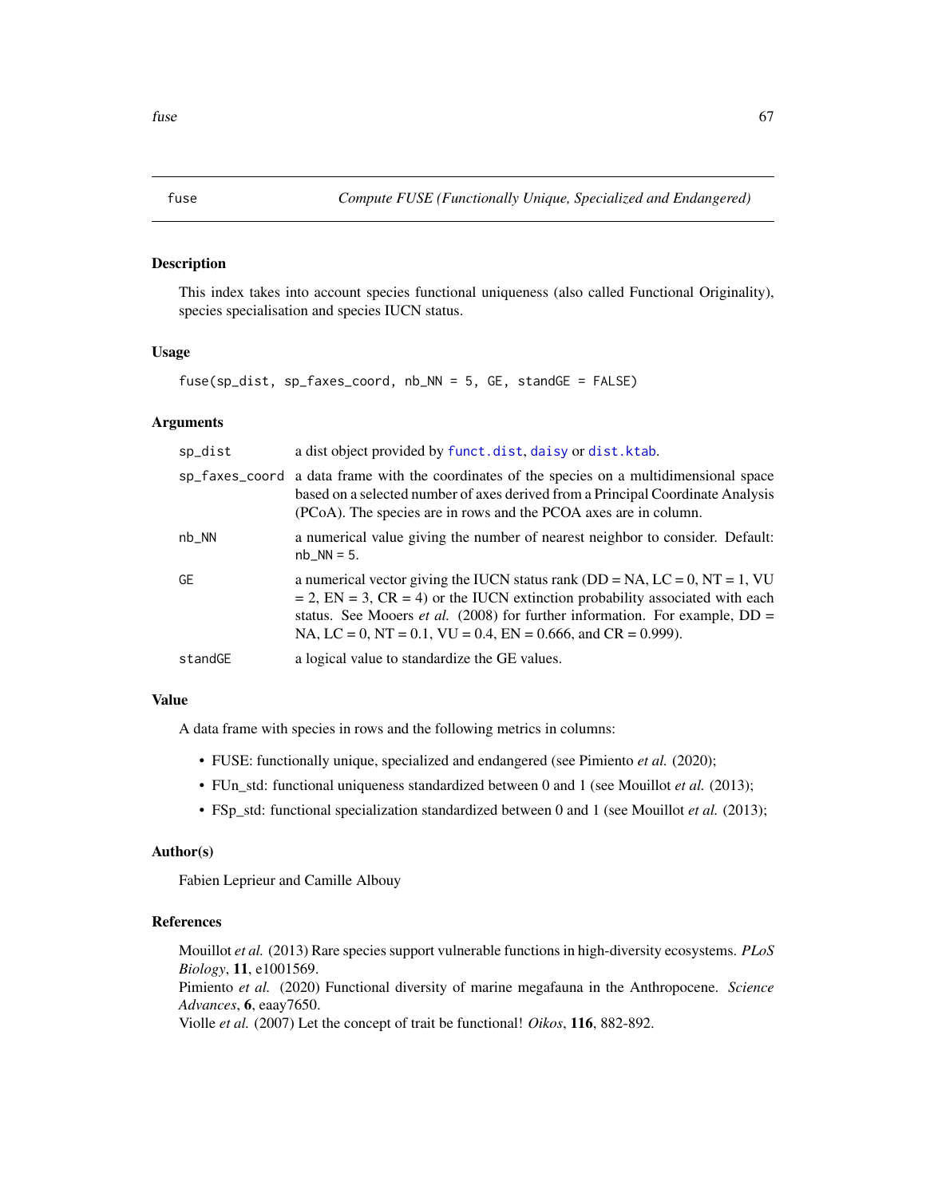# fuse — Compute FUSE (Functionally Unique, Specialized and Endangered)

## Description

This index takes into account species functional uniqueness (also called Functional Originality), species specialisation and species IUCN status.

## Usage

```
fuse(sp_dist, sp_faxes_coord, nb_NN = 5, GE, standGE = FALSE)
```

## Arguments

| Argument | Description |
|---|---|
| sp_dist | a dist object provided by funct.dist, daisy or dist.ktab. |
| sp_faxes_coord | a data frame with the coordinates of the species on a multidimensional space based on a selected number of axes derived from a Principal Coordinate Analysis (PCoA). The species are in rows and the PCOA axes are in column. |
| nb_NN | a numerical value giving the number of nearest neighbor to consider. Default: nb_NN = 5. |
| GE | a numerical vector giving the IUCN status rank (DD = NA, LC = 0, NT = 1, VU = 2, EN = 3, CR = 4) or the IUCN extinction probability associated with each status. See Mooers *et al.* (2008) for further information. For example, DD = NA, LC = 0, NT = 0.1, VU = 0.4, EN = 0.666, and CR = 0.999). |
| standGE | a logical value to standardize the GE values. |

## Value

A data frame with species in rows and the following metrics in columns:

- FUSE: functionally unique, specialized and endangered (see Pimiento *et al.* (2020);
- FUn_std: functional uniqueness standardized between 0 and 1 (see Mouillot *et al.* (2013);
- FSp_std: functional specialization standardized between 0 and 1 (see Mouillot *et al.* (2013);

## Author(s)

Fabien Leprieur and Camille Albouy

## References

Mouillot *et al.* (2013) Rare species support vulnerable functions in high-diversity ecosystems. *PLoS Biology*, **11**, e1001569.

Pimiento *et al.* (2020) Functional diversity of marine megafauna in the Anthropocene. *Science Advances*, **6**, eaay7650.

Violle *et al.* (2007) Let the concept of trait be functional! *Oikos*, **116**, 882-892.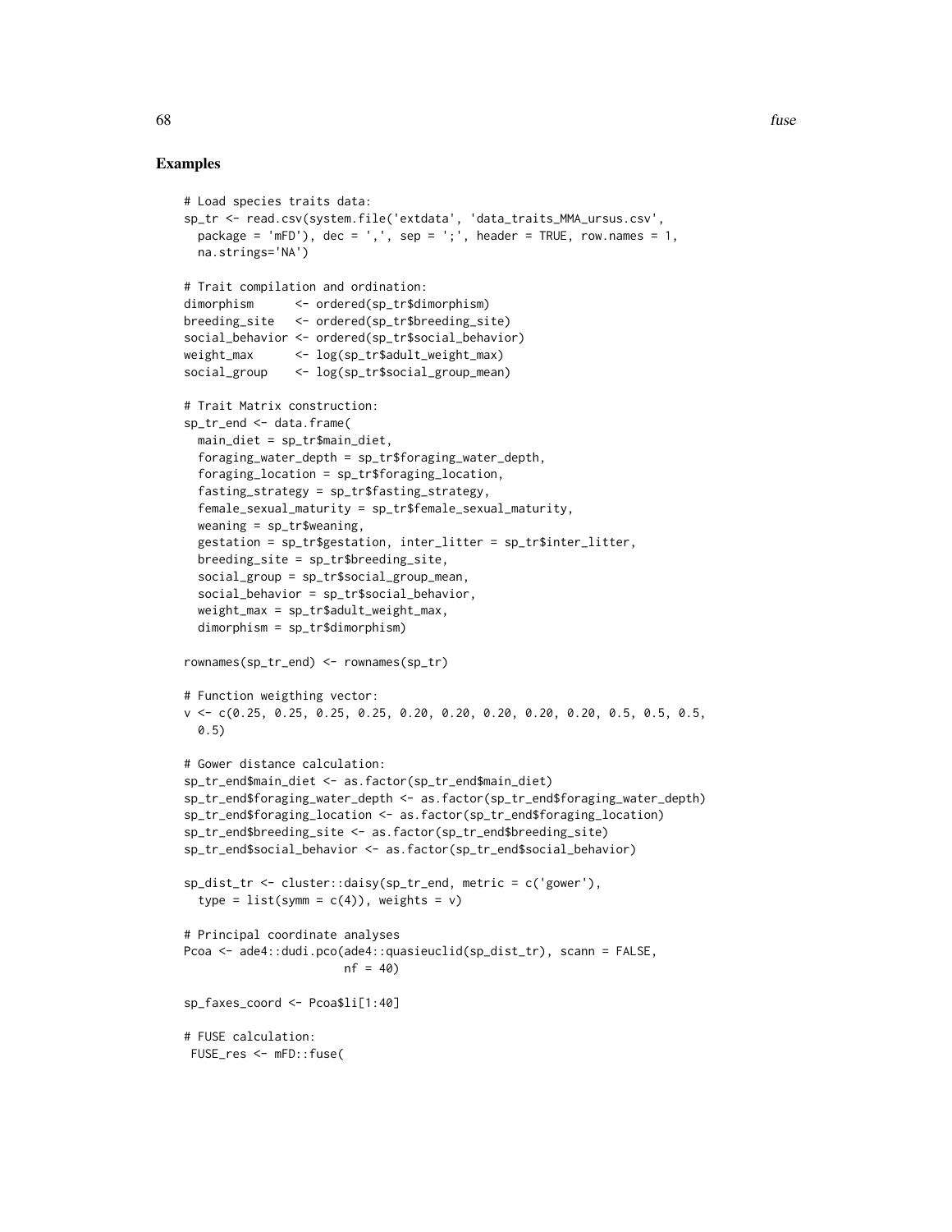## Examples

```
# Load species traits data:
sp_tr <- read.csv(system.file('extdata', 'data_traits_MMA_ursus.csv',
  package = 'mFD'), dec = ',', sep = ';', header = TRUE, row.names = 1,
  na.strings='NA')

# Trait compilation and ordination:
dimorphism      <- ordered(sp_tr$dimorphism)
breeding_site   <- ordered(sp_tr$breeding_site)
social_behavior <- ordered(sp_tr$social_behavior)
weight_max      <- log(sp_tr$adult_weight_max)
social_group    <- log(sp_tr$social_group_mean)

# Trait Matrix construction:
sp_tr_end <- data.frame(
  main_diet = sp_tr$main_diet,
  foraging_water_depth = sp_tr$foraging_water_depth,
  foraging_location = sp_tr$foraging_location,
  fasting_strategy = sp_tr$fasting_strategy,
  female_sexual_maturity = sp_tr$female_sexual_maturity,
  weaning = sp_tr$weaning,
  gestation = sp_tr$gestation, inter_litter = sp_tr$inter_litter,
  breeding_site = sp_tr$breeding_site,
  social_group = sp_tr$social_group_mean,
  social_behavior = sp_tr$social_behavior,
  weight_max = sp_tr$adult_weight_max,
  dimorphism = sp_tr$dimorphism)

rownames(sp_tr_end) <- rownames(sp_tr)

# Function weigthing vector:
v <- c(0.25, 0.25, 0.25, 0.25, 0.20, 0.20, 0.20, 0.20, 0.20, 0.5, 0.5, 0.5,
  0.5)

# Gower distance calculation:
sp_tr_end$main_diet <- as.factor(sp_tr_end$main_diet)
sp_tr_end$foraging_water_depth <- as.factor(sp_tr_end$foraging_water_depth)
sp_tr_end$foraging_location <- as.factor(sp_tr_end$foraging_location)
sp_tr_end$breeding_site <- as.factor(sp_tr_end$breeding_site)
sp_tr_end$social_behavior <- as.factor(sp_tr_end$social_behavior)

sp_dist_tr <- cluster::daisy(sp_tr_end, metric = c('gower'),
  type = list(symm = c(4)), weights = v)

# Principal coordinate analyses
Pcoa <- ade4::dudi.pco(ade4::quasieuclid(sp_dist_tr), scann = FALSE,
                      nf = 40)

sp_faxes_coord <- Pcoa$li[1:40]

# FUSE calculation:
 FUSE_res <- mFD::fuse(
```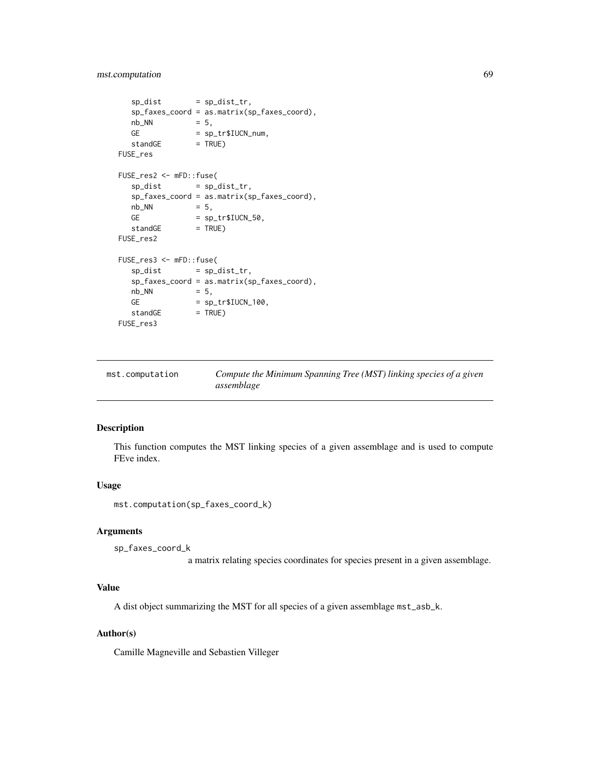```
   sp_dist        = sp_dist_tr,
   sp_faxes_coord = as.matrix(sp_faxes_coord),
   nb_NN          = 5,
   GE             = sp_tr$IUCN_num,
   standGE        = TRUE)
FUSE_res

FUSE_res2 <- mFD::fuse(
   sp_dist        = sp_dist_tr,
   sp_faxes_coord = as.matrix(sp_faxes_coord),
   nb_NN          = 5,
   GE             = sp_tr$IUCN_50,
   standGE        = TRUE)
FUSE_res2

FUSE_res3 <- mFD::fuse(
   sp_dist        = sp_dist_tr,
   sp_faxes_coord = as.matrix(sp_faxes_coord),
   nb_NN          = 5,
   GE             = sp_tr$IUCN_100,
   standGE        = TRUE)
FUSE_res3
```

## mst.computation — *Compute the Minimum Spanning Tree (MST) linking species of a given assemblage*

### Description

This function computes the MST linking species of a given assemblage and is used to compute FEve index.

### Usage

```
mst.computation(sp_faxes_coord_k)
```

### Arguments

`sp_faxes_coord_k`
: a matrix relating species coordinates for species present in a given assemblage.

### Value

A dist object summarizing the MST for all species of a given assemblage `mst_asb_k`.

### Author(s)

Camille Magneville and Sebastien Villeger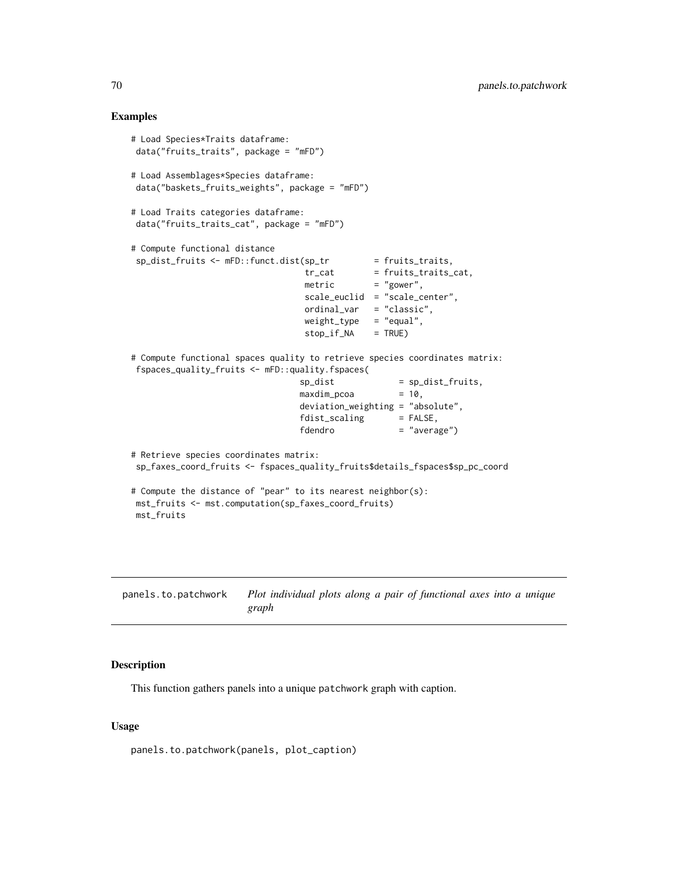## Examples

```
# Load Species*Traits dataframe:
 data("fruits_traits", package = "mFD")

# Load Assemblages*Species dataframe:
 data("baskets_fruits_weights", package = "mFD")

# Load Traits categories dataframe:
 data("fruits_traits_cat", package = "mFD")

# Compute functional distance
 sp_dist_fruits <- mFD::funct.dist(sp_tr         = fruits_traits,
                                   tr_cat        = fruits_traits_cat,
                                   metric        = "gower",
                                   scale_euclid  = "scale_center",
                                   ordinal_var   = "classic",
                                   weight_type   = "equal",
                                   stop_if_NA    = TRUE)

# Compute functional spaces quality to retrieve species coordinates matrix:
 fspaces_quality_fruits <- mFD::quality.fspaces(
                                  sp_dist             = sp_dist_fruits,
                                  maxdim_pcoa         = 10,
                                  deviation_weighting = "absolute",
                                  fdist_scaling       = FALSE,
                                  fdendro             = "average")

# Retrieve species coordinates matrix:
 sp_faxes_coord_fruits <- fspaces_quality_fruits$details_fspaces$sp_pc_coord

# Compute the distance of "pear" to its nearest neighbor(s):
 mst_fruits <- mst.computation(sp_faxes_coord_fruits)
 mst_fruits
```

---

`panels.to.patchwork` *Plot individual plots along a pair of functional axes into a unique graph*

---

## Description

This function gathers panels into a unique `patchwork` graph with caption.

## Usage

```
panels.to.patchwork(panels, plot_caption)
```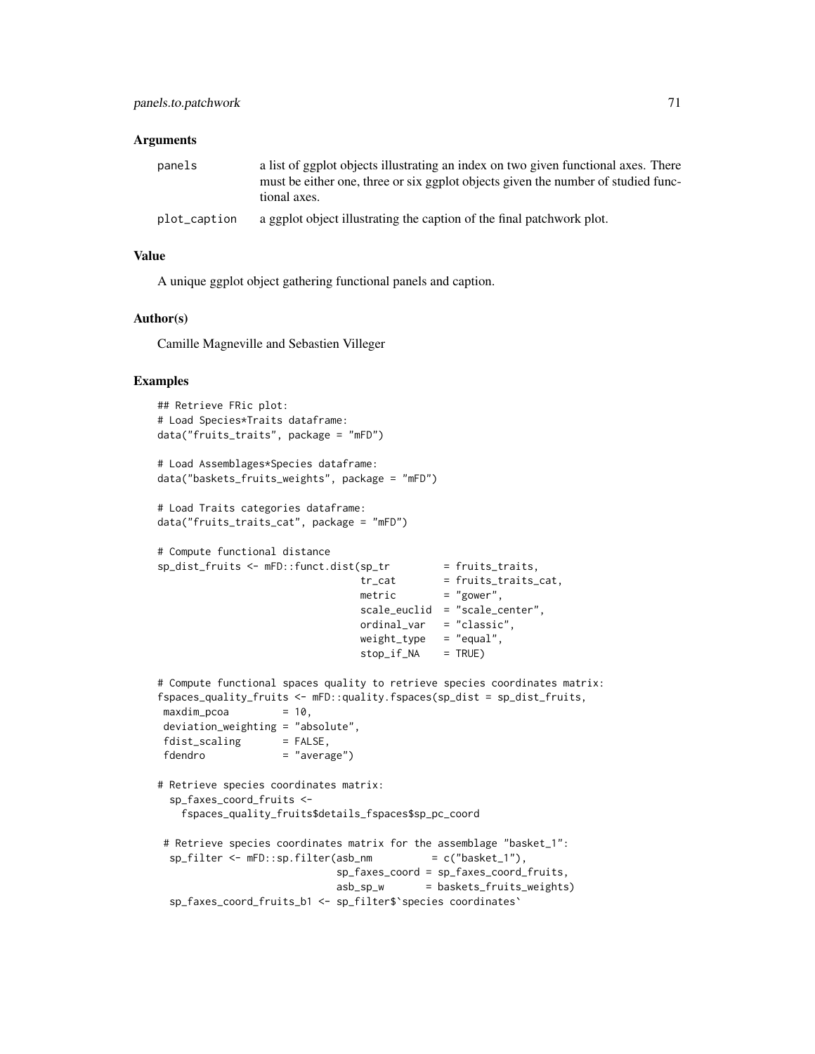## Arguments

| | |
|---|---|
| panels | a list of ggplot objects illustrating an index on two given functional axes. There must be either one, three or six ggplot objects given the number of studied functional axes. |
| plot_caption | a ggplot object illustrating the caption of the final patchwork plot. |

## Value

A unique ggplot object gathering functional panels and caption.

## Author(s)

Camille Magneville and Sebastien Villeger

## Examples

```
## Retrieve FRic plot:
# Load Species*Traits dataframe:
data("fruits_traits", package = "mFD")

# Load Assemblages*Species dataframe:
data("baskets_fruits_weights", package = "mFD")

# Load Traits categories dataframe:
data("fruits_traits_cat", package = "mFD")

# Compute functional distance
sp_dist_fruits <- mFD::funct.dist(sp_tr         = fruits_traits,
                                  tr_cat        = fruits_traits_cat,
                                  metric        = "gower",
                                  scale_euclid  = "scale_center",
                                  ordinal_var   = "classic",
                                  weight_type   = "equal",
                                  stop_if_NA    = TRUE)

# Compute functional spaces quality to retrieve species coordinates matrix:
fspaces_quality_fruits <- mFD::quality.fspaces(sp_dist = sp_dist_fruits,
 maxdim_pcoa         = 10,
 deviation_weighting = "absolute",
 fdist_scaling       = FALSE,
 fdendro             = "average")

# Retrieve species coordinates matrix:
  sp_faxes_coord_fruits <-
    fspaces_quality_fruits$details_fspaces$sp_pc_coord

 # Retrieve species coordinates matrix for the assemblage "basket_1":
  sp_filter <- mFD::sp.filter(asb_nm          = c("basket_1"),
                              sp_faxes_coord = sp_faxes_coord_fruits,
                              asb_sp_w       = baskets_fruits_weights)
  sp_faxes_coord_fruits_b1 <- sp_filter$`species coordinates`
```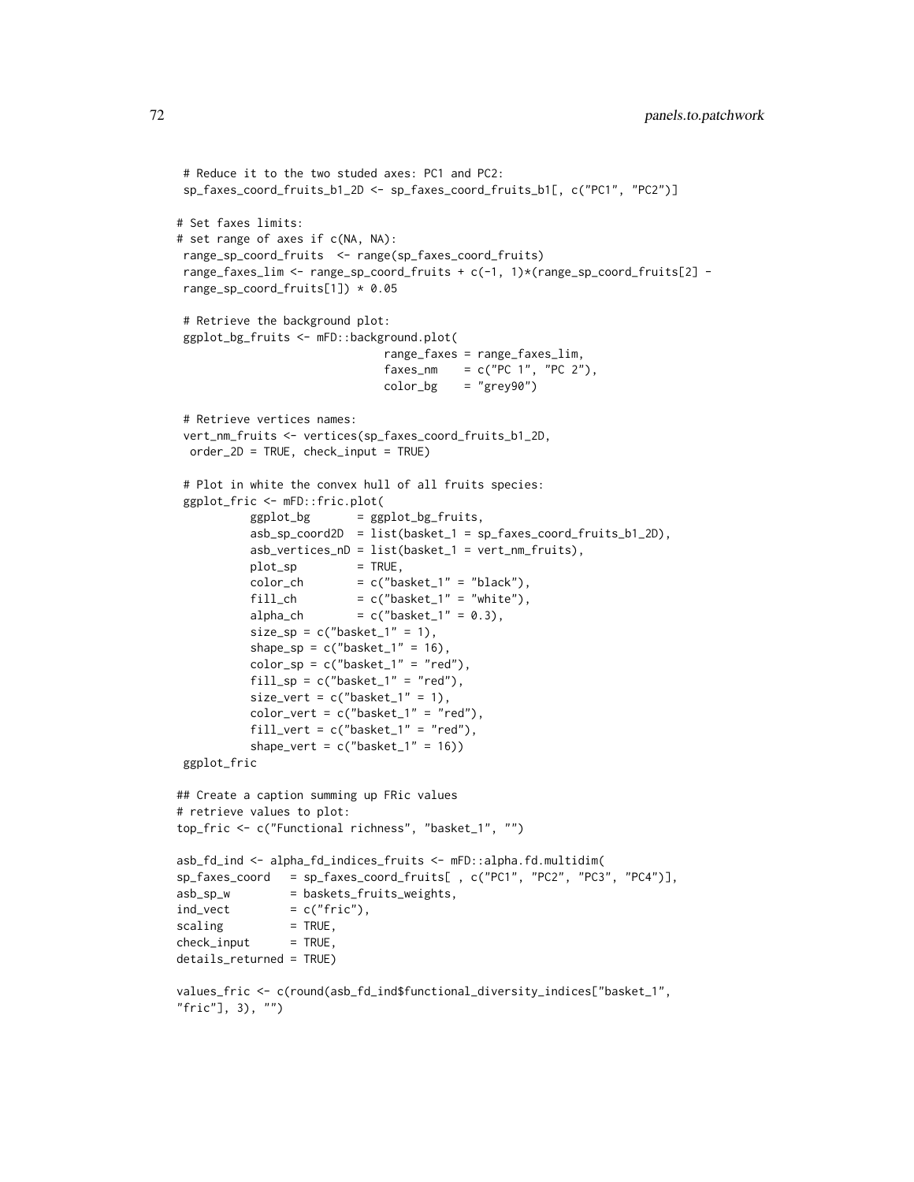```
 # Reduce it to the two studed axes: PC1 and PC2:
 sp_faxes_coord_fruits_b1_2D <- sp_faxes_coord_fruits_b1[, c("PC1", "PC2")]

# Set faxes limits:
# set range of axes if c(NA, NA):
 range_sp_coord_fruits  <- range(sp_faxes_coord_fruits)
 range_faxes_lim <- range_sp_coord_fruits + c(-1, 1)*(range_sp_coord_fruits[2] -
 range_sp_coord_fruits[1]) * 0.05

 # Retrieve the background plot:
 ggplot_bg_fruits <- mFD::background.plot(
                              range_faxes = range_faxes_lim,
                              faxes_nm    = c("PC 1", "PC 2"),
                              color_bg    = "grey90")

 # Retrieve vertices names:
 vert_nm_fruits <- vertices(sp_faxes_coord_fruits_b1_2D,
  order_2D = TRUE, check_input = TRUE)

 # Plot in white the convex hull of all fruits species:
 ggplot_fric <- mFD::fric.plot(
           ggplot_bg       = ggplot_bg_fruits,
           asb_sp_coord2D  = list(basket_1 = sp_faxes_coord_fruits_b1_2D),
           asb_vertices_nD = list(basket_1 = vert_nm_fruits),
           plot_sp         = TRUE,
           color_ch        = c("basket_1" = "black"),
           fill_ch         = c("basket_1" = "white"),
           alpha_ch        = c("basket_1" = 0.3),
           size_sp = c("basket_1" = 1),
           shape_sp = c("basket_1" = 16),
           color_sp = c("basket_1" = "red"),
           fill_sp = c("basket_1" = "red"),
           size_vert = c("basket_1" = 1),
           color_vert = c("basket_1" = "red"),
           fill_vert = c("basket_1" = "red"),
           shape_vert = c("basket_1" = 16))
 ggplot_fric

## Create a caption summing up FRic values
# retrieve values to plot:
top_fric <- c("Functional richness", "basket_1", "")

asb_fd_ind <- alpha_fd_indices_fruits <- mFD::alpha.fd.multidim(
sp_faxes_coord   = sp_faxes_coord_fruits[ , c("PC1", "PC2", "PC3", "PC4")],
asb_sp_w         = baskets_fruits_weights,
ind_vect         = c("fric"),
scaling          = TRUE,
check_input      = TRUE,
details_returned = TRUE)

values_fric <- c(round(asb_fd_ind$functional_diversity_indices["basket_1",
"fric"], 3), "")
```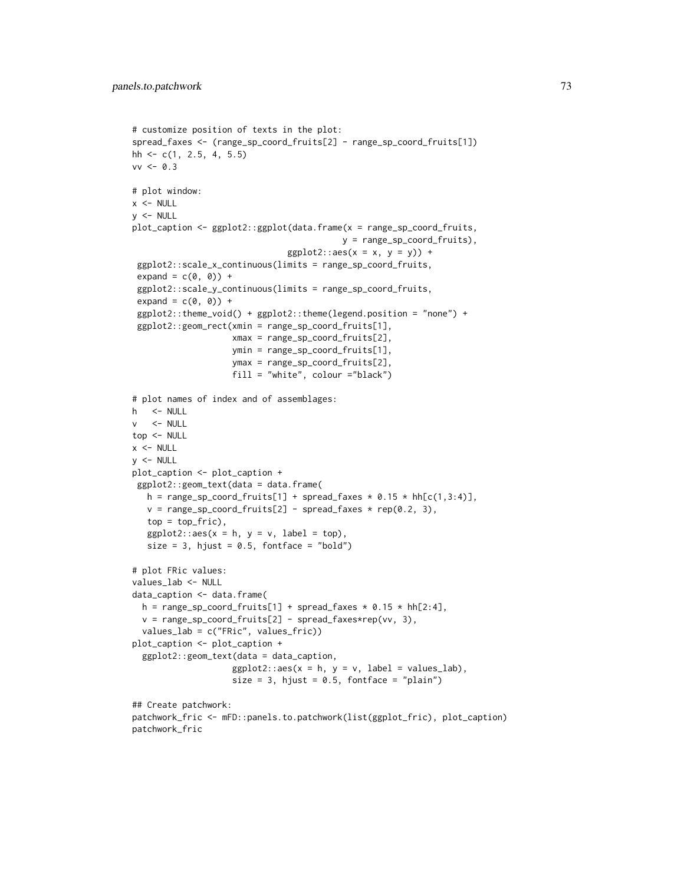```
# customize position of texts in the plot:
spread_faxes <- (range_sp_coord_fruits[2] - range_sp_coord_fruits[1])
hh <- c(1, 2.5, 4, 5.5)
vv <- 0.3

# plot window:
x <- NULL
y <- NULL
plot_caption <- ggplot2::ggplot(data.frame(x = range_sp_coord_fruits,
                                            y = range_sp_coord_fruits),
                                ggplot2::aes(x = x, y = y)) +
 ggplot2::scale_x_continuous(limits = range_sp_coord_fruits,
 expand = c(0, 0)) +
 ggplot2::scale_y_continuous(limits = range_sp_coord_fruits,
 expand = c(0, 0)) +
 ggplot2::theme_void() + ggplot2::theme(legend.position = "none") +
 ggplot2::geom_rect(xmin = range_sp_coord_fruits[1],
                    xmax = range_sp_coord_fruits[2],
                    ymin = range_sp_coord_fruits[1],
                    ymax = range_sp_coord_fruits[2],
                    fill = "white", colour ="black")

# plot names of index and of assemblages:
h   <- NULL
v   <- NULL
top <- NULL
x <- NULL
y <- NULL
plot_caption <- plot_caption +
 ggplot2::geom_text(data = data.frame(
   h = range_sp_coord_fruits[1] + spread_faxes * 0.15 * hh[c(1,3:4)],
   v = range_sp_coord_fruits[2] - spread_faxes * rep(0.2, 3),
   top = top_fric),
   ggplot2::aes(x = h, y = v, label = top),
   size = 3, hjust = 0.5, fontface = "bold")

# plot FRic values:
values_lab <- NULL
data_caption <- data.frame(
  h = range_sp_coord_fruits[1] + spread_faxes * 0.15 * hh[2:4],
  v = range_sp_coord_fruits[2] - spread_faxes*rep(vv, 3),
  values_lab = c("FRic", values_fric))
plot_caption <- plot_caption +
  ggplot2::geom_text(data = data_caption,
                    ggplot2::aes(x = h, y = v, label = values_lab),
                    size = 3, hjust = 0.5, fontface = "plain")

## Create patchwork:
patchwork_fric <- mFD::panels.to.patchwork(list(ggplot_fric), plot_caption)
patchwork_fric
```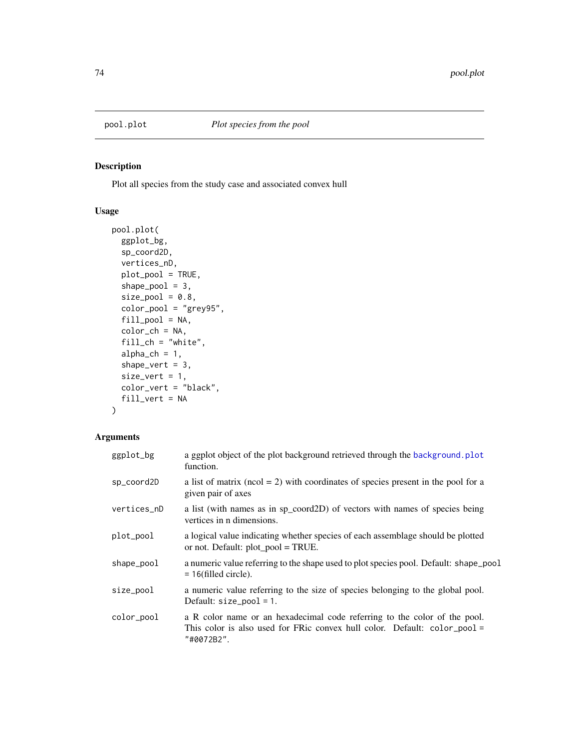## pool.plot — *Plot species from the pool*

### Description

Plot all species from the study case and associated convex hull

### Usage

```
pool.plot(
  ggplot_bg,
  sp_coord2D,
  vertices_nD,
  plot_pool = TRUE,
  shape_pool = 3,
  size_pool = 0.8,
  color_pool = "grey95",
  fill_pool = NA,
  color_ch = NA,
  fill_ch = "white",
  alpha_ch = 1,
  shape_vert = 3,
  size_vert = 1,
  color_vert = "black",
  fill_vert = NA
)
```

### Arguments

| | |
|---|---|
| ggplot_bg | a ggplot object of the plot background retrieved through the background.plot function. |
| sp_coord2D | a list of matrix (ncol = 2) with coordinates of species present in the pool for a given pair of axes |
| vertices_nD | a list (with names as in sp_coord2D) of vectors with names of species being vertices in n dimensions. |
| plot_pool | a logical value indicating whether species of each assemblage should be plotted or not. Default: plot_pool = TRUE. |
| shape_pool | a numeric value referring to the shape used to plot species pool. Default: shape_pool = 16(filled circle). |
| size_pool | a numeric value referring to the size of species belonging to the global pool. Default: size_pool = 1. |
| color_pool | a R color name or an hexadecimal code referring to the color of the pool. This color is also used for FRic convex hull color. Default: color_pool = "#0072B2". |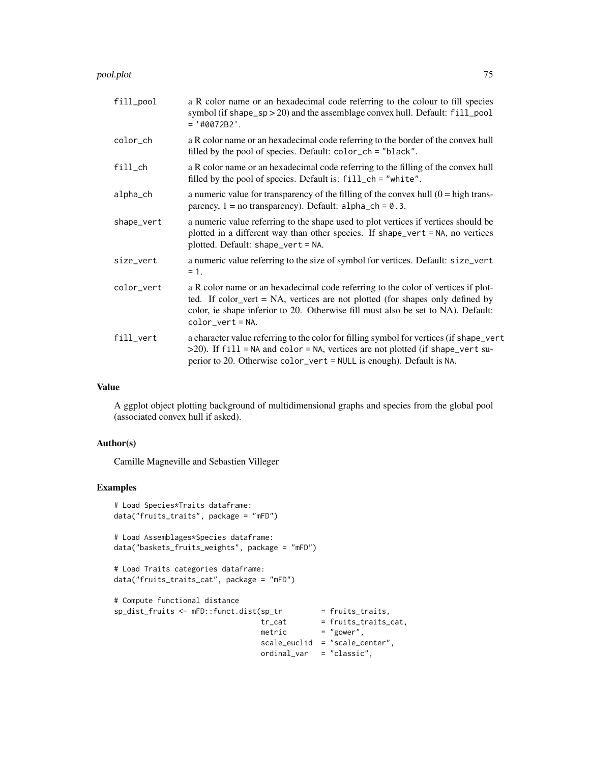| | |
|---|---|
| fill_pool | a R color name or an hexadecimal code referring to the colour to fill species symbol (if shape_sp > 20) and the assemblage convex hull. Default: fill_pool = '#0072B2'. |
| color_ch | a R color name or an hexadecimal code referring to the border of the convex hull filled by the pool of species. Default: color_ch = "black". |
| fill_ch | a R color name or an hexadecimal code referring to the filling of the convex hull filled by the pool of species. Default is: fill_ch = "white". |
| alpha_ch | a numeric value for transparency of the filling of the convex hull (0 = high transparency, 1 = no transparency). Default: alpha_ch = 0.3. |
| shape_vert | a numeric value referring to the shape used to plot vertices if vertices should be plotted in a different way than other species. If shape_vert = NA, no vertices plotted. Default: shape_vert = NA. |
| size_vert | a numeric value referring to the size of symbol for vertices. Default: size_vert = 1. |
| color_vert | a R color name or an hexadecimal code referring to the color of vertices if plotted. If color_vert = NA, vertices are not plotted (for shapes only defined by color, ie shape inferior to 20. Otherwise fill must also be set to NA). Default: color_vert = NA. |
| fill_vert | a character value referring to the color for filling symbol for vertices (if shape_vert >20). If fill = NA and color = NA, vertices are not plotted (if shape_vert superior to 20. Otherwise color_vert = NULL is enough). Default is NA. |

## Value

A ggplot object plotting background of multidimensional graphs and species from the global pool (associated convex hull if asked).

## Author(s)

Camille Magneville and Sebastien Villeger

## Examples

```
# Load Species*Traits dataframe:
data("fruits_traits", package = "mFD")

# Load Assemblages*Species dataframe:
data("baskets_fruits_weights", package = "mFD")

# Load Traits categories dataframe:
data("fruits_traits_cat", package = "mFD")

# Compute functional distance
sp_dist_fruits <- mFD::funct.dist(sp_tr         = fruits_traits,
                                  tr_cat        = fruits_traits_cat,
                                  metric        = "gower",
                                  scale_euclid  = "scale_center",
                                  ordinal_var   = "classic",
```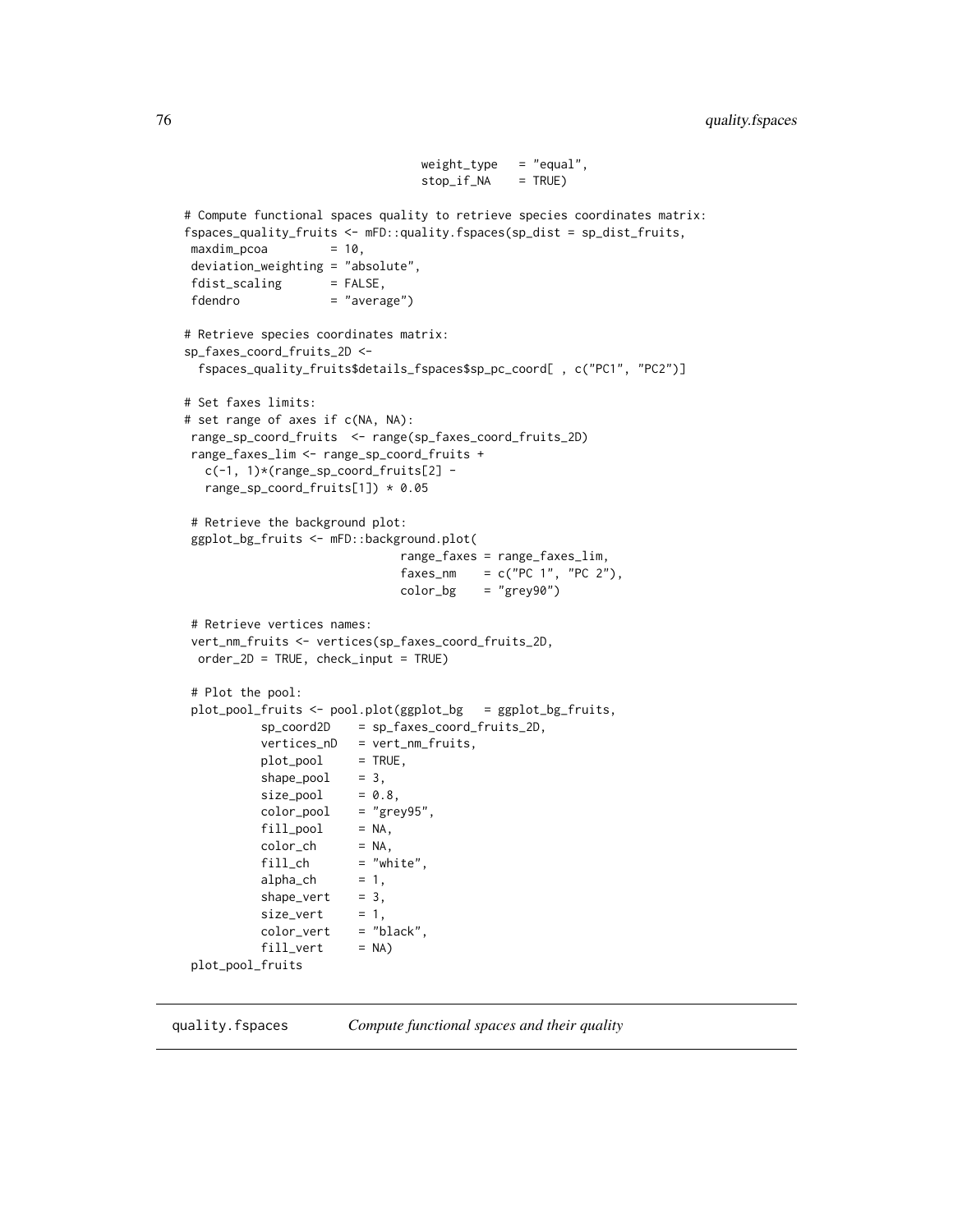```
                              weight_type   = "equal",
                              stop_if_NA    = TRUE)

# Compute functional spaces quality to retrieve species coordinates matrix:
fspaces_quality_fruits <- mFD::quality.fspaces(sp_dist = sp_dist_fruits,
 maxdim_pcoa         = 10,
 deviation_weighting = "absolute",
 fdist_scaling       = FALSE,
 fdendro             = "average")

# Retrieve species coordinates matrix:
sp_faxes_coord_fruits_2D <-
  fspaces_quality_fruits$details_fspaces$sp_pc_coord[ , c("PC1", "PC2")]

# Set faxes limits:
# set range of axes if c(NA, NA):
 range_sp_coord_fruits  <- range(sp_faxes_coord_fruits_2D)
 range_faxes_lim <- range_sp_coord_fruits +
   c(-1, 1)*(range_sp_coord_fruits[2] -
   range_sp_coord_fruits[1]) * 0.05

 # Retrieve the background plot:
 ggplot_bg_fruits <- mFD::background.plot(
                              range_faxes = range_faxes_lim,
                              faxes_nm    = c("PC 1", "PC 2"),
                              color_bg    = "grey90")

 # Retrieve vertices names:
 vert_nm_fruits <- vertices(sp_faxes_coord_fruits_2D,
  order_2D = TRUE, check_input = TRUE)

 # Plot the pool:
 plot_pool_fruits <- pool.plot(ggplot_bg   = ggplot_bg_fruits,
           sp_coord2D    = sp_faxes_coord_fruits_2D,
           vertices_nD   = vert_nm_fruits,
           plot_pool     = TRUE,
           shape_pool    = 3,
           size_pool     = 0.8,
           color_pool    = "grey95",
           fill_pool     = NA,
           color_ch      = NA,
           fill_ch       = "white",
           alpha_ch      = 1,
           shape_vert    = 3,
           size_vert     = 1,
           color_vert    = "black",
           fill_vert     = NA)
 plot_pool_fruits
```

## quality.fspaces *Compute functional spaces and their quality*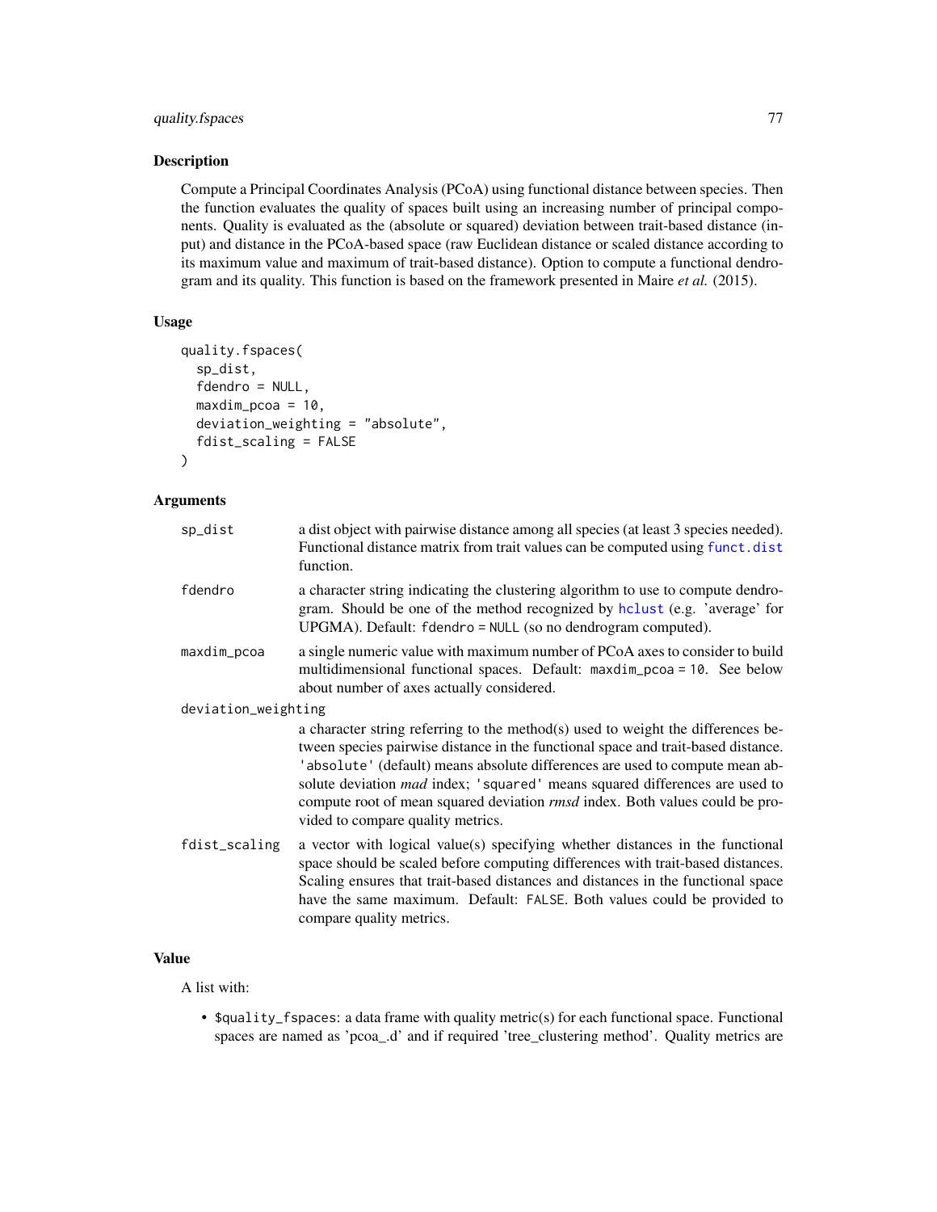## Description

Compute a Principal Coordinates Analysis (PCoA) using functional distance between species. Then the function evaluates the quality of spaces built using an increasing number of principal components. Quality is evaluated as the (absolute or squared) deviation between trait-based distance (input) and distance in the PCoA-based space (raw Euclidean distance or scaled distance according to its maximum value and maximum of trait-based distance). Option to compute a functional dendrogram and its quality. This function is based on the framework presented in Maire *et al.* (2015).

## Usage

```
quality.fspaces(
  sp_dist,
  fdendro = NULL,
  maxdim_pcoa = 10,
  deviation_weighting = "absolute",
  fdist_scaling = FALSE
)
```

## Arguments

| | |
|---|---|
| `sp_dist` | a dist object with pairwise distance among all species (at least 3 species needed). Functional distance matrix from trait values can be computed using `funct.dist` function. |
| `fdendro` | a character string indicating the clustering algorithm to use to compute dendrogram. Should be one of the method recognized by `hclust` (e.g. 'average' for UPGMA). Default: `fdendro = NULL` (so no dendrogram computed). |
| `maxdim_pcoa` | a single numeric value with maximum number of PCoA axes to consider to build multidimensional functional spaces. Default: `maxdim_pcoa = 10`. See below about number of axes actually considered. |
| `deviation_weighting` | a character string referring to the method(s) used to weight the differences between species pairwise distance in the functional space and trait-based distance. `'absolute'` (default) means absolute differences are used to compute mean absolute deviation *mad* index; `'squared'` means squared differences are used to compute root of mean squared deviation *rmsd* index. Both values could be provided to compare quality metrics. |
| `fdist_scaling` | a vector with logical value(s) specifying whether distances in the functional space should be scaled before computing differences with trait-based distances. Scaling ensures that trait-based distances and distances in the functional space have the same maximum. Default: `FALSE`. Both values could be provided to compare quality metrics. |

## Value

A list with:

- `$quality_fspaces`: a data frame with quality metric(s) for each functional space. Functional spaces are named as 'pcoa_.d' and if required 'tree_clustering method'. Quality metrics are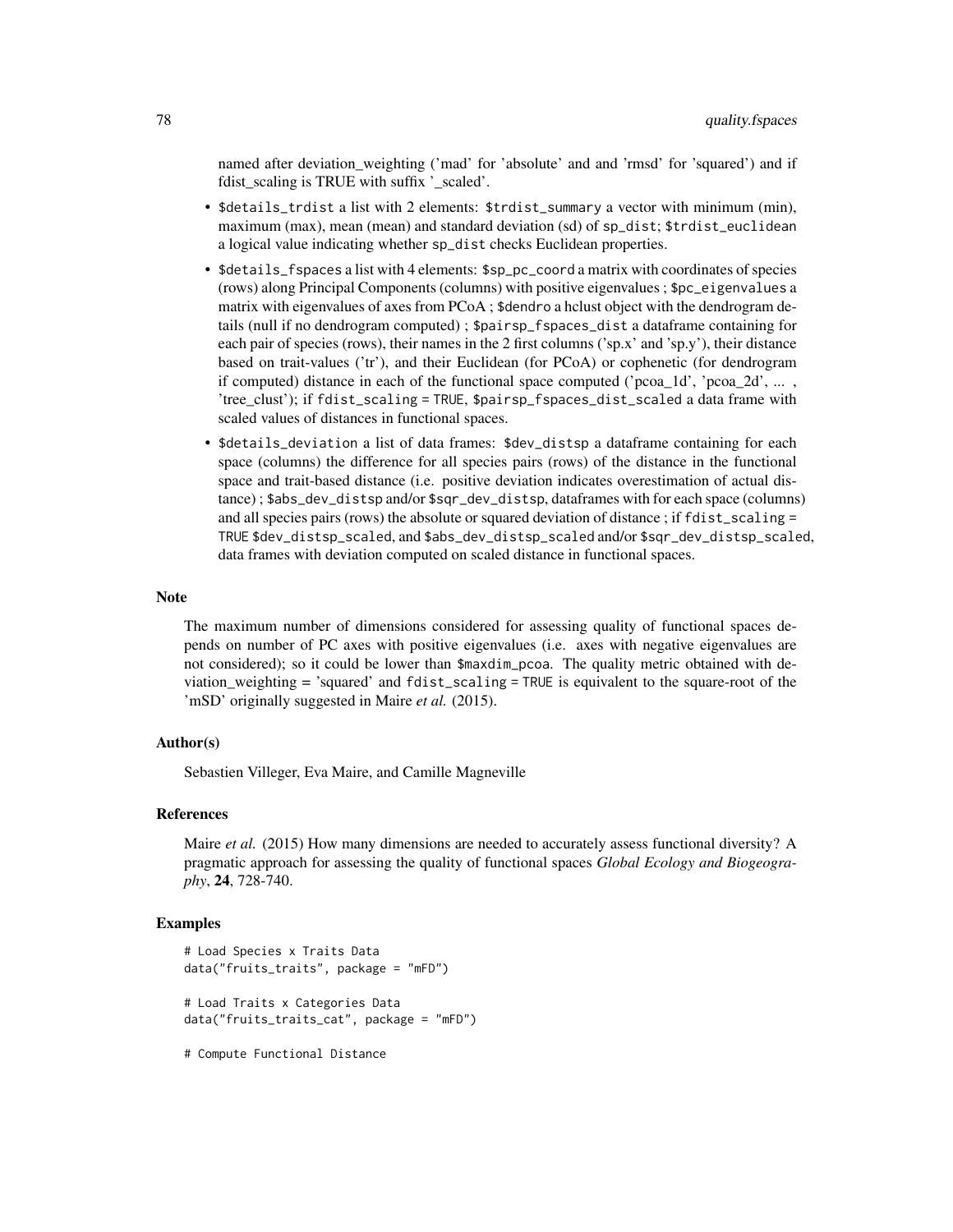named after deviation_weighting ('mad' for 'absolute' and and 'rmsd' for 'squared') and if fdist_scaling is TRUE with suffix '_scaled'.

- `$details_trdist` a list with 2 elements: `$trdist_summary` a vector with minimum (min), maximum (max), mean (mean) and standard deviation (sd) of `sp_dist`; `$trdist_euclidean` a logical value indicating whether `sp_dist` checks Euclidean properties.
- `$details_fspaces` a list with 4 elements: `$sp_pc_coord` a matrix with coordinates of species (rows) along Principal Components (columns) with positive eigenvalues ; `$pc_eigenvalues` a matrix with eigenvalues of axes from PCoA ; `$dendro` a hclust object with the dendrogram details (null if no dendrogram computed) ; `$pairsp_fspaces_dist` a dataframe containing for each pair of species (rows), their names in the 2 first columns ('sp.x' and 'sp.y'), their distance based on trait-values ('tr'), and their Euclidean (for PCoA) or cophenetic (for dendrogram if computed) distance in each of the functional space computed ('pcoa_1d', 'pcoa_2d', ... , 'tree_clust'); if `fdist_scaling = TRUE`, `$pairsp_fspaces_dist_scaled` a data frame with scaled values of distances in functional spaces.
- `$details_deviation` a list of data frames: `$dev_distsp` a dataframe containing for each space (columns) the difference for all species pairs (rows) of the distance in the functional space and trait-based distance (i.e. positive deviation indicates overestimation of actual distance) ; `$abs_dev_distsp` and/or `$sqr_dev_distsp`, dataframes with for each space (columns) and all species pairs (rows) the absolute or squared deviation of distance ; if `fdist_scaling = TRUE` `$dev_distsp_scaled`, and `$abs_dev_distsp_scaled` and/or `$sqr_dev_distsp_scaled`, data frames with deviation computed on scaled distance in functional spaces.

## Note

The maximum number of dimensions considered for assessing quality of functional spaces depends on number of PC axes with positive eigenvalues (i.e. axes with negative eigenvalues are not considered); so it could be lower than `$maxdim_pcoa`. The quality metric obtained with deviation_weighting = 'squared' and `fdist_scaling = TRUE` is equivalent to the square-root of the 'mSD' originally suggested in Maire *et al.* (2015).

## Author(s)

Sebastien Villeger, Eva Maire, and Camille Magneville

## References

Maire *et al.* (2015) How many dimensions are needed to accurately assess functional diversity? A pragmatic approach for assessing the quality of functional spaces *Global Ecology and Biogeography*, **24**, 728-740.

## Examples

```
# Load Species x Traits Data
data("fruits_traits", package = "mFD")

# Load Traits x Categories Data
data("fruits_traits_cat", package = "mFD")

# Compute Functional Distance
```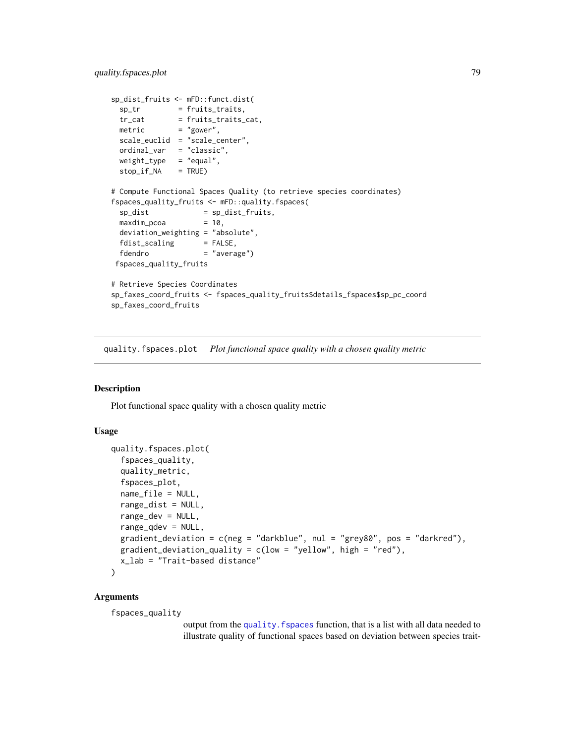```
sp_dist_fruits <- mFD::funct.dist(
  sp_tr         = fruits_traits,
  tr_cat        = fruits_traits_cat,
  metric        = "gower",
  scale_euclid  = "scale_center",
  ordinal_var   = "classic",
  weight_type   = "equal",
  stop_if_NA    = TRUE)

# Compute Functional Spaces Quality (to retrieve species coordinates)
fspaces_quality_fruits <- mFD::quality.fspaces(
  sp_dist             = sp_dist_fruits,
  maxdim_pcoa         = 10,
  deviation_weighting = "absolute",
  fdist_scaling       = FALSE,
  fdendro             = "average")
 fspaces_quality_fruits

# Retrieve Species Coordinates
sp_faxes_coord_fruits <- fspaces_quality_fruits$details_fspaces$sp_pc_coord
sp_faxes_coord_fruits
```

## quality.fspaces.plot    *Plot functional space quality with a chosen quality metric*

### Description

Plot functional space quality with a chosen quality metric

### Usage

```
quality.fspaces.plot(
  fspaces_quality,
  quality_metric,
  fspaces_plot,
  name_file = NULL,
  range_dist = NULL,
  range_dev = NULL,
  range_qdev = NULL,
  gradient_deviation = c(neg = "darkblue", nul = "grey80", pos = "darkred"),
  gradient_deviation_quality = c(low = "yellow", high = "red"),
  x_lab = "Trait-based distance"
)
```

### Arguments

`fspaces_quality`
output from the `quality.fspaces` function, that is a list with all data needed to illustrate quality of functional spaces based on deviation between species trait-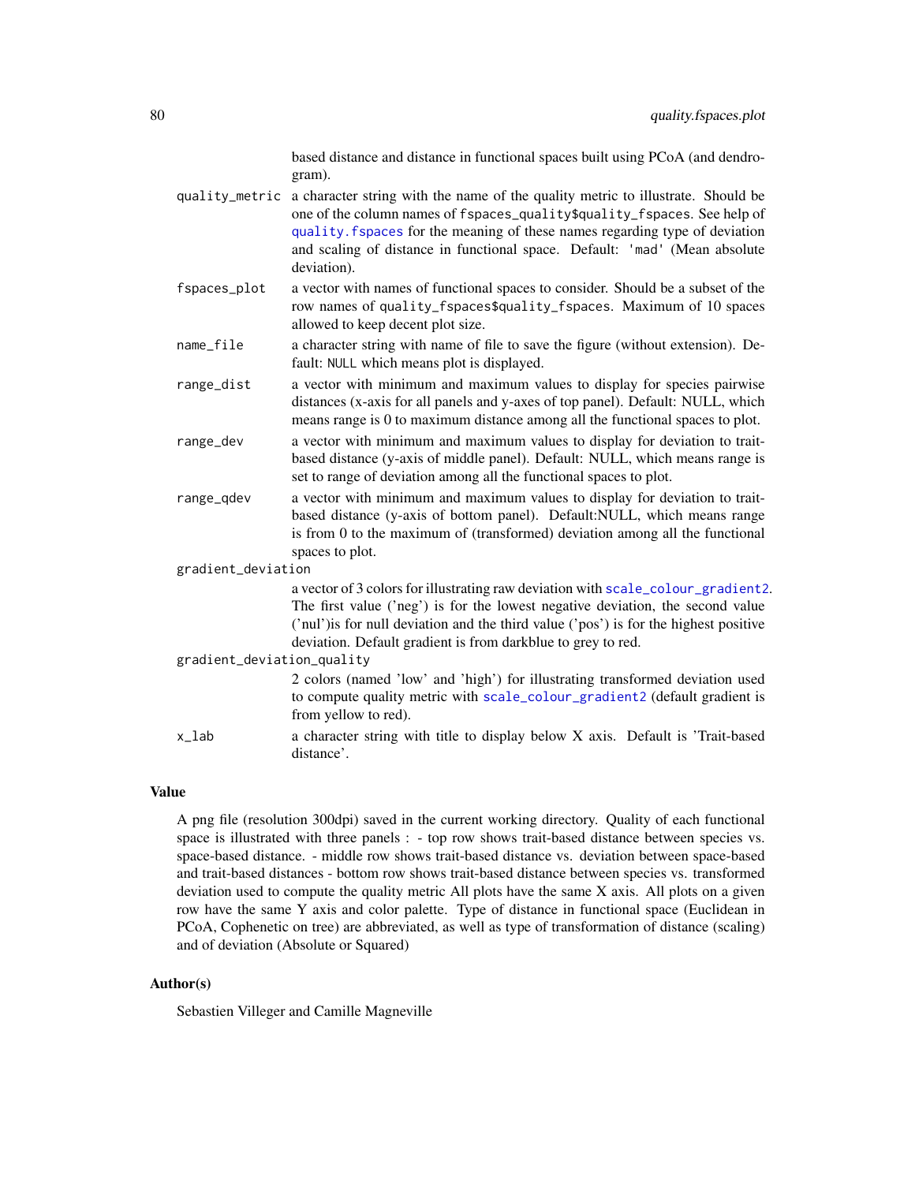based distance and distance in functional spaces built using PCoA (and dendrogram).

`quality_metric` a character string with the name of the quality metric to illustrate. Should be one of the column names of `fspaces_quality$quality_fspaces`. See help of `quality.fspaces` for the meaning of these names regarding type of deviation and scaling of distance in functional space. Default: `'mad'` (Mean absolute deviation).

`fspaces_plot` a vector with names of functional spaces to consider. Should be a subset of the row names of `quality_fspaces$quality_fspaces`. Maximum of 10 spaces allowed to keep decent plot size.

`name_file` a character string with name of file to save the figure (without extension). Default: `NULL` which means plot is displayed.

`range_dist` a vector with minimum and maximum values to display for species pairwise distances (x-axis for all panels and y-axes of top panel). Default: NULL, which means range is 0 to maximum distance among all the functional spaces to plot.

`range_dev` a vector with minimum and maximum values to display for deviation to trait-based distance (y-axis of middle panel). Default: NULL, which means range is set to range of deviation among all the functional spaces to plot.

`range_qdev` a vector with minimum and maximum values to display for deviation to trait-based distance (y-axis of bottom panel). Default:NULL, which means range is from 0 to the maximum of (transformed) deviation among all the functional spaces to plot.

`gradient_deviation`
a vector of 3 colors for illustrating raw deviation with `scale_colour_gradient2`. The first value ('neg') is for the lowest negative deviation, the second value ('nul')is for null deviation and the third value ('pos') is for the highest positive deviation. Default gradient is from darkblue to grey to red.

`gradient_deviation_quality`
2 colors (named 'low' and 'high') for illustrating transformed deviation used to compute quality metric with `scale_colour_gradient2` (default gradient is from yellow to red).

`x_lab` a character string with title to display below X axis. Default is 'Trait-based distance'.

## Value

A png file (resolution 300dpi) saved in the current working directory. Quality of each functional space is illustrated with three panels : - top row shows trait-based distance between species vs. space-based distance. - middle row shows trait-based distance vs. deviation between space-based and trait-based distances - bottom row shows trait-based distance between species vs. transformed deviation used to compute the quality metric All plots have the same X axis. All plots on a given row have the same Y axis and color palette. Type of distance in functional space (Euclidean in PCoA, Cophenetic on tree) are abbreviated, as well as type of transformation of distance (scaling) and of deviation (Absolute or Squared)

## Author(s)

Sebastien Villeger and Camille Magneville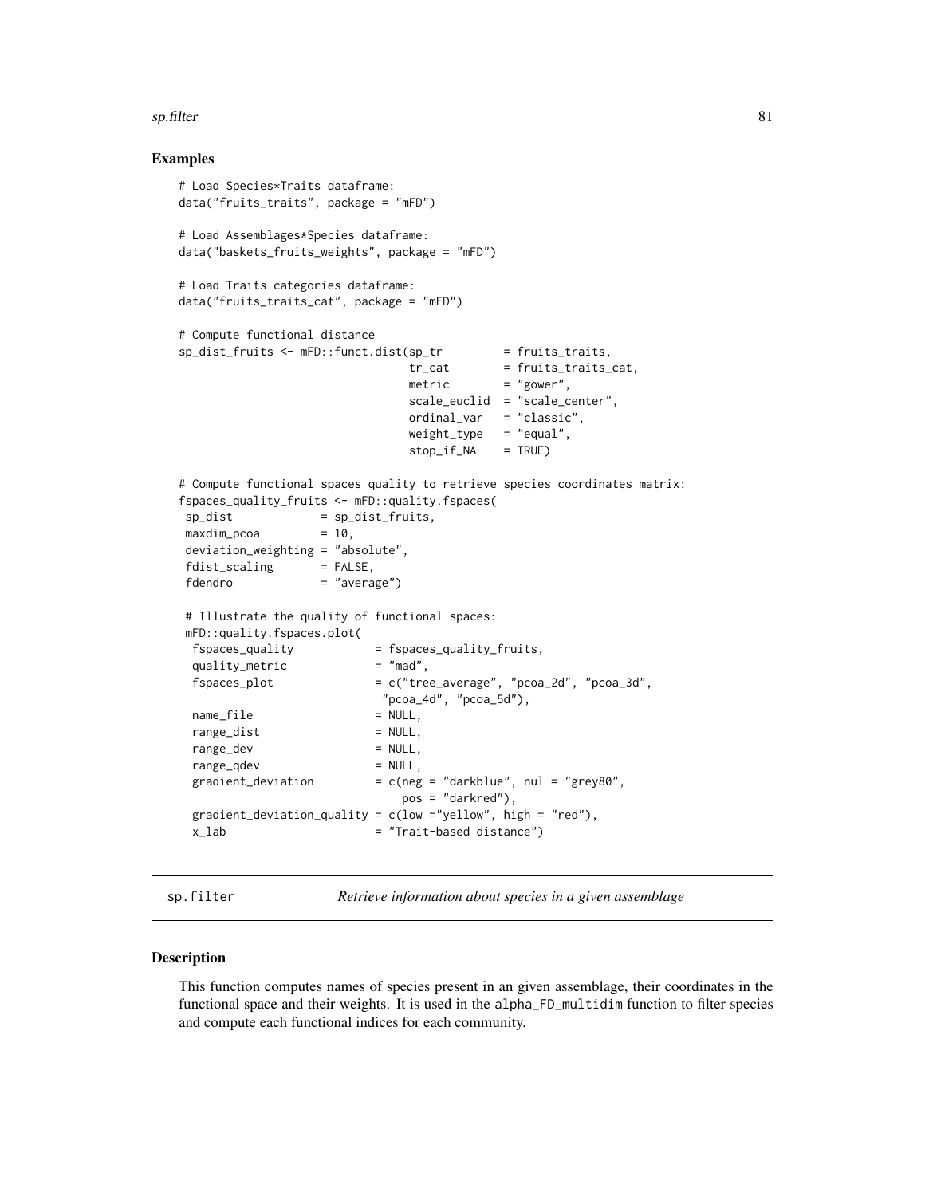## Examples

```
# Load Species*Traits dataframe:
data("fruits_traits", package = "mFD")

# Load Assemblages*Species dataframe:
data("baskets_fruits_weights", package = "mFD")

# Load Traits categories dataframe:
data("fruits_traits_cat", package = "mFD")

# Compute functional distance
sp_dist_fruits <- mFD::funct.dist(sp_tr         = fruits_traits,
                                  tr_cat        = fruits_traits_cat,
                                  metric        = "gower",
                                  scale_euclid  = "scale_center",
                                  ordinal_var   = "classic",
                                  weight_type   = "equal",
                                  stop_if_NA    = TRUE)

# Compute functional spaces quality to retrieve species coordinates matrix:
fspaces_quality_fruits <- mFD::quality.fspaces(
 sp_dist             = sp_dist_fruits,
 maxdim_pcoa         = 10,
 deviation_weighting = "absolute",
 fdist_scaling       = FALSE,
 fdendro             = "average")

 # Illustrate the quality of functional spaces:
 mFD::quality.fspaces.plot(
  fspaces_quality            = fspaces_quality_fruits,
  quality_metric             = "mad",
  fspaces_plot               = c("tree_average", "pcoa_2d", "pcoa_3d",
                              "pcoa_4d", "pcoa_5d"),
  name_file                  = NULL,
  range_dist                 = NULL,
  range_dev                  = NULL,
  range_qdev                 = NULL,
  gradient_deviation         = c(neg = "darkblue", nul = "grey80",
                                 pos = "darkred"),
  gradient_deviation_quality = c(low ="yellow", high = "red"),
  x_lab                      = "Trait-based distance")
```

---

# sp.filter — *Retrieve information about species in a given assemblage*

---

## Description

This function computes names of species present in an given assemblage, their coordinates in the functional space and their weights. It is used in the `alpha_FD_multidim` function to filter species and compute each functional indices for each community.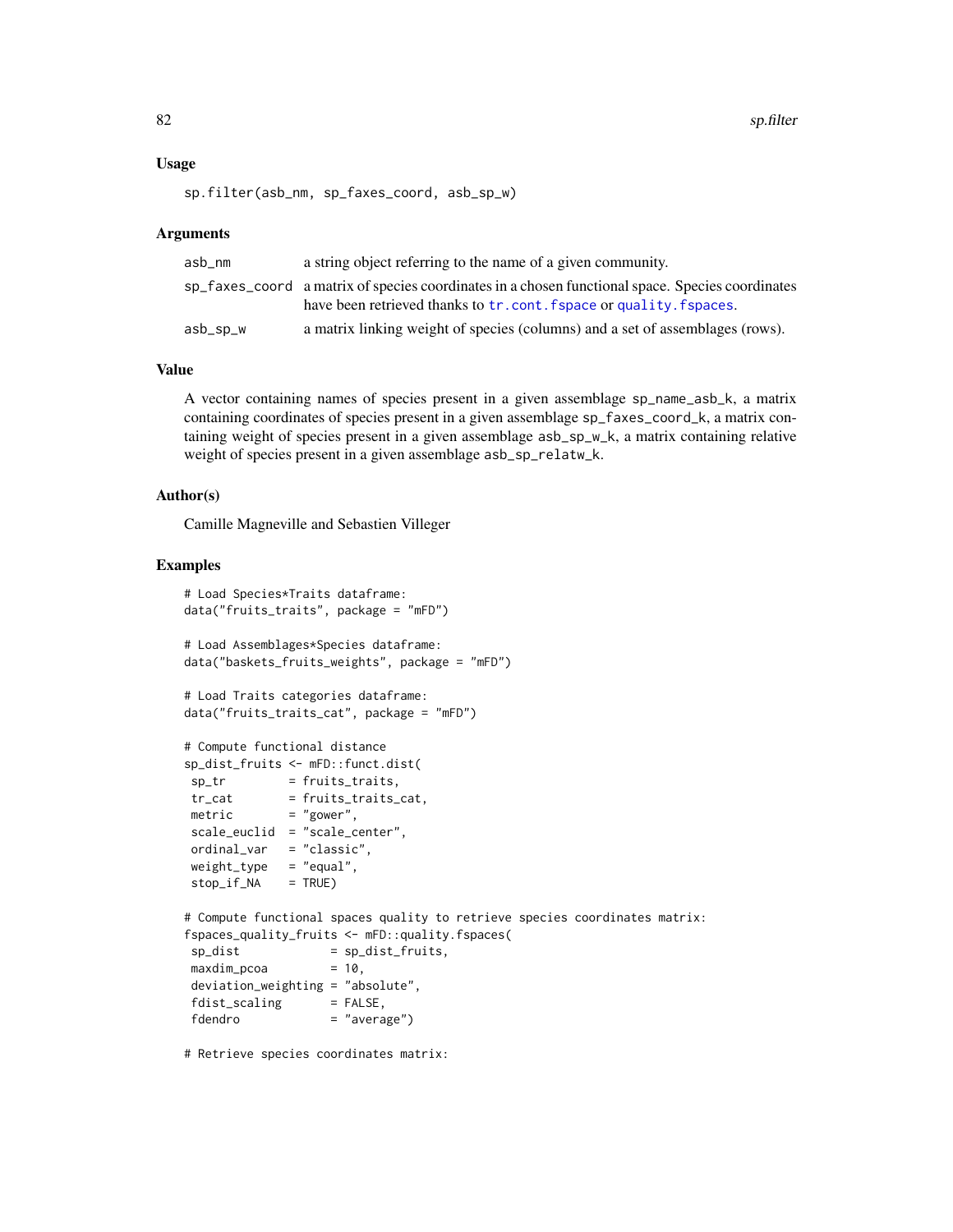### Usage

```
sp.filter(asb_nm, sp_faxes_coord, asb_sp_w)
```

### Arguments

| | |
|---|---|
| asb_nm | a string object referring to the name of a given community. |
| sp_faxes_coord | a matrix of species coordinates in a chosen functional space. Species coordinates have been retrieved thanks to tr.cont.fspace or quality.fspaces. |
| asb_sp_w | a matrix linking weight of species (columns) and a set of assemblages (rows). |

### Value

A vector containing names of species present in a given assemblage sp_name_asb_k, a matrix containing coordinates of species present in a given assemblage sp_faxes_coord_k, a matrix containing weight of species present in a given assemblage asb_sp_w_k, a matrix containing relative weight of species present in a given assemblage asb_sp_relatw_k.

### Author(s)

Camille Magneville and Sebastien Villeger

### Examples

```
# Load Species*Traits dataframe:
data("fruits_traits", package = "mFD")

# Load Assemblages*Species dataframe:
data("baskets_fruits_weights", package = "mFD")

# Load Traits categories dataframe:
data("fruits_traits_cat", package = "mFD")

# Compute functional distance
sp_dist_fruits <- mFD::funct.dist(
 sp_tr         = fruits_traits,
 tr_cat        = fruits_traits_cat,
 metric        = "gower",
 scale_euclid  = "scale_center",
 ordinal_var   = "classic",
 weight_type   = "equal",
 stop_if_NA    = TRUE)

# Compute functional spaces quality to retrieve species coordinates matrix:
fspaces_quality_fruits <- mFD::quality.fspaces(
 sp_dist             = sp_dist_fruits,
 maxdim_pcoa         = 10,
 deviation_weighting = "absolute",
 fdist_scaling       = FALSE,
 fdendro             = "average")

# Retrieve species coordinates matrix:
```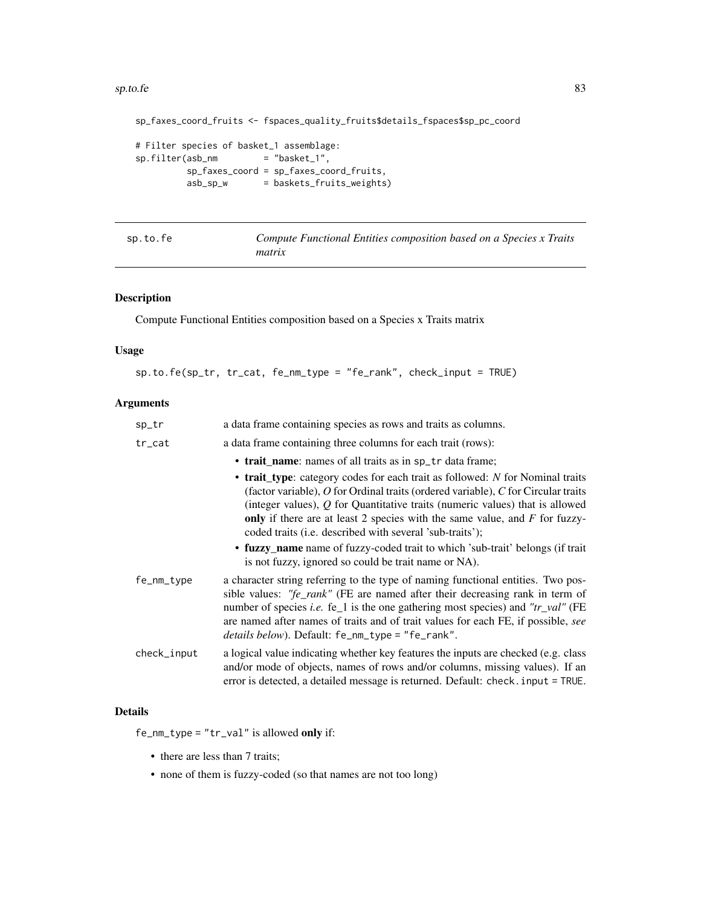```
sp_faxes_coord_fruits <- fspaces_quality_fruits$details_fspaces$sp_pc_coord

# Filter species of basket_1 assemblage:
sp.filter(asb_nm         = "basket_1",
          sp_faxes_coord = sp_faxes_coord_fruits,
          asb_sp_w       = baskets_fruits_weights)
```

---

## sp.to.fe — *Compute Functional Entities composition based on a Species x Traits matrix*

### Description

Compute Functional Entities composition based on a Species x Traits matrix

### Usage

```
sp.to.fe(sp_tr, tr_cat, fe_nm_type = "fe_rank", check_input = TRUE)
```

### Arguments

- `sp_tr` — a data frame containing species as rows and traits as columns.
- `tr_cat` — a data frame containing three columns for each trait (rows):
  - **trait_name**: names of all traits as in `sp_tr` data frame;
  - **trait_type**: category codes for each trait as followed: *N* for Nominal traits (factor variable), *O* for Ordinal traits (ordered variable), *C* for Circular traits (integer values), *Q* for Quantitative traits (numeric values) that is allowed **only** if there are at least 2 species with the same value, and *F* for fuzzy-coded traits (i.e. described with several 'sub-traits');
  - **fuzzy_name** name of fuzzy-coded trait to which 'sub-trait' belongs (if trait is not fuzzy, ignored so could be trait name or NA).
- `fe_nm_type` — a character string referring to the type of naming functional entities. Two possible values: *"fe_rank"* (FE are named after their decreasing rank in term of number of species *i.e.* fe_1 is the one gathering most species) and *"tr_val"* (FE are named after names of traits and of trait values for each FE, if possible, *see details below*). Default: `fe_nm_type = "fe_rank"`.
- `check_input` — a logical value indicating whether key features the inputs are checked (e.g. class and/or mode of objects, names of rows and/or columns, missing values). If an error is detected, a detailed message is returned. Default: `check.input = TRUE`.

### Details

`fe_nm_type = "tr_val"` is allowed **only** if:

- there are less than 7 traits;
- none of them is fuzzy-coded (so that names are not too long)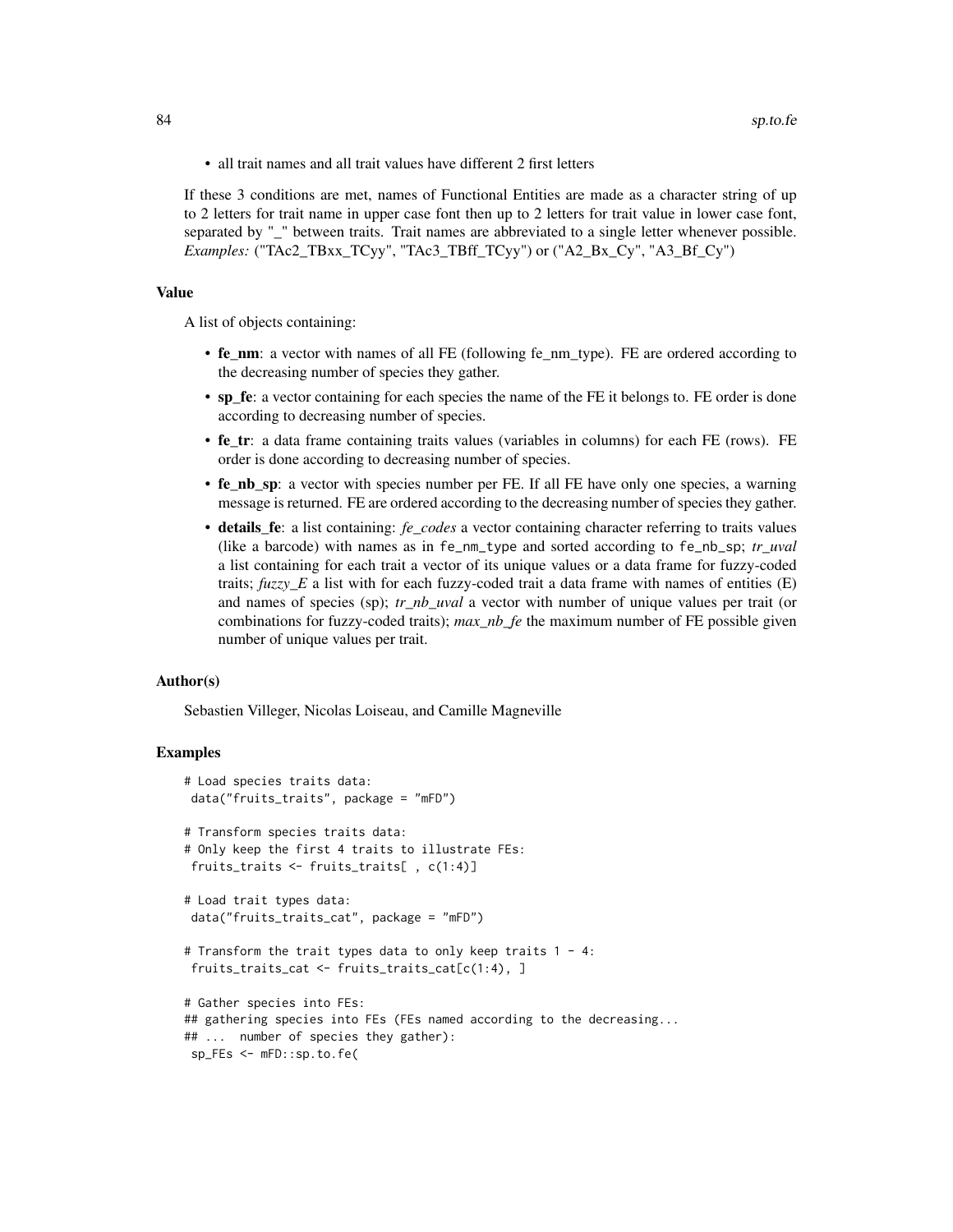- all trait names and all trait values have different 2 first letters

If these 3 conditions are met, names of Functional Entities are made as a character string of up to 2 letters for trait name in upper case font then up to 2 letters for trait value in lower case font, separated by "_" between traits. Trait names are abbreviated to a single letter whenever possible. *Examples:* ("TAc2_TBxx_TCyy", "TAc3_TBff_TCyy") or ("A2_Bx_Cy", "A3_Bf_Cy")

### Value

A list of objects containing:

- **fe_nm**: a vector with names of all FE (following fe_nm_type). FE are ordered according to the decreasing number of species they gather.
- **sp_fe**: a vector containing for each species the name of the FE it belongs to. FE order is done according to decreasing number of species.
- **fe_tr**: a data frame containing traits values (variables in columns) for each FE (rows). FE order is done according to decreasing number of species.
- **fe_nb_sp**: a vector with species number per FE. If all FE have only one species, a warning message is returned. FE are ordered according to the decreasing number of species they gather.
- **details_fe**: a list containing: *fe_codes* a vector containing character referring to traits values (like a barcode) with names as in `fe_nm_type` and sorted according to `fe_nb_sp`; *tr_uval* a list containing for each trait a vector of its unique values or a data frame for fuzzy-coded traits; *fuzzy_E* a list with for each fuzzy-coded trait a data frame with names of entities (E) and names of species (sp); *tr_nb_uval* a vector with number of unique values per trait (or combinations for fuzzy-coded traits); *max_nb_fe* the maximum number of FE possible given number of unique values per trait.

### Author(s)

Sebastien Villeger, Nicolas Loiseau, and Camille Magneville

### Examples

```
# Load species traits data:
 data("fruits_traits", package = "mFD")

# Transform species traits data:
# Only keep the first 4 traits to illustrate FEs:
 fruits_traits <- fruits_traits[ , c(1:4)]

# Load trait types data:
 data("fruits_traits_cat", package = "mFD")

# Transform the trait types data to only keep traits 1 - 4:
 fruits_traits_cat <- fruits_traits_cat[c(1:4), ]

# Gather species into FEs:
## gathering species into FEs (FEs named according to the decreasing...
## ...  number of species they gather):
 sp_FEs <- mFD::sp.to.fe(
```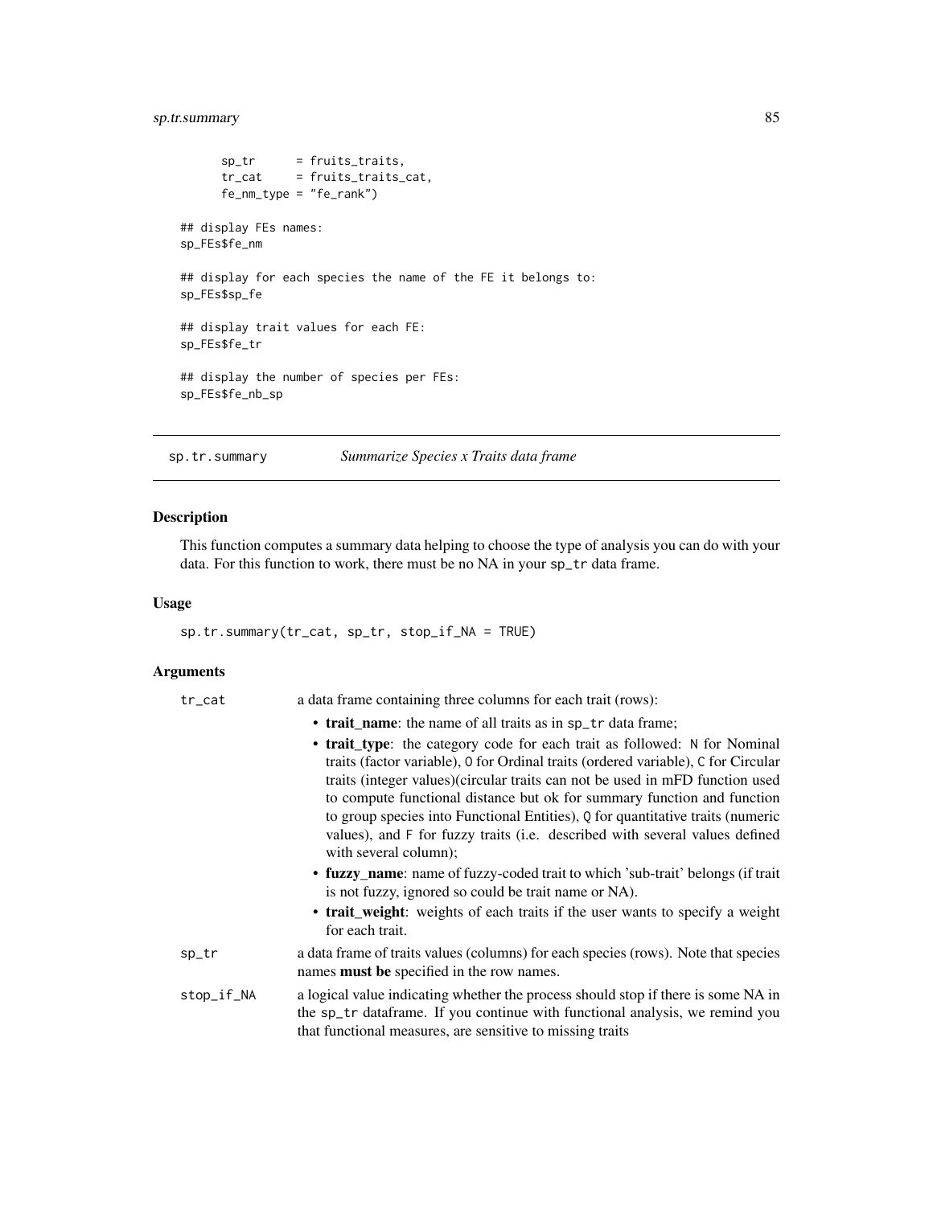```
      sp_tr      = fruits_traits,
      tr_cat     = fruits_traits_cat,
      fe_nm_type = "fe_rank")

## display FEs names:
sp_FEs$fe_nm

## display for each species the name of the FE it belongs to:
sp_FEs$sp_fe

## display trait values for each FE:
sp_FEs$fe_tr

## display the number of species per FEs:
sp_FEs$fe_nb_sp
```

## sp.tr.summary *Summarize Species x Traits data frame*

### Description

This function computes a summary data helping to choose the type of analysis you can do with your data. For this function to work, there must be no NA in your `sp_tr` data frame.

### Usage

```
sp.tr.summary(tr_cat, sp_tr, stop_if_NA = TRUE)
```

### Arguments

`tr_cat` a data frame containing three columns for each trait (rows):

- **trait_name**: the name of all traits as in `sp_tr` data frame;
- **trait_type**: the category code for each trait as followed: `N` for Nominal traits (factor variable), `O` for Ordinal traits (ordered variable), `C` for Circular traits (integer values)(circular traits can not be used in mFD function used to compute functional distance but ok for summary function and function to group species into Functional Entities), `Q` for quantitative traits (numeric values), and `F` for fuzzy traits (i.e. described with several values defined with several column);
- **fuzzy_name**: name of fuzzy-coded trait to which 'sub-trait' belongs (if trait is not fuzzy, ignored so could be trait name or NA).
- **trait_weight**: weights of each traits if the user wants to specify a weight for each trait.

`sp_tr` a data frame of traits values (columns) for each species (rows). Note that species names **must be** specified in the row names.

`stop_if_NA` a logical value indicating whether the process should stop if there is some NA in the `sp_tr` dataframe. If you continue with functional analysis, we remind you that functional measures, are sensitive to missing traits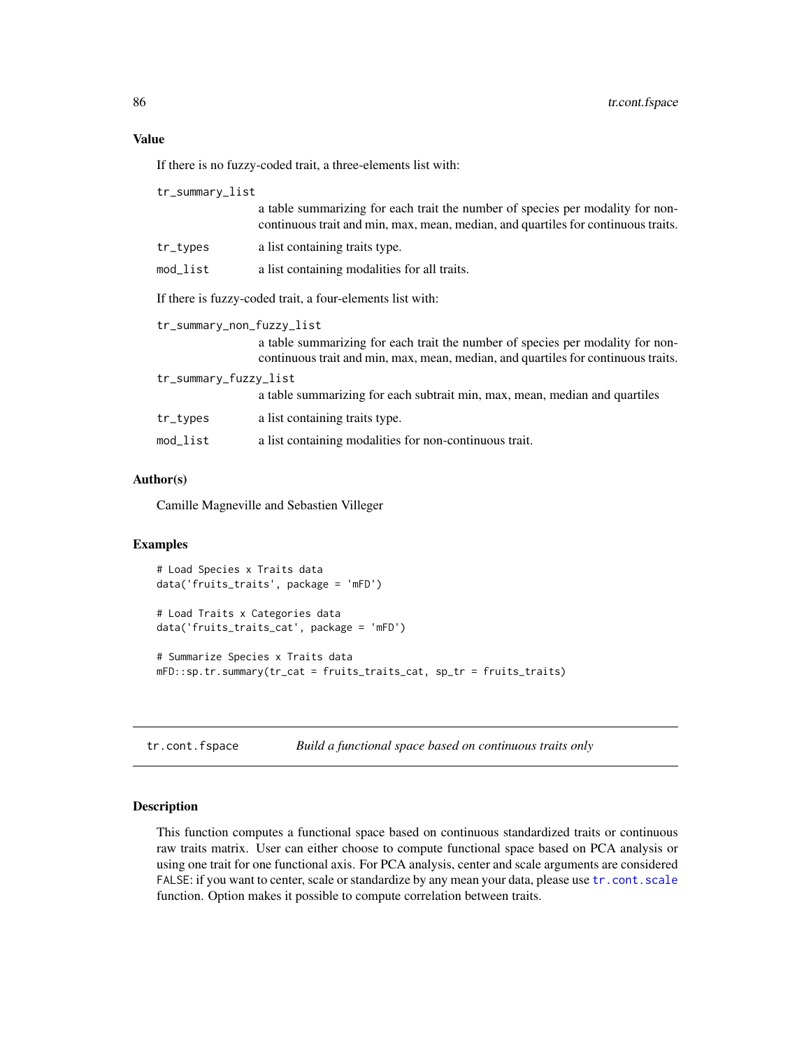### Value

If there is no fuzzy-coded trait, a three-elements list with:

`tr_summary_list`
: a table summarizing for each trait the number of species per modality for non-continuous trait and min, max, mean, median, and quartiles for continuous traits.

`tr_types`
: a list containing traits type.

`mod_list`
: a list containing modalities for all traits.

If there is fuzzy-coded trait, a four-elements list with:

`tr_summary_non_fuzzy_list`
: a table summarizing for each trait the number of species per modality for non-continuous trait and min, max, mean, median, and quartiles for continuous traits.

`tr_summary_fuzzy_list`
: a table summarizing for each subtrait min, max, mean, median and quartiles

`tr_types`
: a list containing traits type.

`mod_list`
: a list containing modalities for non-continuous trait.

### Author(s)

Camille Magneville and Sebastien Villeger

### Examples

```
# Load Species x Traits data
data('fruits_traits', package = 'mFD')

# Load Traits x Categories data
data('fruits_traits_cat', package = 'mFD')

# Summarize Species x Traits data
mFD::sp.tr.summary(tr_cat = fruits_traits_cat, sp_tr = fruits_traits)
```

---

## tr.cont.fspace — *Build a functional space based on continuous traits only*

### Description

This function computes a functional space based on continuous standardized traits or continuous raw traits matrix. User can either choose to compute functional space based on PCA analysis or using one trait for one functional axis. For PCA analysis, center and scale arguments are considered `FALSE`: if you want to center, scale or standardize by any mean your data, please use `tr.cont.scale` function. Option makes it possible to compute correlation between traits.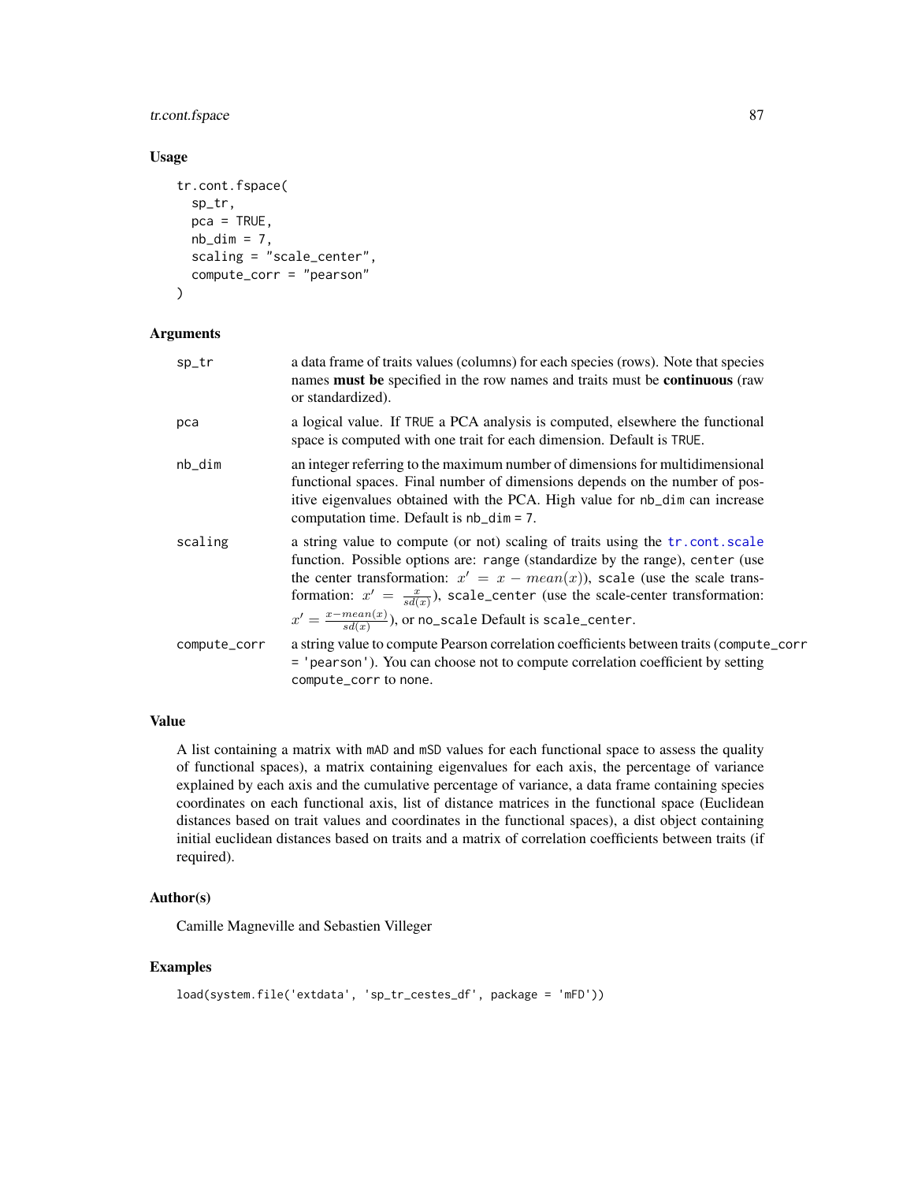## Usage

```
tr.cont.fspace(
  sp_tr,
  pca = TRUE,
  nb_dim = 7,
  scaling = "scale_center",
  compute_corr = "pearson"
)
```

## Arguments

| | |
|---|---|
| sp_tr | a data frame of traits values (columns) for each species (rows). Note that species names **must be** specified in the row names and traits must be **continuous** (raw or standardized). |
| pca | a logical value. If TRUE a PCA analysis is computed, elsewhere the functional space is computed with one trait for each dimension. Default is TRUE. |
| nb_dim | an integer referring to the maximum number of dimensions for multidimensional functional spaces. Final number of dimensions depends on the number of positive eigenvalues obtained with the PCA. High value for nb_dim can increase computation time. Default is nb_dim = 7. |
| scaling | a string value to compute (or not) scaling of traits using the tr.cont.scale function. Possible options are: range (standardize by the range), center (use the center transformation: $x' = x - mean(x)$), scale (use the scale transformation: $x' = \frac{x}{sd(x)}$), scale_center (use the scale-center transformation: $x' = \frac{x - mean(x)}{sd(x)}$), or no_scale Default is scale_center. |
| compute_corr | a string value to compute Pearson correlation coefficients between traits (compute_corr = 'pearson'). You can choose not to compute correlation coefficient by setting compute_corr to none. |

## Value

A list containing a matrix with mAD and mSD values for each functional space to assess the quality of functional spaces), a matrix containing eigenvalues for each axis, the percentage of variance explained by each axis and the cumulative percentage of variance, a data frame containing species coordinates on each functional axis, list of distance matrices in the functional space (Euclidean distances based on trait values and coordinates in the functional spaces), a dist object containing initial euclidean distances based on traits and a matrix of correlation coefficients between traits (if required).

## Author(s)

Camille Magneville and Sebastien Villeger

## Examples

```
load(system.file('extdata', 'sp_tr_cestes_df', package = 'mFD'))
```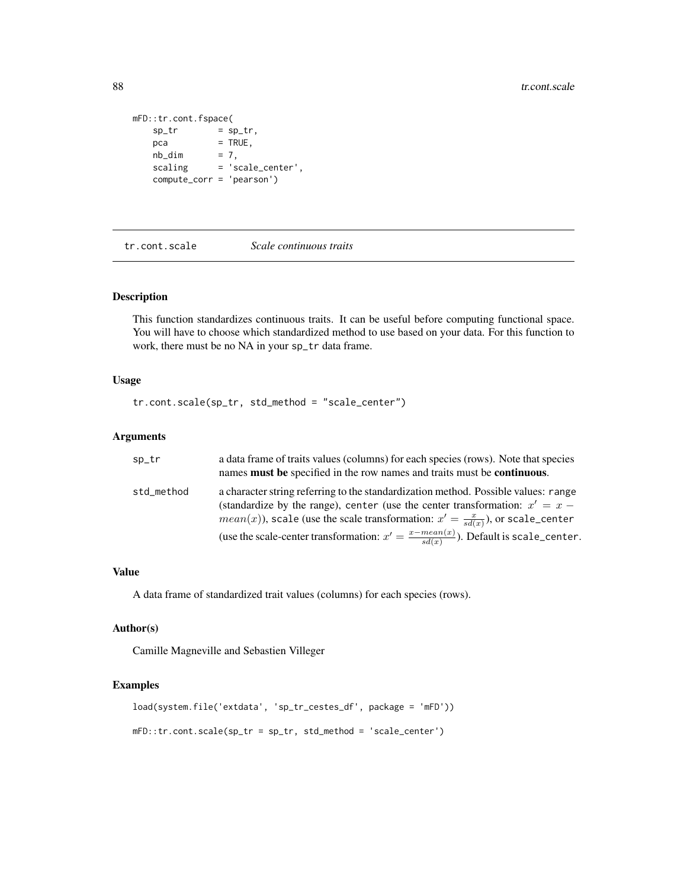```
mFD::tr.cont.fspace(
    sp_tr        = sp_tr,
    pca          = TRUE,
    nb_dim       = 7,
    scaling      = 'scale_center',
    compute_corr = 'pearson')
```

## tr.cont.scale *Scale continuous traits*

### Description

This function standardizes continuous traits. It can be useful before computing functional space. You will have to choose which standardized method to use based on your data. For this function to work, there must be no NA in your sp_tr data frame.

### Usage

```
tr.cont.scale(sp_tr, std_method = "scale_center")
```

### Arguments

| | |
|---|---|
| sp_tr | a data frame of traits values (columns) for each species (rows). Note that species names **must be** specified in the row names and traits must be **continuous**. |
| std_method | a character string referring to the standardization method. Possible values: range (standardize by the range), center (use the center transformation: $x' = x - mean(x)$), scale (use the scale transformation: $x' = \frac{x}{sd(x)}$), or scale_center (use the scale-center transformation: $x' = \frac{x - mean(x)}{sd(x)}$). Default is scale_center. |

### Value

A data frame of standardized trait values (columns) for each species (rows).

### Author(s)

Camille Magneville and Sebastien Villeger

### Examples

```
load(system.file('extdata', 'sp_tr_cestes_df', package = 'mFD'))

mFD::tr.cont.scale(sp_tr = sp_tr, std_method = 'scale_center')
```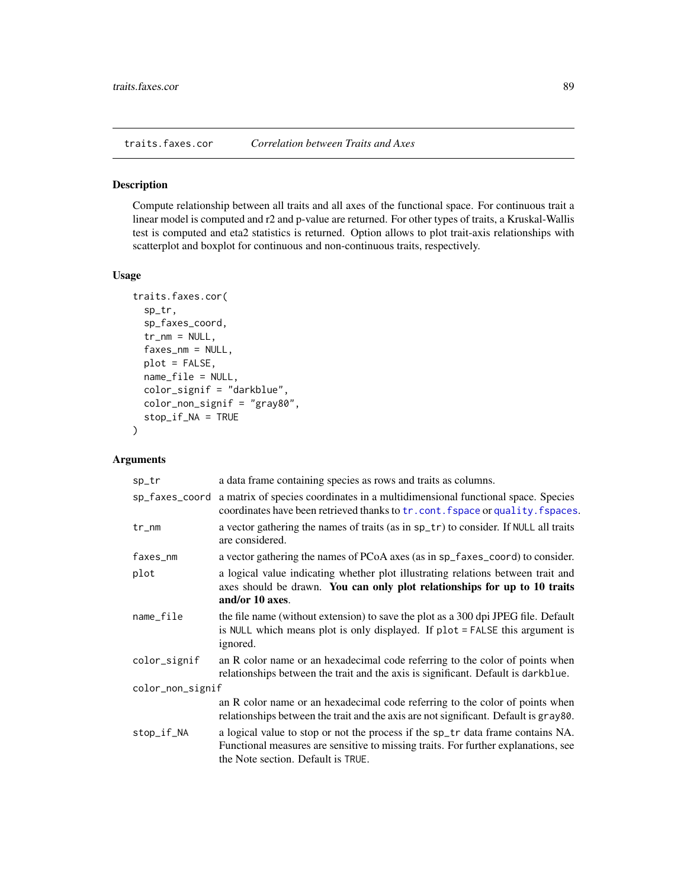## traits.faxes.cor — *Correlation between Traits and Axes*

### Description

Compute relationship between all traits and all axes of the functional space. For continuous trait a linear model is computed and r2 and p-value are returned. For other types of traits, a Kruskal-Wallis test is computed and eta2 statistics is returned. Option allows to plot trait-axis relationships with scatterplot and boxplot for continuous and non-continuous traits, respectively.

### Usage

```
traits.faxes.cor(
  sp_tr,
  sp_faxes_coord,
  tr_nm = NULL,
  faxes_nm = NULL,
  plot = FALSE,
  name_file = NULL,
  color_signif = "darkblue",
  color_non_signif = "gray80",
  stop_if_NA = TRUE
)
```

### Arguments

| Argument | Description |
|---|---|
| `sp_tr` | a data frame containing species as rows and traits as columns. |
| `sp_faxes_coord` | a matrix of species coordinates in a multidimensional functional space. Species coordinates have been retrieved thanks to `tr.cont.fspace` or `quality.fspaces`. |
| `tr_nm` | a vector gathering the names of traits (as in `sp_tr`) to consider. If `NULL` all traits are considered. |
| `faxes_nm` | a vector gathering the names of PCoA axes (as in `sp_faxes_coord`) to consider. |
| `plot` | a logical value indicating whether plot illustrating relations between trait and axes should be drawn. **You can only plot relationships for up to 10 traits and/or 10 axes**. |
| `name_file` | the file name (without extension) to save the plot as a 300 dpi JPEG file. Default is `NULL` which means plot is only displayed. If `plot = FALSE` this argument is ignored. |
| `color_signif` | an R color name or an hexadecimal code referring to the color of points when relationships between the trait and the axis is significant. Default is `darkblue`. |
| `color_non_signif` | an R color name or an hexadecimal code referring to the color of points when relationships between the trait and the axis are not significant. Default is `gray80`. |
| `stop_if_NA` | a logical value to stop or not the process if the `sp_tr` data frame contains NA. Functional measures are sensitive to missing traits. For further explanations, see the Note section. Default is `TRUE`. |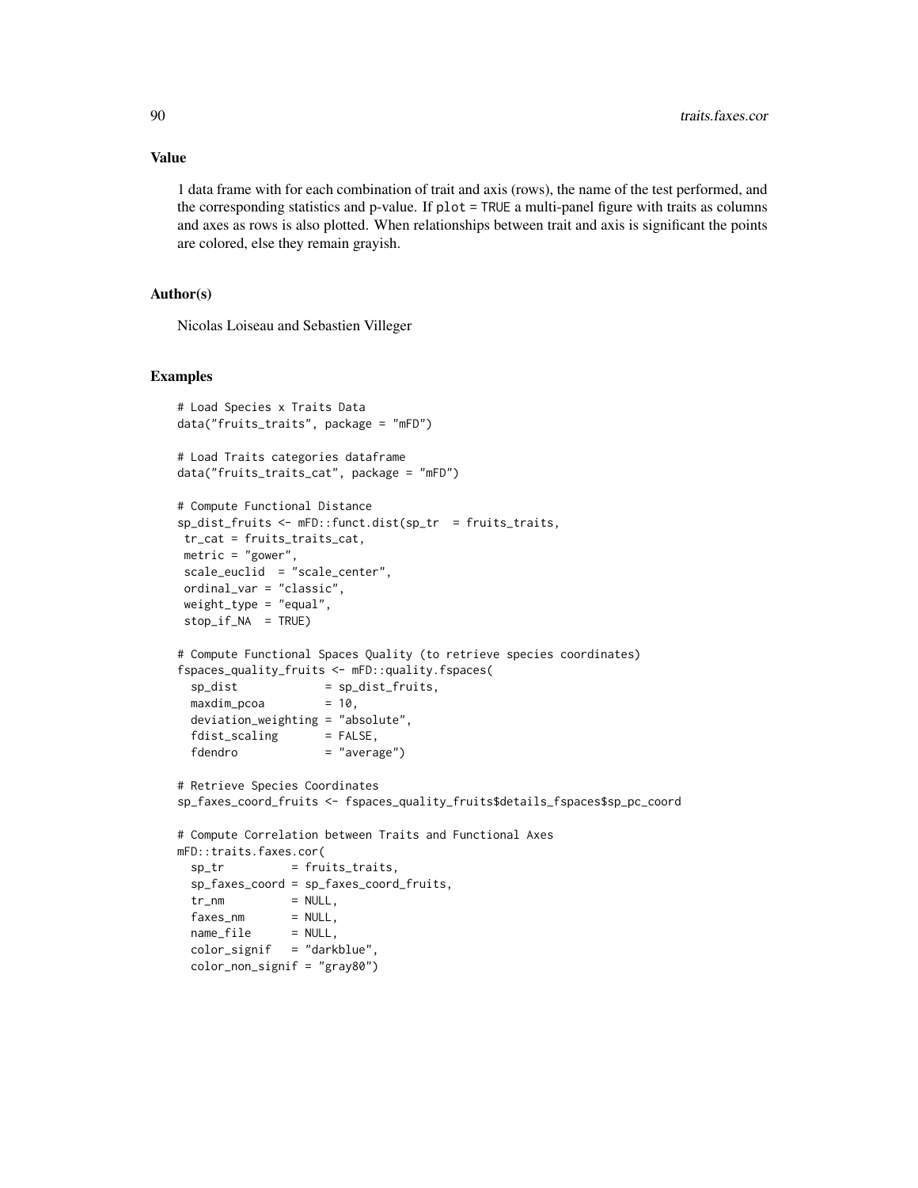## Value

1 data frame with for each combination of trait and axis (rows), the name of the test performed, and the corresponding statistics and p-value. If `plot = TRUE` a multi-panel figure with traits as columns and axes as rows is also plotted. When relationships between trait and axis is significant the points are colored, else they remain grayish.

## Author(s)

Nicolas Loiseau and Sebastien Villeger

## Examples

```
# Load Species x Traits Data
data("fruits_traits", package = "mFD")

# Load Traits categories dataframe
data("fruits_traits_cat", package = "mFD")

# Compute Functional Distance
sp_dist_fruits <- mFD::funct.dist(sp_tr  = fruits_traits,
 tr_cat = fruits_traits_cat,
 metric = "gower",
 scale_euclid  = "scale_center",
 ordinal_var = "classic",
 weight_type = "equal",
 stop_if_NA  = TRUE)

# Compute Functional Spaces Quality (to retrieve species coordinates)
fspaces_quality_fruits <- mFD::quality.fspaces(
  sp_dist             = sp_dist_fruits,
  maxdim_pcoa         = 10,
  deviation_weighting = "absolute",
  fdist_scaling       = FALSE,
  fdendro             = "average")

# Retrieve Species Coordinates
sp_faxes_coord_fruits <- fspaces_quality_fruits$details_fspaces$sp_pc_coord

# Compute Correlation between Traits and Functional Axes
mFD::traits.faxes.cor(
  sp_tr          = fruits_traits,
  sp_faxes_coord = sp_faxes_coord_fruits,
  tr_nm          = NULL,
  faxes_nm       = NULL,
  name_file      = NULL,
  color_signif   = "darkblue",
  color_non_signif = "gray80")
```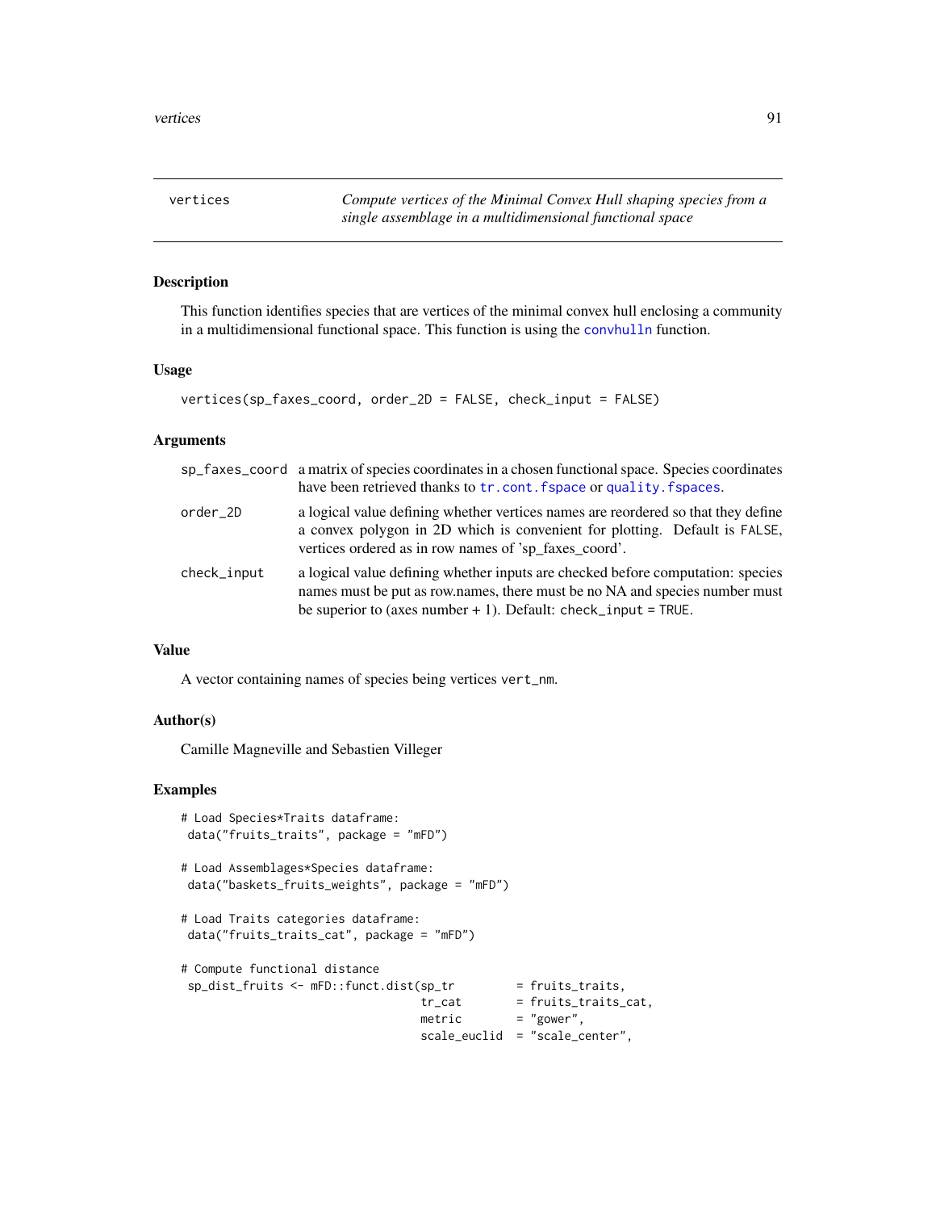vertices — *Compute vertices of the Minimal Convex Hull shaping species from a single assemblage in a multidimensional functional space*

## Description

This function identifies species that are vertices of the minimal convex hull enclosing a community in a multidimensional functional space. This function is using the `convhulln` function.

## Usage

```
vertices(sp_faxes_coord, order_2D = FALSE, check_input = FALSE)
```

## Arguments

| | |
|---|---|
| `sp_faxes_coord` | a matrix of species coordinates in a chosen functional space. Species coordinates have been retrieved thanks to `tr.cont.fspace` or `quality.fspaces`. |
| `order_2D` | a logical value defining whether vertices names are reordered so that they define a convex polygon in 2D which is convenient for plotting. Default is `FALSE`, vertices ordered as in row names of 'sp_faxes_coord'. |
| `check_input` | a logical value defining whether inputs are checked before computation: species names must be put as row.names, there must be no NA and species number must be superior to (axes number + 1). Default: `check_input = TRUE`. |

## Value

A vector containing names of species being vertices `vert_nm`.

## Author(s)

Camille Magneville and Sebastien Villeger

## Examples

```
# Load Species*Traits dataframe:
 data("fruits_traits", package = "mFD")

# Load Assemblages*Species dataframe:
 data("baskets_fruits_weights", package = "mFD")

# Load Traits categories dataframe:
 data("fruits_traits_cat", package = "mFD")

# Compute functional distance
 sp_dist_fruits <- mFD::funct.dist(sp_tr         = fruits_traits,
                                   tr_cat        = fruits_traits_cat,
                                   metric        = "gower",
                                   scale_euclid  = "scale_center",
```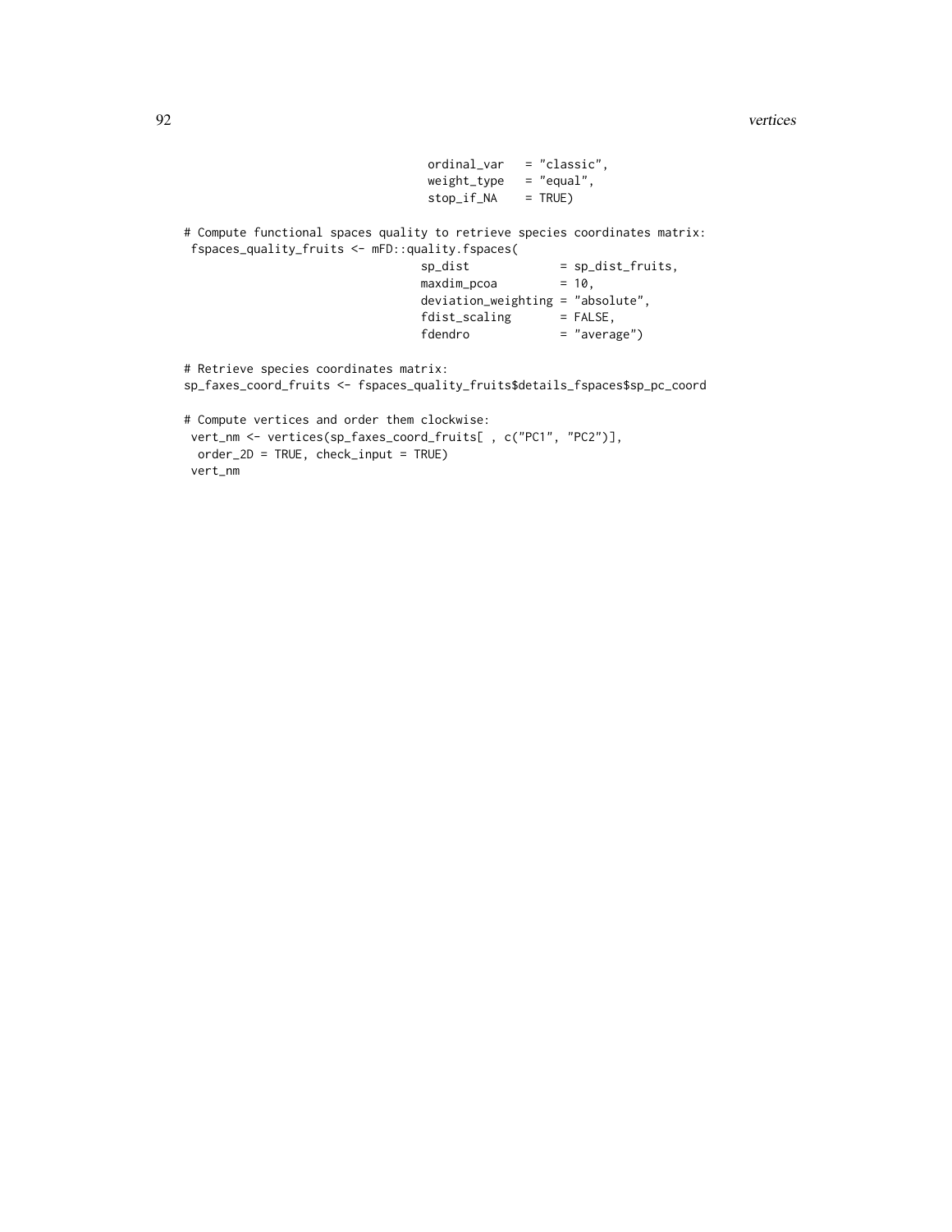```
                                    ordinal_var   = "classic",
                                    weight_type   = "equal",
                                    stop_if_NA    = TRUE)

# Compute functional spaces quality to retrieve species coordinates matrix:
 fspaces_quality_fruits <- mFD::quality.fspaces(
                                   sp_dist             = sp_dist_fruits,
                                   maxdim_pcoa         = 10,
                                   deviation_weighting = "absolute",
                                   fdist_scaling       = FALSE,
                                   fdendro             = "average")

# Retrieve species coordinates matrix:
sp_faxes_coord_fruits <- fspaces_quality_fruits$details_fspaces$sp_pc_coord

# Compute vertices and order them clockwise:
 vert_nm <- vertices(sp_faxes_coord_fruits[ , c("PC1", "PC2")],
  order_2D = TRUE, check_input = TRUE)
 vert_nm
```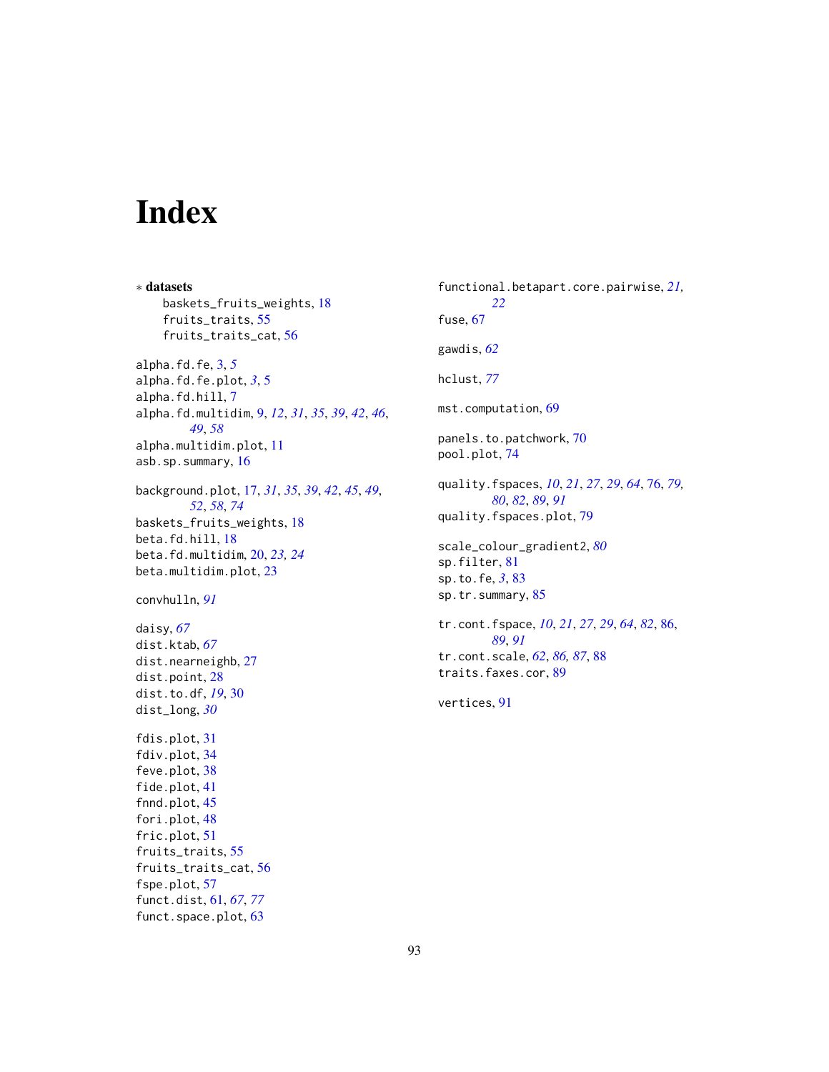# Index

∗ **datasets**

baskets_fruits_weights, 18
fruits_traits, 55
fruits_traits_cat, 56

alpha.fd.fe, 3, *5*
alpha.fd.fe.plot, *3*, 5
alpha.fd.hill, 7
alpha.fd.multidim, 9, *12*, *31*, *35*, *39*, *42*, *46*, *49*, *58*
alpha.multidim.plot, 11
asb.sp.summary, 16

background.plot, 17, *31*, *35*, *39*, *42*, *45*, *49*, *52*, *58*, *74*
baskets_fruits_weights, 18
beta.fd.hill, 18
beta.fd.multidim, 20, *23, 24*
beta.multidim.plot, 23

convhulln, *91*

daisy, *67*
dist.ktab, *67*
dist.nearneighb, 27
dist.point, 28
dist.to.df, *19*, 30
dist_long, *30*

fdis.plot, 31
fdiv.plot, 34
feve.plot, 38
fide.plot, 41
fnnd.plot, 45
fori.plot, 48
fric.plot, 51
fruits_traits, 55
fruits_traits_cat, 56
fspe.plot, 57
funct.dist, 61, *67*, *77*
funct.space.plot, 63

functional.betapart.core.pairwise, *21, 22*
fuse, 67

gawdis, *62*

hclust, *77*

mst.computation, 69

panels.to.patchwork, 70
pool.plot, 74

quality.fspaces, *10*, *21*, *27*, *29*, *64*, 76, *79, 80*, *82*, *89*, *91*
quality.fspaces.plot, 79

scale_colour_gradient2, *80*
sp.filter, 81
sp.to.fe, *3*, 83
sp.tr.summary, 85

tr.cont.fspace, *10*, *21*, *27*, *29*, *64*, *82*, 86, *89*, *91*
tr.cont.scale, *62*, *86, 87*, 88
traits.faxes.cor, 89

vertices, 91